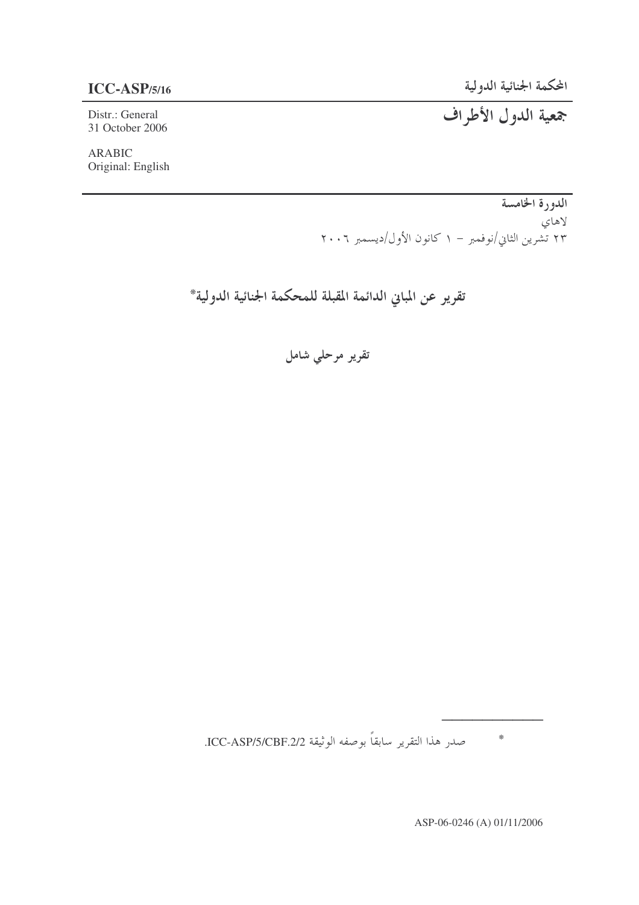**ICC-ASP/5/16**

Distr.: General
31 October 2006

ARABIC
Original: English

**المحكمة الجنائية الدولية**

# جمعية الدول الأطراف

**الدورة الخامسة**

لاهاي

٢٣ تشرين الثاني/نوفمبر – ١ كانون الأول/ديسمبر ٢٠٠٦

## تقرير عن المباني الدائمة المقبلة للمحكمة الجنائية الدولية*

### تقرير مرحلي شامل

---

* صدر هذا التقرير سابقاً بوصفه الوثيقة ICC-ASP/5/CBF.2/2.

ASP-06-0246 (A) 01/11/2006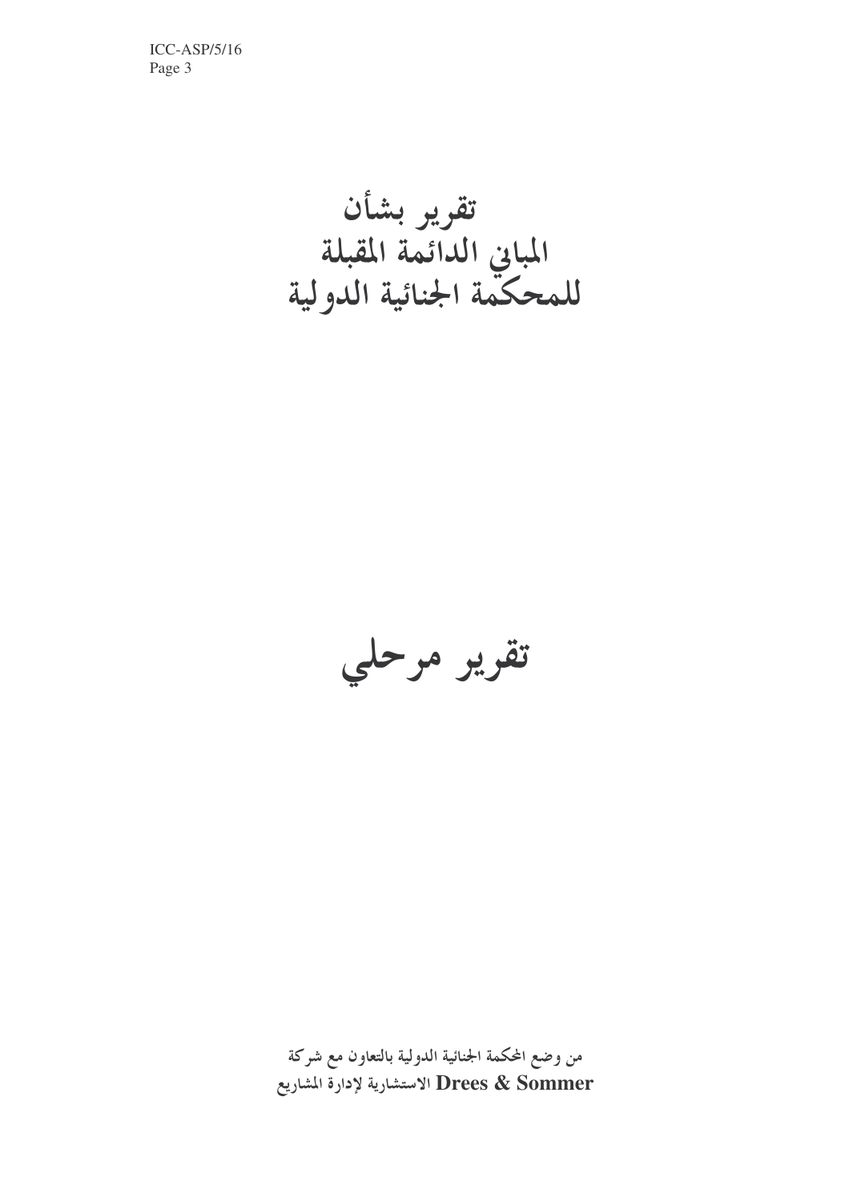# تقرير بشأن
# المباني الدائمة المقبلة
# للمحكمة الجنائية الدولية

# تقرير مرحلي

**من وضع المحكمة الجنائية الدولية بالتعاون مع شركة**
**Drees & Sommer الاستشارية لإدارة المشاريع**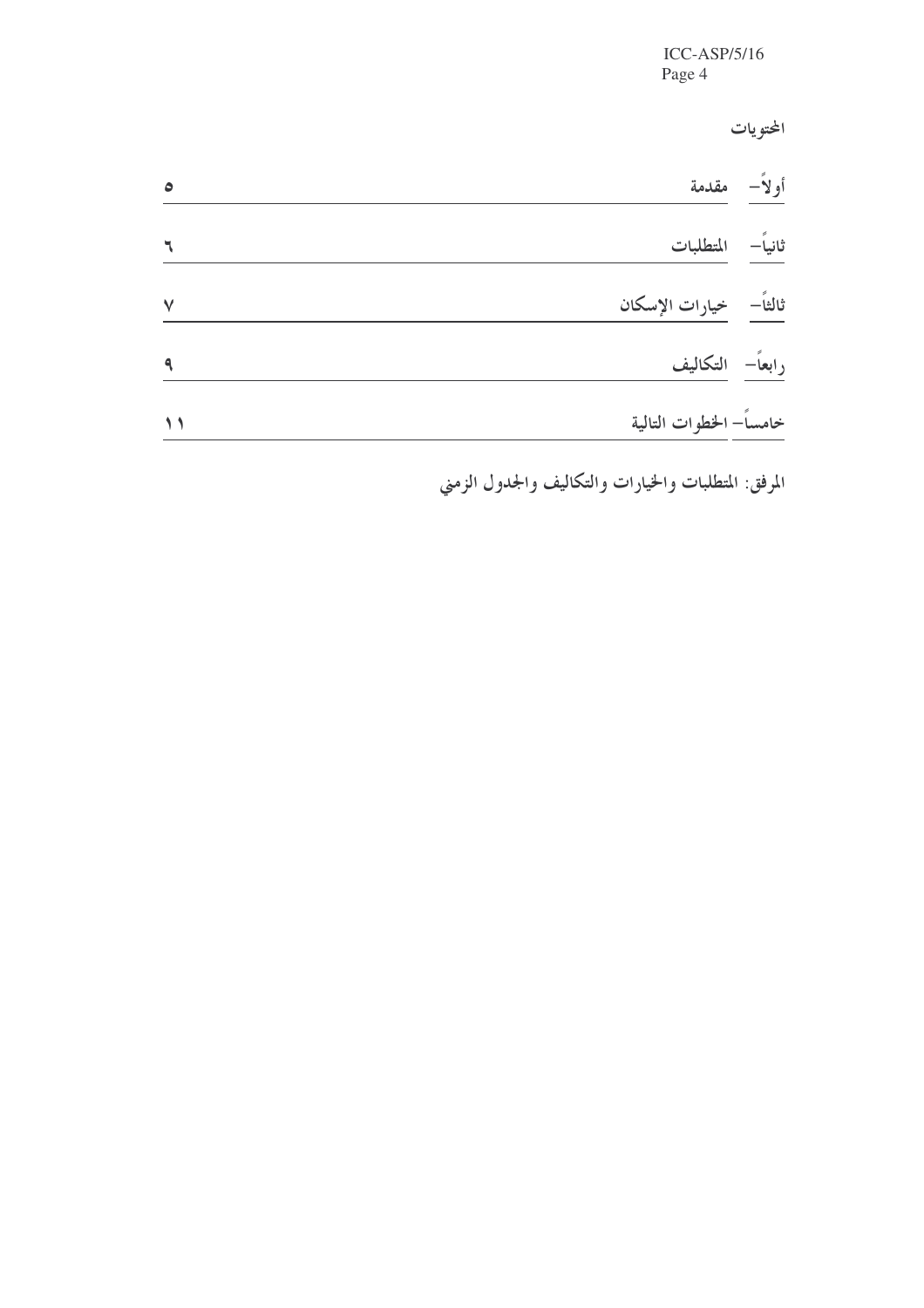# المحتويات

| | |
|---|---|
| أولاً– مقدمة | ٥ |
| ثانياً– المتطلبات | ٦ |
| ثالثاً– خيارات الإسكان | ٧ |
| رابعاً– التكاليف | ٩ |
| خامساً– الخطوات التالية | ١١ |

المرفق: المتطلبات والخيارات والتكاليف والجدول الزمني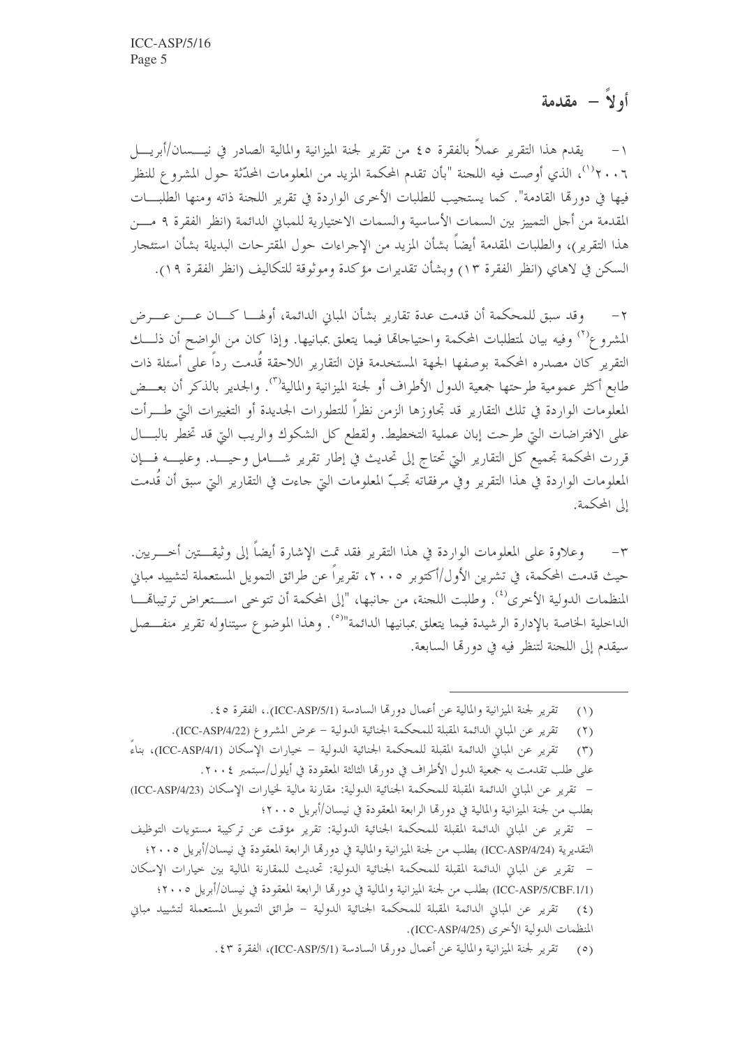# أولاً – مقدمة

١- يقدم هذا التقرير عملاً بالفقرة ٤٥ من تقرير لجنة الميزانية والمالية الصادر في نيسان/أبريل ٢٠٠٦[1]، الذي أوصت فيه اللجنة "بأن تقدم المحكمة المزيد من المعلومات المحدّثة حول المشروع للنظر فيها في دورتها القادمة". كما يستجيب للطلبات الأخرى الواردة في تقرير اللجنة ذاته ومنها الطلبات المقدمة من أجل التمييز بين السمات الأساسية والسمات الاختيارية للمباني الدائمة (انظر الفقرة ٩ من هذا التقرير)، والطلبات المقدمة أيضاً بشأن المزيد من الإجراءات حول المقترحات البديلة بشأن استئجار السكن في لاهاي (انظر الفقرة ١٣) وبشأن تقديرات مؤكدة وموثوقة للتكاليف (انظر الفقرة ١٩).

٢- وقد سبق للمحكمة أن قدمت عدة تقارير بشأن المباني الدائمة، أولها كان عن عرض المشروع[2] وفيه بيان لمتطلبات المحكمة واحتياجاتها فيما يتعلق بمبانيها. وإذا كان من الواضح أن ذلك التقرير كان مصدره المحكمة بوصفها الجهة المستخدمة فإن التقارير اللاحقة قُدمت رداً على أسئلة ذات طابع أكثر عمومية طرحتها جمعية الدول الأطراف أو لجنة الميزانية والمالية[3]. والجدير بالذكر أن بعض المعلومات الواردة في تلك التقارير قد تجاوزها الزمن نظراً للتطورات الجديدة أو التغييرات التي طرأت على الافتراضات التي طرحت إبان عملية التخطيط. ولقطع كل الشكوك والريب التي قد تخطر بالبال قررت المحكمة تجميع كل التقارير التي تحتاج إلى تحديث في إطار تقرير شامل وحيد. وعليه فإن المعلومات الواردة في هذا التقرير وفي مرفقاته تجبّ المعلومات التي جاءت في التقارير التي سبق أن قُدمت إلى المحكمة.

٣- وعلاوة على المعلومات الواردة في هذا التقرير فقد تمت الإشارة أيضاً إلى وثيقتين أخريين. حيث قدمت المحكمة، في تشرين الأول/أكتوبر ٢٠٠٥، تقريراً عن طرائق التمويل المستعملة لتشييد مباني المنظمات الدولية الأخرى[4]. وطلبت اللجنة، من جانبها، "إلى المحكمة أن تتوخى استعراض ترتيباتها الداخلية الخاصة بالإدارة الرشيدة فيما يتعلق بمبانيها الدائمة"[5]. وهذا الموضوع سيتناوله تقرير منفصل سيقدم إلى اللجنة لتنظر فيه في دورتها السابعة.

---

(١) تقرير لجنة الميزانية والمالية عن أعمال دورتها السادسة (ICC-ASP/5/1).، الفقرة ٤٥.

(٢) تقرير عن المباني الدائمة المقبلة للمحكمة الجنائية الدولية – عرض المشروع (ICC-ASP/4/22).

(٣) تقرير عن المباني الدائمة المقبلة للمحكمة الجنائية الدولية – خيارات الإسكان (ICC-ASP/4/1)، بناءً على طلب تقدمت به جمعية الدول الأطراف في دورتها الثالثة المعقودة في أيلول/سبتمبر ٢٠٠٤.

– تقرير عن المباني الدائمة المقبلة للمحكمة الجنائية الدولية: مقارنة مالية لخيارات الإسكان (ICC-ASP/4/23) بطلب من لجنة الميزانية والمالية في دورتها الرابعة المعقودة في نيسان/أبريل ٢٠٠٥؛

– تقرير عن المباني الدائمة المقبلة للمحكمة الجنائية الدولية: تقرير مؤقت عن تركيبة مستويات التوظيف التقديرية (ICC-ASP/4/24) بطلب من لجنة الميزانية والمالية في دورتها الرابعة المعقودة في نيسان/أبريل ٢٠٠٥؛

– تقرير عن المباني الدائمة المقبلة للمحكمة الجنائية الدولية: تحديث للمقارنة المالية بين خيارات الإسكان (ICC-ASP/5/CBF.1/1) بطلب من لجنة الميزانية والمالية في دورتها الرابعة المعقودة في نيسان/أبريل ٢٠٠٥؛

(٤) تقرير عن المباني الدائمة المقبلة للمحكمة الجنائية الدولية – طرائق التمويل المستعملة لتشييد مباني المنظمات الدولية الأخرى (ICC-ASP/4/25).

(٥) تقرير لجنة الميزانية والمالية عن أعمال دورتها السادسة (ICC-ASP/5/1)، الفقرة ٤٣.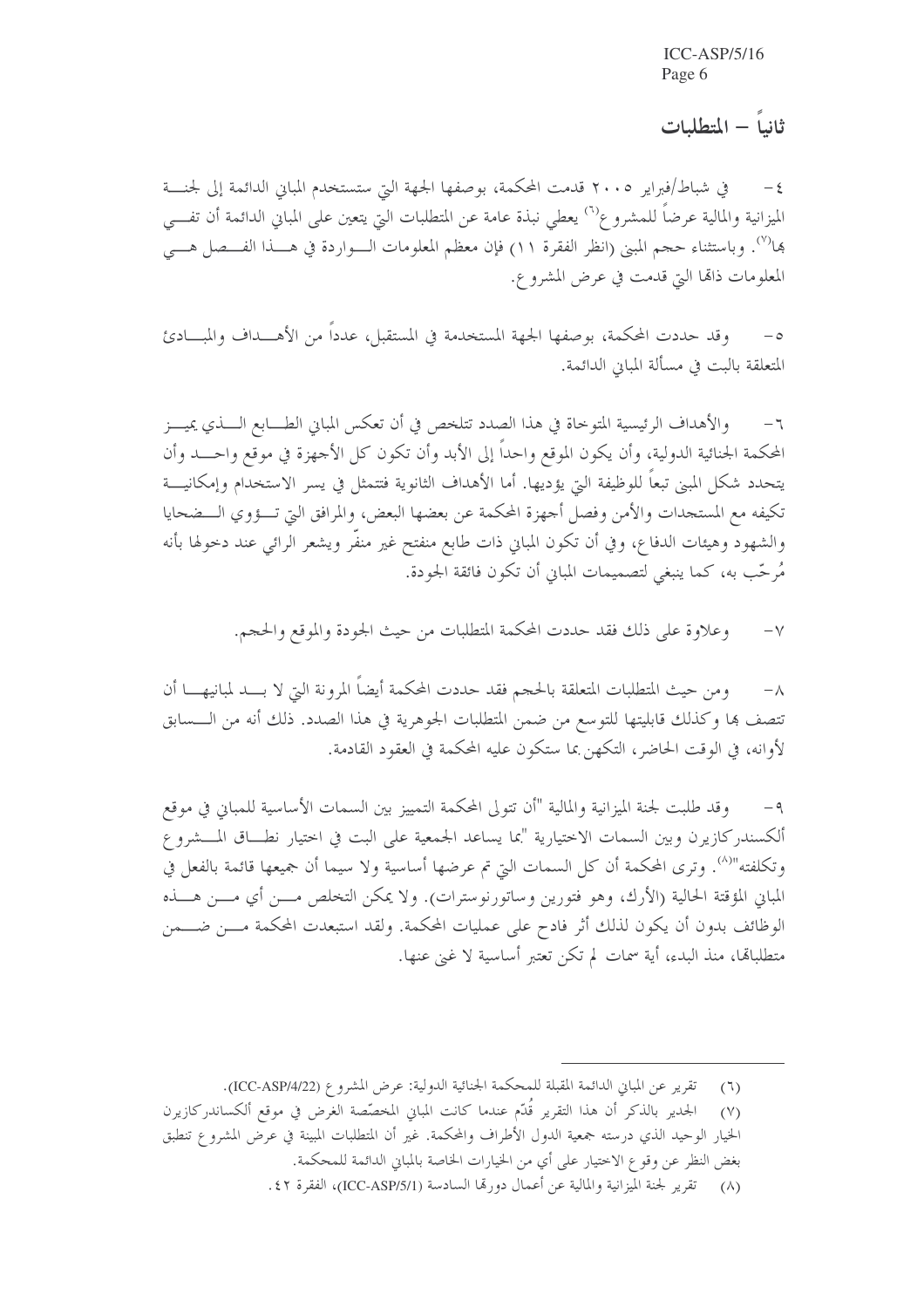## ثانياً – المتطلبات

٤- في شباط/فبراير ٢٠٠٥ قدمت المحكمة، بوصفها الجهة التي ستستخدم المباني الدائمة إلى لجنة الميزانية والمالية عرضاً للمشروع[٦] يعطي نبذة عامة عن المتطلبات التي يتعين على المباني الدائمة أن تفي بها[٧]. وباستثناء حجم المبنى (انظر الفقرة ١١) فإن معظم المعلومات الواردة في هذا الفصل هي المعلومات ذاتها التي قدمت في عرض المشروع.

٥- وقد حددت المحكمة، بوصفها الجهة المستخدمة في المستقبل، عدداً من الأهداف والمبادئ المتعلقة بالبت في مسألة المباني الدائمة.

٦- والأهداف الرئيسية المتوخاة في هذا الصدد تتلخص في أن تعكس المباني الطابع الذي يميز المحكمة الجنائية الدولية، وأن يكون الموقع واحداً إلى الأبد وأن تكون كل الأجهزة في موقع واحد وأن يتحدد شكل المبنى تبعاً للوظيفة التي يؤديها. أما الأهداف الثانوية فتتمثل في يسر الاستخدام وإمكانية تكيفه مع المستجدات والأمن وفصل أجهزة المحكمة عن بعضها البعض، والمرافق التي تؤوي الضحايا والشهود وهيئات الدفاع، وفي أن تكون المباني ذات طابع منفتح غير منفّر ويشعر الرائي عند دخولها بأنه مُرحّب به، كما ينبغي لتصميمات المباني أن تكون فائقة الجودة.

٧- وعلاوة على ذلك فقد حددت المحكمة المتطلبات من حيث الجودة والموقع والحجم.

٨- ومن حيث المتطلبات المتعلقة بالحجم فقد حددت المحكمة أيضاً المرونة التي لا بد لمبانيها أن تتصف بها وكذلك قابليتها للتوسع من ضمن المتطلبات الجوهرية في هذا الصدد. ذلك أنه من السابق لأوانه، في الوقت الحاضر، التكهن بما ستكون عليه المحكمة في العقود القادمة.

٩- وقد طلبت لجنة الميزانية والمالية "أن تتولى المحكمة التمييز بين السمات الأساسية للمباني في موقع ألكسندركازيرن وبين السمات الاختيارية "بما يساعد الجمعية على البت في اختيار نطاق المشروع وتكلفته"[٨]. وترى المحكمة أن كل السمات التي تم عرضها أساسية ولا سيما أن جميعها قائمة بالفعل في المباني المؤقتة الحالية (الأرك، وهو فتورين وساتورنوسترات). ولا يمكن التخلص من أي من هذه الوظائف بدون أن يكون لذلك أثر فادح على عمليات المحكمة. ولقد استبعدت المحكمة من ضمن متطلباتها، منذ البدء، أية سمات لم تكن تعتبر أساسية لا غنى عنها.

---

(٦) تقرير عن المباني الدائمة المقبلة للمحكمة الجنائية الدولية: عرض المشروع (ICC-ASP/4/22).

(٧) الجدير بالذكر أن هذا التقرير قُدّم عندما كانت المباني المخصّصة الغرض في موقع ألكساندركازيرن الخيار الوحيد الذي درسته جمعية الدول الأطراف والمحكمة. غير أن المتطلبات المبينة في عرض المشروع تنطبق بغض النظر عن وقوع الاختيار على أي من الخيارات الخاصة بالمباني الدائمة للمحكمة.

(٨) تقرير لجنة الميزانية والمالية عن أعمال دورتها السادسة (ICC-ASP/5/1)، الفقرة ٤٢.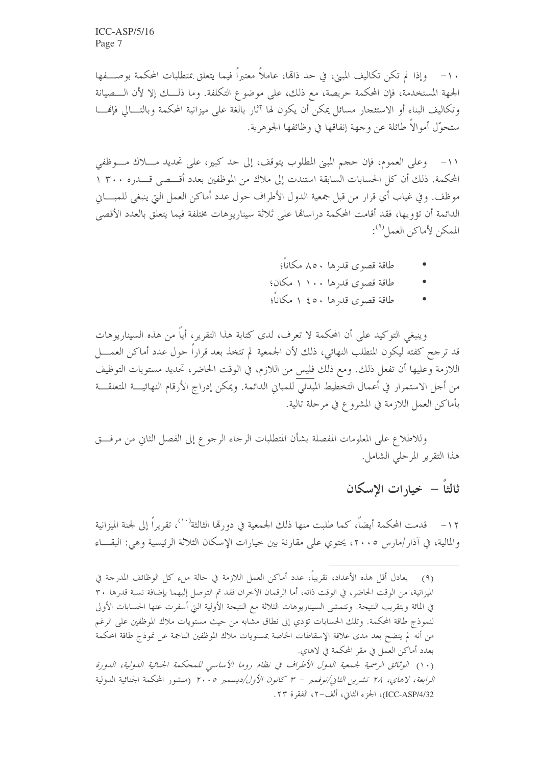١٠- وإذا لم تكن تكاليف المبنى، في حد ذاتها، عاملاً معتبراً فيما يتعلق بمتطلبات المحكمة بوصفها الجهة المستخدمة، فإن المحكمة حريصة، مع ذلك، على موضوع التكلفة. وما ذلك إلا لأن الصيانة وتكاليف البناء أو الاستئجار مسائل يمكن أن يكون لها آثار بالغة على ميزانية المحكمة وبالتالي فإنها ستحوّل أموالاً طائلة عن وجهة إنفاقها في وظائفها الجوهرية.

١١- وعلى العموم، فإن حجم المبنى المطلوب يتوقف، إلى حد كبير، على تحديد ملاك موظفي المحكمة. ذلك أن كل الحسابات السابقة استندت إلى ملاك من الموظفين بعدد أقصى قدره ٣٠٠ ١ موظف. وفي غياب أي قرار من قبل جمعية الدول الأطراف حول عدد أماكن العمل التي ينبغي للمباني الدائمة أن تؤويها، فقد أقامت المحكمة دراساتها على ثلاثة سيناريوهات مختلفة فيما يتعلق بالعدد الأقصى الممكن لأماكن العمل[9]:

- طاقة قصوى قدرها ٨٥٠ مكاناً؛
- طاقة قصوى قدرها ١٠٠ ١ مكان؛
- طاقة قصوى قدرها ٤٥٠ ١ مكاناً؛

وينبغي التوكيد على أن المحكمة لا تعرف، لدى كتابة هذا التقرير، أياً من هذه السيناريوهات قد ترجح كفته ليكون المتطلب النهائي، ذلك لأن الجمعية لم تتخذ بعد قراراً حول عدد أماكن العمل اللازمة وعليها أن تفعل ذلك. ومع ذلك فليس من اللازم، في الوقت الحاضر، تحديد مستويات التوظيف من أجل الاستمرار في أعمال التخطيط المبدئي للمباني الدائمة. ويمكن إدراج الأرقام النهائية المتعلقة بأماكن العمل اللازمة في المشروع في مرحلة تالية.

وللاطلاع على المعلومات المفصلة بشأن المتطلبات الرجاء الرجوع إلى الفصل الثاني من مرفق هذا التقرير المرحلي الشامل.

## ثالثاً – خيارات الإسكان

١٢- قدمت المحكمة أيضاً، كما طلبت منها ذلك الجمعية في دورتها الثالثة[10]، تقريراً إلى لجنة الميزانية والمالية، في آذار/مارس ٢٠٠٥، يحتوي على مقارنة بين خيارات الإسكان الثلاثة الرئيسية وهي: البقاء

---

(٩) يعادل أقل هذه الأعداد، تقريباً، عدد أماكن العمل اللازمة في حالة ملء كل الوظائف المدرجة في الميزانية، من الوقت الحاضر، في الوقت ذاته، أما الرقمان الآخران فقد تم التوصل إليهما بإضافة نسبة قدرها ٣٠ في المائة وبتقريب النتيجة. وتتمشى السيناريوهات الثلاثة مع النتيجة الأولية التي أسفرت عنها الحسابات الأولى لنموذج طاقة المحكمة. وتلك الحسابات تؤدي إلى نطاق مشابه من حيث مستويات ملاك الموظفين على الرغم من أنه لم يتضح بعد مدى علاقة الإسقاطات الخاصة بمستويات ملاك الموظفين الناجمة عن نموذج طاقة المحكمة بعدد أماكن العمل في مقر المحكمة في لاهاي.

(١٠) *الوثائق الرسمية لجمعية الدول الأطراف في نظام روما الأساسي للمحكمة الجنائية الدولية، الدورة الرابعة، لاهاي، ٢٨ تشرين الثاني/نوفمبر – ٣ كانون الأول/ديسمبر ٢٠٠٥* (منشور المحكمة الجنائية الدولية ICC-ASP/4/32)، الجزء الثاني، ألف-٢، الفقرة ٢٣.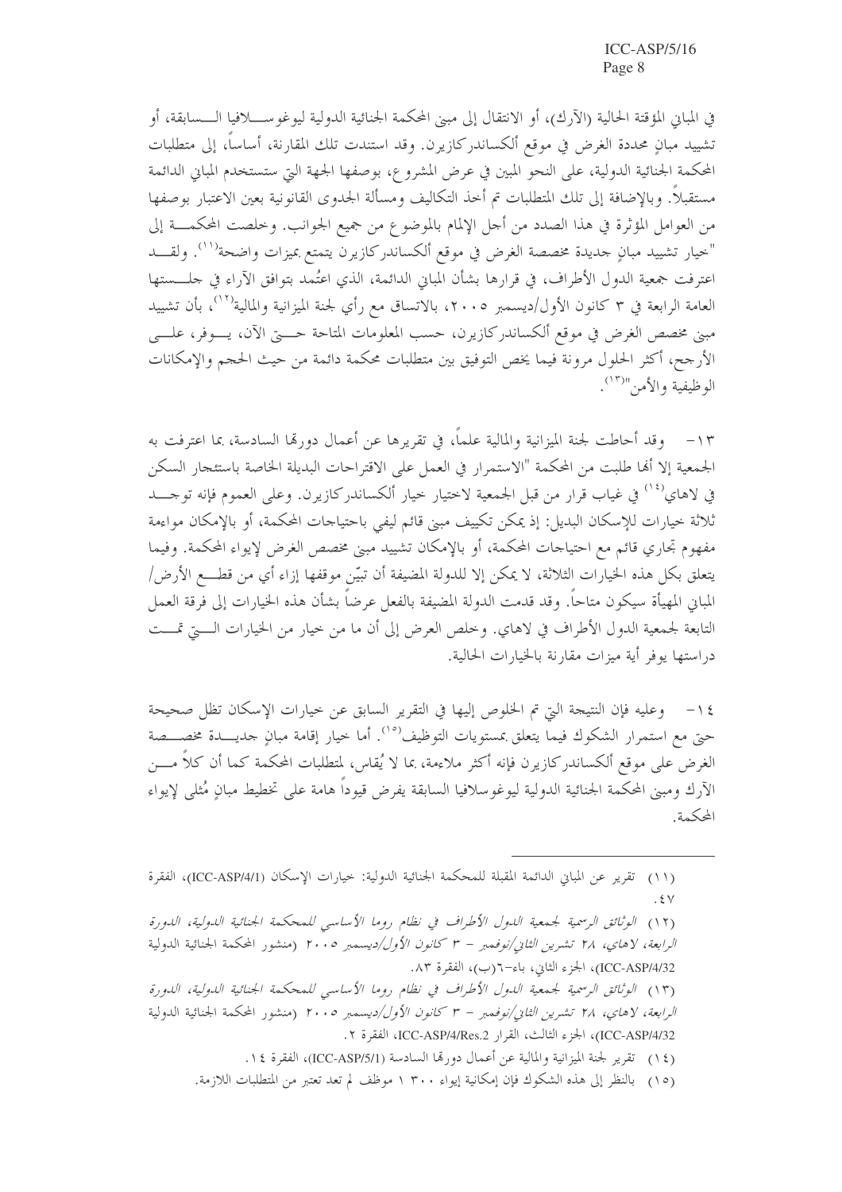في المباني المؤقتة الحالية (الآرك)، أو الانتقال إلى مبنى المحكمة الجنائية الدولية ليوغوسلافيا السابقة، أو تشييد مبانٍ محددة الغرض في موقع ألكساندركازيرن. وقد استندت تلك المقارنة، أساساً، إلى متطلبات المحكمة الجنائية الدولية، على النحو المبين في عرض المشروع، بوصفها الجهة التي ستستخدم المباني الدائمة مستقبلاً. وبالإضافة إلى تلك المتطلبات تم أخذ التكاليف ومسألة الجدوى القانونية بعين الاعتبار بوصفها من العوامل المؤثرة في هذا الصدد من أجل الإلمام بالموضوع من جميع الجوانب. وخلصت المحكمة إلى "خيار تشييد مبانٍ جديدة مخصصة الغرض في موقع ألكساندركازيرن يتمتع بميزات واضحة[11]. ولقد اعترفت جمعية الدول الأطراف، في قرارها بشأن المباني الدائمة، الذي اعتُمد بتوافق الآراء في جلستها العامة الرابعة في ٣ كانون الأول/ديسمبر ٢٠٠٥، بالاتساق مع رأي لجنة الميزانية والمالية[12]، بأن تشييد مبنى مخصص الغرض في موقع ألكساندركازيرن، حسب المعلومات المتاحة حتى الآن، يوفر، على الأرجح، أكثر الحلول مرونة فيما يخص التوفيق بين متطلبات محكمة دائمة من حيث الحجم والإمكانات الوظيفية والأمن"[13].

١٣- وقد أحاطت لجنة الميزانية والمالية علماً، في تقريرها عن أعمال دورتها السادسة، بما اعترفت به الجمعية إلا أنها طلبت من المحكمة "الاستمرار في العمل على الاقتراحات البديلة الخاصة باستئجار السكن في لاهاي[14] في غياب قرار من قبل الجمعية لاختيار خيار ألكساندركازيرن. وعلى العموم فإنه توجد ثلاثة خيارات للإسكان البديل: إذ يمكن تكييف مبنى قائم ليفي باحتياجات المحكمة، أو بالإمكان مواءمة مفهوم تجاري قائم مع احتياجات المحكمة، أو بالإمكان تشييد مبنى مخصص الغرض لإيواء المحكمة. وفيما يتعلق بكل هذه الخيارات الثلاثة، لا يمكن إلا للدولة المضيفة أن تبيّن موقفها إزاء أي من قطع الأرض/المباني المهيأة سيكون متاحاً. وقد قدمت الدولة المضيفة بالفعل عرضاً بشأن هذه الخيارات إلى فرقة العمل التابعة لجمعية الدول الأطراف في لاهاي. وخلص العرض إلى أن ما من خيار من الخيارات التي تمت دراستها يوفر أية ميزات مقارنة بالخيارات الحالية.

١٤- وعليه فإن النتيجة التي تم الخلوص إليها في التقرير السابق عن خيارات الإسكان تظل صحيحة حتى مع استمرار الشكوك فيما يتعلق بمستويات التوظيف[15]. أما خيار إقامة مبانٍ جديدة مخصصة الغرض على موقع ألكساندركازيرن فإنه أكثر ملاءمة، بما لا يُقاس، لمتطلبات المحكمة كما أن كلاً من الآرك ومبنى المحكمة الجنائية الدولية ليوغوسلافيا السابقة يفرض قيوداً هامة على تخطيط مبانٍ مُثلى لإيواء المحكمة.

---

(١١) تقرير عن المباني الدائمة المقبلة للمحكمة الجنائية الدولية: خيارات الإسكان (ICC-ASP/4/1)، الفقرة ٤٧.

(١٢) *الوثائق الرسمية لجمعية الدول الأطراف في نظام روما الأساسي للمحكمة الجنائية الدولية، الدورة الرابعة، لاهاي، ٢٨ تشرين الثاني/نوفمبر - ٣ كانون الأول/ديسمبر ٢٠٠٥* (منشور المحكمة الجنائية الدولية ICC-ASP/4/32)، الجزء الثاني، باء-٦(ب)، الفقرة ٨٣.

(١٣) *الوثائق الرسمية لجمعية الدول الأطراف في نظام روما الأساسي للمحكمة الجنائية الدولية، الدورة الرابعة، لاهاي، ٢٨ تشرين الثاني/نوفمبر - ٣ كانون الأول/ديسمبر ٢٠٠٥* (منشور المحكمة الجنائية الدولية ICC-ASP/4/32)، الجزء الثالث، القرار ICC-ASP/4/Res.2، الفقرة ٢.

(١٤) تقرير لجنة الميزانية والمالية عن أعمال دورتها السادسة (ICC-ASP/5/1)، الفقرة ١٤.

(١٥) بالنظر إلى هذه الشكوك فإن إمكانية إيواء ١ ٣٠٠ موظف لم تعد تعتبر من المتطلبات اللازمة.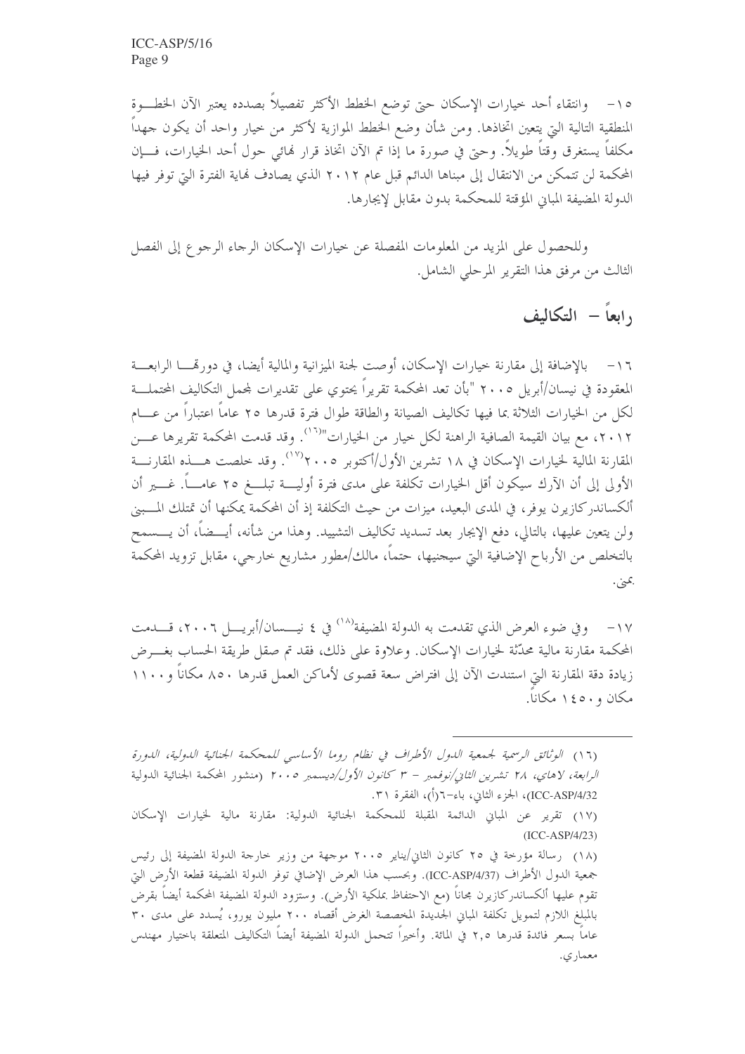١٥- وانتقاء أحد خيارات الإسكان حتى توضع الخطط الأكثر تفصيلاً بصدده يعتبر الآن الخطوة المنطقية التالية التي يتعين اتخاذها. ومن شأن وضع الخطط الموازية لأكثر من خيار واحد أن يكون جهداً مكلفاً يستغرق وقتاً طويلاً. وحتى في صورة ما إذا تم الآن اتخاذ قرار نهائي حول أحد الخيارات، فإن المحكمة لن تتمكن من الانتقال إلى مبناها الدائم قبل عام ٢٠١٢ الذي يصادف نهاية الفترة التي توفر فيها الدولة المضيفة المباني المؤقتة للمحكمة بدون مقابل لإيجارها.

وللحصول على المزيد من المعلومات المفصلة عن خيارات الإسكان الرجاء الرجوع إلى الفصل الثالث من مرفق هذا التقرير المرحلي الشامل.

## رابعاً – التكاليف

١٦- بالإضافة إلى مقارنة خيارات الإسكان، أوصت لجنة الميزانية والمالية أيضا، في دورتها الرابعة المعقودة في نيسان/أبريل ٢٠٠٥ "بأن تعد المحكمة تقريراً يحتوي على تقديرات لمجمل التكاليف المحتملة لكل من الخيارات الثلاثة بما فيها تكاليف الصيانة والطاقة طوال فترة قدرها ٢٥ عاماً اعتباراً من عام ٢٠١٢، مع بيان القيمة الصافية الراهنة لكل خيار من الخيارات"[١٦]. وقد قدمت المحكمة تقريرها عن المقارنة المالية لخيارات الإسكان في ١٨ تشرين الأول/أكتوبر ٢٠٠٥[١٧]. وقد خلصت هذه المقارنة الأولى إلى أن الآرك سيكون أقل الخيارات تكلفة على مدى فترة أولية تبلغ ٢٥ عاماً. غير أن ألكساندركازيرن يوفر، في المدى البعيد، ميزات من حيث التكلفة إذ أن المحكمة يمكنها أن تمتلك المبنى ولن يتعين عليها، بالتالي، دفع الإيجار بعد تسديد تكاليف التشييد. وهذا من شأنه، أيضاً، أن يسمح بالتخلص من الأرباح الإضافية التي سيجنيها، حتماً، مالك/مطور مشاريع خارجي، مقابل تزويد المحكمة بمبنى.

١٧- وفي ضوء العرض الذي تقدمت به الدولة المضيفة[١٨] في ٤ نيسان/أبريل ٢٠٠٦، قدمت المحكمة مقارنة مالية محدّثة لخيارات الإسكان. وعلاوة على ذلك، فقد تم صقل طريقة الحساب بغرض زيادة دقة المقارنة التي استندت الآن إلى افتراض سعة قصوى لأماكن العمل قدرها ٨٥٠ مكاناً و١١٠٠ مكان و١٤٥٠ مكاناً.

---

(١٦) *الوثائق الرسمية لجمعية الدول الأطراف في نظام روما الأساسي للمحكمة الجنائية الدولية، الدورة الرابعة، لاهاي، ٢٨ تشرين الثاني/نوفمبر – ٣ كانون الأول/ديسمبر ٢٠٠٥* (منشور المحكمة الجنائية الدولية ICC-ASP/4/32)، الجزء الثاني، باء-٦(أ)، الفقرة ٣١.

(١٧) تقرير عن المباني الدائمة المقبلة للمحكمة الجنائية الدولية: مقارنة مالية لخيارات الإسكان (ICC-ASP/4/23)

(١٨) رسالة مؤرخة في ٢٥ كانون الثاني/يناير ٢٠٠٥ موجهة من وزير خارجة الدولة المضيفة إلى رئيس جمعية الدول الأطراف (ICC-ASP/4/37). وبحسب هذا العرض الإضافي توفر الدولة المضيفة قطعة الأرض التي تقوم عليها ألكساندركازيرن مجاناً (مع الاحتفاظ بملكية الأرض). وستزود الدولة المضيفة المحكمة أيضاً بقرض بالمبلغ اللازم لتمويل تكلفة المباني الجديدة المخصصة الغرض أقصاه ٢٠٠ مليون يورو، يُسدد على مدى ٣٠ عاماً بسعر فائدة قدرها ٢,٥ في المائة. وأخيراً تتحمل الدولة المضيفة أيضاً التكاليف المتعلقة باختيار مهندس معماري.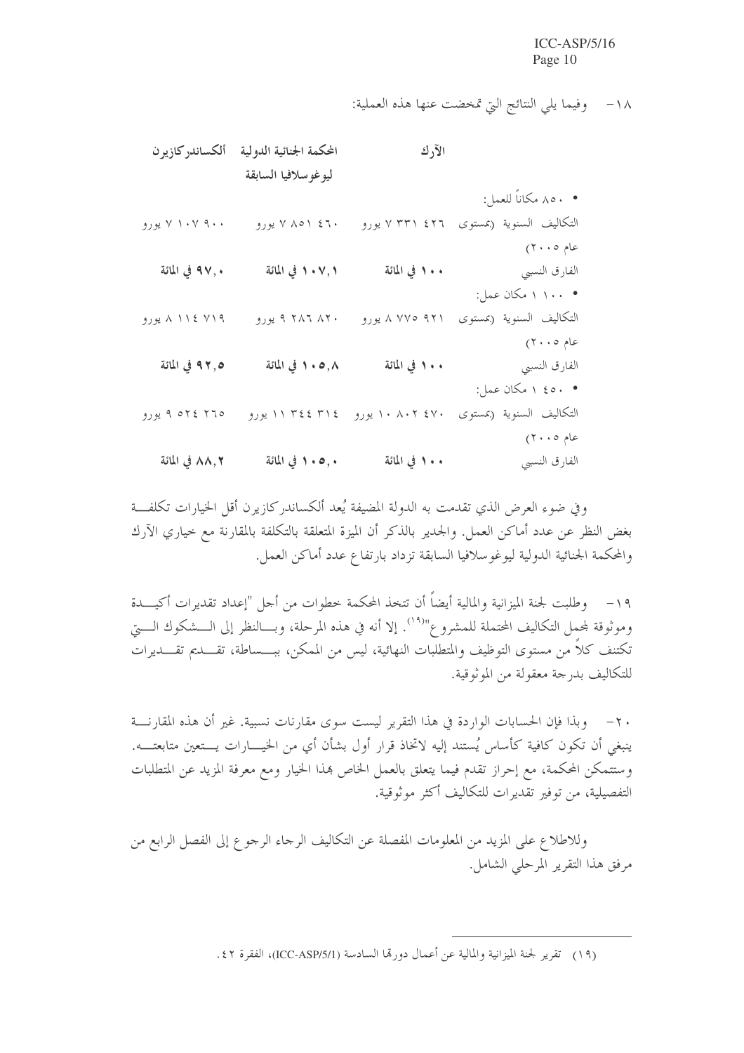١٨- وفيما يلي النتائج التي تمخضت عنها هذه العملية:

| | الآرك | المحكمة الجنائية الدولية ليوغوسلافيا السابقة | ألكساندركازيرن |
|---|---|---|---|
| • ٨٥٠ مكاناً للعمل: | | | |
| التكاليف السنوية (بمستوى عام ٢٠٠٥) | ٧ ٣٣١ ٤٢٦ يورو | ٧ ٨٥١ ٤٦٠ يورو | ٧ ١٠٧ ٩٠٠ يورو |
| الفارق النسبي | **١٠٠ في المائة** | **١٠٧,١ في المائة** | **٩٧,٠ في المائة** |
| • ١ ١٠٠ مكان عمل: | | | |
| التكاليف السنوية (بمستوى عام ٢٠٠٥) | ٨ ٧٧٥ ٩٢١ يورو | ٩ ٢٨٦ ٨٢٠ يورو | ٨ ١١٤ ٧١٩ يورو |
| الفارق النسبي | **١٠٠ في المائة** | **١٠٥,٨ في المائة** | **٩٢,٥ في المائة** |
| • ١ ٤٥٠ مكان عمل: | | | |
| التكاليف السنوية (بمستوى عام ٢٠٠٥) | ١٠ ٨٠٢ ٤٧٠ يورو | ١١ ٣٤٤ ٣١٤ يورو | ٩ ٥٢٤ ٢٦٥ يورو |
| الفارق النسبي | **١٠٠ في المائة** | **١٠٥,٠ في المائة** | **٨٨,٢ في المائة** |

وفي ضوء العرض الذي تقدمت به الدولة المضيفة يُعد ألكساندركازيرن أقل الخيارات تكلفة بغض النظر عن عدد أماكن العمل. والجدير بالذكر أن الميزة المتعلقة بالتكلفة بالمقارنة مع خياري الآرك والمحكمة الجنائية الدولية ليوغوسلافيا السابقة تزداد بارتفاع عدد أماكن العمل.

١٩- وطلبت لجنة الميزانية والمالية أيضاً أن تتخذ المحكمة خطوات من أجل "إعداد تقديرات أكيدة وموثوقة لمجمل التكاليف المحتملة للمشروع"[(١٩)]. إلا أنه في هذه المرحلة، وبالنظر إلى الشكوك التي تكتنف كلاً من مستوى التوظيف والمتطلبات النهائية، ليس من الممكن، ببساطة، تقديم تقديرات للتكاليف بدرجة معقولة من الموثوقية.

٢٠- وبذا فإن الحسابات الواردة في هذا التقرير ليست سوى مقارنات نسبية. غير أن هذه المقارنة ينبغي أن تكون كافية كأساس يُستند إليه لاتخاذ قرار أول بشأن أي من الخيارات يتعين متابعته. وستتمكن المحكمة، مع إحراز تقدم فيما يتعلق بالعمل الخاص بهذا الخيار ومع معرفة المزيد عن المتطلبات التفصيلية، من توفير تقديرات للتكاليف أكثر موثوقية.

وللاطلاع على المزيد من المعلومات المفصلة عن التكاليف الرجاء الرجوع إلى الفصل الرابع من مرفق هذا التقرير المرحلي الشامل.

---

(١٩) تقرير لجنة الميزانية والمالية عن أعمال دورتها السادسة (ICC-ASP/5/1)، الفقرة ٤٢.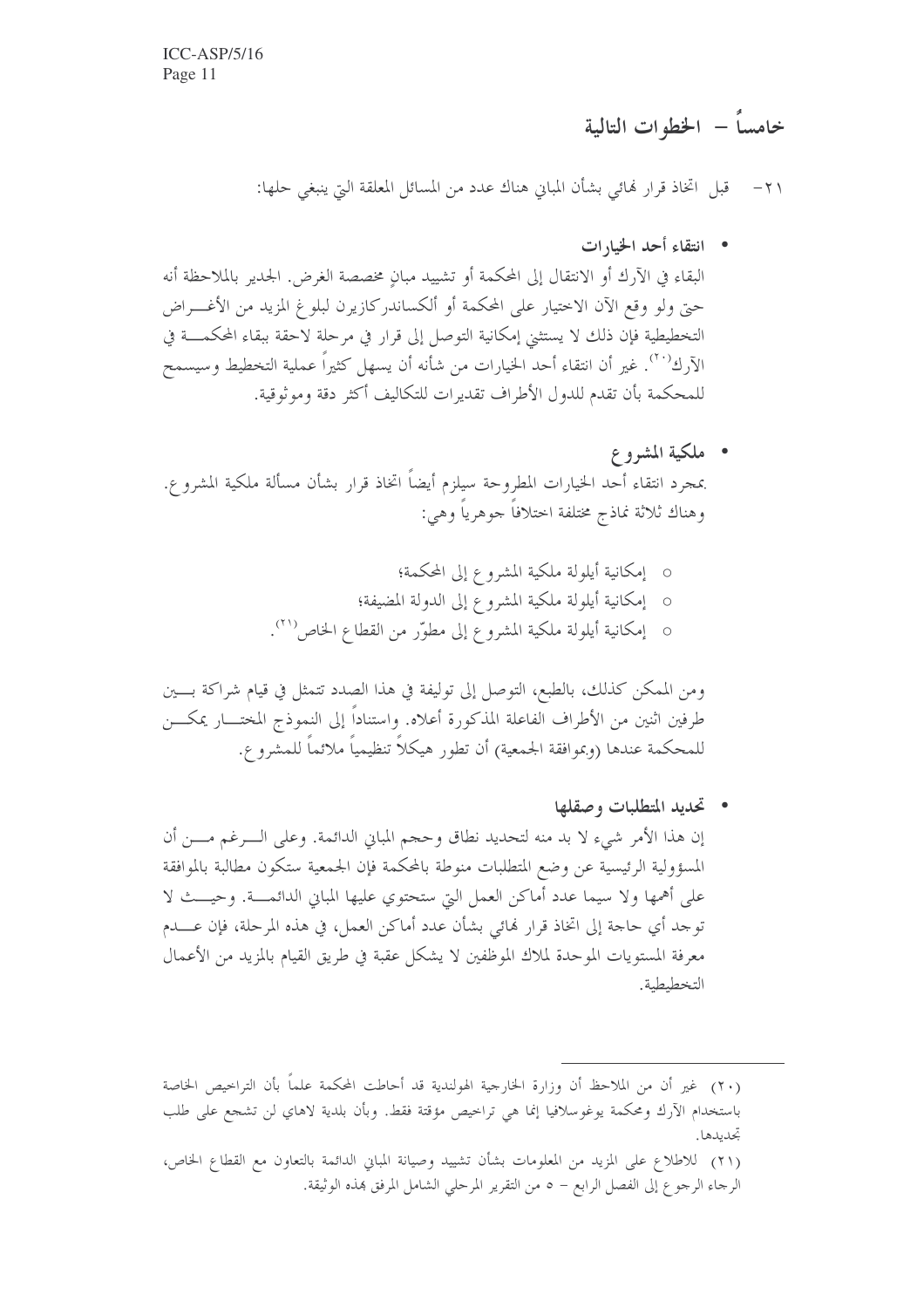## خامساً – الخطوات التالية

٢١- قبل اتخاذ قرار نهائي بشأن المباني هناك عدد من المسائل المعلقة التي ينبغي حلها:

- **انتقاء أحد الخيارات**

البقاء في الآرك أو الانتقال إلى المحكمة أو تشييد مبانٍ مخصصة الغرض. الجدير بالملاحظة أنه حتى ولو وقع الآن الاختيار على المحكمة أو ألكساندركازيرن لبلوغ المزيد من الأغراض التخطيطية فإن ذلك لا يستثني إمكانية التوصل إلى قرار في مرحلة لاحقة ببقاء المحكمة في الآرك[٢٠]. غير أن انتقاء أحد الخيارات من شأنه أن يسهل كثيراً عملية التخطيط وسيسمح للمحكمة بأن تقدم للدول الأطراف تقديرات للتكاليف أكثر دقة وموثوقية.

- **ملكية المشروع**

بمجرد انتقاء أحد الخيارات المطروحة سيلزم أيضاً اتخاذ قرار بشأن مسألة ملكية المشروع. وهناك ثلاثة نماذج مختلفة اختلافاً جوهرياً وهي:

  - إمكانية أيلولة ملكية المشروع إلى المحكمة؛
  - إمكانية أيلولة ملكية المشروع إلى الدولة المضيفة؛
  - إمكانية أيلولة ملكية المشروع إلى مطوّر من القطاع الخاص[٢١].

ومن الممكن كذلك، بالطبع، التوصل إلى توليفة في هذا الصدد تتمثل في قيام شراكة بين طرفين اثنين من الأطراف الفاعلة المذكورة أعلاه. واستناداً إلى النموذج المختار يمكن للمحكمة عندها (وبموافقة الجمعية) أن تطور هيكلاً تنظيمياً ملائماً للمشروع.

- **تحديد المتطلبات وصقلها**

إن هذا الأمر شيء لا بد منه لتحديد نطاق وحجم المباني الدائمة. وعلى الرغم من أن المسؤولية الرئيسية عن وضع المتطلبات منوطة بالمحكمة فإن الجمعية ستكون مطالبة بالموافقة على أهمها ولا سيما عدد أماكن العمل التي ستحتوي عليها المباني الدائمة. وحيث لا توجد أي حاجة إلى اتخاذ قرار نهائي بشأن عدد أماكن العمل، في هذه المرحلة، فإن عدم معرفة المستويات الموحدة لملاك الموظفين لا يشكل عقبة في طريق القيام بالمزيد من الأعمال التخطيطية.

---

(٢٠) غير أن من الملاحظ أن وزارة الخارجية الهولندية قد أحاطت المحكمة علماً بأن التراخيص الخاصة باستخدام الآرك ومحكمة يوغوسلافيا إنما هي تراخيص مؤقتة فقط. وبأن بلدية لاهاي لن تشجع على طلب تجديدها.

(٢١) للاطلاع على المزيد من المعلومات بشأن تشييد وصيانة المباني الدائمة بالتعاون مع القطاع الخاص، الرجاء الرجوع إلى الفصل الرابع – ٥ من التقرير المرحلي الشامل المرفق بهذه الوثيقة.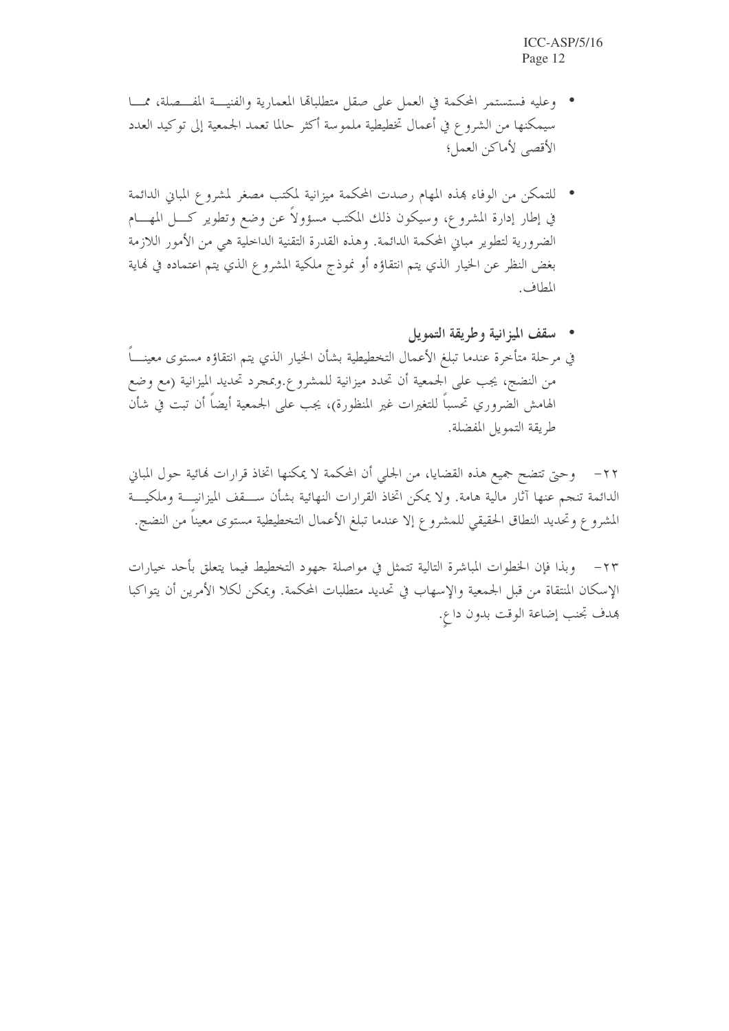- وعليه فستستمر المحكمة في العمل على صقل متطلباتها المعمارية والفنية المفصلة، مما سيمكنها من الشروع في أعمال تخطيطية ملموسة أكثر حالما تعمد الجمعية إلى توكيد العدد الأقصى لأماكن العمل؛

- للتمكن من الوفاء بهذه المهام رصدت المحكمة ميزانية لمكتب مصغر لمشروع المباني الدائمة في إطار إدارة المشروع، وسيكون ذلك المكتب مسؤولاً عن وضع وتطوير كل المهام الضرورية لتطوير مباني المحكمة الدائمة. وهذه القدرة التقنية الداخلية هي من الأمور اللازمة بغض النظر عن الخيار الذي يتم انتقاؤه أو نموذج ملكية المشروع الذي يتم اعتماده في نهاية المطاف.

- **سقف الميزانية وطريقة التمويل**

في مرحلة متأخرة عندما تبلغ الأعمال التخطيطية بشأن الخيار الذي يتم انتقاؤه مستوى معيناً من النضج، يجب على الجمعية أن تحدد ميزانية للمشروع.وبمجرد تحديد الميزانية (مع وضع الهامش الضروري تحسباً للتغيرات غير المنظورة)، يجب على الجمعية أيضاً أن تبت في شأن طريقة التمويل المفضلة.

٢٢- وحتى تتضح جميع هذه القضايا، من الجلي أن المحكمة لا يمكنها اتخاذ قرارات نهائية حول المباني الدائمة تنجم عنها آثار مالية هامة. ولا يمكن اتخاذ القرارات النهائية بشأن سقف الميزانية وملكية المشروع وتحديد النطاق الحقيقي للمشروع إلا عندما تبلغ الأعمال التخطيطية مستوى معيناً من النضج.

٢٣- وبذا فإن الخطوات المباشرة التالية تتمثل في مواصلة جهود التخطيط فيما يتعلق بأحد خيارات الإسكان المنتقاة من قبل الجمعية والإسهاب في تحديد متطلبات المحكمة. ويمكن لكلا الأمرين أن يتواكبا بهدف تجنب إضاعة الوقت بدون داعٍ.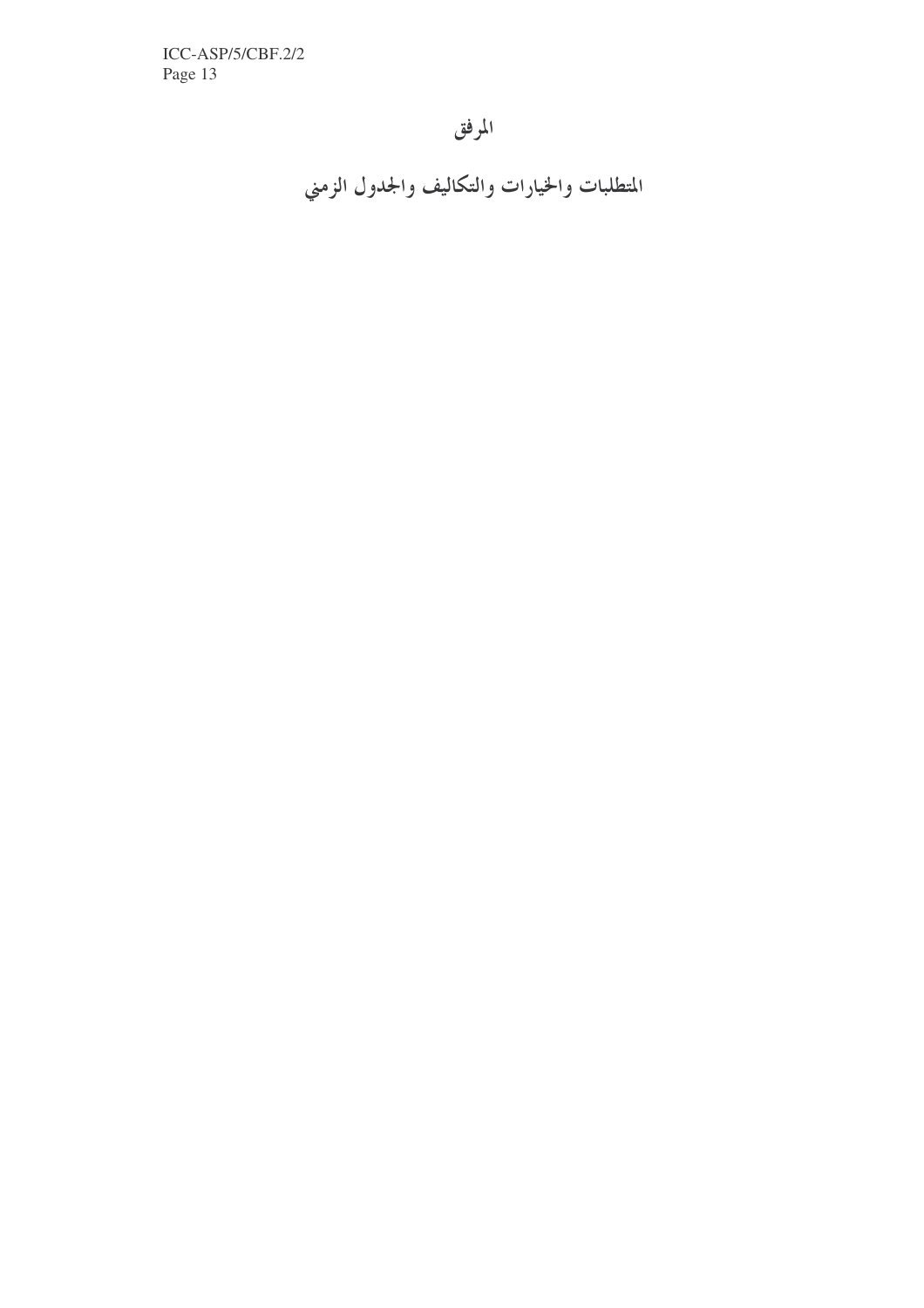# المرفق

## المتطلبات والخيارات والتكاليف والجدول الزمني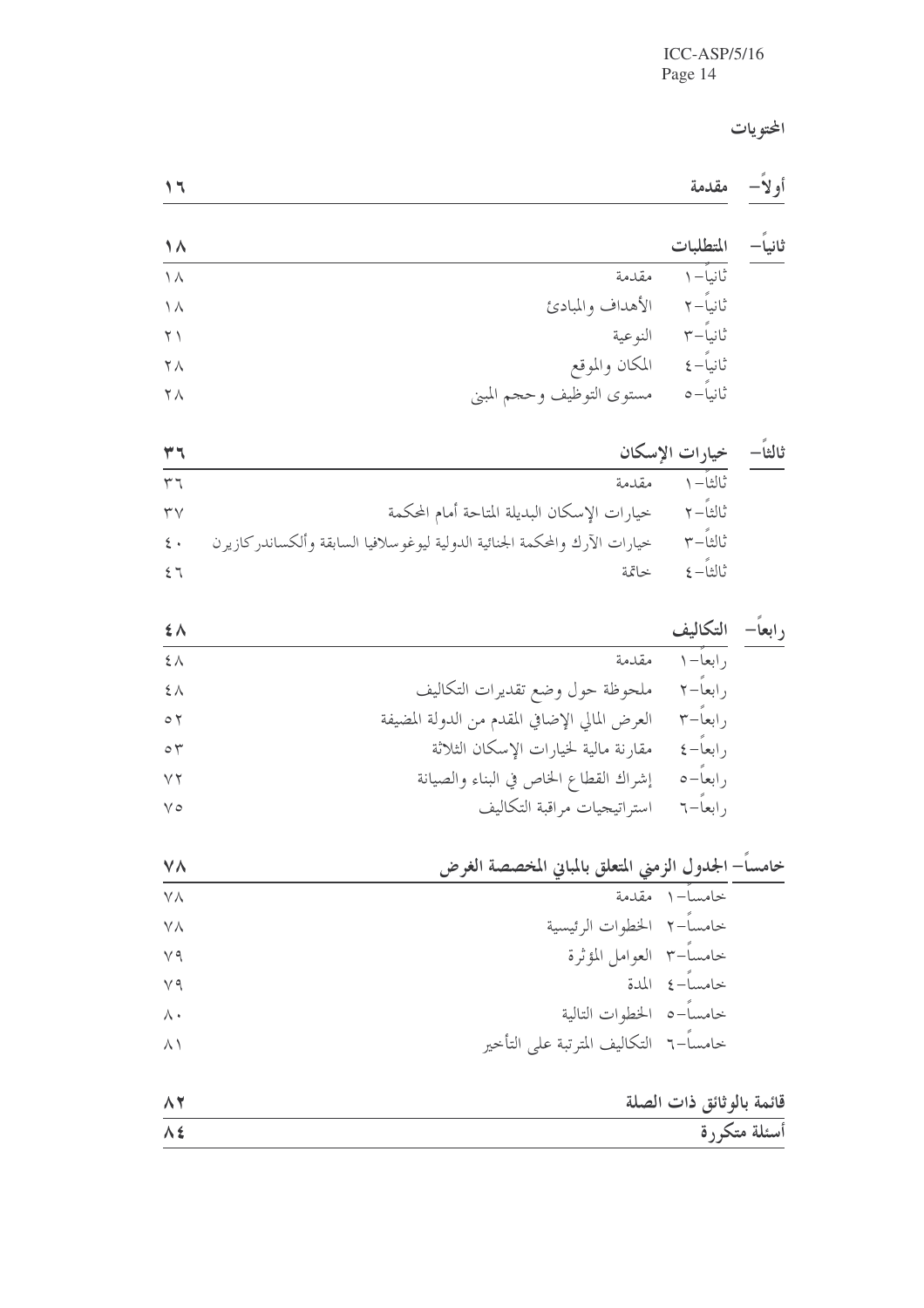## المحتويات

| | | |
|---|---|---|
| أولاً– | مقدمة | ١٦ |
| ثانياً– | المتطلبات | ١٨ |
| | ثانياً–١ مقدمة | ١٨ |
| | ثانياً–٢ الأهداف والمبادئ | ١٨ |
| | ثانياً–٣ النوعية | ٢١ |
| | ثانياً–٤ المكان والموقع | ٢٨ |
| | ثانياً–٥ مستوى التوظيف وحجم المبنى | ٢٨ |
| ثالثاً– | خيارات الإسكان | ٣٦ |
| | ثالثاً–١ مقدمة | ٣٦ |
| | ثالثاً–٢ خيارات الإسكان البديلة المتاحة أمام المحكمة | ٣٧ |
| | ثالثاً–٣ خيارات الآرك والمحكمة الجنائية الدولية ليوغوسلافيا السابقة وألكساندركازيرن | ٤٠ |
| | ثالثاً–٤ خاتمة | ٤٦ |
| رابعاً– | التكاليف | ٤٨ |
| | رابعاً–١ مقدمة | ٤٨ |
| | رابعاً–٢ ملحوظة حول وضع تقديرات التكاليف | ٤٨ |
| | رابعاً–٣ العرض المالي الإضافي المقدم من الدولة المضيفة | ٥٢ |
| | رابعاً–٤ مقارنة مالية لخيارات الإسكان الثلاثة | ٥٣ |
| | رابعاً–٥ إشراك القطاع الخاص في البناء والصيانة | ٧٢ |
| | رابعاً–٦ استراتيجيات مراقبة التكاليف | ٧٥ |
| خامساً– | الجدول الزمني المتعلق بالمباني المخصصة الغرض | ٧٨ |
| | خامساً–١ مقدمة | ٧٨ |
| | خامساً–٢ الخطوات الرئيسية | ٧٨ |
| | خامساً–٣ العوامل المؤثرة | ٧٩ |
| | خامساً–٤ المدة | ٧٩ |
| | خامساً–٥ الخطوات التالية | ٨٠ |
| | خامساً–٦ التكاليف المترتبة على التأخير | ٨١ |
| قائمة بالوثائق ذات الصلة | | ٨٢ |
| أسئلة متكررة | | ٨٤ |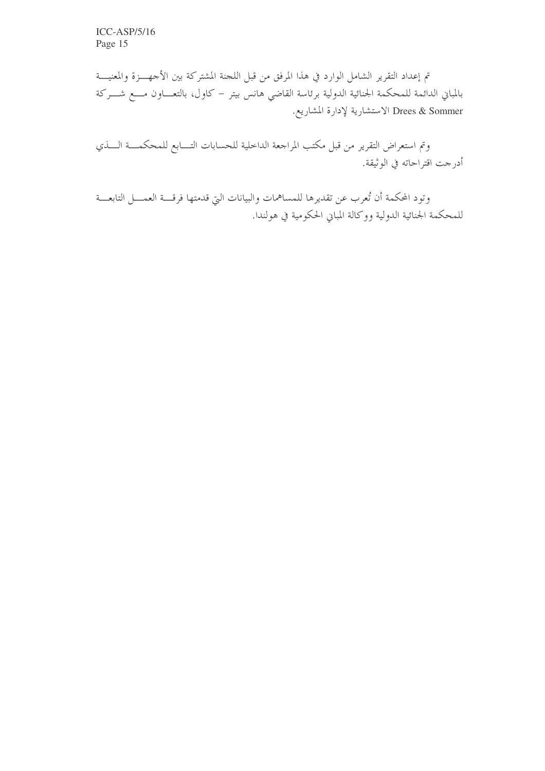تم إعداد التقرير الشامل الوارد في هذا المرفق من قبل اللجنة المشتركة بين الأجهزة والمعنية بالمباني الدائمة للمحكمة الجنائية الدولية برئاسة القاضي هانس بيتر - كاول، بالتعاون مع شركة Drees & Sommer الاستشارية لإدارة المشاريع.

وتم استعراض التقرير من قبل مكتب المراجعة الداخلية للحسابات التابع للمحكمة الذي أدرجت اقتراحاته في الوثيقة.

وتود المحكمة أن تُعرب عن تقديرها للمساهمات والبيانات التي قدمتها فرقة العمل التابعة للمحكمة الجنائية الدولية ووكالة المباني الحكومية في هولندا.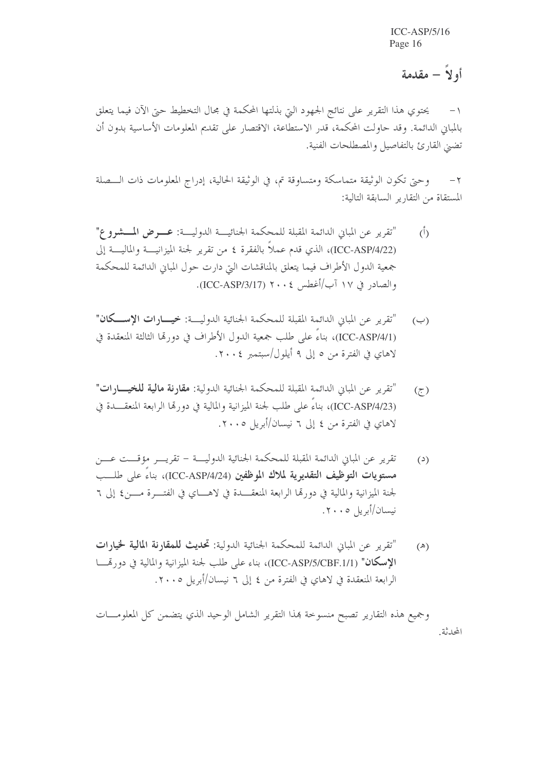# أولاً – مقدمة

١- يحتوي هذا التقرير على نتائج الجهود التي بذلتها المحكمة في مجال التخطيط حتى الآن فيما يتعلق بالمباني الدائمة. وقد حاولت المحكمة، قدر الاستطاعة، الاقتصار على تقديم المعلومات الأساسية بدون أن تضني القارئ بالتفاصيل والمصطلحات الفنية.

٢- وحتى تكون الوثيقة متماسكة ومتساوقة تم، في الوثيقة الحالية، إدراج المعلومات ذات الصلة المستقاة من التقارير السابقة التالية:

(أ) "تقرير عن المباني الدائمة المقبلة للمحكمة الجنائية الدولية: **عرض المشروع**" (ICC-ASP/4/22)، الذي قدم عملاً بالفقرة ٤ من تقرير لجنة الميزانية والمالية إلى جمعية الدول الأطراف فيما يتعلق بالمناقشات التي دارت حول المباني الدائمة للمحكمة والصادر في ١٧ آب/أغسطس ٢٠٠٤ (ICC-ASP/3/17).

(ب) "تقرير عن المباني الدائمة المقبلة للمحكمة الجنائية الدولية: **خيارات الإسكان**" (ICC-ASP/4/1)، بناءً على طلب جمعية الدول الأطراف في دورتها الثالثة المنعقدة في لاهاي في الفترة من ٥ إلى ٩ أيلول/سبتمبر ٢٠٠٤.

(ج) "تقرير عن المباني الدائمة المقبلة للمحكمة الجنائية الدولية: **مقارنة مالية للخيارات**" (ICC-ASP/4/23)، بناءً على طلب لجنة الميزانية والمالية في دورتها الرابعة المنعقدة في لاهاي في الفترة من ٤ إلى ٦ نيسان/أبريل ٢٠٠٥.

(د) تقرير عن المباني الدائمة المقبلة للمحكمة الجنائية الدولية – تقرير مؤقت عن **مستويات التوظيف التقديرية لملاك الموظفين** (ICC-ASP/4/24)، بناءً على طلب لجنة الميزانية والمالية في دورتها الرابعة المنعقدة في لاهاي في الفترة من٤ إلى ٦ نيسان/أبريل ٢٠٠٥.

(هـ) "تقرير عن المباني الدائمة للمحكمة الجنائية الدولية: **تحديث للمقارنة المالية لخيارات الإسكان**" (ICC-ASP/5/CBF.1/1)، بناء على طلب لجنة الميزانية والمالية في دورتها الرابعة المنعقدة في لاهاي في الفترة من ٤ إلى ٦ نيسان/أبريل ٢٠٠٥.

وجميع هذه التقارير تصبح منسوخة بهذا التقرير الشامل الوحيد الذي يتضمن كل المعلومات المحدثة.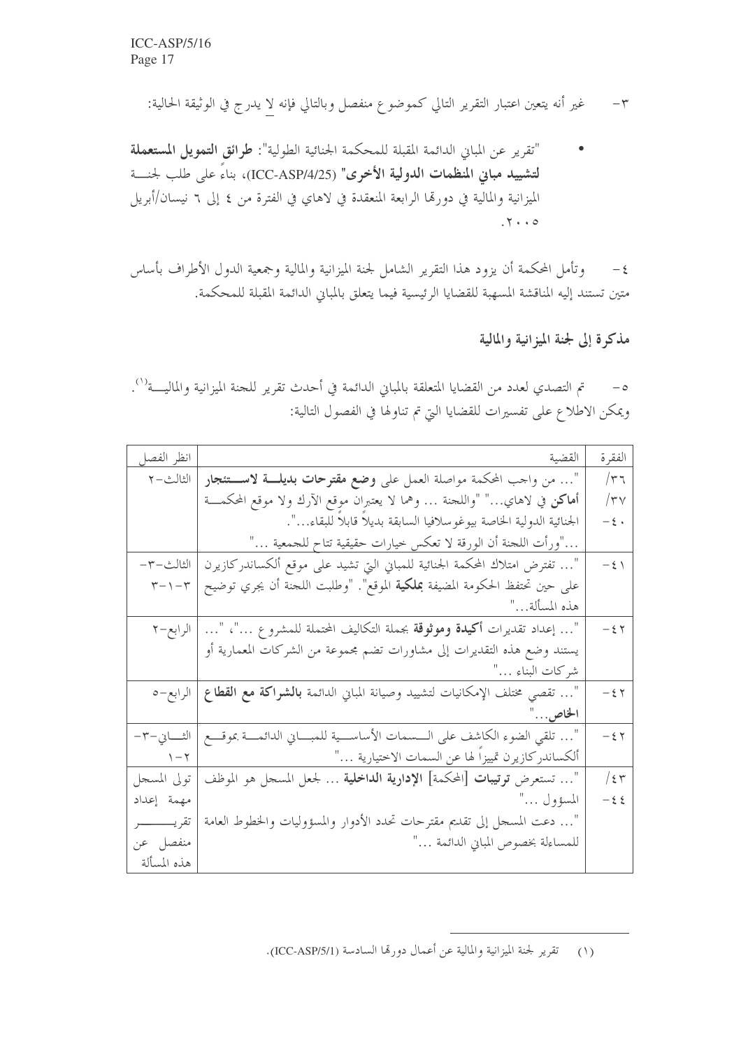٣- غير أنه يتعين اعتبار التقرير التالي كموضوع منفصل وبالتالي فإنه لا يدرج في الوثيقة الحالية:

- "تقرير عن المباني الدائمة المقبلة للمحكمة الجنائية الطولية": **طرائق التمويل المستعملة لتشييد مباني المنظمات الدولية الأخرى"** (ICC-ASP/4/25)، بناءً على طلب لجنة الميزانية والمالية في دورتها الرابعة المنعقدة في لاهاي في الفترة من ٤ إلى ٦ نيسان/أبريل ٢٠٠٥.

٤- وتأمل المحكمة أن يزود هذا التقرير الشامل لجنة الميزانية والمالية وجمعية الدول الأطراف بأساس متين تستند إليه المناقشة المسهبة للقضايا الرئيسية فيما يتعلق بالمباني الدائمة المقبلة للمحكمة.

## مذكرة إلى لجنة الميزانية والمالية

٥- تم التصدي لعدد من القضايا المتعلقة بالمباني الدائمة في أحدث تقرير للجنة الميزانية والمالية[١]. ويمكن الاطلاع على تفسيرات للقضايا التي تم تناولها في الفصول التالية:

| الفقرة | القضية | انظر الفصل |
|---|---|---|
| /٣٦ /٣٧ -٤٠ | "... من واجب المحكمة مواصلة العمل على **وضع مقترحات بديلة لاستئجار أماكن** في لاهاي..." "واللجنة ... وهما لا يعتبران موقع الآرك ولا موقع المحكمة الجنائية الدولية الخاصة بيوغوسلافيا السابقة بديلاً قابلاً للبقاء...". ..."ورأت اللجنة أن الورقة لا تعكس خيارات حقيقية تتاح للجمعية ..." | الثالث-٢ |
| -٤١ | "... تفترض امتلاك المحكمة الجنائية للمباني التي تشيد على موقع ألكساندركازيرن على حين تحتفظ الحكومة المضيفة **بملكية** الموقع". "وطلبت اللجنة أن يجري توضيح هذه المسألة..." | الثالث-٣-٣-١-٣ |
| -٤٢ | "... إعداد تقديرات **أكيدة وموثوقة** بجملة التكاليف المحتملة للمشروع ..."، "... يستند وضع هذه التقديرات إلى مشاورات تضم مجموعة من الشركات المعمارية أو شركات البناء ..." | الرابع-٢ |
| -٤٢ | "... تقصي مختلف الإمكانيات لتشييد وصيانة المباني الدائمة **بالشراكة مع القطاع الخاص**..." | الرابع-٥ |
| -٤٢ | "... تلقي الضوء الكاشف على السمات الأساسية للمباني الدائمة بموقع ألكساندركازيرن تمييزاً لها عن السمات الاختيارية ..." | الثاني-٣-١-٢ |
| /٤٣ -٤٤ | "... تستعرض **ترتيبات** [المحكمة] **الإدارية الداخلية** ... لجعل المسجل هو الموظف المسؤول ..." "... دعت المسجل إلى تقديم مقترحات تحدد الأدوار والمسؤوليات والخطوط العامة للمساءلة بخصوص المباني الدائمة ..." | تولى المسجل مهمة إعداد تقرير منفصل عن هذه المسألة |

(١) تقرير لجنة الميزانية والمالية عن أعمال دورتها السادسة (ICC-ASP/5/1).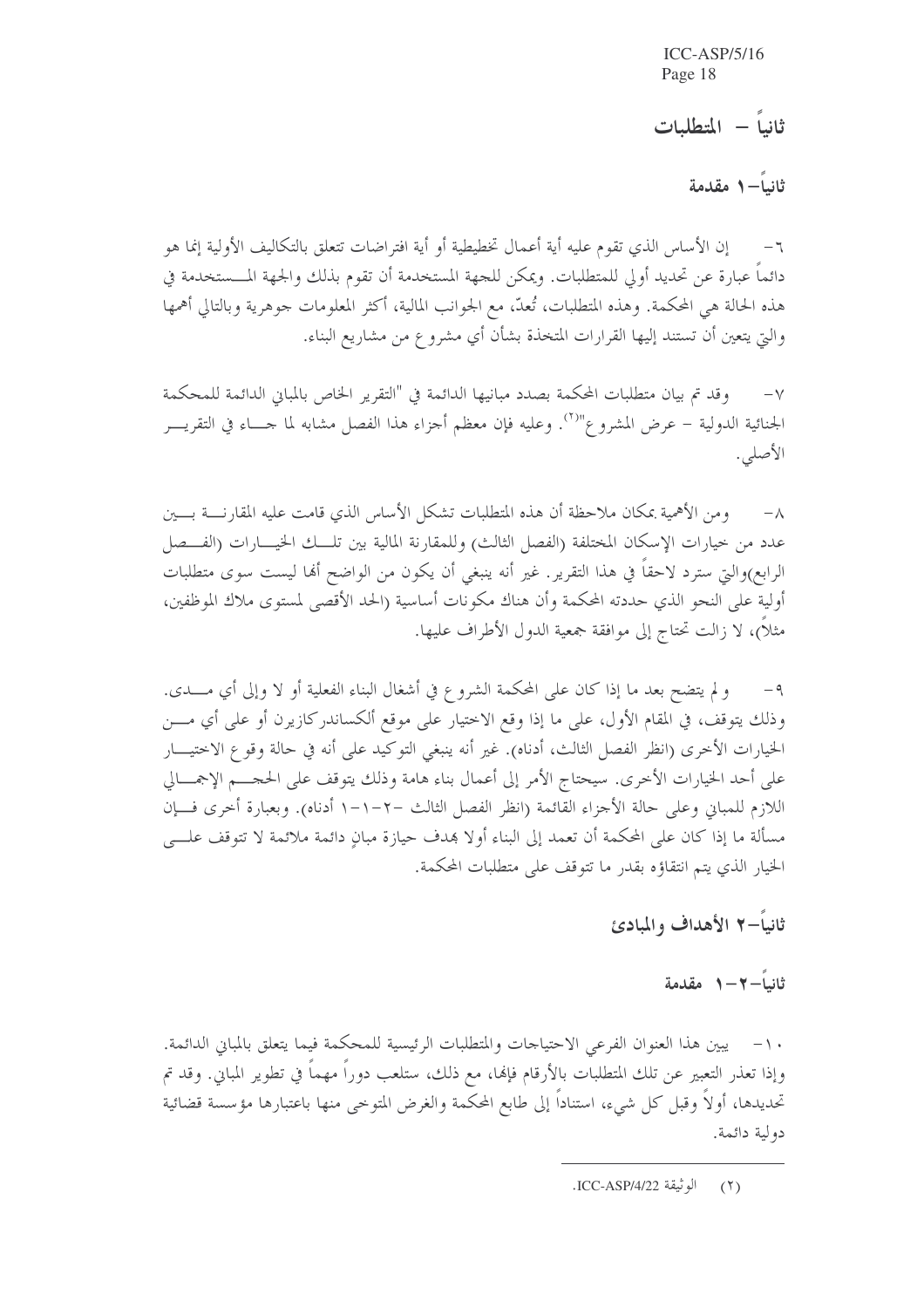## ثانياً – المتطلبات

### ثانياً–١ مقدمة

٦– إن الأساس الذي تقوم عليه أية أعمال تخطيطية أو أية افتراضات تتعلق بالتكاليف الأولية إنما هو دائماً عبارة عن تحديد أولي للمتطلبات. ويمكن للجهة المستخدمة أن تقوم بذلك والجهة المستخدمة في هذه الحالة هي المحكمة. وهذه المتطلبات، تُعدّ، مع الجوانب المالية، أكثر المعلومات جوهرية وبالتالي أهمها والتي يتعين أن تستند إليها القرارات المتخذة بشأن أي مشروع من مشاريع البناء.

٧– وقد تم بيان متطلبات المحكمة بصدد مبانيها الدائمة في "التقرير الخاص بالمباني الدائمة للمحكمة الجنائية الدولية – عرض المشروع"[(٢)]. وعليه فإن معظم أجزاء هذا الفصل مشابه لما جاء في التقرير الأصلي.

٨– ومن الأهمية بمكان ملاحظة أن هذه المتطلبات تشكل الأساس الذي قامت عليه المقارنة بين عدد من خيارات الإسكان المختلفة (الفصل الثالث) وللمقارنة المالية بين تلك الخيارات (الفصل الرابع)والتي سترد لاحقاً في هذا التقرير. غير أنه ينبغي أن يكون من الواضح أنها ليست سوى متطلبات أولية على النحو الذي حددته المحكمة وأن هناك مكونات أساسية (الحد الأقصى لمستوى ملاك الموظفين، مثلاً)، لا زالت تحتاج إلى موافقة جمعية الدول الأطراف عليها.

٩– ولم يتضح بعد ما إذا كان على المحكمة الشروع في أشغال البناء الفعلية أو لا وإلى أي مدى. وذلك يتوقف، في المقام الأول، على ما إذا وقع الاختيار على موقع ألكساندركازيرن أو على أي من الخيارات الأخرى (انظر الفصل الثالث، أدناه). غير أنه ينبغي التوكيد على أنه في حالة وقوع الاختيار على أحد الخيارات الأخرى. سيحتاج الأمر إلى أعمال بناء هامة وذلك يتوقف على الحجم الإجمالي اللازم للمباني وعلى حالة الأجزاء القائمة (انظر الفصل الثالث –٢–١–١ أدناه). وبعبارة أخرى فإن مسألة ما إذا كان على المحكمة أن تعمد إلى البناء أولا بهدف حيازة مبانٍ دائمة ملائمة لا تتوقف على الخيار الذي يتم انتقاؤه بقدر ما تتوقف على متطلبات المحكمة.

### ثانياً–٢ الأهداف والمبادئ

#### ثانياً–٢–١ مقدمة

١٠– يبين هذا العنوان الفرعي الاحتياجات والمتطلبات الرئيسية للمحكمة فيما يتعلق بالمباني الدائمة. وإذا تعذر التعبير عن تلك المتطلبات بالأرقام فإنها، مع ذلك، ستلعب دوراً مهماً في تطوير المباني. وقد تم تحديدها، أولاً وقبل كل شيء، استناداً إلى طابع المحكمة والغرض المتوخى منها باعتبارها مؤسسة قضائية دولية دائمة.

---

(٢) الوثيقة ICC-ASP/4/22.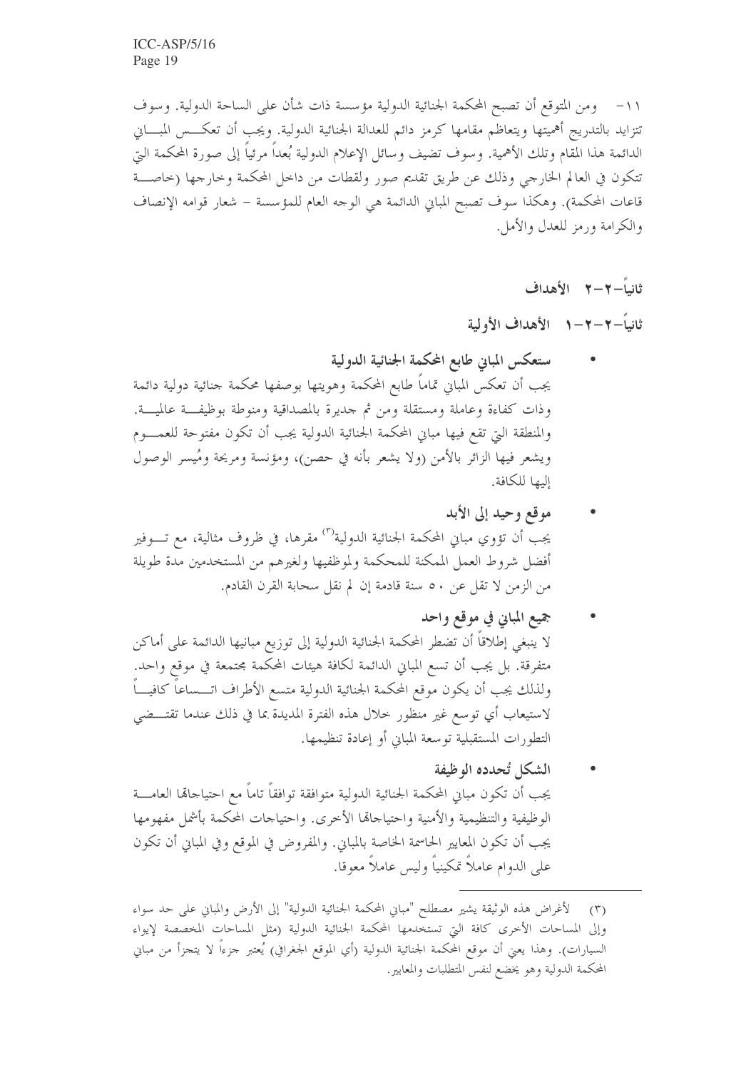١١- ومن المتوقع أن تصبح المحكمة الجنائية الدولية مؤسسة ذات شأن على الساحة الدولية. وسوف تتزايد بالتدريج أهميتها ويتعاظم مقامها كرمز دائم للعدالة الجنائية الدولية. ويجب أن تعكس المباني الدائمة هذا المقام وتلك الأهمية. وسوف تضيف وسائل الإعلام الدولية بُعداً مرئياً إلى صورة المحكمة التي تتكون في العالم الخارجي وذلك عن طريق تقديم صور ولقطات من داخل المحكمة وخارجها (خاصة قاعات المحكمة). وهكذا سوف تصبح المباني الدائمة هي الوجه العام للمؤسسة – شعار قوامه الإنصاف والكرامة ورمز للعدل والأمل.

## ثانياً-٢-٢ الأهداف

### ثانياً-٢-٢-١ الأهداف الأولية

- **ستعكس المباني طابع المحكمة الجنائية الدولية**
يجب أن تعكس المباني تماماً طابع المحكمة وهويتها بوصفها محكمة جنائية دولية دائمة وذات كفاءة وعاملة ومستقلة ومن ثم جديرة بالمصداقية ومنوطة بوظيفة عالمية. والمنطقة التي تقع فيها مباني المحكمة الجنائية الدولية يجب أن تكون مفتوحة للعموم ويشعر فيها الزائر بالأمن (ولا يشعر بأنه في حصن)، ومؤنسة ومريحة ومُيسر الوصول إليها للكافة.

- **موقع وحيد إلى الأبد**
يجب أن تؤوي مباني المحكمة الجنائية الدولية[٣] مقرها، في ظروف مثالية، مع توفير أفضل شروط العمل الممكنة للمحكمة ولموظفيها ولغيرهم من المستخدمين مدة طويلة من الزمن لا تقل عن ٥٠ سنة قادمة إن لم نقل سحابة القرن القادم.

- **جميع المباني في موقع واحد**
لا ينبغي إطلاقاً أن تضطر المحكمة الجنائية الدولية إلى توزيع مبانيها الدائمة على أماكن متفرقة. بل يجب أن تسع المباني الدائمة لكافة هيئات المحكمة مجتمعة في موقع واحد. ولذلك يجب أن يكون موقع المحكمة الجنائية الدولية متسع الأطراف اتساعاً كافياً لاستيعاب أي توسع غير منظور خلال هذه الفترة المديدة بما في ذلك عندما تقتضي التطورات المستقبلية توسعة المباني أو إعادة تنظيمها.

- **الشكل تُحدده الوظيفة**
يجب أن تكون مباني المحكمة الجنائية الدولية متوافقة توافقاً تاماً مع احتياجاتها العامة الوظيفية والتنظيمية والأمنية واحتياجاتها الأخرى. واحتياجات المحكمة بأشمل مفهومها يجب أن تكون المعايير الحاسمة الخاصة بالمباني. والمفروض في الموقع وفي المباني أن تكون على الدوام عاملاً تمكينياً وليس عاملاً معوقا.

---

(٣) لأغراض هذه الوثيقة يشير مصطلح "مباني المحكمة الجنائية الدولية" إلى الأرض والمباني على حد سواء وإلى المساحات الأخرى كافة التي تستخدمها المحكمة الجنائية الدولية (مثل المساحات المخصصة لإيواء السيارات). وهذا يعني أن موقع المحكمة الجنائية الدولية (أي الموقع الجغرافي) يُعتبر جزءاً لا يتجزأ من مباني المحكمة الدولية وهو يخضع لنفس المتطلبات والمعايير.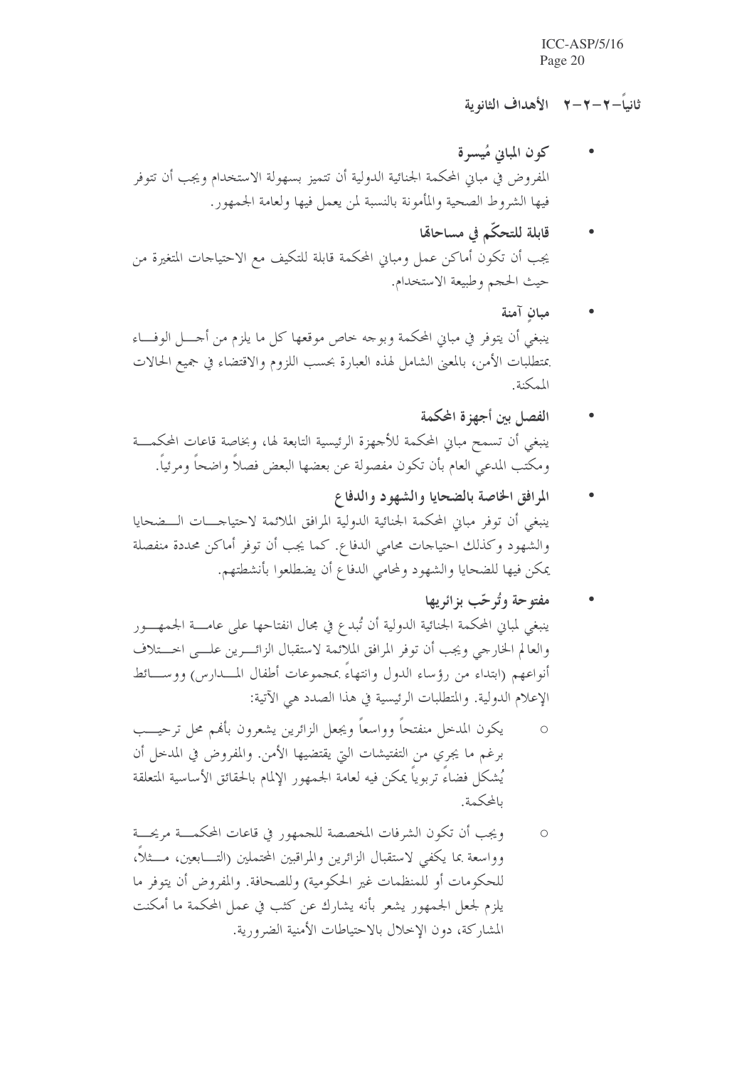### ثانياً-٢-٢-٢ الأهداف الثانوية

- **كون المباني مُيسرة**

المفروض في مباني المحكمة الجنائية الدولية أن تتميز بسهولة الاستخدام ويجب أن تتوفر فيها الشروط الصحية والمأمونة بالنسبة لمن يعمل فيها ولعامة الجمهور.

- **قابلة للتحكّم في مساحاتها**

يجب أن تكون أماكن عمل ومباني المحكمة قابلة للتكيف مع الاحتياجات المتغيرة من حيث الحجم وطبيعة الاستخدام.

- **مبانٍ آمنة**

ينبغي أن يتوفر في مباني المحكمة وبوجه خاص موقعها كل ما يلزم من أجل الوفاء بمتطلبات الأمن، بالمعنى الشامل لهذه العبارة بحسب اللزوم والاقتضاء في جميع الحالات الممكنة.

- **الفصل بين أجهزة المحكمة**

ينبغي أن تسمح مباني المحكمة للأجهزة الرئيسية التابعة لها، وبخاصة قاعات المحكمة ومكتب المدعي العام بأن تكون مفصولة عن بعضها البعض فصلاً واضحاً ومرئياً.

- **المرافق الخاصة بالضحايا والشهود والدفاع**

ينبغي أن توفر مباني المحكمة الجنائية الدولية المرافق الملائمة لاحتياجات الضحايا والشهود وكذلك احتياجات محامي الدفاع. كما يجب أن توفر أماكن محددة منفصلة يمكن فيها للضحايا والشهود ولمحامي الدفاع أن يضطلعوا بأنشطتهم.

- **مفتوحة وتُرحّب بزائريها**

ينبغي لمباني المحكمة الجنائية الدولية أن تُبدع في مجال انفتاحها على عامة الجمهور والعالم الخارجي ويجب أن توفر المرافق الملائمة لاستقبال الزائرين على اختلاف أنواعهم (ابتداء من رؤساء الدول وانتهاءً بمجموعات أطفال المدارس) ووسائط الإعلام الدولية. والمتطلبات الرئيسية في هذا الصدد هي الآتية:

  - يكون المدخل منفتحاً وواسعاً ويجعل الزائرين يشعرون بأنهم محل ترحيب برغم ما يجري من التفتيشات التي يقتضيها الأمن. والمفروض في المدخل أن يُشكل فضاءً تربوياً يمكن فيه لعامة الجمهور الإلمام بالحقائق الأساسية المتعلقة بالمحكمة.

  - ويجب أن تكون الشرفات المخصصة للجمهور في قاعات المحكمة مريحة وواسعة بما يكفي لاستقبال الزائرين والمراقبين المحتملين (التابعين، مثلاً، للحكومات أو للمنظمات غير الحكومية) وللصحافة. والمفروض أن يتوفر ما يلزم لجعل الجمهور يشعر بأنه يشارك عن كثب في عمل المحكمة ما أمكنت المشاركة، دون الإخلال بالاحتياطات الأمنية الضرورية.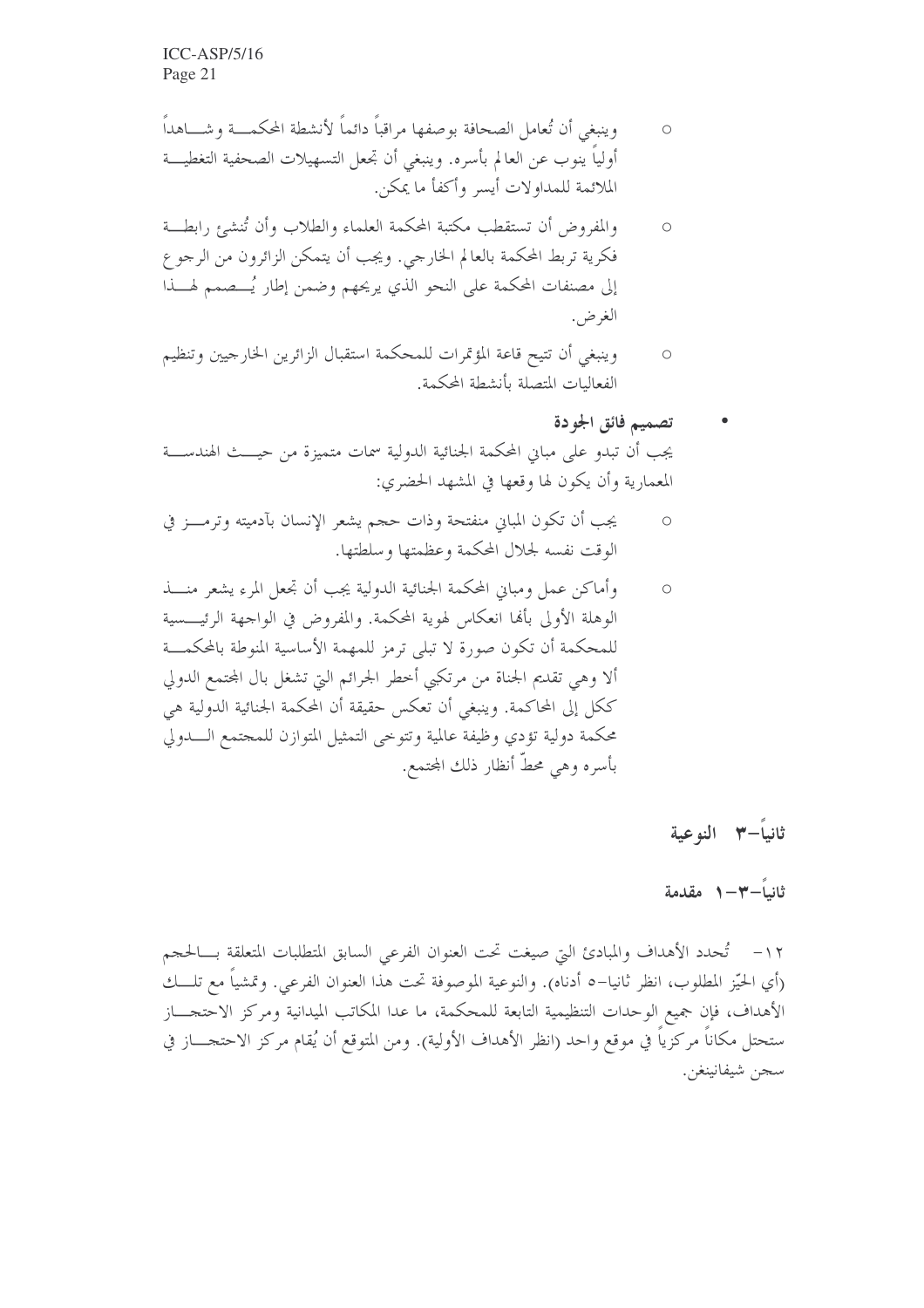- وينبغي أن تُعامل الصحافة بوصفها مراقباً دائماً لأنشطة المحكمة وشاهداً أولياً ينوب عن العالم بأسره. وينبغي أن تجعل التسهيلات الصحفية التغطية الملائمة للمداولات أيسر وأكفأ ما يمكن.
- والمفروض أن تستقطب مكتبة المحكمة العلماء والطلاب وأن تُنشئ رابطة فكرية تربط المحكمة بالعالم الخارجي. ويجب أن يتمكن الزائرون من الرجوع إلى مصنفات المحكمة على النحو الذي يريحهم وضمن إطار يُصمم لهذا الغرض.
- وينبغي أن تتيح قاعة المؤتمرات للمحكمة استقبال الزائرين الخارجيين وتنظيم الفعاليات المتصلة بأنشطة المحكمة.

• **تصميم فائق الجودة**

يجب أن تبدو على مباني المحكمة الجنائية الدولية سمات متميزة من حيث الهندسة المعمارية وأن يكون لها وقعها في المشهد الحضري:

- يجب أن تكون المباني منفتحة وذات حجم يشعر الإنسان بآدميته وترمز في الوقت نفسه لجلال المحكمة وعظمتها وسلطتها.
- وأماكن عمل ومباني المحكمة الجنائية الدولية يجب أن تجعل المرء يشعر منذ الوهلة الأولى بأنها انعكاس لهوية المحكمة. والمفروض في الواجهة الرئيسية للمحكمة أن تكون صورة لا تبلى ترمز للمهمة الأساسية المنوطة بالمحكمة ألا وهي تقديم الجناة من مرتكبي أخطر الجرائم التي تشغل بال المجتمع الدولي ككل إلى المحاكمة. وينبغي أن تعكس حقيقة أن المحكمة الجنائية الدولية هي محكمة دولية تؤدي وظيفة عالمية وتتوخى التمثيل المتوازن للمجتمع الدولي بأسره وهي محطّ أنظار ذلك المجتمع.

## ثانياً-٣ النوعية

### ثانياً-٣-١ مقدمة

١٢- تُحدد الأهداف والمبادئ التي صيغت تحت العنوان الفرعي السابق المتطلبات المتعلقة بالحجم (أي الحيّز المطلوب، انظر ثانيا-٥ أدناه). والنوعية الموصوفة تحت هذا العنوان الفرعي. وتمشياً مع تلك الأهداف، فإن جميع الوحدات التنظيمية التابعة للمحكمة، ما عدا المكاتب الميدانية ومركز الاحتجاز ستحتل مكاناً مركزياً في موقع واحد (انظر الأهداف الأولية). ومن المتوقع أن يُقام مركز الاحتجاز في سجن شيفانينغن.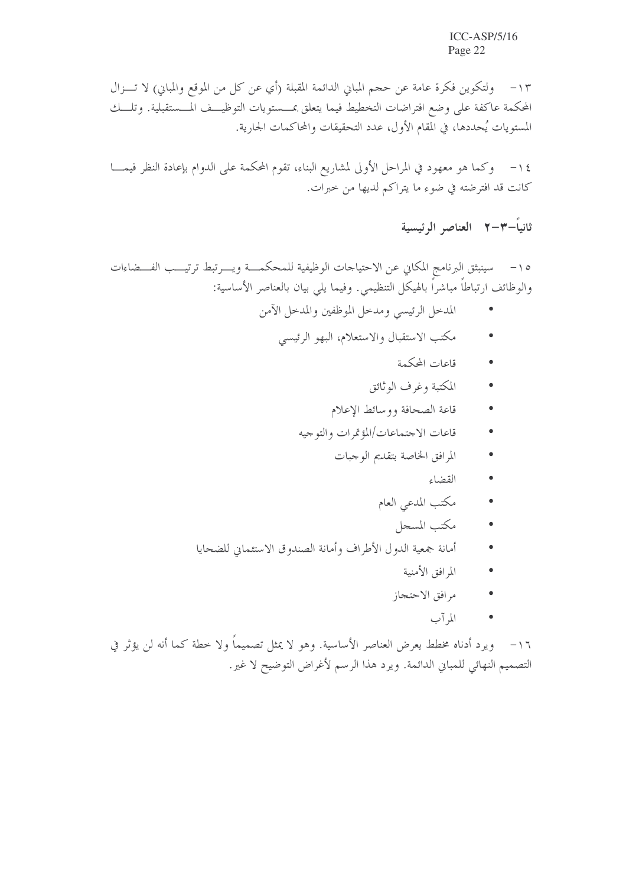١٣- ولتكوين فكرة عامة عن حجم المباني الدائمة المقبلة (أي عن كل من الموقع والمباني) لا تـزال المحكمة عاكفة على وضع افتراضات التخطيط فيما يتعلق بمستويات التوظيف المستقبلية. وتلك المستويات يُحددها، في المقام الأول، عدد التحقيقات والمحاكمات الجارية.

١٤- وكما هو معهود في المراحل الأولى لمشاريع البناء، تقوم المحكمة على الدوام بإعادة النظر فيما كانت قد افترضته في ضوء ما يتراكم لديها من خبرات.

### ثانياً-٣-٢ العناصر الرئيسية

١٥- سينبثق البرنامج المكاني عن الاحتياجات الوظيفية للمحكمة ويرتبط ترتيب الفضاءات والوظائف ارتباطاً مباشراً بالهيكل التنظيمي. وفيما يلي بيان بالعناصر الأساسية:

- المدخل الرئيسي ومدخل الموظفين والمدخل الآمن
- مكتب الاستقبال والاستعلام، البهو الرئيسي
- قاعات المحكمة
- المكتبة وغرف الوثائق
- قاعة الصحافة ووسائط الإعلام
- قاعات الاجتماعات/المؤتمرات والتوجيه
- المرافق الخاصة بتقديم الوجبات
- القضاء
- مكتب المدعي العام
- مكتب المسجل
- أمانة جمعية الدول الأطراف وأمانة الصندوق الاستئماني للضحايا
- المرافق الأمنية
- مرافق الاحتجاز
- المرآب

١٦- ويرد أدناه مخطط يعرض العناصر الأساسية. وهو لا يمثل تصميماً ولا خطة كما أنه لن يؤثر في التصميم النهائي للمباني الدائمة. ويرد هذا الرسم لأغراض التوضيح لا غير.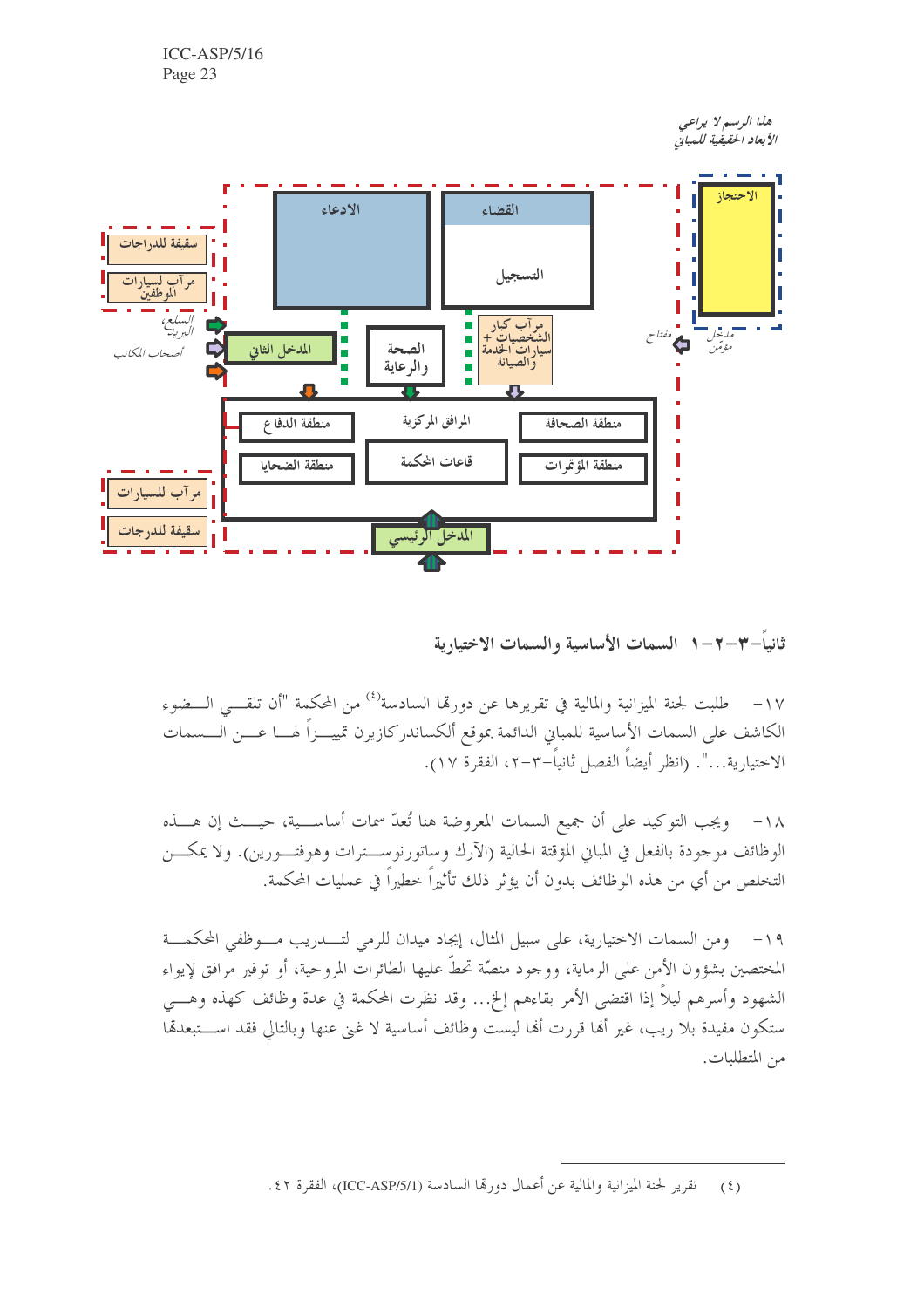هذا الرسم لا يراعي الأبعاد الحقيقية للمباني

الاحتجاز

الادعاء

القضاء

التسجيل

سقيفة للدراجات

مرآب لسيارات الموظفين

السلع، البريد

أصحاب المكاتب

المدخل الثاني

الصحة والرعاية

مرآب كبار الشخصيات + سيارات الخدمة والصيانة

مفتاح

مدخل مؤمّن

منطقة الدفاع

المرافق المركزية

منطقة الصحافة

منطقة الضحايا

قاعات المحكمة

منطقة المؤتمرات

مرآب للسيارات

سقيفة للدرجات

المدخل الرئيسي

## ثانياً-٣-٢-١ السمات الأساسية والسمات الاختيارية

١٧- طلبت لجنة الميزانية والمالية في تقريرها عن دورتها السادسة[٤] من المحكمة "أن تلقي الضوء الكاشف على السمات الأساسية للمباني الدائمة بموقع ألكساندركازيرن تمييزاً لها عن السمات الاختيارية...". (انظر أيضاً الفصل ثانياً-٣-٢، الفقرة ١٧).

١٨- ويجب التوكيد على أن جميع السمات المعروضة هنا تُعدّ سمات أساسية، حيث إن هذه الوظائف موجودة بالفعل في المباني المؤقتة الحالية (الآرك وساتورنوسترات وهوفتورين). ولا يمكن التخلص من أي من هذه الوظائف بدون أن يؤثر ذلك تأثيراً خطيراً في عمليات المحكمة.

١٩- ومن السمات الاختيارية، على سبيل المثال، إيجاد ميدان للرمي لتدريب موظفي المحكمة المختصين بشؤون الأمن على الرماية، ووجود منصّة تحطّ عليها الطائرات المروحية، أو توفير مرافق لإيواء الشهود وأسرهم ليلاً إذا اقتضى الأمر بقاءهم إلخ... وقد نظرت المحكمة في عدة وظائف كهذه وهي ستكون مفيدة بلا ريب، غير أنها قررت أنها ليست وظائف أساسية لا غنى عنها وبالتالي فقد استبعدتها من المتطلبات.

---

(٤) تقرير لجنة الميزانية والمالية عن أعمال دورتها السادسة (ICC-ASP/5/1)، الفقرة ٤٢.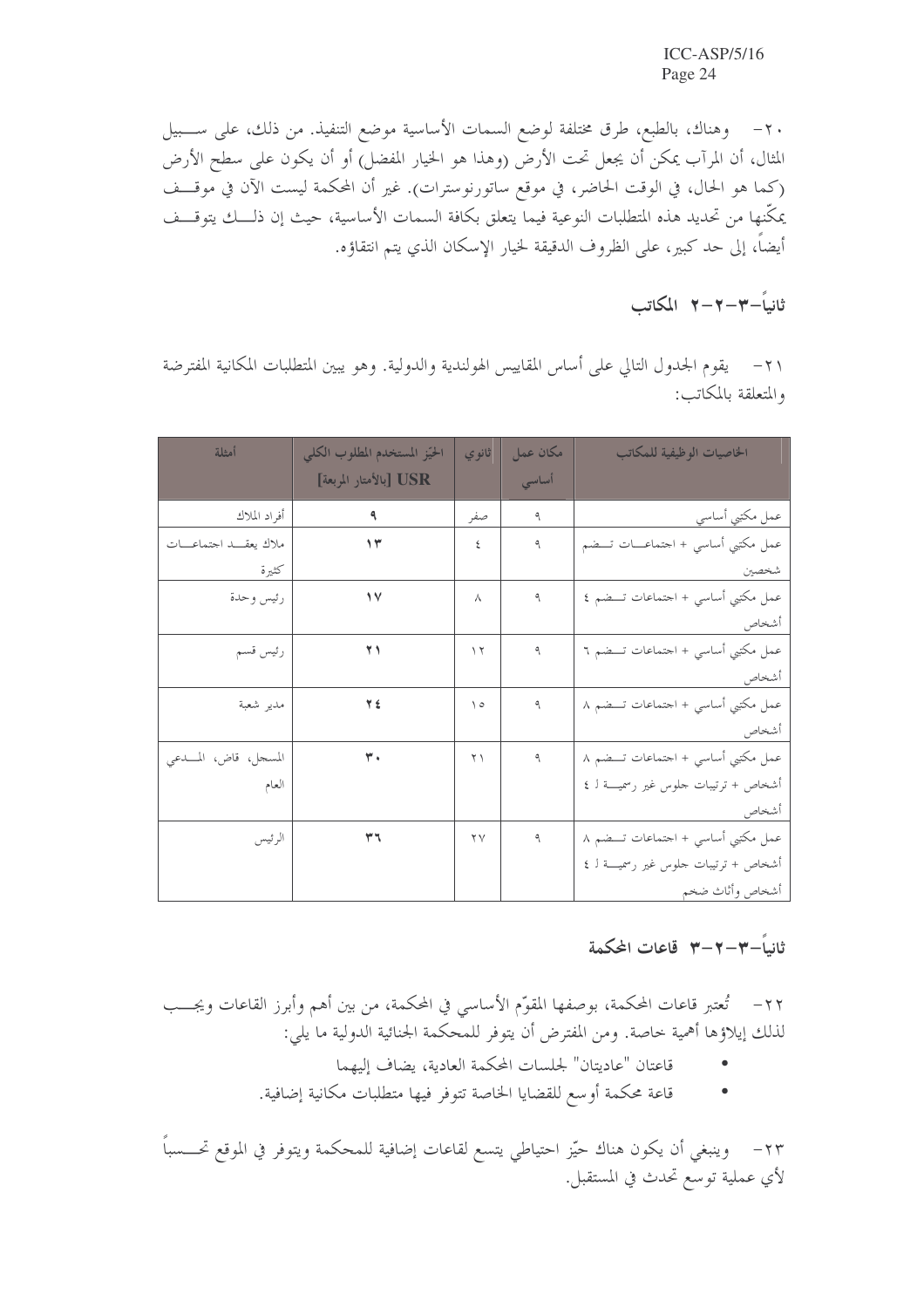٢٠- وهناك، بالطبع، طرق مختلفة لوضع السمات الأساسية موضع التنفيذ. من ذلك، على سبيل المثال، أن المرآب يمكن أن يجعل تحت الأرض (وهذا هو الخيار المفضل) أو أن يكون على سطح الأرض (كما هو الحال، في الوقت الحاضر، في موقع ساتورنوسترات). غير أن المحكمة ليست الآن في موقف يمكّنها من تحديد هذه المتطلبات النوعية فيما يتعلق بكافة السمات الأساسية، حيث إن ذلك يتوقف أيضاً، إلى حد كبير، على الظروف الدقيقة لخيار الإسكان الذي يتم انتقاؤه.

## ثانياً-٣-٢-٢ المكاتب

٢١- يقوم الجدول التالي على أساس المقاييس الهولندية والدولية. وهو يبين المتطلبات المكانية المفترضة والمتعلقة بالمكاتب:

| الخاصيات الوظيفية للمكاتب | مكان عمل أساسي | ثانوي | الحيّز المستخدم المطلوب الكلي USR [بالأمتار المربعة] | أمثلة |
|---|---|---|---|---|
| عمل مكتبي أساسي | ٩ | صفر | ٩ | أفراد الملاك |
| عمل مكتبي أساسي + اجتماعات تضم شخصين | ٩ | ٤ | ١٣ | ملاك يعقد اجتماعات كثيرة |
| عمل مكتبي أساسي + اجتماعات تضم ٤ أشخاص | ٩ | ٨ | ١٧ | رئيس وحدة |
| عمل مكتبي أساسي + اجتماعات تضم ٦ أشخاص | ٩ | ١٢ | ٢١ | رئيس قسم |
| عمل مكتبي أساسي + اجتماعات تضم ٨ أشخاص | ٩ | ١٥ | ٢٤ | مدير شعبة |
| عمل مكتبي أساسي + اجتماعات تضم ٨ أشخاص + ترتيبات جلوس غير رسمية لـ ٤ أشخاص | ٩ | ٢١ | ٣٠ | المسجل، قاض، المدعي العام |
| عمل مكتبي أساسي + اجتماعات تضم ٨ أشخاص + ترتيبات جلوس غير رسمية لـ ٤ أشخاص وأثاث ضخم | ٩ | ٢٧ | ٣٦ | الرئيس |

## ثانياً-٣-٢-٣ قاعات المحكمة

٢٢- تُعتبر قاعات المحكمة، بوصفها المقوّم الأساسي في المحكمة، من بين أهم وأبرز القاعات ويجب لذلك إيلاؤها أهمية خاصة. ومن المفترض أن يتوفر للمحكمة الجنائية الدولية ما يلي:

- قاعتان "عاديتان" لجلسات المحكمة العادية، يضاف إليهما
- قاعة محكمة أوسع للقضايا الخاصة تتوفر فيها متطلبات مكانية إضافية.

٢٣- وينبغي أن يكون هناك حيّز احتياطي يتسع لقاعات إضافية للمحكمة ويتوفر في الموقع تحسباً لأي عملية توسع تحدث في المستقبل.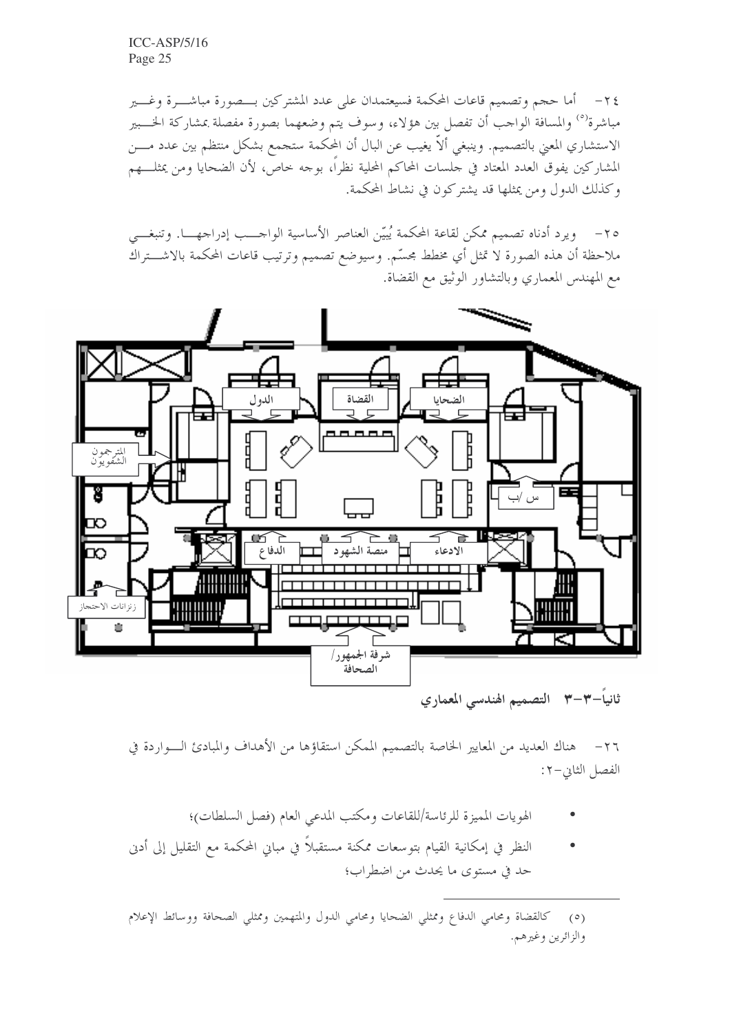٢٤- أما حجم وتصميم قاعات المحكمة فسيعتمدان على عدد المشتركين بصورة مباشرة وغير مباشرة[٥] والمسافة الواجب أن تفصل بين هؤلاء، وسوف يتم وضعهما بصورة مفصلة بمشاركة الخبير الاستشاري المعني بالتصميم. وينبغي ألاّ يغيب عن البال أن المحكمة ستجمع بشكل منتظم بين عدد من المشاركين يفوق العدد المعتاد في جلسات المحاكم المحلية نظراً، بوجه خاص، لأن الضحايا ومن يمثلهم وكذلك الدول ومن يمثلها قد يشتركون في نشاط المحكمة.

٢٥- ويرد أدناه تصميم ممكن لقاعة المحكمة يُبيّن العناصر الأساسية الواجب إدراجها. وتنبغي ملاحظة أن هذه الصورة لا تمثل أي مخطط مجسّم. وسيوضع تصميم وترتيب قاعات المحكمة بالاشتراك مع المهندس المعماري وبالتشاور الوثيق مع القضاة.

الدول — القضاة — الضحايا — المترجمون الشفويون — س /ب — الدفاع — منصة الشهود — الادعاء — زنزانات الاحتجاز — شرفة الجمهور/ الصحافة

## ثانياً-٣-٣ التصميم الهندسي المعماري

٢٦- هناك العديد من المعايير الخاصة بالتصميم الممكن استقاؤها من الأهداف والمبادئ الواردة في الفصل الثاني-٢:

- الهويات المميزة للرئاسة/للقاعات ومكتب المدعي العام (فصل السلطات)؛
- النظر في إمكانية القيام بتوسعات ممكنة مستقبلاً في مباني المحكمة مع التقليل إلى أدنى حد في مستوى ما يحدث من اضطراب؛

---

(٥) كالقضاة ومحامي الدفاع وممثلي الضحايا ومحامي الدول والمتهمين وممثلي الصحافة ووسائط الإعلام والزائرين وغيرهم.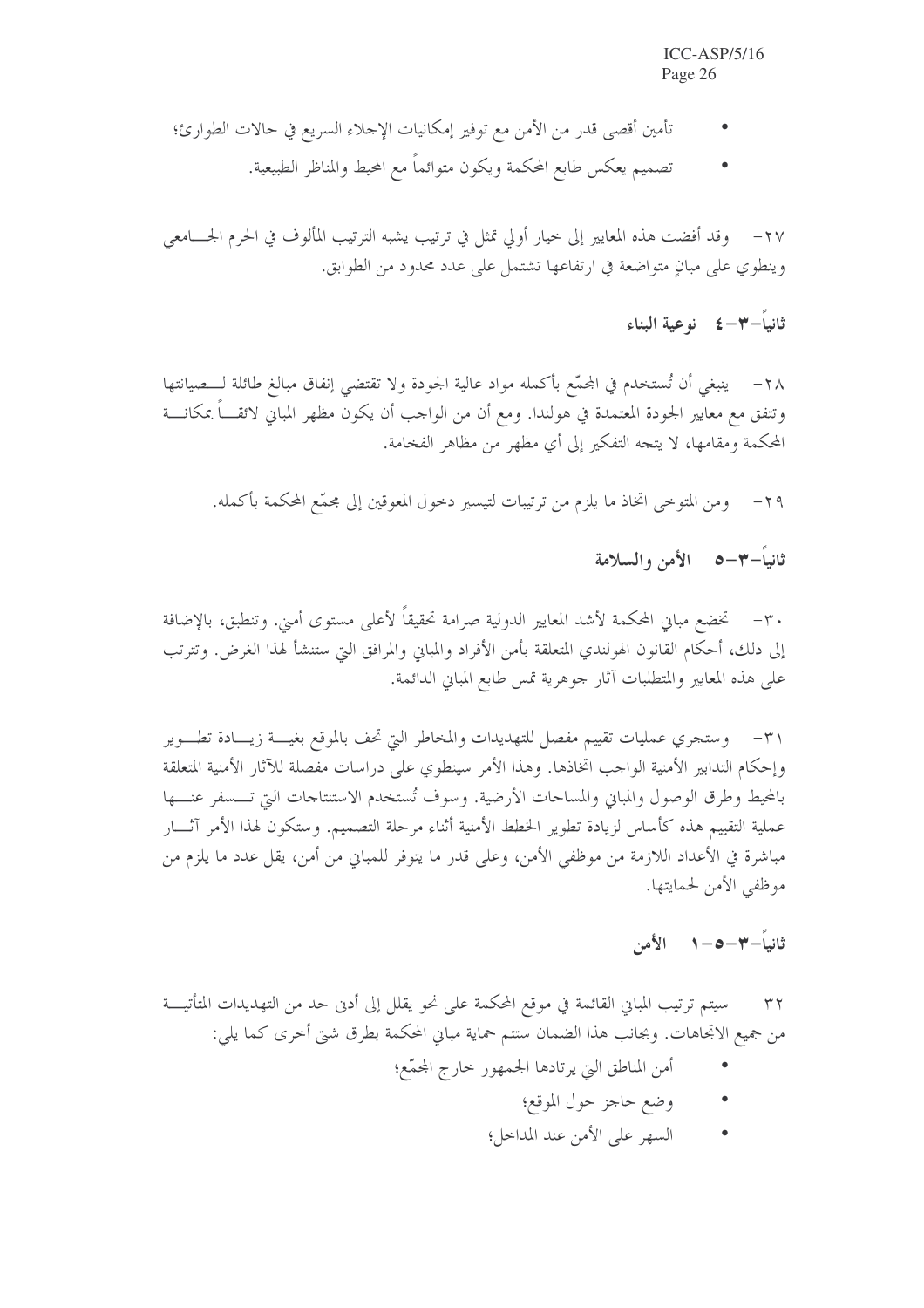- تأمين أقصى قدر من الأمن مع توفير إمكانيات الإجلاء السريع في حالات الطوارئ؛
- تصميم يعكس طابع المحكمة ويكون متوائماً مع المحيط والمناظر الطبيعية.

٢٧- وقد أفضت هذه المعايير إلى خيار أولي تمثل في ترتيب يشبه الترتيب المألوف في الحرم الجامعي وينطوي على مبانٍ متواضعة في ارتفاعها تشتمل على عدد محدود من الطوابق.

### ثانياً-٣-٤ نوعية البناء

٢٨- ينبغي أن تُستخدم في المجمّع بأكمله مواد عالية الجودة ولا تقتضي إنفاق مبالغ طائلة لصيانتها وتتفق مع معايير الجودة المعتمدة في هولندا. ومع أن من الواجب أن يكون مظهر المباني لائقاً بمكانة المحكمة ومقامها، لا يتجه التفكير إلى أي مظهر من مظاهر الفخامة.

٢٩- ومن المتوخى اتخاذ ما يلزم من ترتيبات لتيسير دخول المعوقين إلى مجمّع المحكمة بأكمله.

### ثانياً-٣-٥ الأمن والسلامة

٣٠- تخضع مباني المحكمة لأشد المعايير الدولية صرامة تحقيقاً لأعلى مستوى أمني. وتنطبق، بالإضافة إلى ذلك، أحكام القانون الهولندي المتعلقة بأمن الأفراد والمباني والمرافق التي ستنشأ لهذا الغرض. وتترتب على هذه المعايير والمتطلبات آثار جوهرية تمس طابع المباني الدائمة.

٣١- وستجري عمليات تقييم مفصل للتهديدات والمخاطر التي تحف بالموقع بغية زيادة تطوير وإحكام التدابير الأمنية الواجب اتخاذها. وهذا الأمر سينطوي على دراسات مفصلة للآثار الأمنية المتعلقة بالمحيط وطرق الوصول والمباني والمساحات الأرضية. وسوف تُستخدم الاستنتاجات التي تسفر عنها عملية التقييم هذه كأساس لزيادة تطوير الخطط الأمنية أثناء مرحلة التصميم. وستكون لهذا الأمر آثار مباشرة في الأعداد اللازمة من موظفي الأمن، وعلى قدر ما يتوفر للمباني من أمن، يقل عدد ما يلزم من موظفي الأمن لحمايتها.

#### ثانياً-٣-٥-١ الأمن

٣٢ سيتم ترتيب المباني القائمة في موقع المحكمة على نحو يقلل إلى أدنى حد من التهديدات المتأتية من جميع الاتجاهات. وبجانب هذا الضمان ستتم حماية مباني المحكمة بطرق شتى أخرى كما يلي:

- أمن المناطق التي يرتادها الجمهور خارج المجمّع؛
- وضع حاجز حول الموقع؛
- السهر على الأمن عند المداخل؛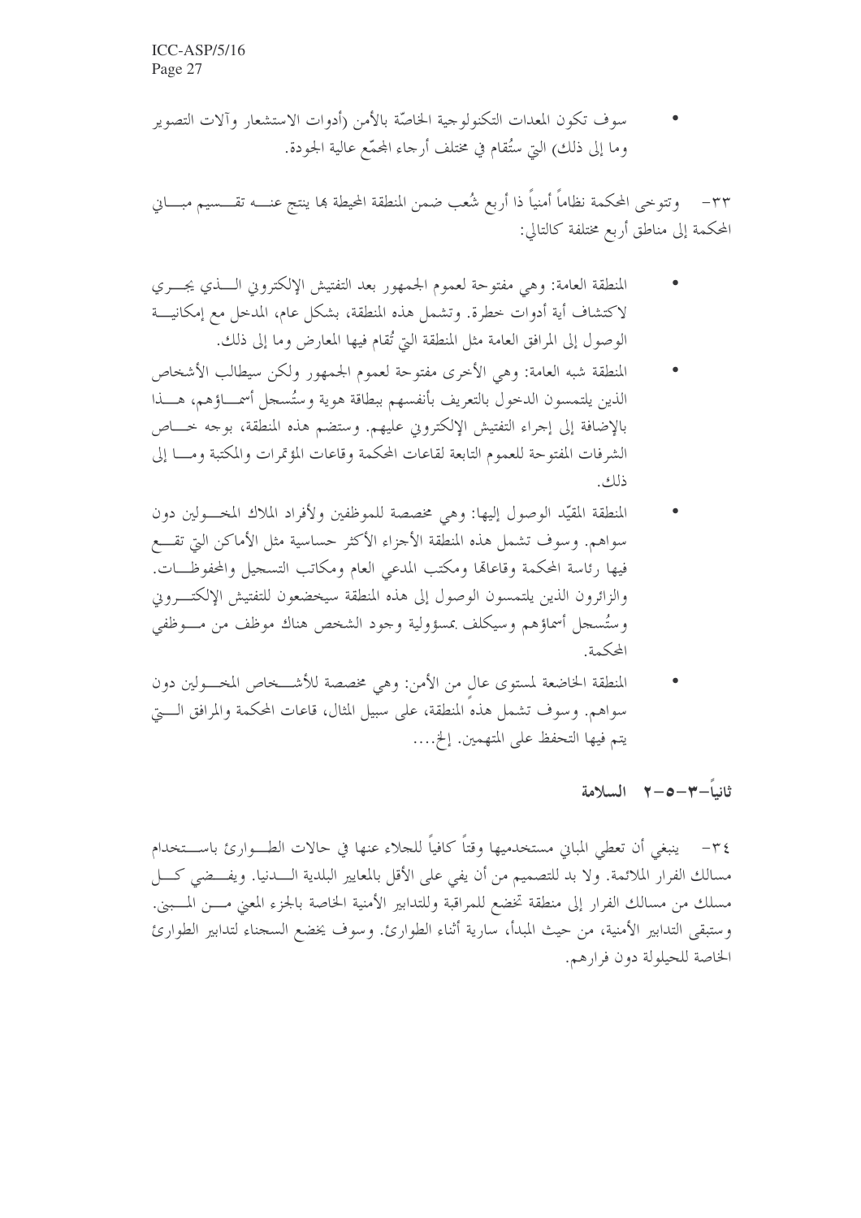- سوف تكون المعدات التكنولوجية الخاصّة بالأمن (أدوات الاستشعار وآلات التصوير وما إلى ذلك) التي ستُقام في مختلف أرجاء المجمّع عالية الجودة.

٣٣- وتتوخى المحكمة نظاماً أمنياً ذا أربع شُعب ضمن المنطقة المحيطة بها ينتج عنه تقسيم مباني المحكمة إلى مناطق أربع مختلفة كالتالي:

- المنطقة العامة: وهي مفتوحة لعموم الجمهور بعد التفتيش الإلكتروني الذي يجري لاكتشاف أية أدوات خطرة. وتشمل هذه المنطقة، بشكل عام، المدخل مع إمكانية الوصول إلى المرافق العامة مثل المنطقة التي تُقام فيها المعارض وما إلى ذلك.
- المنطقة شبه العامة: وهي الأخرى مفتوحة لعموم الجمهور ولكن سيطالب الأشخاص الذين يلتمسون الدخول بالتعريف بأنفسهم ببطاقة هوية وستُسجل أسماؤهم، هذا بالإضافة إلى إجراء التفتيش الإلكتروني عليهم. وستضم هذه المنطقة، بوجه خاص الشرفات المفتوحة للعموم التابعة لقاعات المحكمة وقاعات المؤتمرات والمكتبة وما إلى ذلك.
- المنطقة المقيّد الوصول إليها: وهي مخصصة للموظفين ولأفراد الملاك المخولين دون سواهم. وسوف تشمل هذه المنطقة الأجزاء الأكثر حساسية مثل الأماكن التي تقع فيها رئاسة المحكمة وقاعاتها ومكتب المدعي العام ومكاتب التسجيل والمحفوظات. والزائرون الذين يلتمسون الوصول إلى هذه المنطقة سيخضعون للتفتيش الإلكتروني وستُسجل أسماؤهم وسيكلف بمسؤولية وجود الشخص هناك موظف من موظفي المحكمة.
- المنطقة الخاضعة لمستوى عال من الأمن: وهي مخصصة للأشخاص المخولين دون سواهم. وسوف تشمل هذه المنطقة، على سبيل المثال، قاعات المحكمة والمرافق التي يتم فيها التحفظ على المتهمين. إلخ....

### ثانياً-٣-٥-٢ السلامة

٣٤- ينبغي أن تعطي المباني مستخدميها وقتاً كافياً للجلاء عنها في حالات الطوارئ باستخدام مسالك الفرار الملائمة. ولا بد للتصميم من أن يفي على الأقل بالمعايير البلدية الدنيا. ويفضي كل مسلك من مسالك الفرار إلى منطقة تخضع للمراقبة وللتدابير الأمنية الخاصة بالجزء المعني من المبنى. وستبقى التدابير الأمنية، من حيث المبدأ، سارية أثناء الطوارئ. وسوف يخضع السجناء لتدابير الطوارئ الخاصة للحيلولة دون فرارهم.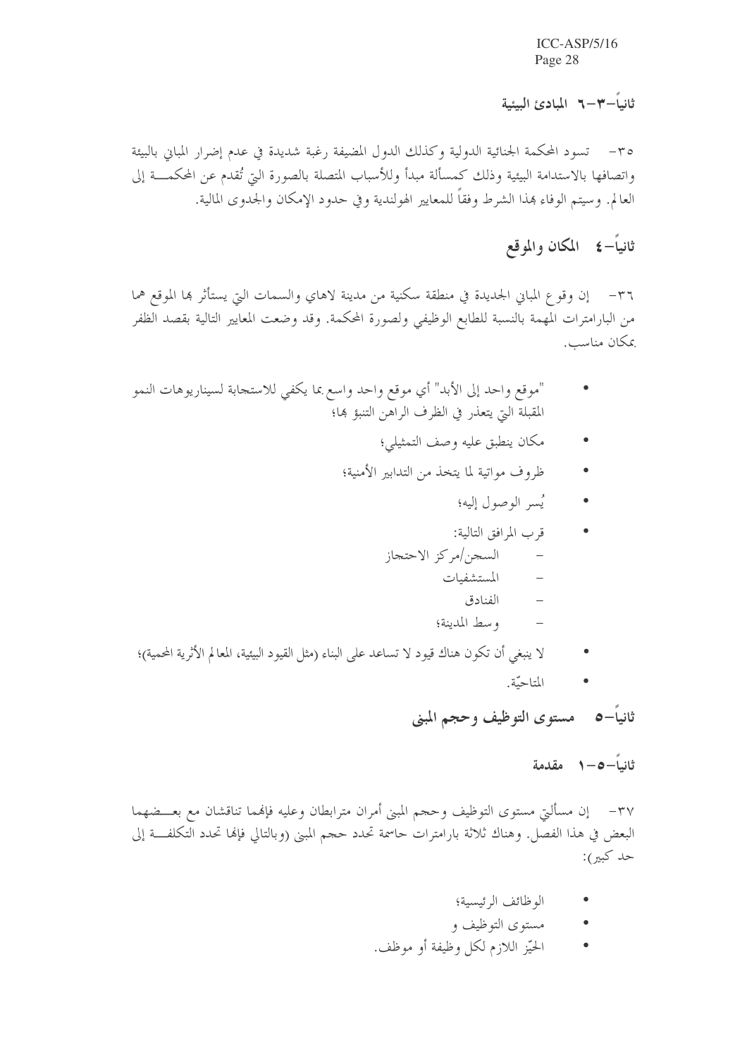### ثانياً–٣–٦ المبادئ البيئية

٣٥– تسود المحكمة الجنائية الدولية وكذلك الدول المضيفة رغبة شديدة في عدم إضرار المباني بالبيئة واتصافها بالاستدامة البيئية وذلك كمسألة مبدأ وللأسباب المتصلة بالصورة التي تُقدم عن المحكمة إلى العالم. وسيتم الوفاء بهذا الشرط وفقاً للمعايير الهولندية وفي حدود الإمكان والجدوى المالية.

## ثانياً–٤ المكان والموقع

٣٦– إن وقوع المباني الجديدة في منطقة سكنية من مدينة لاهاي والسمات التي يستأثر بها الموقع هما من البارامترات المهمة بالنسبة للطابع الوظيفي ولصورة المحكمة. وقد وضعت المعايير التالية بقصد الظفر بمكان مناسب.

- "موقع واحد إلى الأبد" أي موقع واحد واسع بما يكفي للاستجابة لسيناريوهات النمو المقبلة التي يتعذر في الظرف الراهن التنبؤ بها؛
- مكان ينطبق عليه وصف التمثيلي؛
- ظروف مواتية لما يتخذ من التدابير الأمنية؛
- يُسر الوصول إليه؛
- قرب المرافق التالية:
  - السجن/مركز الاحتجاز
  - المستشفيات
  - الفنادق
  - وسط المدينة؛
- لا ينبغي أن تكون هناك قيود لا تساعد على البناء (مثل القيود البيئية، المعالم الأثرية المحمية)؛
- المتاحيّة.

## ثانياً–٥ مستوى التوظيف وحجم المبنى

### ثانياً–٥–١ مقدمة

٣٧– إن مسألتي مستوى التوظيف وحجم المبنى أمران مترابطان وعليه فإنهما تناقشان مع بعضهما البعض في هذا الفصل. وهناك ثلاثة بارامترات حاسمة تحدد حجم المبنى (وبالتالي فإنها تحدد التكلفة إلى حد كبير):

- الوظائف الرئيسية؛
- مستوى التوظيف و
- الحيّز اللازم لكل وظيفة أو موظف.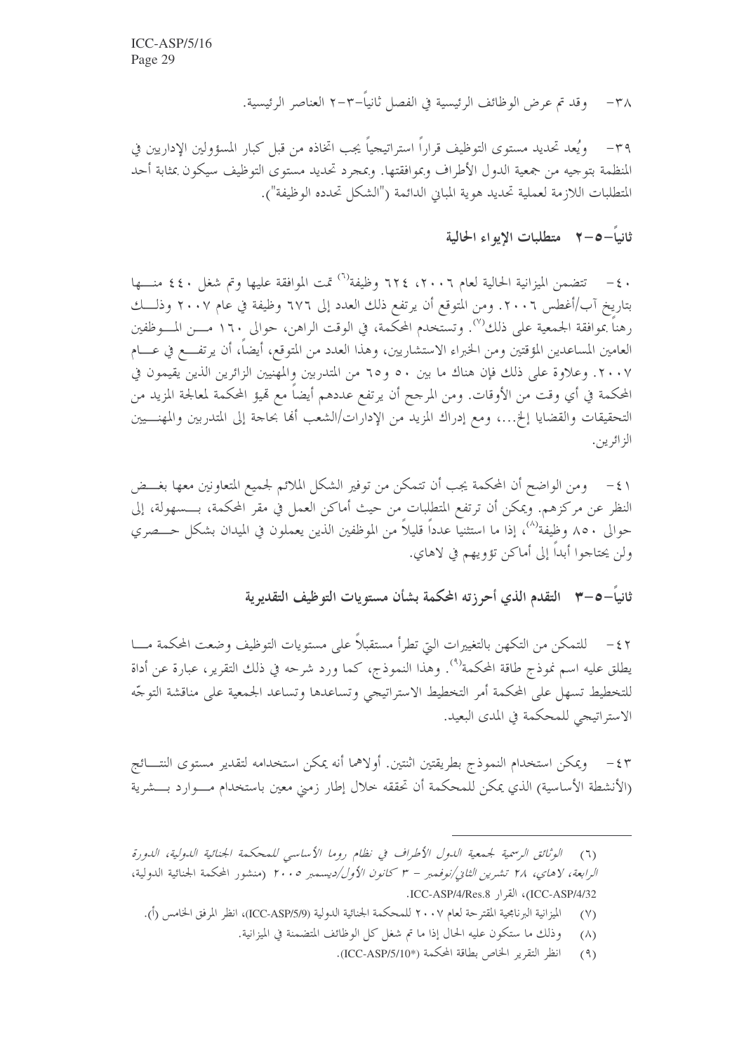٣٨- وقد تم عرض الوظائف الرئيسية في الفصل ثانياً-٣-٢ العناصر الرئيسية.

٣٩- ويُعد تحديد مستوى التوظيف قراراً استراتيجياً يجب اتخاذه من قبل كبار المسؤولين الإداريين في المنظمة بتوجيه من جمعية الدول الأطراف وبموافقتها. وبمجرد تحديد مستوى التوظيف سيكون بمثابة أحد المتطلبات اللازمة لعملية تحديد هوية المباني الدائمة ("الشكل تحدده الوظيفة").

## ثانياً-٥-٢ متطلبات الإيواء الحالية

٤٠- تتضمن الميزانية الحالية لعام ٢٠٠٦، ٦٢٤ وظيفة[٦] تمت الموافقة عليها وتم شغل ٤٤٠ منها بتاريخ آب/أغطس ٢٠٠٦. ومن المتوقع أن يرتفع ذلك العدد إلى ٦٧٦ وظيفة في عام ٢٠٠٧ وذلك رهناً بموافقة الجمعية على ذلك[٧]. وتستخدم المحكمة، في الوقت الراهن، حوالى ١٦٠ من الموظفين العاملين المساعدين المؤقتين ومن الخبراء الاستشاريين، وهذا العدد من المتوقع، أيضاً، أن يرتفع في عام ٢٠٠٧. وعلاوة على ذلك فإن هناك ما بين ٥٠ و٦٥ من المتدربين والمهنيين الزائرين الذين يقيمون في المحكمة في أي وقت من الأوقات. ومن المرجح أن يرتفع عددهم أيضاً مع تهيؤ المحكمة لمعالجة المزيد من التحقيقات والقضايا إلخ...، ومع إدراك المزيد من الإدارات/الشعب أنها بحاجة إلى المتدربين والمهنيين الزائرين.

٤١- ومن الواضح أن المحكمة يجب أن تتمكن من توفير الشكل الملائم لجميع المتعاونين معها بغض النظر عن مركزهم. ويمكن أن ترتفع المتطلبات من حيث أماكن العمل في مقر المحكمة، بسهولة، إلى حوالى ٨٥٠ وظيفة[٨]، إذا ما استثنينا عدداً قليلاً من الموظفين الذين يعملون في الميدان بشكل حصري ولن يحتاجوا أبداً إلى أماكن تؤويهم في لاهاي.

## ثانياً-٥-٣ التقدم الذي أحرزته المحكمة بشأن مستويات التوظيف التقديرية

٤٢- للتمكن من التكهن بالتغييرات التي تطرأ مستقبلاً على مستويات التوظيف وضعت المحكمة ما يطلق عليه اسم نموذج طاقة المحكمة[٩]. وهذا النموذج، كما ورد شرحه في ذلك التقرير، عبارة عن أداة للتخطيط تسهل على المحكمة أمر التخطيط الاستراتيجي وتساعدها وتساعد الجمعية على مناقشة التوجّه الاستراتيجي للمحكمة في المدى البعيد.

٤٣- ويمكن استخدام النموذج بطريقتين اثنتين. أولاهما أنه يمكن استخدامه لتقدير مستوى النتائج (الأنشطة الأساسية) الذي يمكن للمحكمة أن تحققه خلال إطار زمني معين باستخدام موارد بشرية

---

(٦) *الوثائق الرسمية لجمعية الدول الأطراف في نظام روما الأساسي للمحكمة الجنائية الدولية، الدورة الرابعة، لاهاي، ٢٨ تشرين الثاني/نوفمبر - ٣ كانون الأول/ديسمبر ٢٠٠٥* (منشور المحكمة الجنائية الدولية، ICC-ASP/4/32)، القرار ICC-ASP/4/Res.8.

(٧) الميزانية البرنامجية المقترحة لعام ٢٠٠٧ للمحكمة الجنائية الدولية (ICC-ASP/5/9)، انظر المرفق الخامس (أ).

(٨) وذلك ما ستكون عليه الحال إذا ما تم شغل كل الوظائف المتضمنة في الميزانية.

(٩) انظر التقرير الخاص بطاقة المحكمة (ICC-ASP/5/10*).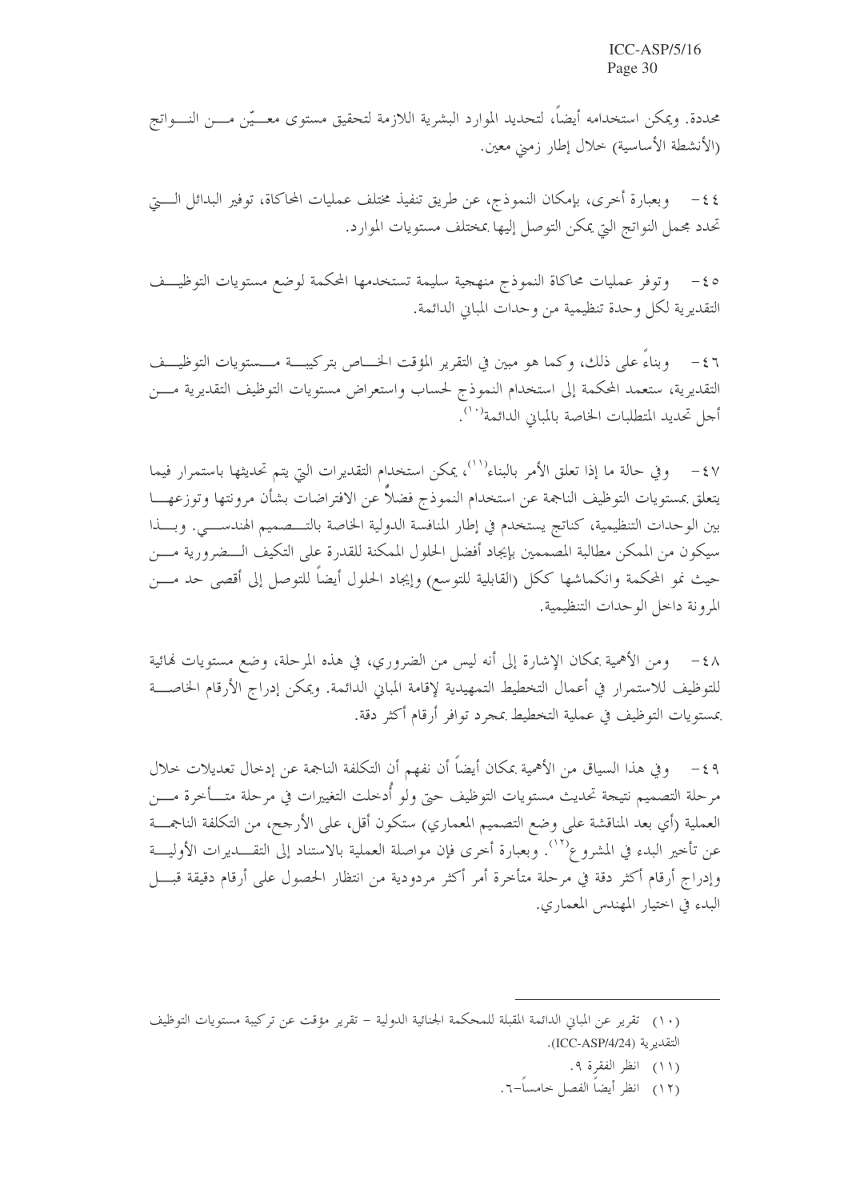محددة. ويمكن استخدامه أيضاً، لتحديد الموارد البشرية اللازمة لتحقيق مستوى معيّن من النواتج (الأنشطة الأساسية) خلال إطار زمني معين.

٤٤- وبعبارة أخرى، بإمكان النموذج، عن طريق تنفيذ مختلف عمليات المحاكاة، توفير البدائل التي تحدد مجمل النواتج التي يمكن التوصل إليها بمختلف مستويات الموارد.

٤٥- وتوفر عمليات محاكاة النموذج منهجية سليمة تستخدمها المحكمة لوضع مستويات التوظيف التقديرية لكل وحدة تنظيمية من وحدات المباني الدائمة.

٤٦- وبناءً على ذلك، وكما هو مبين في التقرير المؤقت الخاص بتركيبة مستويات التوظيف التقديرية، ستعمد المحكمة إلى استخدام النموذج لحساب واستعراض مستويات التوظيف التقديرية من أجل تحديد المتطلبات الخاصة بالمباني الدائمة[١٠].

٤٧- وفي حالة ما إذا تعلق الأمر بالبناء[١١]، يمكن استخدام التقديرات التي يتم تحديثها باستمرار فيما يتعلق بمستويات التوظيف الناجمة عن استخدام النموذج فضلاً عن الافتراضات بشأن مرونتها وتوزعها بين الوحدات التنظيمية، كنتائج يستخدم في إطار المنافسة الدولية الخاصة بالتصميم الهندسي. وبهذا سيكون من الممكن مطالبة المصممين بإيجاد أفضل الحلول الممكنة للقدرة على التكيف الضرورية من حيث نمو المحكمة وانكماشها ككل (القابلية للتوسع) وإيجاد الحلول أيضاً للتوصل إلى أقصى حد من المرونة داخل الوحدات التنظيمية.

٤٨- ومن الأهمية بمكان الإشارة إلى أنه ليس من الضروري، في هذه المرحلة، وضع مستويات نهائية للتوظيف للاستمرار في أعمال التخطيط التمهيدية لإقامة المباني الدائمة. ويمكن إدراج الأرقام الخاصة بمستويات التوظيف في عملية التخطيط بمجرد توافر أرقام أكثر دقة.

٤٩- وفي هذا السياق من الأهمية بمكان أيضاً أن نفهم أن التكلفة الناجمة عن إدخال تعديلات خلال مرحلة التصميم نتيجة تحديث مستويات التوظيف حتى ولو أُدخلت التغييرات في مرحلة متأخرة من العملية (أي بعد المناقشة على وضع التصميم المعماري) ستكون أقل، على الأرجح، من التكلفة الناجمة عن تأخير البدء في المشروع[١٢]. وبعبارة أخرى فإن مواصلة العملية بالاستناد إلى التقديرات الأولية وإدراج أرقام أكثر دقة في مرحلة متأخرة أمر أكثر مردودية من انتظار الحصول على أرقام دقيقة قبل البدء في اختيار المهندس المعماري.

---

(١٠) تقرير عن المباني الدائمة المقبلة للمحكمة الجنائية الدولية – تقرير مؤقت عن تركيبة مستويات التوظيف التقديرية (ICC-ASP/4/24).

(١١) انظر الفقرة ٩.

(١٢) انظر أيضاً الفصل خامساً-٦.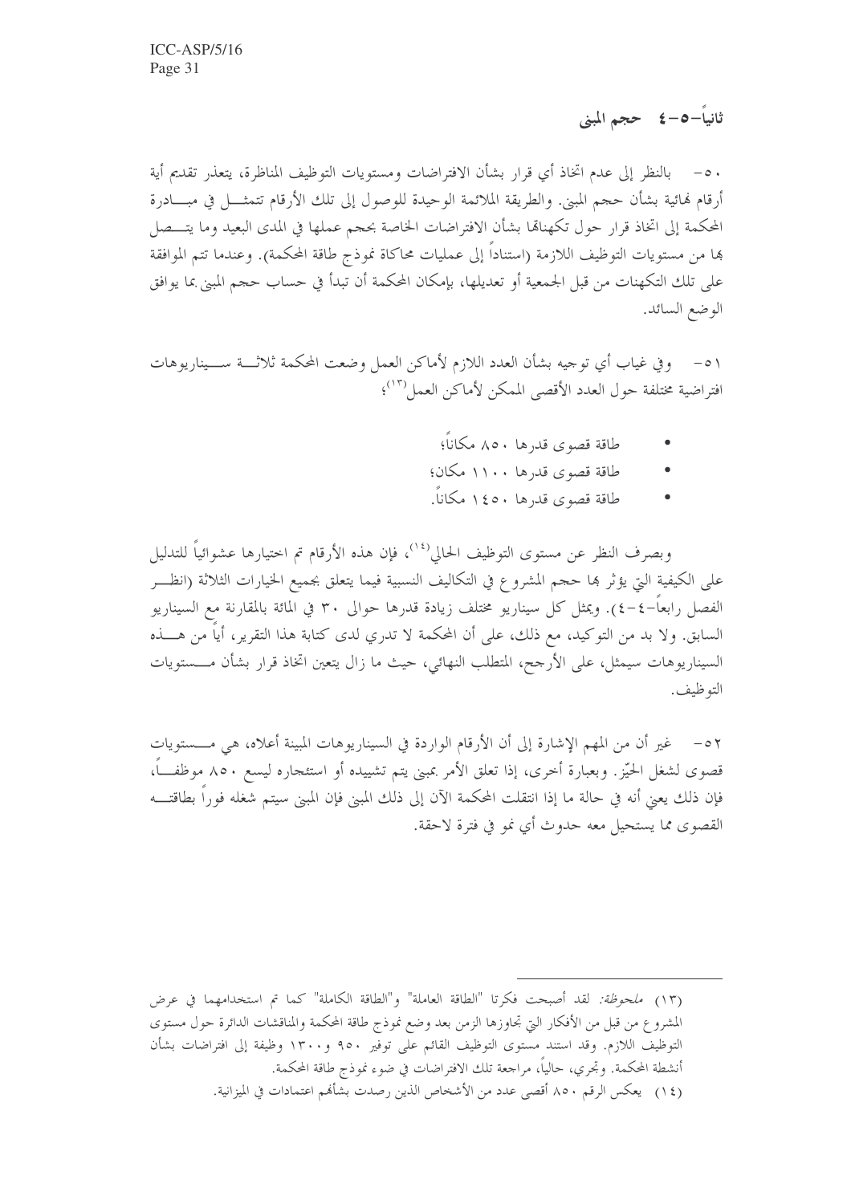### ثانياً-٥-٤ حجم المبنى

٥٠- بالنظر إلى عدم اتخاذ أي قرار بشأن الافتراضات ومستويات التوظيف المناظرة، يتعذر تقديم أية أرقام نهائية بشأن حجم المبنى. والطريقة الملائمة الوحيدة للوصول إلى تلك الأرقام تتمثل في مبادرة المحكمة إلى اتخاذ قرار حول تكهناتها بشأن الافتراضات الخاصة بحجم عملها في المدى البعيد وما يتصل بها من مستويات التوظيف اللازمة (استناداً إلى عمليات محاكاة نموذج طاقة المحكمة). وعندما تتم الموافقة على تلك التكهنات من قبل الجمعية أو تعديلها، بإمكان المحكمة أن تبدأ في حساب حجم المبنى بما يوافق الوضع السائد.

٥١- وفي غياب أي توجيه بشأن العدد اللازم لأماكن العمل وضعت المحكمة ثلاثة سيناريوهات افتراضية مختلفة حول العدد الأقصى الممكن لأماكن العمل[١٣]؛

- طاقة قصوى قدرها ٨٥٠ مكاناً؛
- طاقة قصوى قدرها ١١٠٠ مكان؛
- طاقة قصوى قدرها ١٤٥٠ مكاناً.

وبصرف النظر عن مستوى التوظيف الحالي[١٤]، فإن هذه الأرقام تم اختيارها عشوائياً للتدليل على الكيفية التي يؤثر بها حجم المشروع في التكاليف النسبية فيما يتعلق بجميع الخيارات الثلاثة (انظر الفصل رابعاً-٤-٤). ويمثل كل سيناريو مختلف زيادة قدرها حوالى ٣٠ في المائة بالمقارنة مع السيناريو السابق. ولا بد من التوكيد، مع ذلك، على أن المحكمة لا تدري لدى كتابة هذا التقرير، أياً من هذه السيناريوهات سيمثل، على الأرجح، المتطلب النهائي، حيث ما زال يتعين اتخاذ قرار بشأن مستويات التوظيف.

٥٢- غير أن من المهم الإشارة إلى أن الأرقام الواردة في السيناريوهات المبينة أعلاه، هي مستويات قصوى لشغل الحيّز. وبعبارة أخرى، إذا تعلق الأمر بمبنى يتم تشييده أو استئجاره ليسع ٨٥٠ موظفاً، فإن ذلك يعني أنه في حالة ما إذا انتقلت المحكمة الآن إلى ذلك المبنى فإن المبنى سيتم شغله فوراً بطاقته القصوى مما يستحيل معه حدوث أي نمو في فترة لاحقة.

---

(١٣) *ملحوظة:* لقد أصبحت فكرتا "الطاقة العاملة" و"الطاقة الكاملة" كما تم استخدامهما في عرض المشروع من قبل من الأفكار التي تجاوزها الزمن بعد وضع نموذج طاقة المحكمة والمناقشات الدائرة حول مستوى التوظيف اللازم. وقد استند مستوى التوظيف القائم على توفير ٩٥٠ و١٣٠٠ وظيفة إلى افتراضات بشأن أنشطة المحكمة. وتجري، حالياً، مراجعة تلك الافتراضات في ضوء نموذج طاقة المحكمة.

(١٤) يعكس الرقم ٨٥٠ أقصى عدد من الأشخاص الذين رصدت بشأنهم اعتمادات في الميزانية.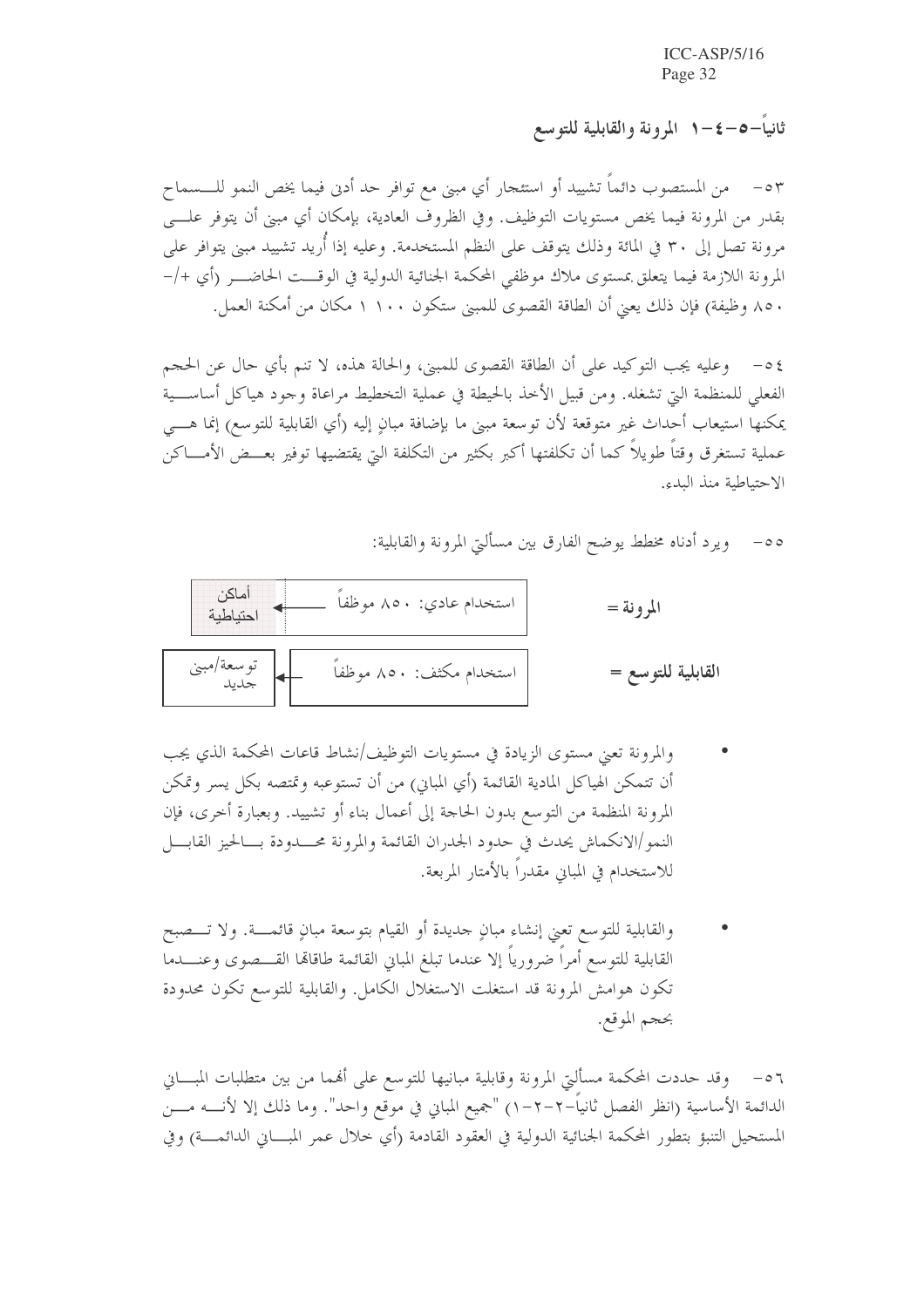## ثانياً-٥-٤-١ المرونة والقابلية للتوسع

٥٣- من المستصوب دائماً تشييد أو استئجار أي مبنى مع توافر حد أدنى فيما يخص النمو للسماح بقدر من المرونة فيما يخص مستويات التوظيف. وفي الظروف العادية، بإمكان أي مبنى أن يتوفر على مرونة تصل إلى ٣٠ في المائة وذلك يتوقف على النظم المستخدمة. وعليه إذا أُريد تشييد مبنى يتوافر على المرونة اللازمة فيما يتعلق بمستوى ملاك موظفي المحكمة الجنائية الدولية في الوقت الحاضر (أي +/- ٨٥٠ وظيفة) فإن ذلك يعني أن الطاقة القصوى للمبنى ستكون ١ ١٠٠ مكان من أمكنة العمل.

٥٤- وعليه يجب التوكيد على أن الطاقة القصوى للمبنى، والحالة هذه، لا تنم بأي حال عن الحجم الفعلي للمنظمة التي تشغله. ومن قبيل الأخذ بالحيطة في عملية التخطيط مراعاة وجود هياكل أساسية يمكنها استيعاب أحداث غير متوقعة لأن توسعة مبنى ما بإضافة مبانٍ إليه (أي القابلية للتوسع) إنما هي عملية تستغرق وقتاً طويلاً كما أن تكلفتها أكبر بكثير من التكلفة التي يقتضيها توفير بعض الأماكن الاحتياطية منذ البدء.

٥٥- ويرد أدناه مخطط يوضح الفارق بين مسألتي المرونة والقابلية:

| | | |
|---|---|---|
| **المرونة =** | استخدام عادي: ٨٥٠ موظفاً ← | أماكن احتياطية |
| **القابلية للتوسع =** | استخدام مكثف: ٨٥٠ موظفاً ← | توسعة/مبنى جديد |

- والمرونة تعني مستوى الزيادة في مستويات التوظيف/نشاط قاعات المحكمة الذي يجب أن تتمكن الهياكل المادية القائمة (أي المباني) من أن تستوعبه وتمتصه بكل يسر وتمكن المرونة المنظمة من التوسع بدون الحاجة إلى أعمال بناء أو تشييد. وبعبارة أخرى، فإن النمو/الانكماش يحدث في حدود الجدران القائمة والمرونة محدودة بالحيز القابل للاستخدام في المباني مقدراً بالأمتار المربعة.

- والقابلية للتوسع تعني إنشاء مبانٍ جديدة أو القيام بتوسعة مبانٍ قائمة. ولا تصبح القابلية للتوسع أمراً ضرورياً إلا عندما تبلغ المباني القائمة طاقاتها القصوى وعندما تكون هوامش المرونة قد استغلت الاستغلال الكامل. والقابلية للتوسع تكون محدودة بحجم الموقع.

٥٦- وقد حددت المحكمة مسألتي المرونة وقابلية مبانيها للتوسع على أنهما من بين متطلبات المباني الدائمة الأساسية (انظر الفصل ثانياً-٢-٢-١) "جميع المباني في موقع واحد". وما ذلك إلا لأنه من المستحيل التنبؤ بتطور المحكمة الجنائية الدولية في العقود القادمة (أي خلال عمر المباني الدائمة) وفي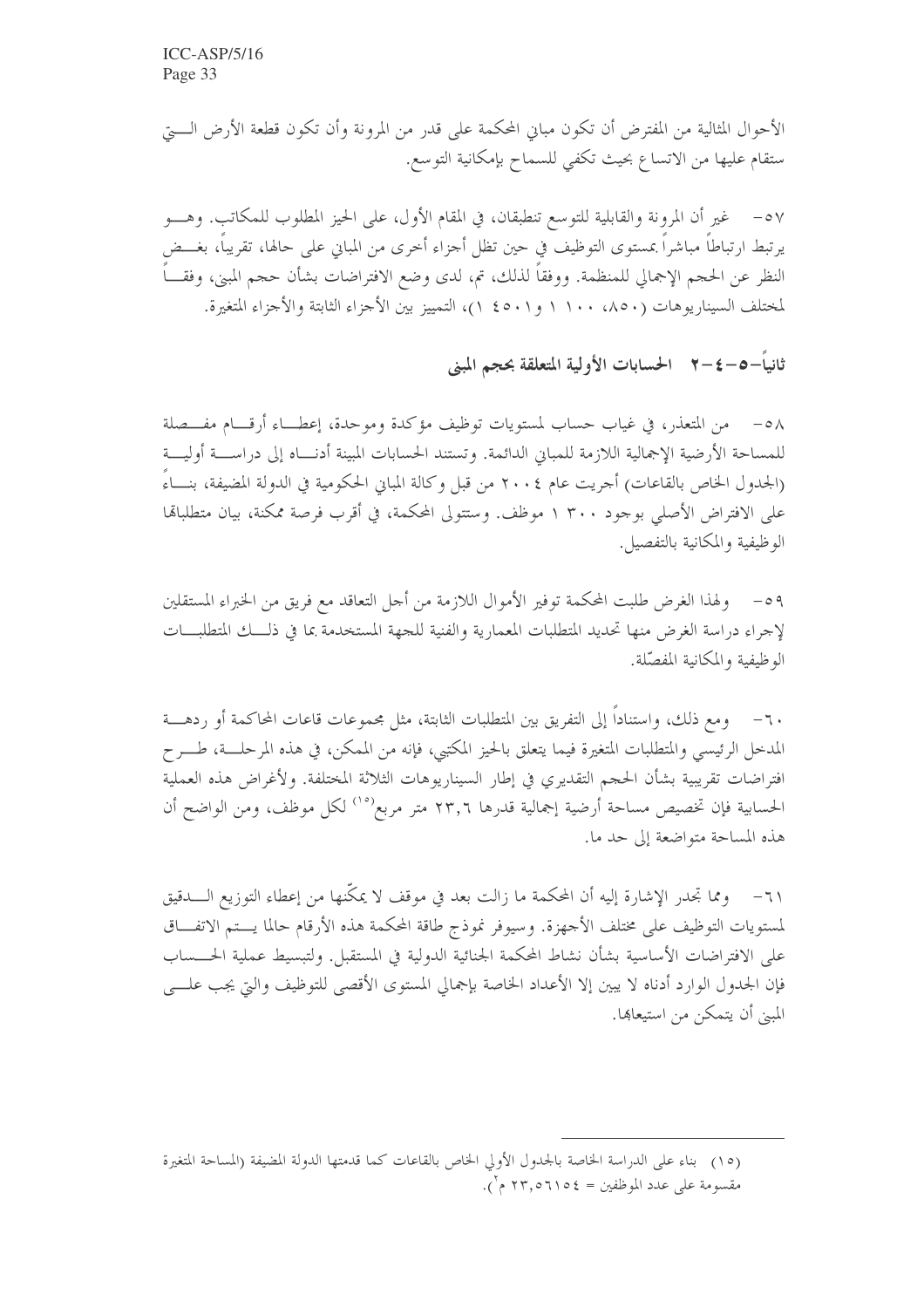الأحوال المثالية من المفترض أن تكون مباني المحكمة على قدر من المرونة وأن تكون قطعة الأرض التي ستقام عليها من الاتساع بحيث تكفي للسماح بإمكانية التوسع.

٥٧- غير أن المرونة والقابلية للتوسع تنطبقان، في المقام الأول، على الحيز المطلوب للمكاتب. وهو يرتبط ارتباطاً مباشراً بمستوى التوظيف في حين تظل أجزاء أخرى من المباني على حالها، تقريباً، بغض النظر عن الحجم الإجمالي للمنظمة. ووفقاً لذلك، تم، لدى وضع الافتراضات بشأن حجم المبنى، وفقاً لمختلف السيناريوهات (٨٥٠، ١٠٠ ١ و١ ٤٥٠ ١)، التمييز بين الأجزاء الثابتة والأجزاء المتغيرة.

## ثانياً-٥-٤-٢ الحسابات الأولية المتعلقة بحجم المبنى

٥٨- من المتعذر، في غياب حساب لمستويات توظيف مؤكدة وموحدة، إعطاء أرقام مفصلة للمساحة الأرضية الإجمالية اللازمة للمباني الدائمة. وتستند الحسابات المبينة أدناه إلى دراسة أولية (الجدول الخاص بالقاعات) أجريت عام ٢٠٠٤ من قبل وكالة المباني الحكومية في الدولة المضيفة، بناءً على الافتراض الأصلي بوجود ٣٠٠ ١ موظف. وستتولى المحكمة، في أقرب فرصة ممكنة، بيان متطلباتها الوظيفية والمكانية بالتفصيل.

٥٩- ولهذا الغرض طلبت المحكمة توفير الأموال اللازمة من أجل التعاقد مع فريق من الخبراء المستقلين لإجراء دراسة الغرض منها تحديد المتطلبات المعمارية والفنية للجهة المستخدمة بما في ذلك المتطلبات الوظيفية والمكانية المفصّلة.

٦٠- ومع ذلك، واستناداً إلى التفريق بين المتطلبات الثابتة، مثل مجموعات قاعات المحاكمة أو ردهة المدخل الرئيسي والمتطلبات المتغيرة فيما يتعلق بالحيز المكتبي، فإنه من الممكن، في هذه المرحلة، طرح افتراضات تقريبية بشأن الحجم التقديري في إطار السيناريوهات الثلاثة المختلفة. ولأغراض هذه العملية الحسابية فإن تخصيص مساحة أرضية إجمالية قدرها ٢٣,٦ متر مربع[١٥] لكل موظف، ومن الواضح أن هذه المساحة متواضعة إلى حد ما.

٦١- ومما تجدر الإشارة إليه أن المحكمة ما زالت بعد في موقف لا يمكّنها من إعطاء التوزيع الدقيق لمستويات التوظيف على مختلف الأجهزة. وسيوفر نموذج طاقة المحكمة هذه الأرقام حالما يتم الاتفاق على الافتراضات الأساسية بشأن نشاط المحكمة الجنائية الدولية في المستقبل. ولتبسيط عملية الحساب فإن الجدول الوارد أدناه لا يبين إلا الأعداد الخاصة بإجمالي المستوى الأقصى للتوظيف والتي يجب على المبنى أن يتمكن من استيعابها.

---

(١٥) بناء على الدراسة الخاصة بالجدول الأولي الخاص بالقاعات كما قدمتها الدولة المضيفة (المساحة المتغيرة مقسومة على عدد الموظفين = ٢٣,٥٦١٥٤ م²).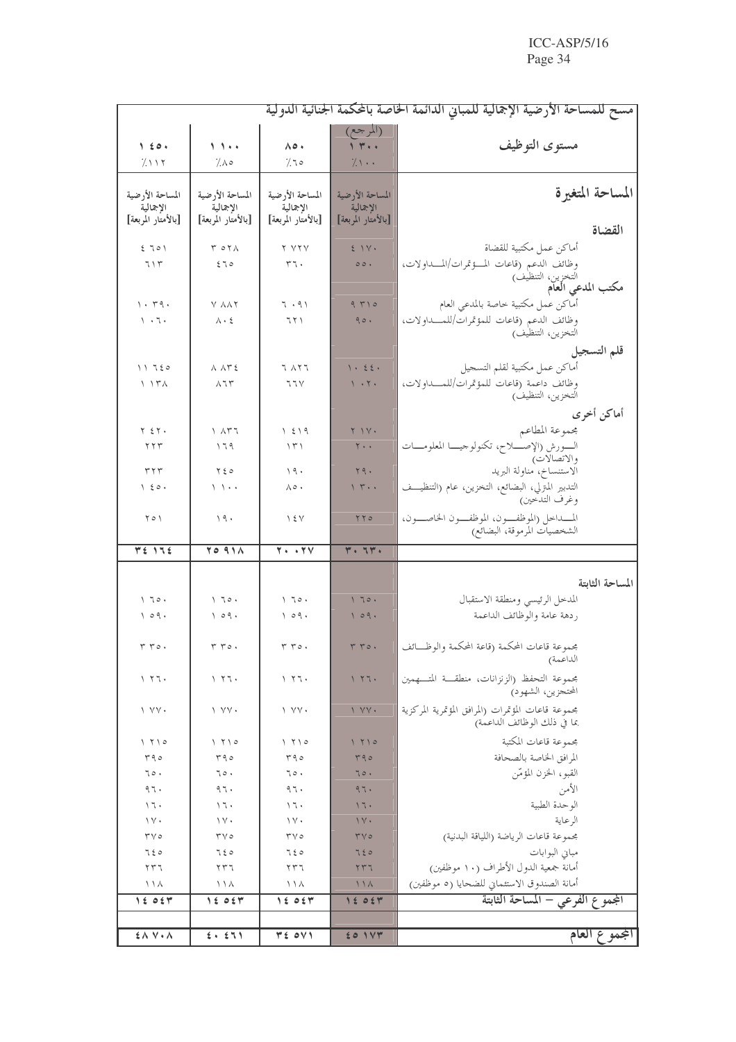| مسح للمساحة الأرضية الإجمالية للمباني الدائمة الخاصة بالمحكمة الجنائية الدولية | | | | |
|---|---|---|---|---|
| | (المرجع) | | | |
| مستوى التوظيف | ١ ٣٠٠ | ٨٥٠ | ١ ١٠٠ | ١ ٤٥٠ |
| | ٪١٠٠ | ٪٦٥ | ٪٨٥ | ٪١١٢ |
| **المساحة المتغيرة** | المساحة الأرضية الإجمالية [بالأمتار المربعة] | المساحة الأرضية الإجمالية [بالأمتار المربعة] | المساحة الأرضية الإجمالية [بالأمتار المربعة] | المساحة الأرضية الإجمالية [بالأمتار المربعة] |
| **القضاة** | | | | |
| أماكن عمل مكتبية للقضاة | ٤ ١٧٠ | ٢ ٧٢٧ | ٣ ٥٢٨ | ٤ ٦٥١ |
| وظائف الدعم (قاعات المؤتمرات/المداولات، التخزين، التنظيف) | ٥٥٠ | ٣٦٠ | ٤٦٥ | ٦١٣ |
| **مكتب المدعي العام** | | | | |
| أماكن عمل مكتبية خاصة بالمدعي العام | ٩ ٣١٥ | ٦ ٠٩١ | ٧ ٨٨٢ | ١٠ ٣٩٠ |
| وظائف الدعم (قاعات للمؤتمرات/للمداولات، التخزين، التنظيف) | ٩٥٠ | ٦٢١ | ٨٠٤ | ١ ٠٦٠ |
| **قلم التسجيل** | | | | |
| أماكن عمل مكتبية لقلم التسجيل | ١٠ ٤٤٠ | ٦ ٨٢٦ | ٨ ٨٣٤ | ١١ ٦٤٥ |
| وظائف داعمة (قاعات للمؤتمرات/للمداولات، التخزين، التنظيف) | ١ ٠٢٠ | ٦٦٧ | ٨٦٣ | ١ ١٣٨ |
| **أماكن أخرى** | | | | |
| مجموعة المطاعم | ٢ ١٧٠ | ١ ٤١٩ | ١ ٨٣٦ | ٢ ٤٢٠ |
| الورش (الإصلاح، تكنولوجيا المعلومات والاتصالات) | ٢٠٠ | ١٣١ | ١٦٩ | ٢٢٣ |
| الاستنساخ، مناولة البريد | ٢٩٠ | ١٩٠ | ٢٤٥ | ٣٢٣ |
| التدبير المنزلي، البضائع، التخزين، عام (التنظيف وغرف التدخين) | ١ ٣٠٠ | ٨٥٠ | ١ ١٠٠ | ١ ٤٥٠ |
| المداخل (الموظفون، الموظفون الخاصون، الشخصيات المرموقة، البضائع) | ٢٢٥ | ١٤٧ | ١٩٠ | ٢٥١ |
| | **٣٠ ٦٣٠** | **٢٠ ٠٢٧** | **٢٥ ٩١٨** | **٣٤ ١٦٤** |
| | | | | |
| **المساحة الثابتة** | | | | |
| المدخل الرئيسي ومنطقة الاستقبال | ١ ٦٥٠ | ١ ٦٥٠ | ١ ٦٥٠ | ١ ٦٥٠ |
| ردهة عامة والوظائف الداعمة | ١ ٥٩٠ | ١ ٥٩٠ | ١ ٥٩٠ | ١ ٥٩٠ |
| مجموعة قاعات المحكمة (قاعة المحكمة والوظائف الداعمة) | ٣ ٣٥٠ | ٣ ٣٥٠ | ٣ ٣٥٠ | ٣ ٣٥٠ |
| مجموعة التحفظ (الزنزانات، منطقة المتهمين المحتجزين، الشهود) | ١ ٢٦٠ | ١ ٢٦٠ | ١ ٢٦٠ | ١ ٢٦٠ |
| مجموعة قاعات المؤتمرات (المرافق المؤتمرية المركزية بما في ذلك الوظائف الداعمة) | ١ ٧٧٠ | ١ ٧٧٠ | ١ ٧٧٠ | ١ ٧٧٠ |
| مجموعة قاعات المكتبة | ١ ٢١٥ | ١ ٢١٥ | ١ ٢١٥ | ١ ٢١٥ |
| المرافق الخاصة بالصحافة | ٣٩٥ | ٣٩٥ | ٣٩٥ | ٣٩٥ |
| القبو، الخزن المؤمّن | ٦٥٠ | ٦٥٠ | ٦٥٠ | ٦٥٠ |
| الأمن | ٩٦٠ | ٩٦٠ | ٩٦٠ | ٩٦٠ |
| الوحدة الطبية | ١٦٠ | ١٦٠ | ١٦٠ | ١٦٠ |
| الرعاية | ١٧٠ | ١٧٠ | ١٧٠ | ١٧٠ |
| مجموعة قاعات الرياضة (اللياقة البدنية) | ٣٧٥ | ٣٧٥ | ٣٧٥ | ٣٧٥ |
| مباني البوابات | ٦٤٥ | ٦٤٥ | ٦٤٥ | ٦٤٥ |
| أمانة جمعية الدول الأطراف (١٠ موظفين) | ٢٣٦ | ٢٣٦ | ٢٣٦ | ٢٣٦ |
| أمانة الصندوق الاستئماني للضحايا (٥ موظفين) | ١١٨ | ١١٨ | ١١٨ | ١١٨ |
| **المجموع الفرعي – المساحة الثابتة** | **١٤ ٥٤٣** | **١٤ ٥٤٣** | **١٤ ٥٤٣** | **١٤ ٥٤٣** |
| | | | | |
| **المجموع العام** | **٤٥ ١٧٣** | **٣٤ ٥٧١** | **٤٠ ٤٦١** | **٤٨ ٧٠٨** |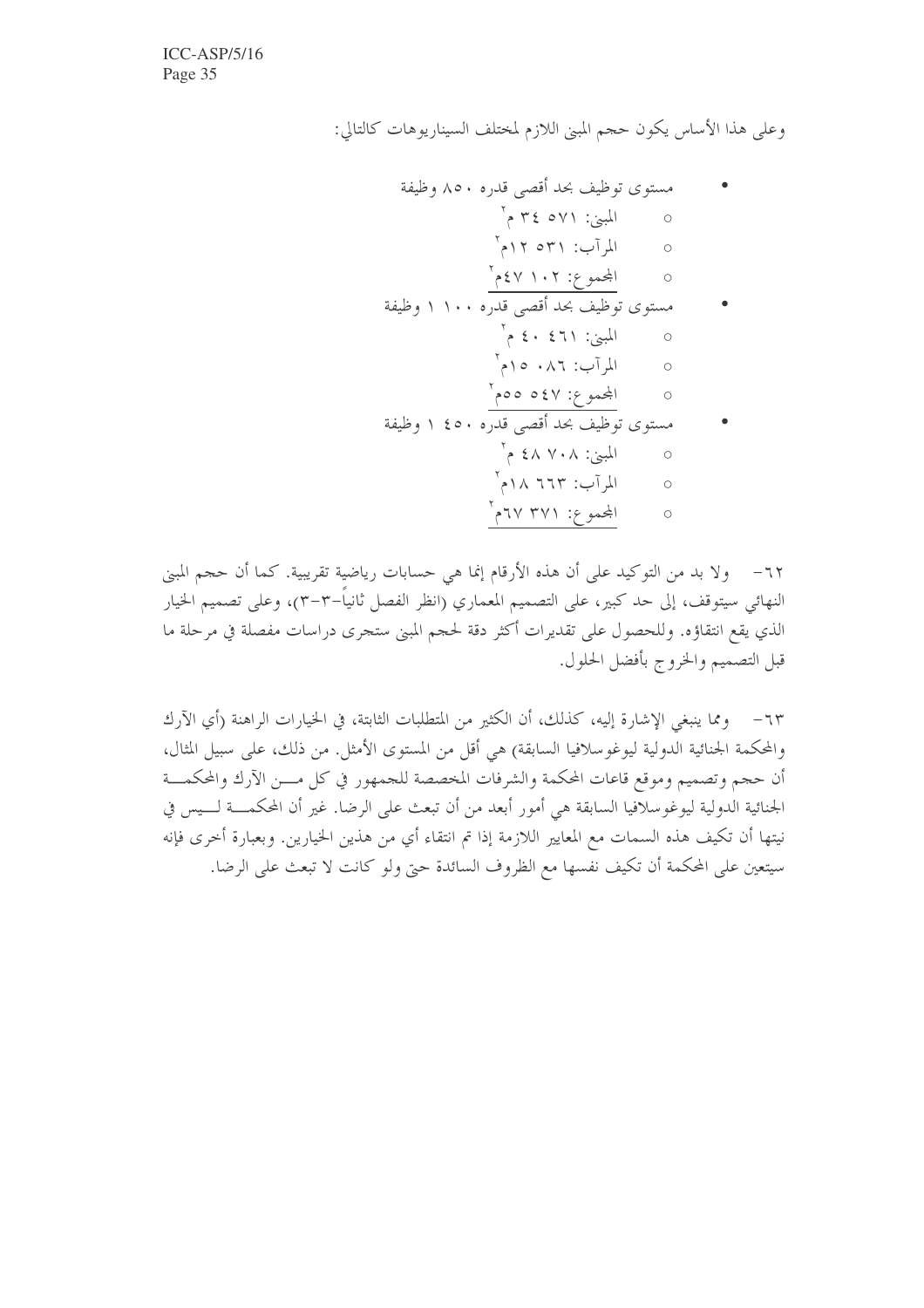وعلى هذا الأساس يكون حجم المبنى اللازم لمختلف السيناريوهات كالتالي:

- مستوى توظيف بحد أقصى قدره ٨٥٠ وظيفة
  - المبنى: ٣٤ ٥٧١ م$^{2}$
  - المرآب: ١٢ ٥٣١م$^{2}$
  - المجموع: ٤٧ ١٠٢م$^{2}$
- مستوى توظيف بحد أقصى قدره ١ ١٠٠ وظيفة
  - المبنى: ٤٠ ٤٦١ م$^{2}$
  - المرآب: ١٥ ٠٨٦م$^{2}$
  - المجموع: ٥٥ ٥٤٧م$^{2}$
- مستوى توظيف بحد أقصى قدره ١ ٤٥٠ وظيفة
  - المبنى: ٤٨ ٧٠٨ م$^{2}$
  - المرآب: ١٨ ٦٦٣م$^{2}$
  - المجموع: ٦٧ ٣٧١م$^{2}$

٦٢- ولا بد من التوكيد على أن هذه الأرقام إنما هي حسابات رياضية تقريبية. كما أن حجم المبنى النهائي سيتوقف، إلى حد كبير، على التصميم المعماري (انظر الفصل ثانياً-٣-٣)، وعلى تصميم الخيار الذي يقع انتقاؤه. وللحصول على تقديرات أكثر دقة لحجم المبنى ستجرى دراسات مفصلة في مرحلة ما قبل التصميم والخروج بأفضل الحلول.

٦٣- ومما ينبغي الإشارة إليه، كذلك، أن الكثير من المتطلبات الثابتة، في الخيارات الراهنة (أي الآرك والمحكمة الجنائية الدولية ليوغوسلافيا السابقة) هي أقل من المستوى الأمثل. من ذلك، على سبيل المثال، أن حجم وتصميم وموقع قاعات المحكمة والشرفات المخصصة للجمهور في كل من الآرك والمحكمة الجنائية الدولية ليوغوسلافيا السابقة هي أمور أبعد من أن تبعث على الرضا. غير أن المحكمة ليس في نيتها أن تكيف هذه السمات مع المعايير اللازمة إذا تم انتقاء أي من هذين الخيارين. وبعبارة أخرى فإنه سيتعين على المحكمة أن تكيف نفسها مع الظروف السائدة حتى ولو كانت لا تبعث على الرضا.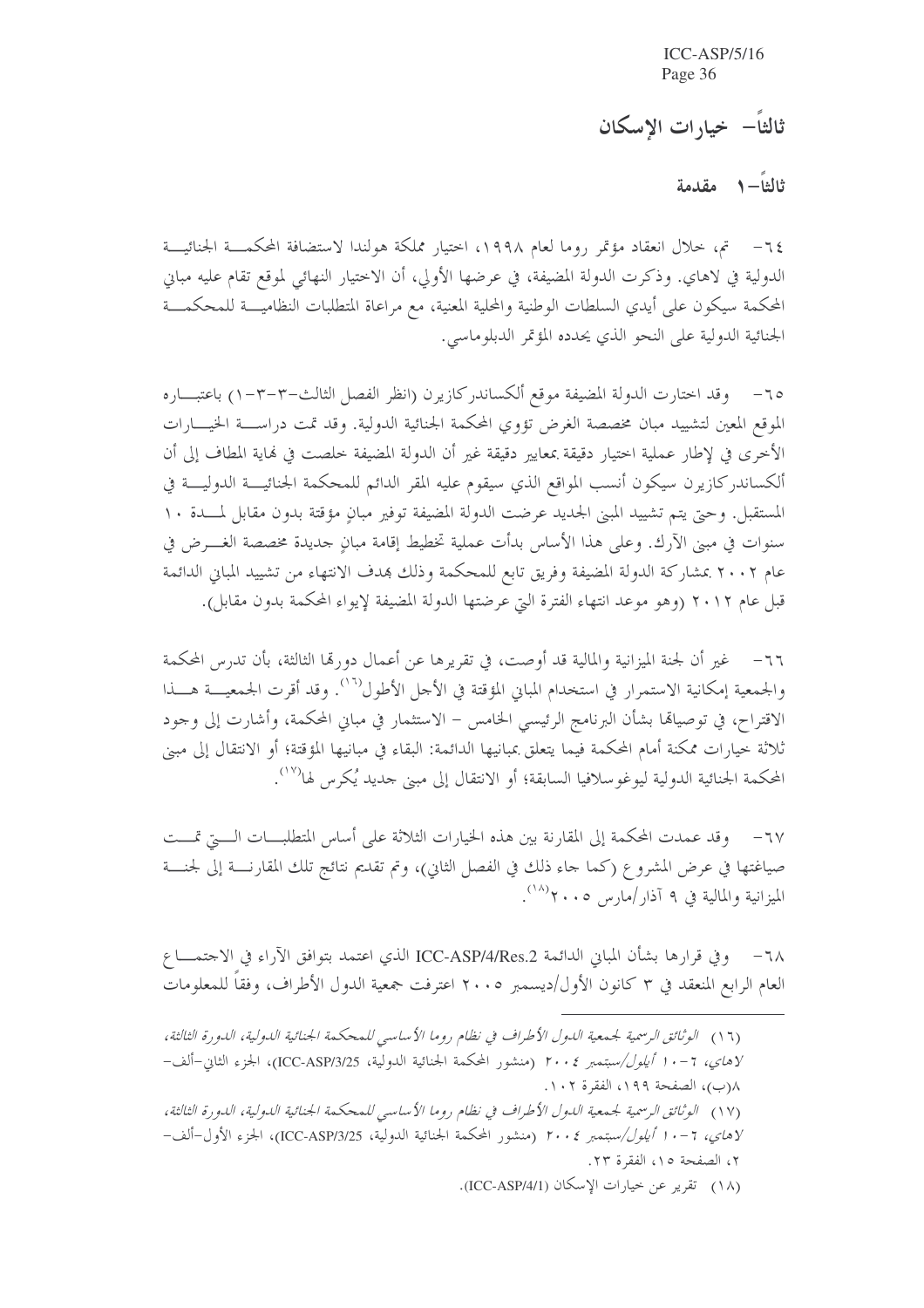## ثالثاً– خيارات الإسكان

### ثالثاً–١ مقدمة

٦٤– تم، خلال انعقاد مؤتمر روما لعام ١٩٩٨، اختيار مملكة هولندا لاستضافة المحكمة الجنائية الدولية في لاهاي. وذكرت الدولة المضيفة، في عرضها الأولي، أن الاختيار النهائي لموقع تقام عليه مباني المحكمة سيكون على أيدي السلطات الوطنية والمحلية المعنية، مع مراعاة المتطلبات النظامية للمحكمة الجنائية الدولية على النحو الذي يحدده المؤتمر الدبلوماسي.

٦٥– وقد اختارت الدولة المضيفة موقع ألكساندركازيرن (انظر الفصل الثالث–٣–٣–١) باعتباره الموقع المعين لتشييد مبان مخصصة الغرض تؤوي المحكمة الجنائية الدولية. وقد تمت دراسة الخيارات الأخرى في لإطار عملية اختيار دقيقة بمعايير دقيقة غير أن الدولة المضيفة خلصت في نهاية المطاف إلى أن ألكساندركازيرن سيكون أنسب المواقع الذي سيقوم عليه المقر الدائم للمحكمة الجنائية الدولية في المستقبل. وحتى يتم تشييد المبنى الجديد عرضت الدولة المضيفة توفير مبانٍ مؤقتة بدون مقابل لمدة ١٠ سنوات في مبنى الآرك. وعلى هذا الأساس بدأت عملية تخطيط إقامة مبانٍ جديدة مخصصة الغرض في عام ٢٠٠٢ بمشاركة الدولة المضيفة وفريق تابع للمحكمة وذلك بهدف الانتهاء من تشييد المباني الدائمة قبل عام ٢٠١٢ (وهو موعد انتهاء الفترة التي عرضتها الدولة المضيفة لإيواء المحكمة بدون مقابل).

٦٦– غير أن لجنة الميزانية والمالية قد أوصت، في تقريرها عن أعمال دورتها الثالثة، بأن تدرس المحكمة والجمعية إمكانية الاستمرار في استخدام المباني المؤقتة في الأجل الأطول[16]. وقد أقرت الجمعية هذا الاقتراح، في توصياتها بشأن البرنامج الرئيسي الخامس – الاستثمار في مباني المحكمة، وأشارت إلى وجود ثلاثة خيارات ممكنة أمام المحكمة فيما يتعلق بمبانيها الدائمة: البقاء في مبانيها المؤقتة؛ أو الانتقال إلى مبنى المحكمة الجنائية الدولية ليوغوسلافيا السابقة؛ أو الانتقال إلى مبنى جديد يُكرس لها[17].

٦٧– وقد عمدت المحكمة إلى المقارنة بين هذه الخيارات الثلاثة على أساس المتطلبات التي تمت صياغتها في عرض المشروع (كما جاء ذلك في الفصل الثاني)، وتم تقديم نتائج تلك المقارنة إلى لجنة الميزانية والمالية في ٩ آذار/مارس ٢٠٠٥[18].

٦٨– وفي قرارها بشأن المباني الدائمة ICC-ASP/4/Res.2 الذي اعتمد بتوافق الآراء في الاجتماع العام الرابع المنعقد في ٣ كانون الأول/ديسمبر ٢٠٠٥ اعترفت جمعية الدول الأطراف، وفقاً للمعلومات

---

(١٦) *الوثائق الرسمية لجمعية الدول الأطراف في نظام روما الأساسي للمحكمة الجنائية الدولية، الدورة الثالثة، لاهاي، ٦–١٠ أيلول/سبتمبر ٢٠٠٤* (منشور المحكمة الجنائية الدولية، ICC-ASP/3/25)، الجزء الثاني–ألف–٨(ب)، الصفحة ١٩٩، الفقرة ١٠٢.

(١٧) *الوثائق الرسمية لجمعية الدول الأطراف في نظام روما الأساسي للمحكمة الجنائية الدولية، الدورة الثالثة، لاهاي، ٦–١٠ أيلول/سبتمبر ٢٠٠٤* (منشور المحكمة الجنائية الدولية، ICC-ASP/3/25)، الجزء الأول–ألف–٢، الصفحة ١٥، الفقرة ٢٣.

(١٨) تقرير عن خيارات الإسكان (ICC-ASP/4/1).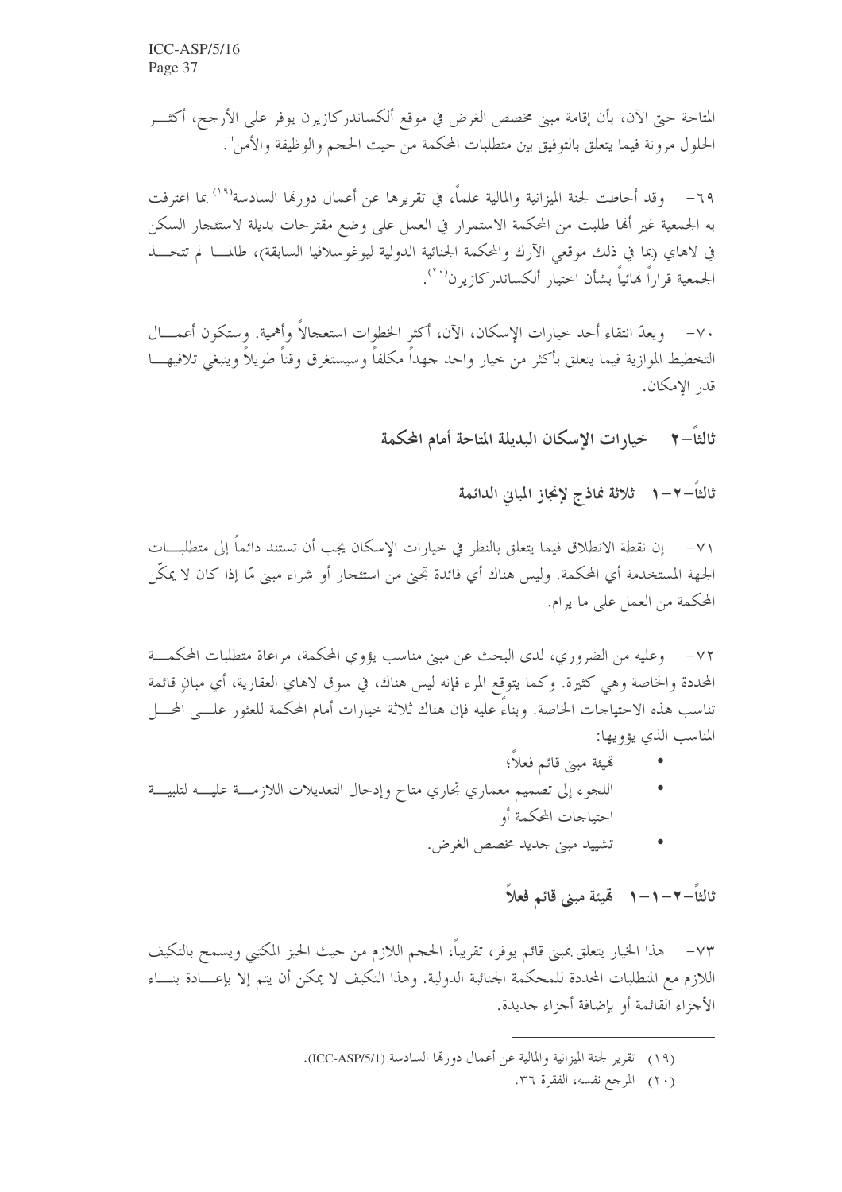المتاحة حتى الآن، بأن إقامة مبنى مخصص الغرض في موقع ألكساندركازيرن يوفر على الأرجح، أكثر الحلول مرونة فيما يتعلق بالتوفيق بين متطلبات المحكمة من حيث الحجم والوظيفة والأمن".

٦٩- وقد أحاطت لجنة الميزانية والمالية علماً، في تقريرها عن أعمال دورتها السادسة[١٩] بما اعترفت به الجمعية غير أنها طلبت من المحكمة الاستمرار في العمل على وضع مقترحات بديلة لاستئجار السكن في لاهاي (بما في ذلك موقعي الآرك والمحكمة الجنائية الدولية ليوغوسلافيا السابقة)، طالما لم تتخذ الجمعية قراراً نهائياً بشأن اختيار ألكساندركازيرن[٢٠].

٧٠- ويعدّ انتقاء أحد خيارات الإسكان، الآن، أكثر الخطوات استعجالاً وأهمية. وستكون أعمال التخطيط الموازية فيما يتعلق بأكثر من خيار واحد جهداً مكلفاً وسيستغرق وقتاً طويلاً وينبغي تلافيها قدر الإمكان.

## ثالثاً-٢ خيارات الإسكان البديلة المتاحة أمام المحكمة

### ثالثاً-٢-١ ثلاثة نماذج لإنجاز المباني الدائمة

٧١- إن نقطة الانطلاق فيما يتعلق بالنظر في خيارات الإسكان يجب أن تستند دائماً إلى متطلبات الجهة المستخدمة أي المحكمة. وليس هناك أي فائدة تجنى من استئجار أو شراء مبنى مّا إذا كان لا يمكّن المحكمة من العمل على ما يرام.

٧٢- وعليه من الضروري، لدى البحث عن مبنى مناسب يؤوي المحكمة، مراعاة متطلبات المحكمة المحددة والخاصة وهي كثيرة. وكما يتوقع المرء فإنه ليس هناك، في سوق لاهاي العقارية، أي مبانٍ قائمة تناسب هذه الاحتياجات الخاصة. وبناءً عليه فإن هناك ثلاثة خيارات أمام المحكمة للعثور على المحل المناسب الذي يؤويها:

- تهيئة مبنى قائم فعلاً؛
- اللجوء إلى تصميم معماري تجاري متاح وإدخال التعديلات اللازمة عليه لتلبية احتياجات المحكمة أو
- تشييد مبنى جديد مخصص الغرض.

#### ثالثاً-٢-١-١ تهيئة مبنى قائم فعلاً

٧٣- هذا الخيار يتعلق بمبنى قائم يوفر، تقريباً، الحجم اللازم من حيث الحيز المكتبي ويسمح بالتكيف اللازم مع المتطلبات المحددة للمحكمة الجنائية الدولية. وهذا التكيف لا يمكن أن يتم إلا بإعادة بناء الأجزاء القائمة أو بإضافة أجزاء جديدة.

---

(١٩) تقرير لجنة الميزانية والمالية عن أعمال دورتها السادسة (ICC-ASP/5/1).

(٢٠) المرجع نفسه، الفقرة ٣٦.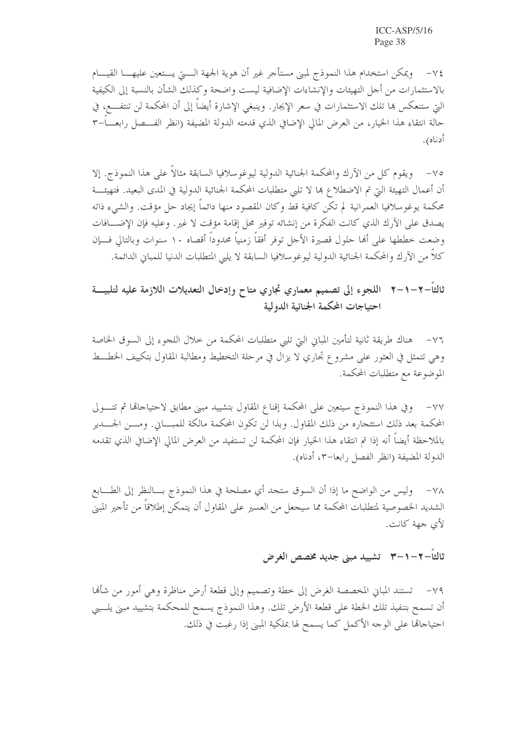٧٤- ويمكن استخدام هذا النموذج لمبنى مستأجر غير أن هوية الجهة التي يتعين عليها القيام بالاستثمارات من أجل التهيئات والإنشاءات الإضافية ليست واضحة وكذلك الشأن بالنسبة إلى الكيفية التي ستنعكس بها تلك الاستثمارات في سعر الإيجار. وينبغي الإشارة أيضاً إلى أن المحكمة لن تنتفع، في حالة انتقاء هذا الخيار، من العرض المالي الإضافي الذي قدمته الدولة المضيفة (انظر الفصل رابعاً-٣ أدناه).

٧٥- ويقوم كل من الآرك والمحكمة الجنائية الدولية ليوغوسلافيا السابقة مثالاً على هذا النموذج. إلا أن أعمال التهيئة التي تم الاضطلاع بها لا تلبي متطلبات المحكمة الجنائية الدولية في المدى البعيد. فتهيئة محكمة يوغوسلافيا العمرانية لم تكن كافية قط وكان المقصود منها دائماً إيجاد حل مؤقت. والشيء ذاته يصدق على الآرك الذي كانت الفكرة من إنشائه توفير محل إقامة مؤقت لا غير. وعليه فإن الإضافات وضعت خططها على أنها حلول قصيرة الأجل توفر أفقاً زمنياً محدوداً أقصاه ١٠ سنوات وبالتالي فإن كلاً من الآرك والمحكمة الجنائية الدولية ليوغوسلافيا السابقة لا يلبي المتطلبات الدنيا للمباني الدائمة.

## ثالثاً-٢-١-٢ اللجوء إلى تصميم معماري تجاري متاح وإدخال التعديلات اللازمة عليه لتلبية احتياجات المحكمة الجنائية الدولية

٧٦- هناك طريقة ثانية لتأمين المباني التي تلبي متطلبات المحكمة من خلال اللجوء إلى السوق الخاصة وهي تتمثل في العثور على مشروع تجاري لا يزال في مرحلة التخطيط ومطالبة المقاول بتكييف الخطط الموضوعة مع متطلبات المحكمة.

٧٧- وفي هذا النموذج سيتعين على المحكمة إقناع المقاول بتشييد مبنى مطابق لاحتياجاتها ثم تتولى المحكمة بعد ذلك استئجاره من ذلك المقاول. وبذا لن تكون المحكمة مالكة للمباني. ومن الجدير بالملاحظة أيضاً أنه إذا تم انتقاء هذا الخيار فإن المحكمة لن تستفيد من العرض المالي الإضافي الذي تقدمه الدولة المضيفة (انظر الفصل رابعا-٣، أدناه).

٧٨- وليس من الواضح ما إذا كانت السوق ستجد أي مصلحة في هذا النموذج بالنظر إلى الطابع الشديد الخصوصية لمتطلبات المحكمة مما سيجعل من العسير على المقاول أن يتمكن إطلاقاً من تأجير المبنى لأي جهة كانت.

## ثالثاً-٢-١-٣ تشييد مبنى جديد مخصص الغرض

٧٩- تستند المباني المخصصة الغرض إلى خطة وتصميم وإلى قطعة أرض مناظرة وهي أمور من شأنها أن تسمح بتنفيذ تلك الخطة على قطعة الأرض تلك. وهذا النموذج يسمح للمحكمة بتشييد مبنى يلبي احتياجاتها على الوجه الأكمل كما يسمح لها بملكية المبنى إذا رغبت في ذلك.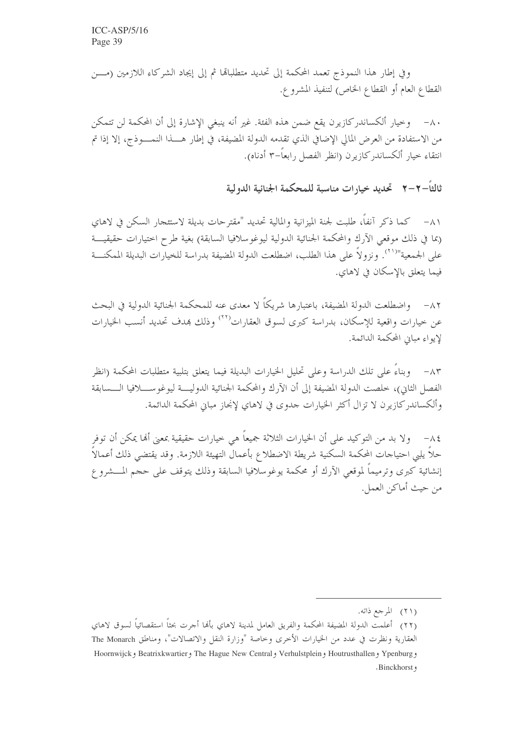وفي إطار هذا النموذج تعمد المحكمة إلى تحديد متطلباتها ثم إلى إيجاد الشركاء اللازمين (من القطاع العام أو القطاع الخاص) لتنفيذ المشروع.

٨٠- وخيار ألكساندركازيرن يقع ضمن هذه الفئة. غير أنه ينبغي الإشارة إلى أن المحكمة لن تتمكن من الاستفادة من العرض المالي الإضافي الذي تقدمه الدولة المضيفة، في إطار هذا النموذج، إلا إذا تم انتقاء خيار ألكساندركازيرن (انظر الفصل رابعاً-٣ أدناه).

## ثالثاً-٢-٢ تحديد خيارات مناسبة للمحكمة الجنائية الدولية

٨١- كما ذكر آنفاً، طلبت لجنة الميزانية والمالية تحديد "مقترحات بديلة لاستئجار السكن في لاهاي (بما في ذلك موقعي الآرك والمحكمة الجنائية الدولية ليوغوسلافيا السابقة) بغية طرح اختيارات حقيقية على الجمعية"[٢١]. ونزولاً على هذا الطلب، اضطلعت الدولة المضيفة بدراسة للخيارات البديلة الممكنة فيما يتعلق بالإسكان في لاهاي.

٨٢- واضطلعت الدولة المضيفة، باعتبارها شريكاً لا معدى عنه للمحكمة الجنائية الدولية في البحث عن خيارات واقعية للإسكان، بدراسة كبرى لسوق العقارات[٢٢] وذلك بهدف تحديد أنسب الخيارات لإيواء مباني المحكمة الدائمة.

٨٣- وبناءً على تلك الدراسة وعلى تحليل الخيارات البديلة فيما يتعلق بتلبية متطلبات المحكمة (انظر الفصل الثاني)، خلصت الدولة المضيفة إلى أن الآرك والمحكمة الجنائية الدولية ليوغوسلافيا السابقة وألكساندركازيرن لا تزال أكثر الخيارات جدوى في لاهاي لإنجاز مباني المحكمة الدائمة.

٨٤- ولا بد من التوكيد على أن الخيارات الثلاثة جميعاً هي خيارات حقيقية بمعنى أنها يمكن أن توفر حلاً يلبي احتياجات المحكمة السكنية شريطة الاضطلاع بأعمال التهيئة اللازمة. وقد يقتضي ذلك أعمالاً إنشائية كبرى وترميماً لموقعي الآرك أو محكمة يوغوسلافيا السابقة وذلك يتوقف على حجم المشروع من حيث أماكن العمل.

---

(٢١) المرجع ذاته.

(٢٢) أعلمت الدولة المضيفة المحكمة والفريق العامل لمدينة لاهاي بأنها أجرت بحثاً استقصائياً لسوق لاهاي العقارية ونظرت في عدد من الخيارات الأخرى وخاصة "وزارة النقل والاتصالات"، ومناطق The Monarch و Ypenburg و Houtrusthallen و Verhulstplein و The Hague New Central و Beatrixkwartier و Hoornwijck و Binckhorst.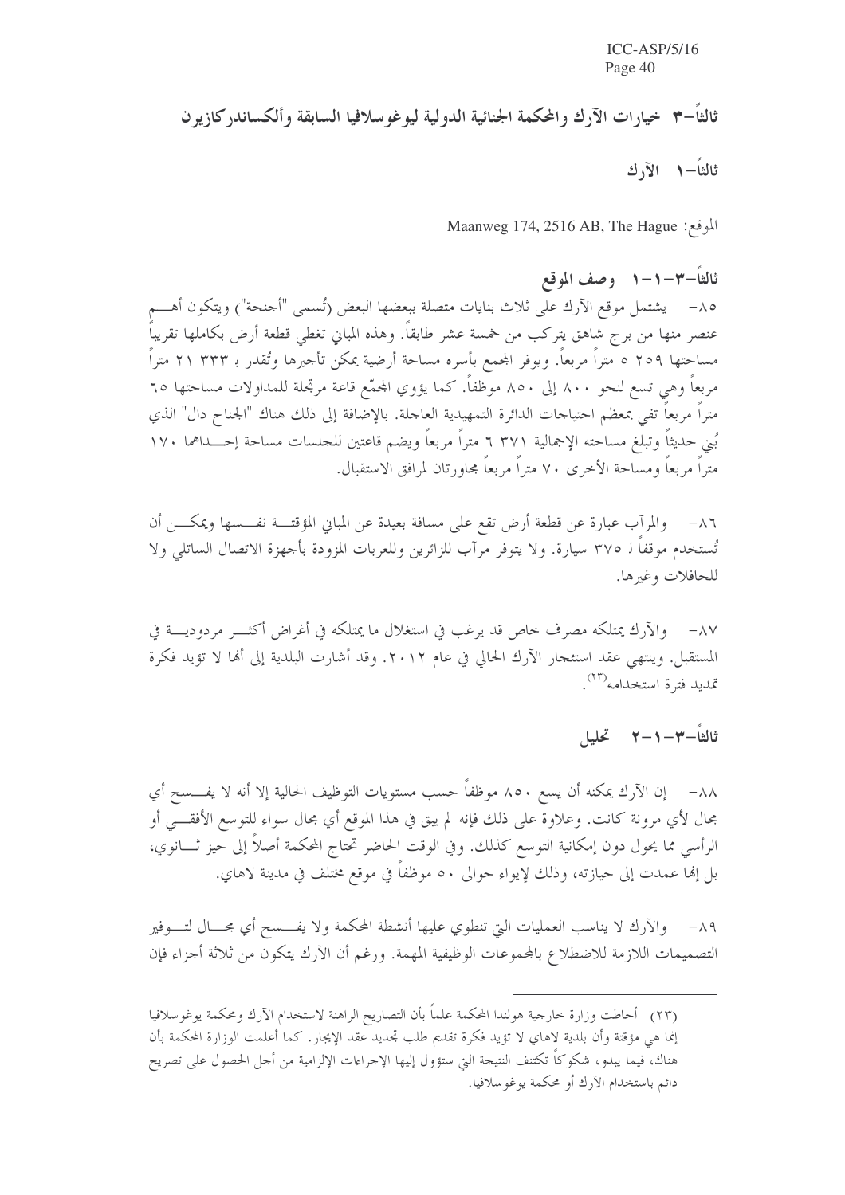## ثالثاً–٣ خيارات الآرك والمحكمة الجنائية الدولية ليوغوسلافيا السابقة وألكساندركازيرن

### ثالثاً–١ الآرك

الموقع: Maanweg 174, 2516 AB, The Hague

#### ثالثاً–٣–١–١ وصف الموقع

٨٥– يشتمل موقع الآرك على ثلاث بنايات متصلة ببعضها البعض (تُسمى "أجنحة") ويتكون أهم عنصر منها من برج شاهق يتركب من خمسة عشر طابقاً. وهذه المباني تغطي قطعة أرض بكاملها تقريباً مساحتها ٥ ٢٥٩ متراً مربعاً. ويوفر المجمع بأسره مساحة أرضية يمكن تأجيرها وتُقدر بـ ٢١ ٣٣٣ متراً مربعاً وهي تسع لنحو ٨٠٠ إلى ٨٥٠ موظفاً. كما يؤوي المجمّع قاعة مرتجلة للمداولات مساحتها ٦٥ متراً مربعاً تفي بمعظم احتياجات الدائرة التمهيدية العاجلة. بالإضافة إلى ذلك هناك "الجناح دال" الذي بُني حديثاً وتبلغ مساحته الإجمالية ٦ ٣٧١ متراً مربعاً ويضم قاعتين للجلسات مساحة إحداهما ١٧٠ متراً مربعاً ومساحة الأخرى ٧٠ متراً مربعاً مجاورتان لمرافق الاستقبال.

٨٦– والمرآب عبارة عن قطعة أرض تقع على مسافة بعيدة عن المباني المؤقتة نفسها ويمكن أن تُستخدم موقفاً لـ ٣٧٥ سيارة. ولا يتوفر مرآب للزائرين وللعربات المزودة بأجهزة الاتصال الساتلي ولا للحافلات وغيرها.

٨٧– والآرك يمتلكه مصرف خاص قد يرغب في استغلال ما يمتلكه في أغراض أكثر مردودية في المستقبل. وينتهي عقد استئجار الآرك الحالي في عام ٢٠١٢. وقد أشارت البلدية إلى أنها لا تؤيد فكرة تمديد فترة استخدامه[٢٣].

#### ثالثاً–٣–١–٢ تحليل

٨٨– إن الآرك يمكنه أن يسع ٨٥٠ موظفاً حسب مستويات التوظيف الحالية إلا أنه لا يفسح أي مجال لأي مرونة كانت. وعلاوة على ذلك فإنه لم يبق في هذا الموقع أي مجال سواء للتوسع الأفقي أو الرأسي مما يحول دون إمكانية التوسع كذلك. وفي الوقت الحاضر تحتاج المحكمة أصلاً إلى حيز ثانوي، بل إنها عمدت إلى حيازته، وذلك لإيواء حوالى ٥٠ موظفاً في موقع مختلف في مدينة لاهاي.

٨٩– والآرك لا يناسب العمليات التي تنطوي عليها أنشطة المحكمة ولا يفسح أي مجال لتوفير التصميمات اللازمة للاضطلاع بالمجموعات الوظيفية المهمة. ورغم أن الآرك يتكون من ثلاثة أجزاء فإن

---

(٢٣) أحاطت وزارة خارجية هولندا المحكمة علماً بأن التصاريح الراهنة لاستخدام الآرك ومحكمة يوغوسلافيا إنما هي مؤقتة وأن بلدية لاهاي لا تؤيد فكرة تقديم طلب تجديد عقد الإيجار. كما أعلمت الوزارة المحكمة بأن هناك، فيما يبدو، شكوكاً تكتنف النتيجة التي ستؤول إليها الإجراءات الإلزامية من أجل الحصول على تصريح دائم باستخدام الآرك أو محكمة يوغوسلافيا.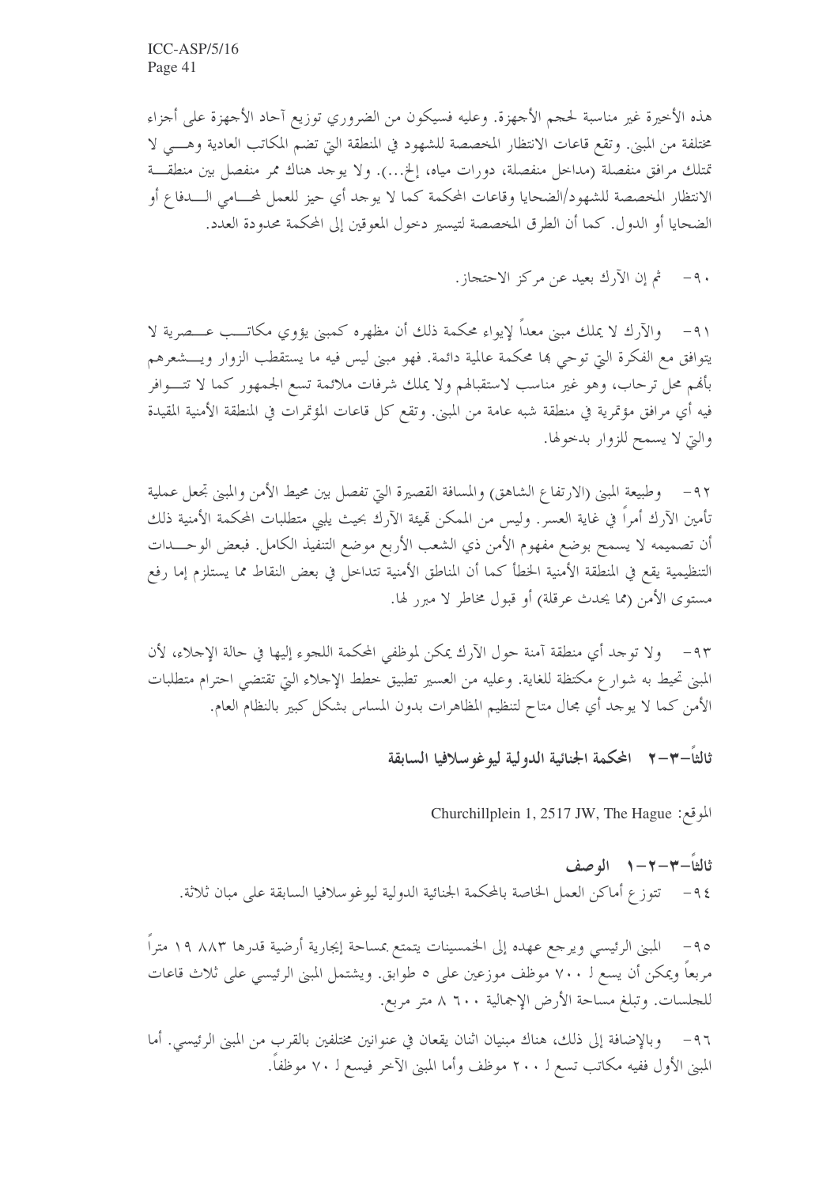هذه الأخيرة غير مناسبة لحجم الأجهزة. وعليه فسيكون من الضروري توزيع آحاد الأجهزة على أجزاء مختلفة من المبنى. وتقع قاعات الانتظار المخصصة للشهود في المنطقة التي تضم المكاتب العادية وهي لا تمتلك مرافق منفصلة (مداخل منفصلة، دورات مياه، إلخ...). ولا يوجد هناك ممر منفصل بين منطقة الانتظار المخصصة للشهود/الضحايا وقاعات المحكمة كما لا يوجد أي حيز للعمل لمحامي الدفاع أو الضحايا أو الدول. كما أن الطرق المخصصة لتيسير دخول المعوقين إلى المحكمة محدودة العدد.

٩٠- ثم إن الآرك بعيد عن مركز الاحتجاز.

٩١- والآرك لا يملك مبنى معداً لإيواء محكمة ذلك أن مظهره كمبنى يؤوي مكاتب عصرية لا يتوافق مع الفكرة التي توحي بها محكمة عالمية دائمة. فهو مبنى ليس فيه ما يستقطب الزوار ويشعرهم بأنهم محل ترحاب، وهو غير مناسب لاستقبالهم ولا يملك شرفات ملائمة تسع الجمهور كما لا تتوافر فيه أي مرافق مؤتمرية في منطقة شبه عامة من المبنى. وتقع كل قاعات المؤتمرات في المنطقة الأمنية المقيدة والتي لا يسمح للزوار بدخولها.

٩٢- وطبيعة المبنى (الارتفاع الشاهق) والمسافة القصيرة التي تفصل بين محيط الأمن والمبنى تجعل عملية تأمين الآرك أمراً في غاية العسر. وليس من الممكن تهيئة الآرك بحيث يلبي متطلبات المحكمة الأمنية ذلك أن تصميمه لا يسمح بوضع مفهوم الأمن ذي الشعب الأربع موضع التنفيذ الكامل. فبعض الوحدات التنظيمية يقع في المنطقة الأمنية الخطأ كما أن المناطق الأمنية تتداخل في بعض النقاط مما يستلزم إما رفع مستوى الأمن (مما يحدث عرقلة) أو قبول مخاطر لا مبرر لها.

٩٣- ولا توجد أي منطقة آمنة حول الآرك يمكن لموظفي المحكمة اللجوء إليها في حالة الإجلاء، لأن المبنى تحيط به شوارع مكتظة للغاية. وعليه من العسير تطبيق خطط الإجلاء التي تقتضي احترام متطلبات الأمن كما لا يوجد أي مجال متاح لتنظيم المظاهرات بدون المساس بشكل كبير بالنظام العام.

### ثالثاً-٣-٢ المحكمة الجنائية الدولية ليوغوسلافيا السابقة

الموقع: Churchillplein 1, 2517 JW, The Hague

#### ثالثاً-٣-٢-١ الوصف

٩٤- تتوزع أماكن العمل الخاصة بالمحكمة الجنائية الدولية ليوغوسلافيا السابقة على مبان ثلاثة.

٩٥- المبنى الرئيسي ويرجع عهده إلى الخمسينات يتمتع بمساحة إيجارية أرضية قدرها ١٩ ٨٨٣ متراً مربعاً ويمكن أن يسع لـ ٧٠٠ موظف موزعين على ٥ طوابق. ويشتمل المبنى الرئيسي على ثلاث قاعات للجلسات. وتبلغ مساحة الأرض الإجمالية ٨ ٦٠٠ متر مربع.

٩٦- وبالإضافة إلى ذلك، هناك مبنيان اثنان يقعان في عنوانين مختلفين بالقرب من المبنى الرئيسي. أما المبنى الأول ففيه مكاتب تسع لـ ٢٠٠ موظف وأما المبنى الآخر فيسع لـ ٧٠ موظفاً.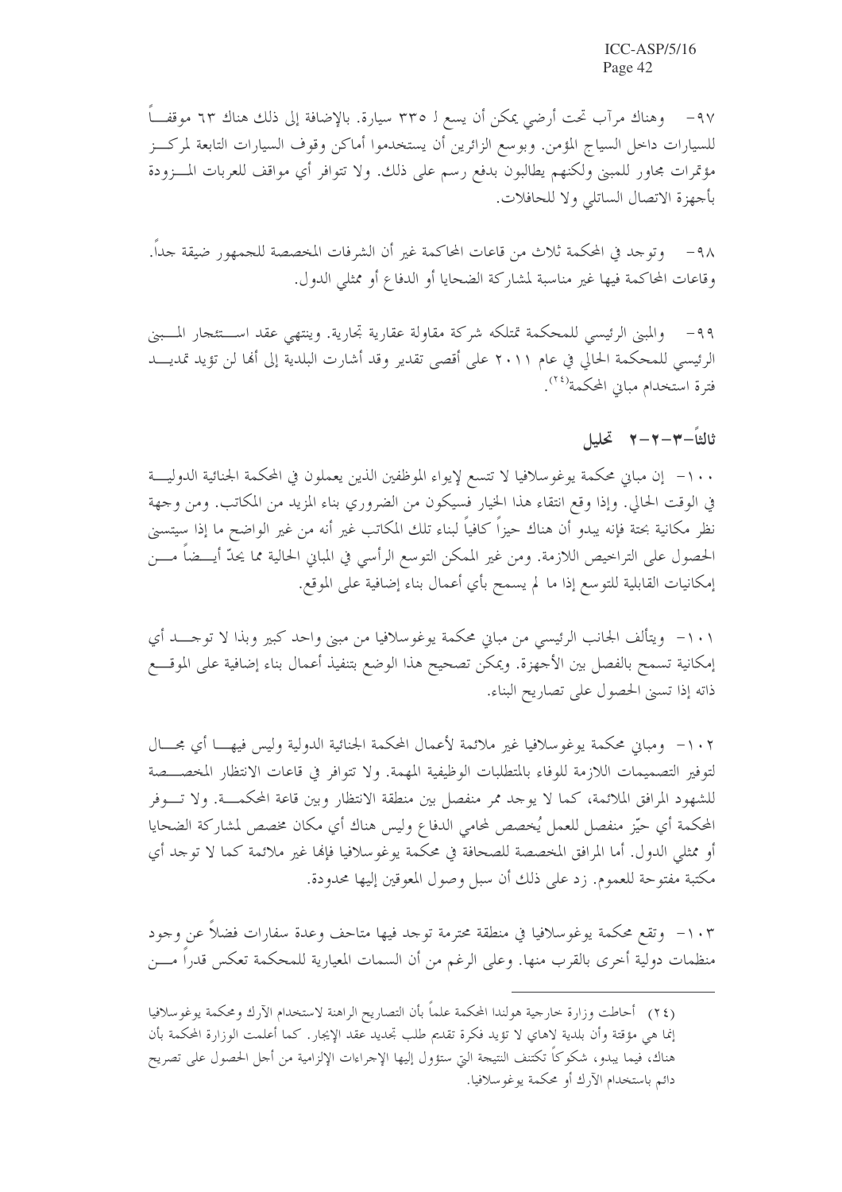٩٧- وهناك مرآب تحت أرضي يمكن أن يسع لـ ٣٣٥ سيارة. بالإضافة إلى ذلك هناك ٦٣ موقفاً للسيارات داخل السياج المؤمن. وبوسع الزائرين أن يستخدموا أماكن وقوف السيارات التابعة لمركز مؤتمرات مجاور للمبنى ولكنهم يطالبون بدفع رسم على ذلك. ولا تتوافر أي مواقف للعربات المزودة بأجهزة الاتصال الساتلي ولا للحافلات.

٩٨- وتوجد في المحكمة ثلاث من قاعات المحاكمة غير أن الشرفات المخصصة للجمهور ضيقة جداً. وقاعات المحاكمة فيها غير مناسبة لمشاركة الضحايا أو الدفاع أو ممثلي الدول.

٩٩- والمبنى الرئيسي للمحكمة تمتلكه شركة مقاولة عقارية تجارية. وينتهي عقد استئجار المبنى الرئيسي للمحكمة الحالي في عام ٢٠١١ على أقصى تقدير وقد أشارت البلدية إلى أنها لن تؤيد تمديد فترة استخدام مباني المحكمة[٢٤].

## ثالثاً-٣-٢-٢ تحليل

١٠٠- إن مباني محكمة يوغوسلافيا لا تتسع لإيواء الموظفين الذين يعملون في المحكمة الجنائية الدولية في الوقت الحالي. وإذا وقع انتقاء هذا الخيار فسيكون من الضروري بناء المزيد من المكاتب. ومن وجهة نظر مكانية بحتة فإنه يبدو أن هناك حيزاً كافياً لبناء تلك المكاتب غير أنه من غير الواضح ما إذا سيتسنى الحصول على التراخيص اللازمة. ومن غير الممكن التوسع الرأسي في المباني الحالية مما يحدّ أيضاً من إمكانيات القابلية للتوسع إذا ما لم يسمح بأي أعمال بناء إضافية على الموقع.

١٠١- ويتألف الجانب الرئيسي من مباني محكمة يوغوسلافيا من مبنى واحد كبير وبذا لا توجد أي إمكانية تسمح بالفصل بين الأجهزة. ويمكن تصحيح هذا الوضع بتنفيذ أعمال بناء إضافية على الموقع ذاته إذا تسنى الحصول على تصاريح البناء.

١٠٢- ومباني محكمة يوغوسلافيا غير ملائمة لأعمال المحكمة الجنائية الدولية وليس فيها أي مجال لتوفير التصميمات اللازمة للوفاء بالمتطلبات الوظيفية المهمة. ولا تتوافر في قاعات الانتظار المخصصة للشهود المرافق الملائمة، كما لا يوجد ممر منفصل بين منطقة الانتظار وبين قاعة المحكمة. ولا تتوفر المحكمة أي حيّز منفصل للعمل يُخصص لمحامي الدفاع وليس هناك أي مكان مخصص لمشاركة الضحايا أو ممثلي الدول. أما المرافق المخصصة للصحافة في محكمة يوغوسلافيا فإنها غير ملائمة كما لا توجد أي مكتبة مفتوحة للعموم. زد على ذلك أن سبل وصول المعوقين إليها محدودة.

١٠٣- وتقع محكمة يوغوسلافيا في منطقة محترمة توجد فيها متاحف وعدة سفارات فضلاً عن وجود منظمات دولية أخرى بالقرب منها. وعلى الرغم من أن السمات المعيارية للمحكمة تعكس قدراً من

---

(٢٤) أحاطت وزارة خارجية هولندا المحكمة علماً بأن التصاريح الراهنة لاستخدام الآرك ومحكمة يوغوسلافيا إنما هي مؤقتة وأن بلدية لاهاي لا تؤيد فكرة تقديم طلب تجديد عقد الإيجار. كما أعلمت الوزارة المحكمة بأن هناك، فيما يبدو، شكوكاً تكتنف النتيجة التي ستؤول إليها الإجراءات الإلزامية من أجل الحصول على تصريح دائم باستخدام الآرك أو محكمة يوغوسلافيا.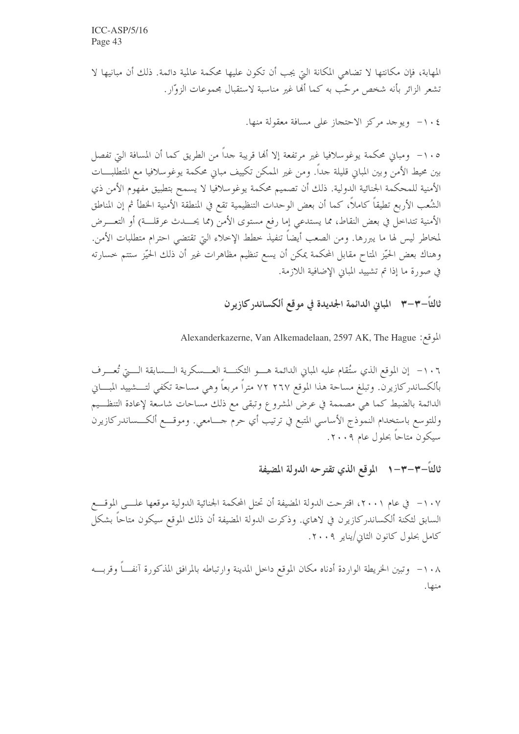المهابة، فإن مكانتها لا تضاهي المكانة التي يجب أن تكون عليها محكمة عالمية دائمة. ذلك أن مبانيها لا تشعر الزائر بأنه شخص مرحّب به كما أنها غير مناسبة لاستقبال مجموعات الزوّار.

١٠٤- ويوجد مركز الاحتجاز على مسافة معقولة منها.

١٠٥- ومباني محكمة يوغوسلافيا غير مرتفعة إلا أنها قريبة جداً من الطريق كما أن المسافة التي تفصل بين محيط الأمن وبين المباني قليلة جداً. ومن غير الممكن تكييف مباني محكمة يوغوسلافيا مع المتطلبات الأمنية للمحكمة الجنائية الدولية. ذلك أن تصميم محكمة يوغوسلافيا لا يسمح بتطبيق مفهوم الأمن ذي الشُعب الأربع تطبيقاً كاملاً، كما أن بعض الوحدات التنظيمية تقع في المنطقة الأمنية الخطأ ثم إن المناطق الأمنية تتداخل في بعض النقاط، مما يستدعي إما رفع مستوى الأمن (مما يحدث عرقلة) أو التعرض لمخاطر ليس لها ما يبررها. ومن الصعب أيضاً تنفيذ خطط الإخلاء التي تقتضي احترام متطلبات الأمن. وهناك بعض الحيّز المتاح مقابل المحكمة يمكن أن يسع تنظيم مظاهرات غير أن ذلك الحيّز ستتم خسارته في صورة ما إذا تم تشييد المباني الإضافية اللازمة.

## ثالثاً-٣-٣ المباني الدائمة الجديدة في موقع ألكساندركازيرن

الموقع: Alexanderkazerne, Van Alkemadelaan, 2597 AK, The Hague

١٠٦- إن الموقع الذي ستُقام عليه المباني الدائمة هو الثكنة العسكرية السابقة التي تُعرف بألكساندركازيرن. وتبلغ مساحة هذا الموقع ٧٢ ٢٦٧ متراً مربعاً وهي مساحة تكفي لتشييد المباني الدائمة كما هي مصممة بالضبط في عرض المشروع وتبقى مع ذلك مساحات شاسعة لإعادة التنظيم وللتوسع باستخدام النموذج الأساسي المتبع في ترتيب أي حرم جامعي. وموقع ألكساندركازيرن سيكون متاحاً بحلول عام ٢٠٠٩.

### ثالثاً-٣-٣-١ الموقع الذي تقترحه الدولة المضيفة

١٠٧- في عام ٢٠٠١، اقترحت الدولة المضيفة أن تحتل المحكمة الجنائية الدولية موقعها على الموقع السابق لثكنة ألكساندركازيرن في لاهاي. وذكرت الدولة المضيفة أن ذلك الموقع سيكون متاحاً بشكل كامل بحلول كانون الثاني/يناير ٢٠٠٩.

١٠٨- وتبين الخريطة الواردة أدناه مكان الموقع داخل المدينة وارتباطه بالمرافق المذكورة آنفاً وقربه منها.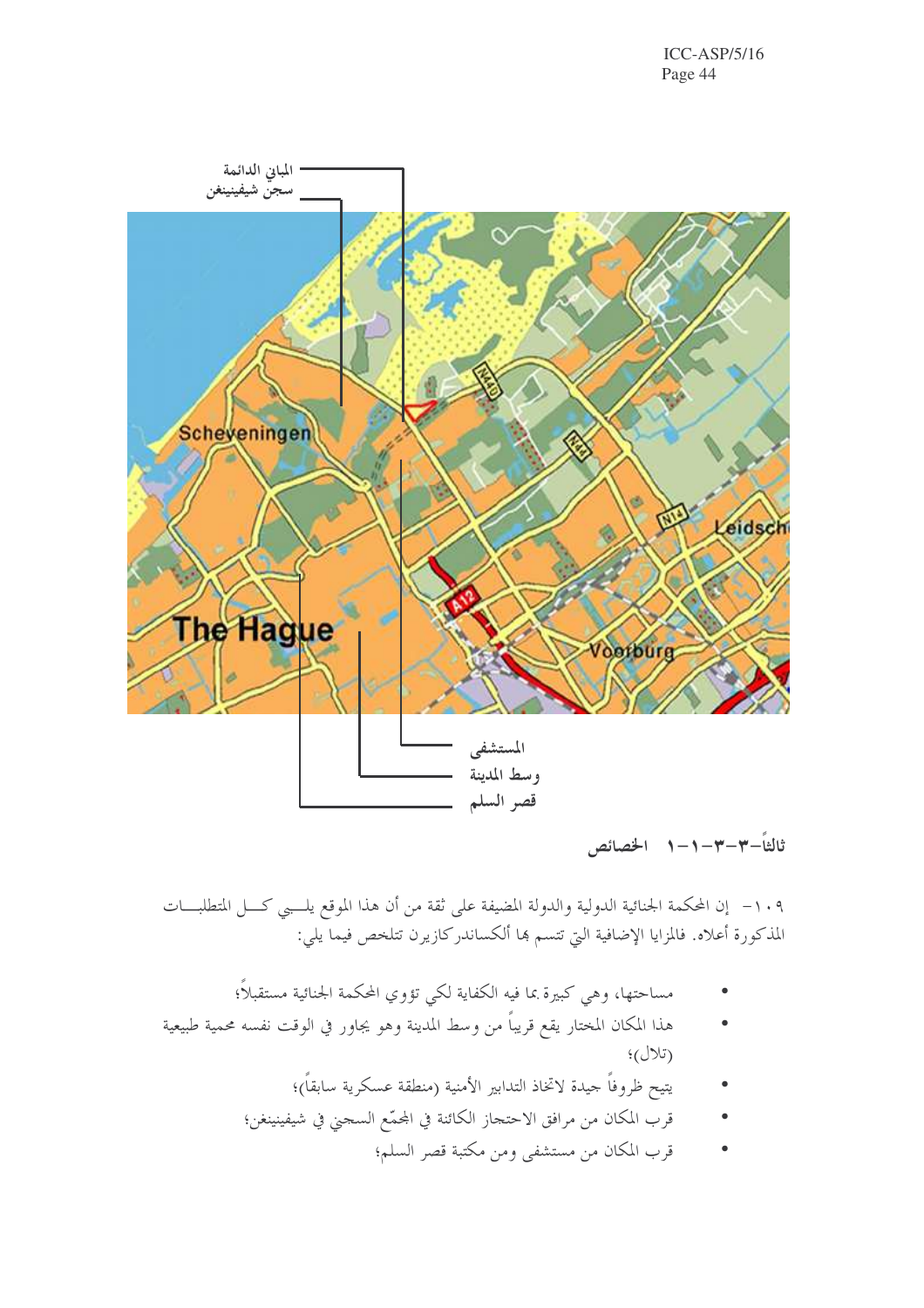المباني الدائمة

سجن شيفينينغن

Scheveningen

The Hague

Voorburg

Leidsch

المستشفى

وسط المدينة

قصر السلم

### ثالثاً-٣-٣-١-١ الخصائص

١٠٩- إن المحكمة الجنائية الدولية والدولة المضيفة على ثقة من أن هذا الموقع يلبي كل المتطلبات المذكورة أعلاه. فالمزايا الإضافية التي تتسم بها ألكساندركازيرن تتلخص فيما يلي:

- مساحتها، وهي كبيرة بما فيه الكفاية لكي تؤوي المحكمة الجنائية مستقبلاً؛
- هذا المكان المختار يقع قريباً من وسط المدينة وهو يجاور في الوقت نفسه محمية طبيعية (تلال)؛
- يتيح ظروفاً جيدة لاتخاذ التدابير الأمنية (منطقة عسكرية سابقاً)؛
- قرب المكان من مرافق الاحتجاز الكائنة في المجمّع السجني في شيفينينغن؛
- قرب المكان من مستشفى ومن مكتبة قصر السلم؛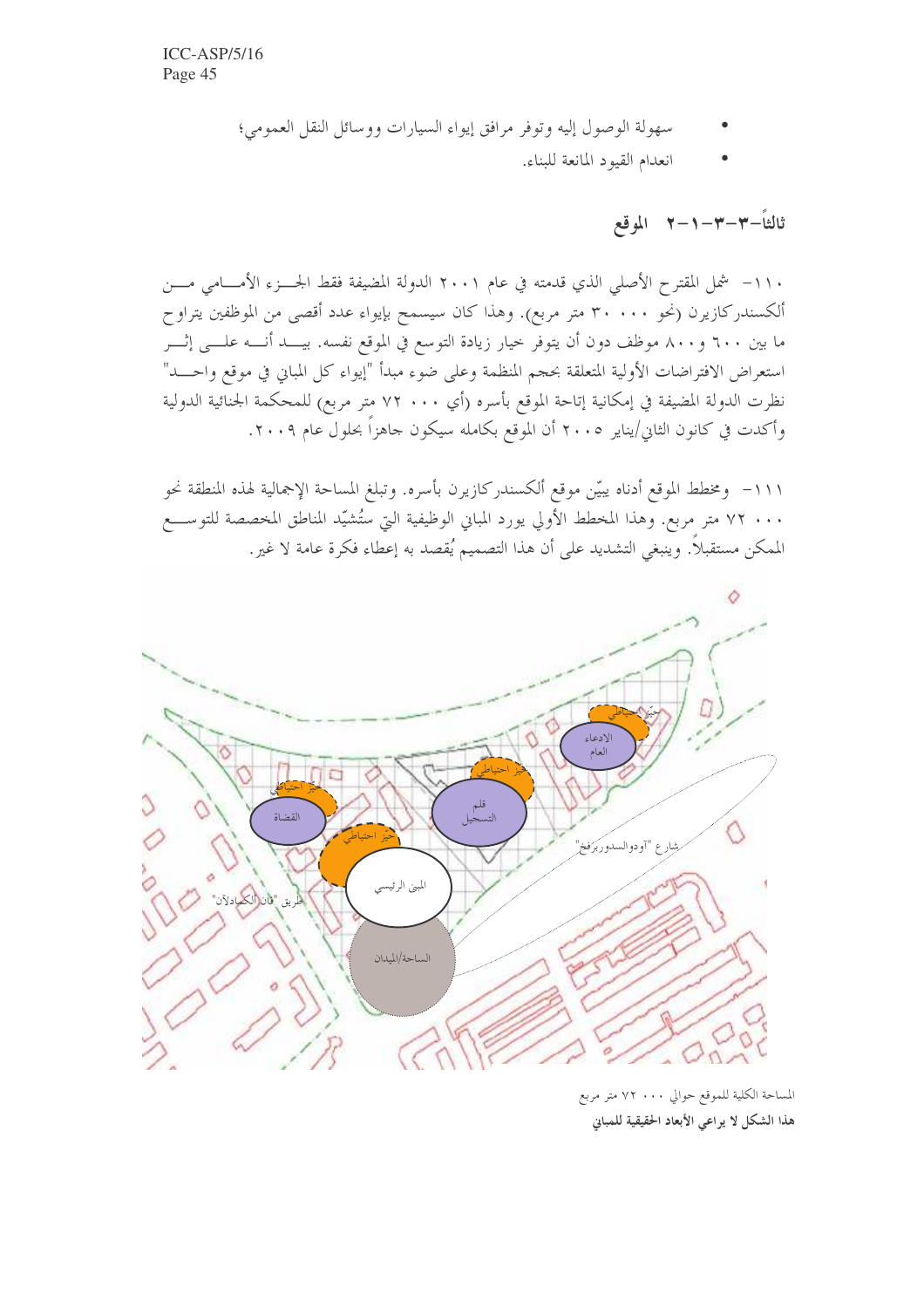- سهولة الوصول إليه وتوفر مرافق إيواء السيارات ووسائل النقل العمومي؛
- انعدام القيود المانعة للبناء.

### ثالثاً-٣-١-٣-٢ الموقع

١١٠- شمل المقترح الأصلي الذي قدمته في عام ٢٠٠١ الدولة المضيفة فقط الجزء الأمامي من ألكسندركازيرن (نحو ٠٠٠ ٣٠ متر مربع). وهذا كان سيسمح بإيواء عدد أقصى من الموظفين يتراوح ما بين ٦٠٠ و٨٠٠ موظف دون أن يتوفر خيار زيادة التوسع في الموقع نفسه. بيد أنه على إثر استعراض الافتراضات الأولية المتعلقة بحجم المنظمة وعلى ضوء مبدأ "إيواء كل المباني في موقع واحد" نظرت الدولة المضيفة في إمكانية إتاحة الموقع بأسره (أي ٠٠٠ ٧٢ متر مربع) للمحكمة الجنائية الدولية وأكدت في كانون الثاني/يناير ٢٠٠٥ أن الموقع بكامله سيكون جاهزاً بحلول عام ٢٠٠٩.

١١١- ومخطط الموقع أدناه يبيّن موقع ألكسندركازيرن بأسره. وتبلغ المساحة الإجمالية لهذه المنطقة نحو ٠٠٠ ٧٢ متر مربع. وهذا المخطط الأولي يورد المباني الوظيفية التي ستُشيّد المناطق المخصصة للتوسع الممكن مستقبلاً. وينبغي التشديد على أن هذا التصميم يُقصد به إعطاء فكرة عامة لا غير.

المساحة الكلية للموقع حوالي ٠٠٠ ٧٢ متر مربع

**هذا الشكل لا يراعي الأبعاد الحقيقية للمباني**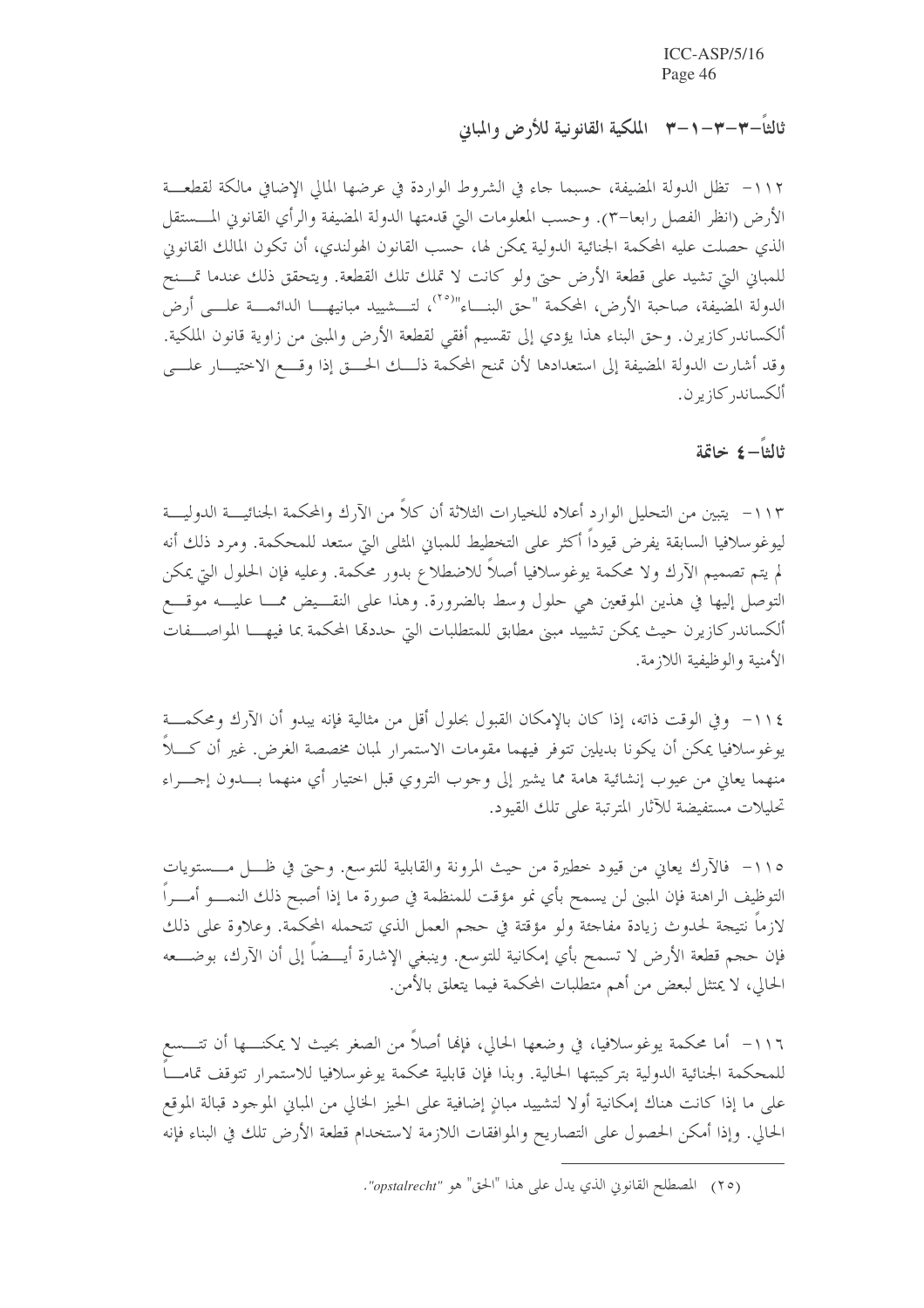### ثالثاً-٣-٣-١-٣ الملكية القانونية للأرض والمباني

١١٢- تظل الدولة المضيفة، حسبما جاء في الشروط الواردة في عرضها المالي الإضافي مالكة لقطعة الأرض (انظر الفصل رابعا-٣). وحسب المعلومات التي قدمتها الدولة المضيفة والرأي القانوني المستقل الذي حصلت عليه المحكمة الجنائية الدولية يمكن لها، حسب القانون الهولندي، أن تكون المالك القانوني للمباني التي تشيد على قطعة الأرض حتى ولو كانت لا تملك تلك القطعة. ويتحقق ذلك عندما تمنح الدولة المضيفة، صاحبة الأرض، المحكمة "حق البناء"[٢٥]، لتشييد مبانيها الدائمة على أرض ألكساندركازيرن. وحق البناء هذا يؤدي إلى تقسيم أفقي لقطعة الأرض والمبنى من زاوية قانون الملكية. وقد أشارت الدولة المضيفة إلى استعدادها لأن تمنح المحكمة ذلك الحق إذا وقع الاختيار على ألكساندركازيرن.

## ثالثاً-٤ خاتمة

١١٣- يتبين من التحليل الوارد أعلاه للخيارات الثلاثة أن كلاً من الآرك والمحكمة الجنائية الدولية ليوغوسلافيا السابقة يفرض قيوداً أكثر على التخطيط للمباني المثلى التي ستعد للمحكمة. ومرد ذلك أنه لم يتم تصميم الآرك ولا محكمة يوغوسلافيا أصلاً للاضطلاع بدور محكمة. وعليه فإن الحلول التي يمكن التوصل إليها في هذين الموقعين هي حلول وسط بالضرورة. وهذا على النقيض مما عليه موقع ألكساندركازيرن حيث يمكن تشييد مبنى مطابق للمتطلبات التي حددتها المحكمة بما فيها المواصفات الأمنية والوظيفية اللازمة.

١١٤- وفي الوقت ذاته، إذا كان بالإمكان القبول بحلول أقل من مثالية فإنه يبدو أن الآرك ومحكمة يوغوسلافيا يمكن أن يكونا بديلين تتوفر فيهما مقومات الاستمرار لمبان مخصصة الغرض. غير أن كلاً منهما يعاني من عيوب إنشائية هامة مما يشير إلى وجوب التروي قبل اختيار أي منهما بدون إجراء تحليلات مستفيضة للآثار المترتبة على تلك القيود.

١١٥- فالآرك يعاني من قيود خطيرة من حيث المرونة والقابلية للتوسع. وحتى في ظل مستويات التوظيف الراهنة فإن المبنى لن يسمح بأي نمو مؤقت للمنظمة في صورة ما إذا أصبح ذلك النمو أمراً لازماً نتيجة لحدوث زيادة مفاجئة ولو مؤقتة في حجم العمل الذي تتحمله المحكمة. وعلاوة على ذلك فإن حجم قطعة الأرض لا تسمح بأي إمكانية للتوسع. وينبغي الإشارة أيضاً إلى أن الآرك، بوضعه الحالي، لا يمتثل لبعض من أهم متطلبات المحكمة فيما يتعلق بالأمن.

١١٦- أما محكمة يوغوسلافيا، في وضعها الحالي، فإنها أصلاً من الصغر بحيث لا يمكنها أن تتسع للمحكمة الجنائية الدولية بتركيبتها الحالية. وبذا فإن قابلية محكمة يوغوسلافيا للاستمرار تتوقف تماماً على ما إذا كانت هناك إمكانية أولا لتشييد مبانٍ إضافية على الحيز الخالي من المباني الموجود قبالة الموقع الحالي. وإذا أمكن الحصول على التصاريح والموافقات اللازمة لاستخدام قطعة الأرض تلك في البناء فإنه

---

(٢٥) المصطلح القانوني الذي يدل على هذا "الحق" هو *"opstalrecht"*.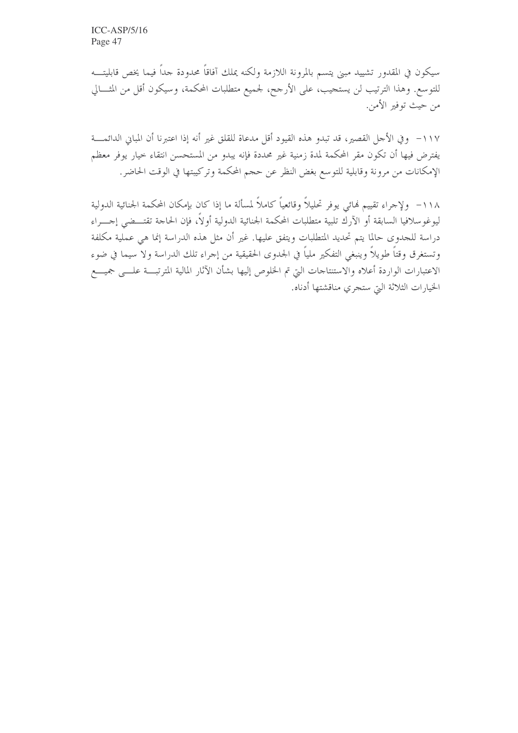سيكون في المقدور تشييد مبنى يتسم بالمرونة اللازمة ولكنه يملك آفاقاً محدودة جداً فيما يخص قابليته للتوسع. وهذا الترتيب لن يستجيب، على الأرجح، لجميع متطلبات المحكمة، وسيكون أقل من المثالي من حيث توفير الأمن.

١١٧- وفي الأجل القصير، قد تبدو هذه القيود أقل مدعاة للقلق غير أنه إذا اعتبرنا أن المباني الدائمة يفترض فيها أن تكون مقر المحكمة لمدة زمنية غير محددة فإنه يبدو من المستحسن انتقاء خيار يوفر معظم الإمكانات من مرونة وقابلية للتوسع بغض النظر عن حجم المحكمة وتركيبتها في الوقت الحاضر.

١١٨- ولإجراء تقييم نهائي يوفر تحليلاً وقائعياً كاملاً لمسألة ما إذا كان بإمكان المحكمة الجنائية الدولية ليوغوسلافيا السابقة أو الآرك تلبية متطلبات المحكمة الجنائية الدولية أولاً، فإن الحاجة تقتضي إجراء دراسة للجدوى حالما يتم تحديد المتطلبات ويتفق عليها. غير أن مثل هذه الدراسة إنما هي عملية مكلفة وتستغرق وقتاً طويلاً وينبغي التفكير ملياً في الجدوى الحقيقية من إجراء تلك الدراسة ولا سيما في ضوء الاعتبارات الواردة أعلاه والاستنتاجات التي تم الخلوص إليها بشأن الآثار المالية المترتبة على جميع الخيارات الثلاثة التي ستجري مناقشتها أدناه.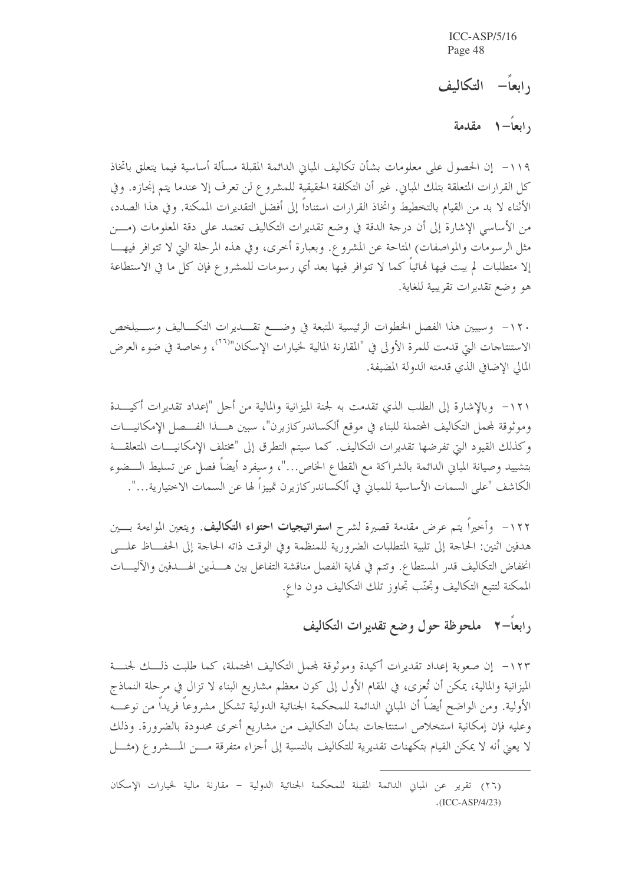# رابعاً– التكاليف

## رابعاً–١ مقدمة

١١٩– إن الحصول على معلومات بشأن تكاليف المباني الدائمة المقبلة مسألة أساسية فيما يتعلق باتخاذ كل القرارات المتعلقة بتلك المباني. غير أن التكلفة الحقيقية للمشروع لن تعرف إلا عندما يتم إنجازه. وفي الأثناء لا بد من القيام بالتخطيط واتخاذ القرارات استناداً إلى أفضل التقديرات الممكنة. وفي هذا الصدد، من الأساسي الإشارة إلى أن درجة الدقة في وضع تقديرات التكاليف تعتمد على دقة المعلومات (من مثل الرسومات والمواصفات) المتاحة عن المشروع. وبعبارة أخرى، وفي هذه المرحلة التي لا تتوافر فيها إلا متطلبات لم يبت فيها نهائياً كما لا تتوافر فيها بعد أي رسومات للمشروع فإن كل ما في الاستطاعة هو وضع تقديرات تقريبية للغاية.

١٢٠– وسيبين هذا الفصل الخطوات الرئيسية المتبعة في وضع تقديرات التكاليف وسيلخص الاستنتاجات التي قدمت للمرة الأولى في "المقارنة المالية لخيارات الإسكان"[26]، وخاصة في ضوء العرض المالي الإضافي الذي قدمته الدولة المضيفة.

١٢١– وبالإشارة إلى الطلب الذي تقدمت به لجنة الميزانية والمالية من أجل "إعداد تقديرات أكيدة وموثوقة لمجمل التكاليف المحتملة للبناء في موقع ألكساندركازيرن"، سبين هذا الفصل الإمكانيات وكذلك القيود التي تفرضها تقديرات التكاليف. كما سيتم التطرق إلى "مختلف الإمكانيات المتعلقة بتشييد وصيانة المباني الدائمة بالشراكة مع القطاع الخاص..."، وسيفرد أيضاً فصل عن تسليط الضوء الكاشف "على السمات الأساسية للمباني في ألكساندركازيرن تمييزاً لها عن السمات الاختيارية...".

١٢٢– وأخيراً يتم عرض مقدمة قصيرة لشرح **استراتيجيات احتواء التكاليف**. ويتعين المواءمة بين هدفين اثنين: الحاجة إلى تلبية المتطلبات الضرورية للمنظمة وفي الوقت ذاته الحاجة إلى الحفاظ على انخفاض التكاليف قدر المستطاع. وتتم في نهاية الفصل مناقشة التفاعل بين هذين الهدفين والآليات الممكنة لتتبع التكاليف وتجنّب تجاوز تلك التكاليف دون داعٍ.

## رابعاً–٢ ملحوظة حول وضع تقديرات التكاليف

١٢٣– إن صعوبة إعداد تقديرات أكيدة وموثوقة لمجمل التكاليف المحتملة، كما طلبت ذلك لجنة الميزانية والمالية، يمكن أن تُعزى، في المقام الأول إلى كون معظم مشاريع البناء لا تزال في مرحلة النماذج الأولية. ومن الواضح أيضاً أن المباني الدائمة للمحكمة الجنائية الدولية تشكل مشروعاً فريداً من نوعه وعليه فإن إمكانية استخلاص استنتاجات بشأن التكاليف من مشاريع أخرى محدودة بالضرورة. وذلك لا يعني أنه لا يمكن القيام بتكهنات تقديرية للتكاليف بالنسبة إلى أجزاء متفرقة من المشروع (مثل

---

(٢٦) تقرير عن المباني الدائمة المقبلة للمحكمة الجنائية الدولية – مقارنة مالية لخيارات الإسكان (ICC-ASP/4/23).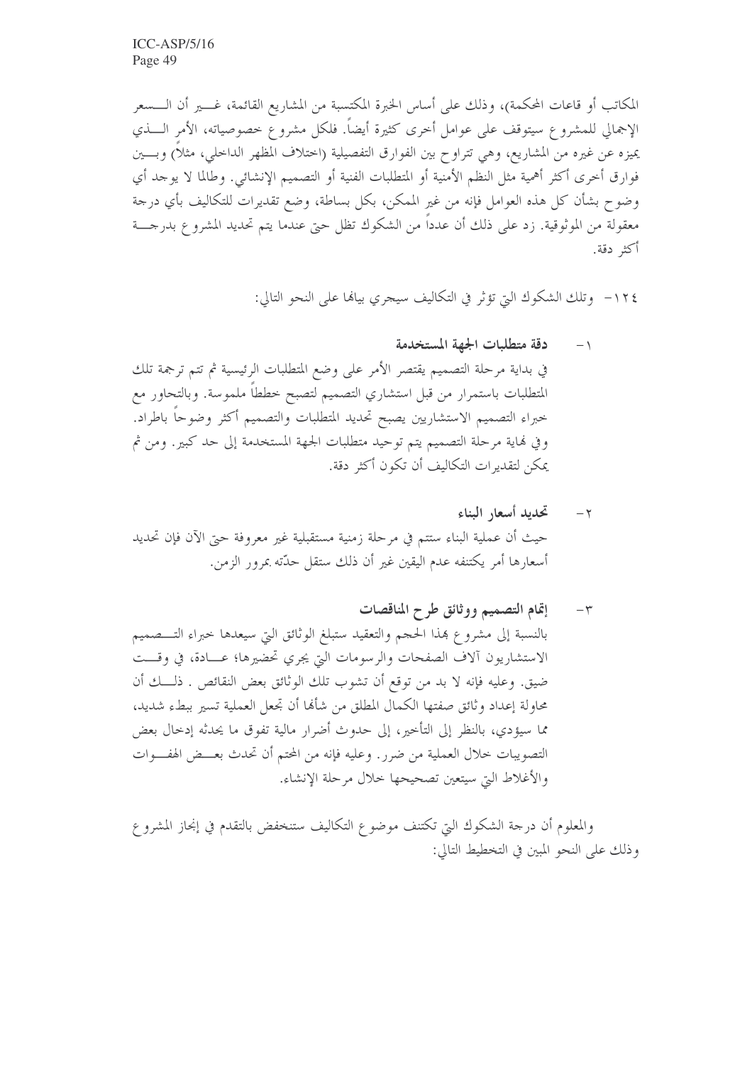المكاتب أو قاعات المحكمة)، وذلك على أساس الخبرة المكتسبة من المشاريع القائمة، غير أن السعر الإجمالي للمشروع سيتوقف على عوامل أخرى كثيرة أيضاً. فلكل مشروع خصوصياته، الأمر الذي يميزه عن غيره من المشاريع، وهي تتراوح بين الفوارق التفصيلية (اختلاف المظهر الداخلي، مثلاً) وبين فوارق أخرى أكثر أهمية مثل النظم الأمنية أو المتطلبات الفنية أو التصميم الإنشائي. وطالما لا يوجد أي وضوح بشأن كل هذه العوامل فإنه من غير الممكن، بكل بساطة، وضع تقديرات للتكاليف بأي درجة معقولة من الموثوقية. زد على ذلك أن عدداً من الشكوك تظل حتى عندما يتم تحديد المشروع بدرجة أكثر دقة.

١٢٤- وتلك الشكوك التي تؤثر في التكاليف سيجري بيانها على النحو التالي:

١- **دقة متطلبات الجهة المستخدمة**

في بداية مرحلة التصميم يقتصر الأمر على وضع المتطلبات الرئيسية ثم تتم ترجمة تلك المتطلبات باستمرار من قبل استشاري التصميم لتصبح خططاً ملموسة. وبالتحاور مع خبراء التصميم الاستشاريين يصبح تحديد المتطلبات والتصميم أكثر وضوحاً باطراد. وفي نهاية مرحلة التصميم يتم توحيد متطلبات الجهة المستخدمة إلى حد كبير. ومن ثم يمكن لتقديرات التكاليف أن تكون أكثر دقة.

٢- **تحديد أسعار البناء**

حيث أن عملية البناء ستتم في مرحلة زمنية مستقبلية غير معروفة حتى الآن فإن تحديد أسعارها أمر يكتنفه عدم اليقين غير أن ذلك ستقل حدّته بمرور الزمن.

٣- **إتمام التصميم ووثائق طرح المناقصات**

بالنسبة إلى مشروع بهذا الحجم والتعقيد ستبلغ الوثائق التي سيعدها خبراء التصميم الاستشاريون آلاف الصفحات والرسومات التي يجري تحضيرها؛ عادة، في وقت ضيق. وعليه فإنه لا بد من توقع أن تشوب تلك الوثائق بعض النقائص . ذلك أن محاولة إعداد وثائق صفتها الكمال المطلق من شأنها أن تجعل العملية تسير ببطء شديد، مما سيؤدي، بالنظر إلى التأخير، إلى حدوث أضرار مالية تفوق ما يحدثه إدخال بعض التصويبات خلال العملية من ضرر. وعليه فإنه من المحتم أن تحدث بعض الهفوات والأغلاط التي سيتعين تصحيحها خلال مرحلة الإنشاء.

والمعلوم أن درجة الشكوك التي تكتنف موضوع التكاليف ستنخفض بالتقدم في إنجاز المشروع وذلك على النحو المبين في التخطيط التالي: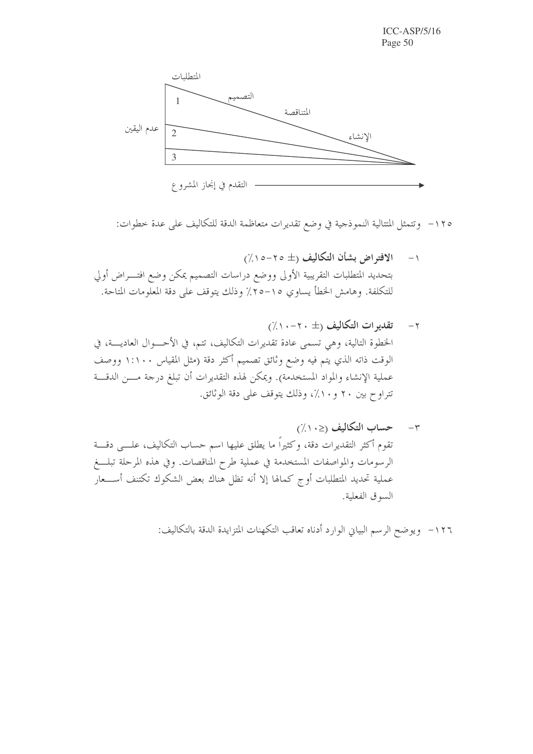المتطلبات

1 التصميم

المتناقصة

عدم اليقين 2

الإنشاء

3

التقدم في إنجاز المشروع

١٢٥- وتتمثل المتتالية النموذجية في وضع تقديرات متعاظمة الدقة للتكاليف على عدة خطوات:

١- **الافتراض بشأن التكاليف** (± ٢٥-١٥٪)
بتحديد المتطلبات التقريبية الأولى ووضع دراسات التصميم يمكن وضع افتراض أولي للتكلفة. وهامش الخطأ يساوي ١٥-٢٥٪ وذلك يتوقف على دقة المعلومات المتاحة.

٢- **تقديرات التكاليف** (± ٢٠-١٠٪)
الخطوة التالية، وهي تسمى عادة تقديرات التكاليف، تتم، في الأحوال العادية، في الوقت ذاته الذي يتم فيه وضع وثائق تصميم أكثر دقة (مثل المقياس ١:١٠٠ ووصف عملية الإنشاء والمواد المستخدمة). ويمكن لهذه التقديرات أن تبلغ درجة من الدقة تتراوح بين ٢٠ و١٠٪، وذلك يتوقف على دقة الوثائق.

٣- **حساب التكاليف** (≥١٠٪)
تقوم أكثر التقديرات دقة، وكثيراً ما يطلق عليها اسم حساب التكاليف، على دقة الرسومات والمواصفات المستخدمة في عملية طرح المناقصات. وفي هذه المرحلة تبلغ عملية تحديد المتطلبات أوج كمالها إلا أنه تظل هناك بعض الشكوك تكتنف أسعار السوق الفعلية.

١٢٦- ويوضح الرسم البياني الوارد أدناه تعاقب التكهنات المتزايدة الدقة بالتكاليف: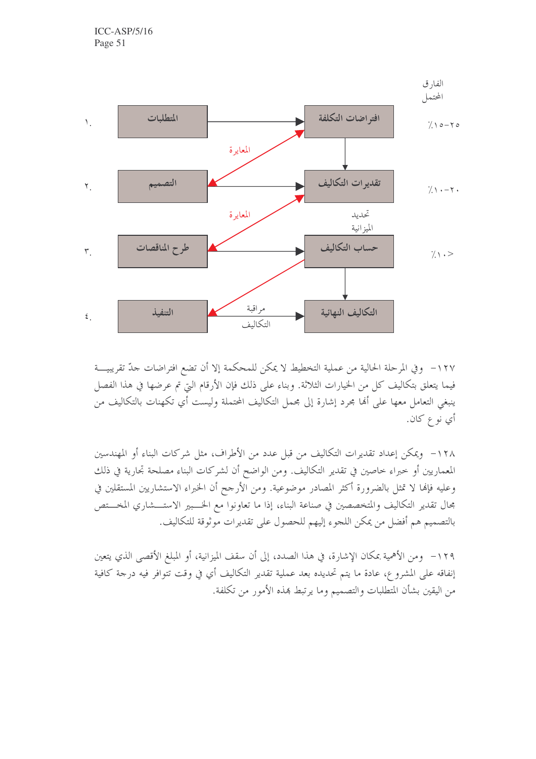الفارق المحتمل

| | | | | |
|---|---|---|---|---|
| ١. | المتطلبات | ← | افتراضات التكلفة | ٪١٥-٢٥ |
| | | المعايرة | | |
| ٢. | التصميم | ← | تقديرات التكاليف | ٪١٠-٢٠ |
| | | المعايرة | تحديد الميزانية | |
| ٣. | طرح المناقصات | ← | حساب التكاليف | ٪١٠> |
| | | مراقبة التكاليف | | |
| ٤. | التنفيذ | ← | التكاليف النهائية | |

١٢٧- وفي المرحلة الحالية من عملية التخطيط لا يمكن للمحكمة إلا أن تضع افتراضات جدّ تقريبية فيما يتعلق بتكاليف كل من الخيارات الثلاثة. وبناء على ذلك فإن الأرقام التي تم عرضها في هذا الفصل ينبغي التعامل معها على أنها مجرد إشارة إلى مجمل التكاليف المحتملة وليست أي تكهنات بالتكاليف من أي نوع كان.

١٢٨- ويمكن إعداد تقديرات التكاليف من قبل عدد من الأطراف، مثل شركات البناء أو المهندسين المعماريين أو خبراء خاصين في تقدير التكاليف. ومن الواضح أن لشركات البناء مصلحة تجارية في ذلك وعليه فإنها لا تمثل بالضرورة أكثر المصادر موضوعية. ومن الأرجح أن الخبراء الاستشاريين المستقلين في مجال تقدير التكاليف والمتخصصين في صناعة البناء، إذا ما تعاونوا مع الخبير الاستشاري المختص بالتصميم هم أفضل من يمكن اللجوء إليهم للحصول على تقديرات موثوقة للتكاليف.

١٢٩- ومن الأهمية بمكان الإشارة، في هذا الصدد، إلى أن سقف الميزانية، أو المبلغ الأقصى الذي يتعين إنفاقه على المشروع، عادة ما يتم تحديده بعد عملية تقدير التكاليف أي في وقت تتوافر فيه درجة كافية من اليقين بشأن المتطلبات والتصميم وما يرتبط بهذه الأمور من تكلفة.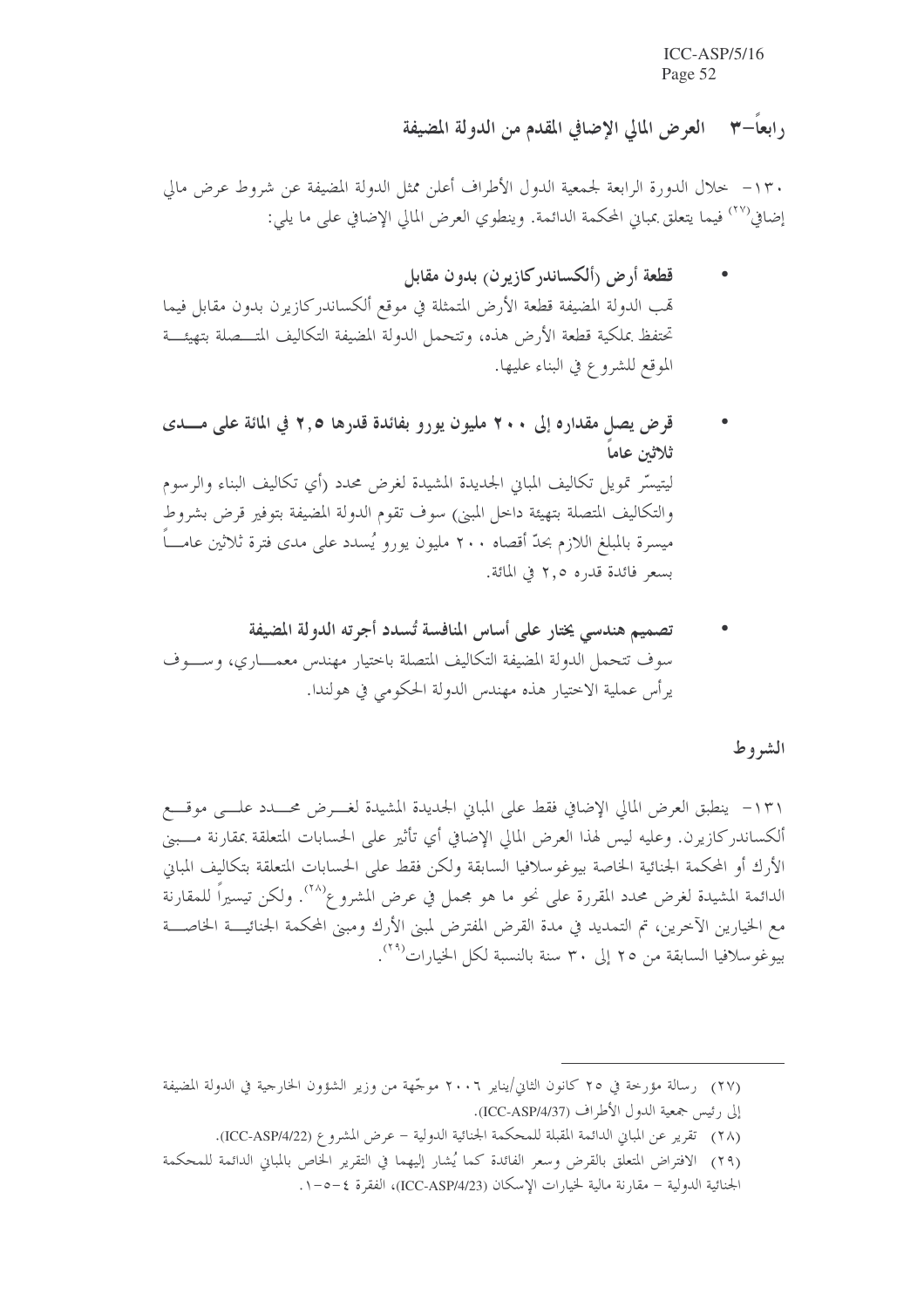## رابعاً–٣ العرض المالي الإضافي المقدم من الدولة المضيفة

١٣٠- خلال الدورة الرابعة لجمعية الدول الأطراف أعلن ممثل الدولة المضيفة عن شروط عرض مالي إضافي[٢٧] فيما يتعلق بمباني المحكمة الدائمة. وينطوي العرض المالي الإضافي على ما يلي:

- **قطعة أرض (ألكساندركازيرن) بدون مقابل**
  تهب الدولة المضيفة قطعة الأرض المتمثلة في موقع ألكساندركازيرن بدون مقابل فيما تحتفظ بملكية قطعة الأرض هذه، وتتحمل الدولة المضيفة التكاليف المتصلة بتهيئة الموقع للشروع في البناء عليها.

- **قرض يصل مقداره إلى ٢٠٠ مليون يورو بفائدة قدرها ٢,٥ في المائة على مدى ثلاثين عاماً**
  ليتيسّر تمويل تكاليف المباني الجديدة المشيدة لغرض محدد (أي تكاليف البناء والرسوم والتكاليف المتصلة بتهيئة داخل المبنى) سوف تقوم الدولة المضيفة بتوفير قرض بشروط ميسرة بالمبلغ اللازم بحدّ أقصاه ٢٠٠ مليون يورو يُسدد على مدى فترة ثلاثين عاماً بسعر فائدة قدره ٢,٥ في المائة.

- **تصميم هندسي يختار على أساس المنافسة تُسدد أجرته الدولة المضيفة**
  سوف تتحمل الدولة المضيفة التكاليف المتصلة باختيار مهندس معماري، وسوف يرأس عملية الاختيار هذه مهندس الدولة الحكومي في هولندا.

### الشروط

١٣١- ينطبق العرض المالي الإضافي فقط على المباني الجديدة المشيدة لغرض محدد على موقع ألكساندركازيرن. وعليه ليس لهذا العرض المالي الإضافي أي تأثير على الحسابات المتعلقة بمقارنة مبنى الأرك أو المحكمة الجنائية الخاصة بيوغوسلافيا السابقة ولكن فقط على الحسابات المتعلقة بتكاليف المباني الدائمة المشيدة لغرض محدد المقررة على نحو ما هو مجمل في عرض المشروع[٢٨]. ولكن تيسيراً للمقارنة مع الخيارين الآخرين، تم التمديد في مدة القرض المفترض لمبنى الأرك ومبنى المحكمة الجنائية الخاصة بيوغوسلافيا السابقة من ٢٥ إلى ٣٠ سنة بالنسبة لكل الخيارات[٢٩].

---

(٢٧) رسالة مؤرخة في ٢٥ كانون الثاني/يناير ٢٠٠٦ موجّهة من وزير الشؤون الخارجية في الدولة المضيفة إلى رئيس جمعية الدول الأطراف (ICC-ASP/4/37).

(٢٨) تقرير عن المباني الدائمة المقبلة للمحكمة الجنائية الدولية – عرض المشروع (ICC-ASP/4/22).

(٢٩) الافتراض المتعلق بالقرض وسعر الفائدة كما يُشار إليهما في التقرير الخاص بالمباني الدائمة للمحكمة الجنائية الدولية – مقارنة مالية لخيارات الإسكان (ICC-ASP/4/23)، الفقرة ٤-٥-١.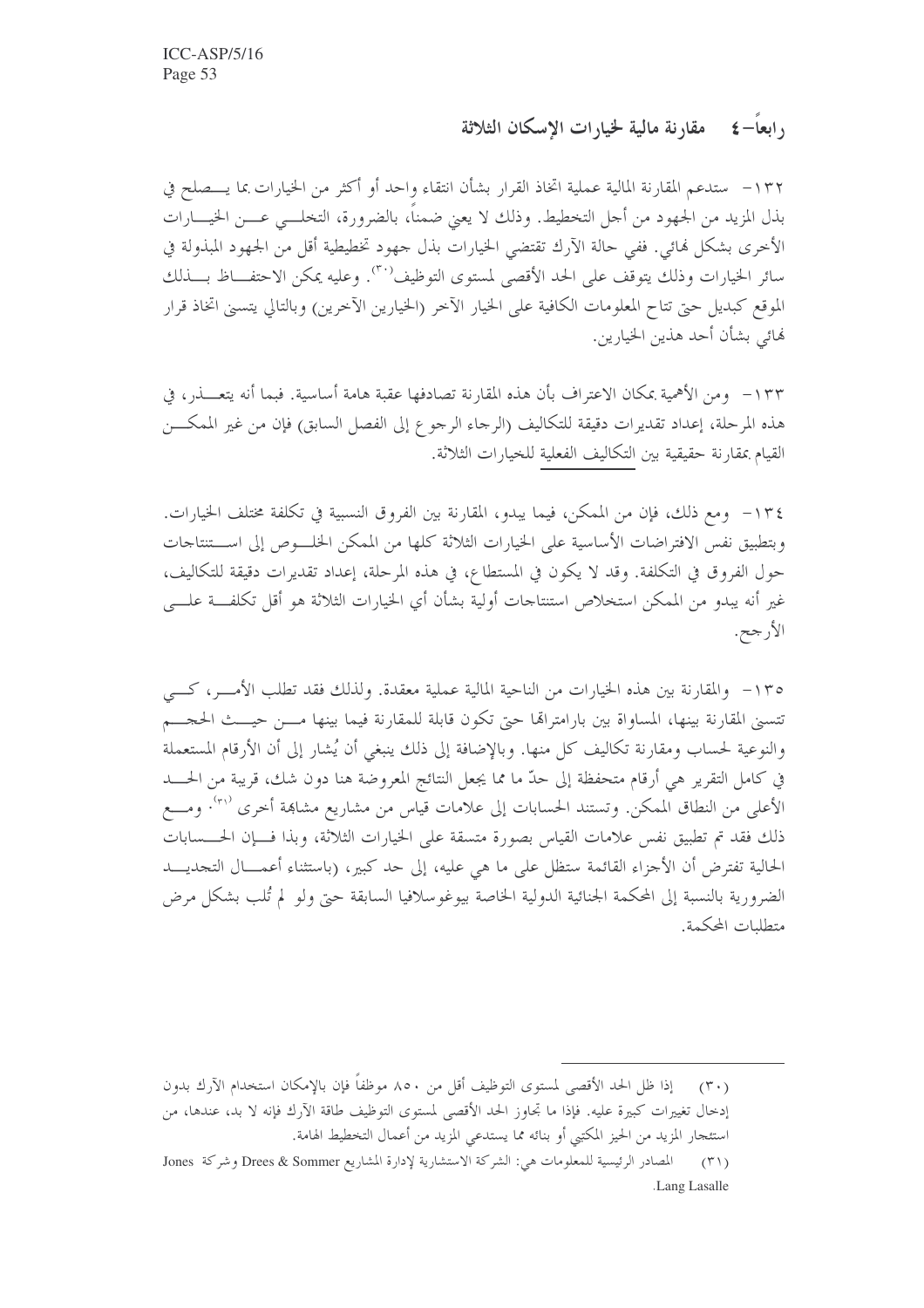## رابعاً- ٤ مقارنة مالية لخيارات الإسكان الثلاثة

١٣٢- ستدعم المقارنة المالية عملية اتخاذ القرار بشأن انتقاء واحد أو أكثر من الخيارات بما يصلح في بذل المزيد من الجهود من أجل التخطيط. وذلك لا يعني ضمناً، بالضرورة، التخلي عن الخيارات الأخرى بشكل نهائي. ففي حالة الآرك تقتضي الخيارات بذل جهود تخطيطية أقل من الجهود المبذولة في سائر الخيارات وذلك يتوقف على الحد الأقصى لمستوى التوظيف[٣٠]. وعليه يمكن الاحتفاظ بذلك الموقع كبديل حتى تتاح المعلومات الكافية على الخيار الآخر (الخيارين الآخرين) وبالتالي يتسنى اتخاذ قرار نهائي بشأن أحد هذين الخيارين.

١٣٣- ومن الأهمية بمكان الاعتراف بأن هذه المقارنة تصادفها عقبة هامة أساسية. فبما أنه يتعذر، في هذه المرحلة، إعداد تقديرات دقيقة للتكاليف (الرجاء الرجوع إلى الفصل السابق) فإن من غير الممكن القيام بمقارنة حقيقية بين التكاليف الفعلية للخيارات الثلاثة.

١٣٤- ومع ذلك، فإن من الممكن، فيما يبدو، المقارنة بين الفروق النسبية في تكلفة مختلف الخيارات. وبتطبيق نفس الافتراضات الأساسية على الخيارات الثلاثة كلها من الممكن الخلوص إلى استنتاجات حول الفروق في التكلفة. وقد لا يكون في المستطاع، في هذه المرحلة، إعداد تقديرات دقيقة للتكاليف، غير أنه يبدو من الممكن استخلاص استنتاجات أولية بشأن أي الخيارات الثلاثة هو أقل تكلفة على الأرجح.

١٣٥- والمقارنة بين هذه الخيارات من الناحية المالية عملية معقدة. ولذلك فقد تطلب الأمر، كي تتسنى المقارنة بينها، المساواة بين بارامتراتها حتى تكون قابلة للمقارنة فيما بينها من حيث الحجم والنوعية لحساب ومقارنة تكاليف كل منها. وبالإضافة إلى ذلك ينبغي أن يُشار إلى أن الأرقام المستعملة في كامل التقرير هي أرقام متحفظة إلى حدّ ما مما يجعل النتائج المعروضة هنا دون شك، قريبة من الحد الأعلى من النطاق الممكن. وتستند الحسابات إلى علامات قياس من مشاريع مشابهة أخرى[٣١]. ومع ذلك فقد تم تطبيق نفس علامات القياس بصورة متسقة على الخيارات الثلاثة، وبذا فإن الحسابات الحالية تفترض أن الأجزاء القائمة ستظل على ما هي عليه، إلى حد كبير، (باستثناء أعمال التجديد الضرورية بالنسبة إلى المحكمة الجنائية الدولية الخاصة بيوغوسلافيا السابقة حتى ولو لم تُلب بشكل مرض متطلبات المحكمة.

---

(٣٠) إذا ظل الحد الأقصى لمستوى التوظيف أقل من ٨٥٠ موظفاً فإن بالإمكان استخدام الآرك بدون إدخال تغييرات كبيرة عليه. فإذا ما تجاوز الحد الأقصى لمستوى التوظيف طاقة الآرك فإنه لا بد، عندها، من استئجار المزيد من الحيز المكتبي أو بنائه مما يستدعي المزيد من أعمال التخطيط الهامة.

(٣١) المصادر الرئيسية للمعلومات هي: الشركة الاستشارية لإدارة المشاريع Drees & Sommer وشركة Jones Lang Lasalle.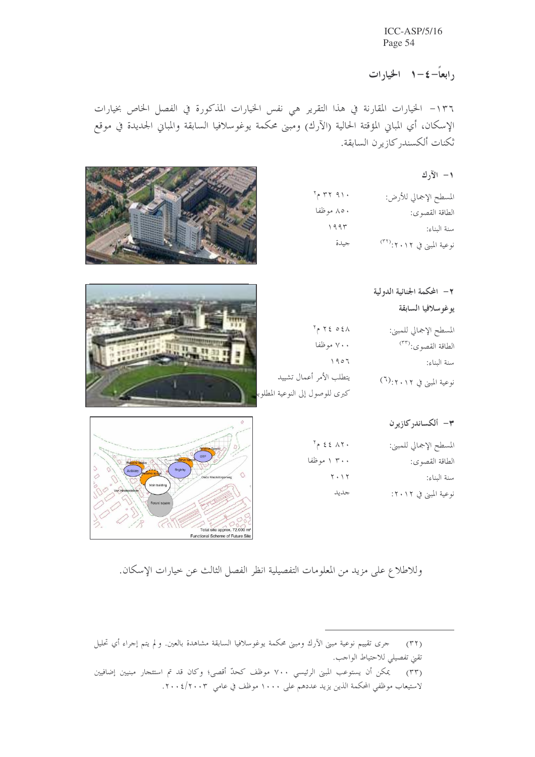## رابعاً–٤–١ الخيارات

١٣٦– الخيارات المقارنة في هذا التقرير هي نفس الخيارات المذكورة في الفصل الخاص بخيارات الإسكان، أي المباني المؤقتة الحالية (الآرك) ومبنى محكمة يوغوسلافيا السابقة والمباني الجديدة في موقع ثكنات ألكسندركازيرن السابقة.

### ١– الآرك

| | |
|---|---|
| المسطح الإجمالي للأرض: | ٣٢ ٩١٠ م٢ |
| الطاقة القصوى: | ٨٥٠ موظفا |
| سنة البناء: | ١٩٩٣ |
| نوعية المبنى في ٢٠١٢:[٣٢] | جيدة |

### ٢– المحكمة الجنائية الدولية يوغوسلافيا السابقة

| | |
|---|---|
| المسطح الإجمالي للمبنى: | ٢٤ ٥٤٨ م٢ |
| الطاقة القصوى:[٣٣] | ٧٠٠ موظفا |
| سنة البناء: | ١٩٥٦ |
| نوعية المبنى في ٢٠١٢:(٦) | يتطلب الأمر أعمال تشييد كبرى للوصول إلى النوعية المطلوبة |

### ٣– ألكساندركازيرن

| | |
|---|---|
| المسطح الإجمالي للمبنى: | ٤٤ ٨٢٠ م٢ |
| الطاقة القصوى: | ١ ٣٠٠ موظفا |
| سنة البناء: | ٢٠١٢ |
| نوعية المبنى في ٢٠١٢: | جديد |

Total site approx. 72.000 m²
Functional Scheme of Future Site

وللاطلاع على مزيد من المعلومات التفصيلية انظر الفصل الثالث عن خيارات الإسكان.

---

(٣٢) جرى تقييم نوعية مبنى الآرك ومبنى محكمة يوغوسلافيا السابقة مشاهدة بالعين. ولم يتم إجراء أي تحليل تقني تفصيلي للاحتياط الواجب.

(٣٣) يمكن أن يستوعب المبنى الرئيسي ٧٠٠ موظف كحدّ أقصى؛ وكان قد تم استئجار مبنيين إضافيين لاستيعاب موظفي المحكمة الذين يزيد عددهم على ١٠٠٠ موظف في عامي ٢٠٠٣/٢٠٠٤.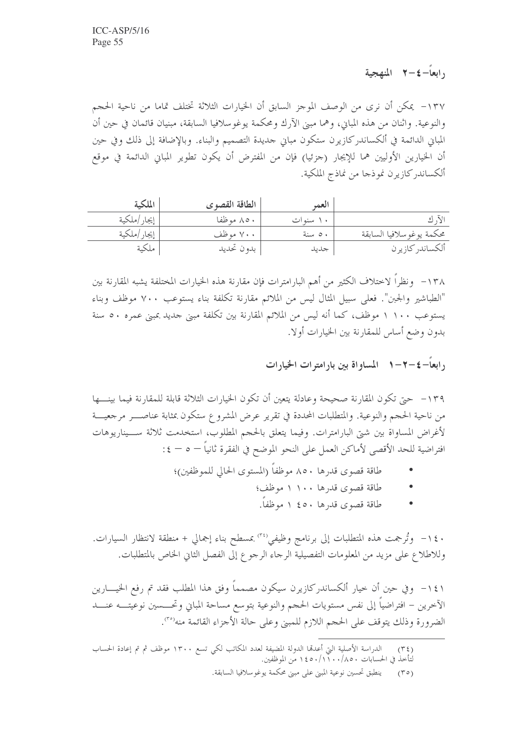## رابعاً-٤-٢ المنهجية

١٣٧- يمكن أن نرى من الوصف الموجز السابق أن الخيارات الثلاثة تختلف تماما من ناحية الحجم والنوعية. واثنان من هذه المباني، وهما مبنى الآرك ومحكمة يوغوسلافيا السابقة، مبنيان قائمان في حين أن المباني الدائمة في ألكساندركازيرن ستكون مباني جديدة التصميم والبناء. وبالإضافة إلى ذلك وفي حين أن الخيارين الأوليين هما للإيجار (جزئيا) فإن من المفترض أن يكون تطوير المباني الدائمة في موقع ألكساندركازيرن نموذجا من نماذج الملكية.

| | العمر | الطاقة القصوى | الملكية |
|---|---|---|---|
| الآرك | ١٠ سنوات | ٨٥٠ موظفا | إيجار/ملكية |
| محكمة يوغوسلافيا السابقة | ٥٠ سنة | ٧٠٠ موظف | إيجار/ملكية |
| ألكساندركازيرن | جديد | بدون تحديد | ملكية |

١٣٨- ونظراً لاختلاف الكثير من أهم البارامترات فإن مقارنة هذه الخيارات المختلفة يشبه المقارنة بين "الطباشير والجبن". فعلى سبيل المثال ليس من الملائم مقارنة تكلفة بناء يستوعب ٧٠٠ موظف وبناء يستوعب ١ ١٠٠ موظف، كما أنه ليس من الملائم المقارنة بين تكلفة مبنى جديد بمبنى عمره ٥٠ سنة بدون وضع أساس للمقارنة بين الخيارات أولا.

### رابعاً-٤-٢-١ المساواة بين بارامترات الخيارات

١٣٩- حتى تكون المقارنة صحيحة وعادلة يتعين أن تكون الخيارات الثلاثة قابلة للمقارنة فيما بينها من ناحية الحجم والنوعية. والمتطلبات المحددة في تقرير عرض المشروع ستكون بمثابة عناصر مرجعية لأغراض المساواة بين شتى البارامترات. وفيما يتعلق بالحجم المطلوب، استخدمت ثلاثة سيناريوهات افتراضية للحد الأقصى لأماكن العمل على النحو الموضح في الفقرة ثانياً — ٥ — ٤:

- طاقة قصوى قدرها ٨٥٠ موظفاً (المستوى الحالي للموظفين)؛
- طاقة قصوى قدرها ١ ١٠٠ موظف؛
- طاقة قصوى قدرها ١ ٤٥٠ موظفاً.

١٤٠- وتُرجمت هذه المتطلبات إلى برنامج وظيفي[٣٤] بمسطح بناء إجمالي + منطقة لانتظار السيارات. وللاطلاع على مزيد من المعلومات التفصيلية الرجاء الرجوع إلى الفصل الثاني الخاص بالمتطلبات.

١٤١- وفي حين أن خيار ألكساندركازيرن سيكون مصمماً وفق هذا المطلب فقد تم رفع الخيارين الآخرين – افتراضياً إلى نفس مستويات الحجم والنوعية بتوسع مساحة المباني وتحسين نوعيته عند الضرورة وذلك يتوقف على الحجم اللازم للمبنى وعلى حالة الأجزاء القائمة منه[٣٥].

---

(٣٤) الدراسة الأصلية التي أعدتها الدولة المضيفة لعدد المكاتب لكي تسع ١٣٠٠ موظف ثم تم إعادة الحساب لتأخذ في الحسابات ٨٥٠/١١٠٠/١٤٥٠ من الموظفين.

(٣٥) ينطبق تحسين نوعية المبنى على مبنى محكمة يوغوسلافيا السابقة.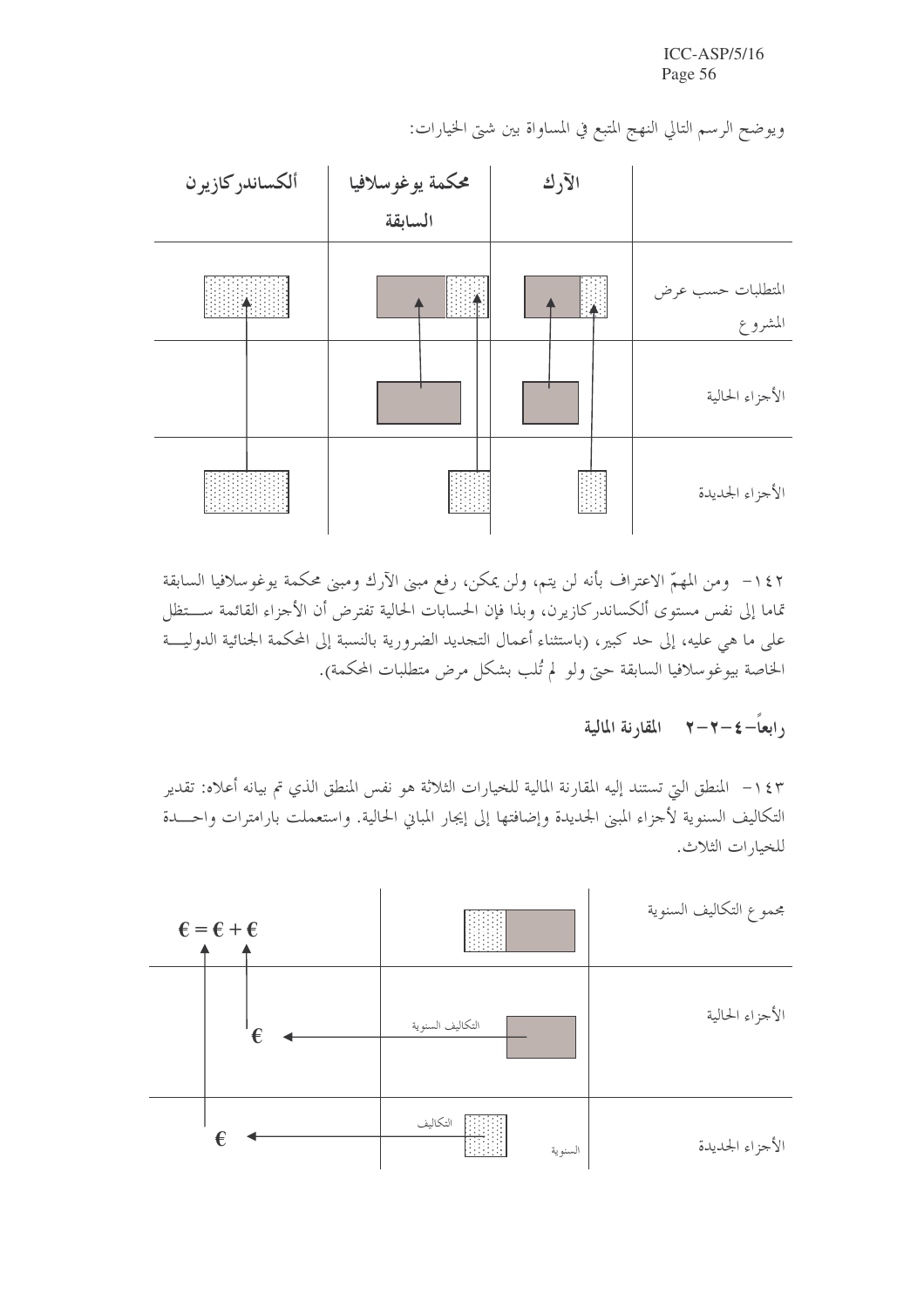ويوضح الرسم التالي النهج المتبع في المساواة بين شتى الخيارات:

| | الآرك | محكمة يوغوسلافيا السابقة | ألكساندركازيرن |
|---|---|---|---|
| المتطلبات حسب عرض المشروع | | | |
| الأجزاء الحالية | | | |
| الأجزاء الجديدة | | | |

١٤٢- ومن المهمّ الاعتراف بأنه لن يتم، ولن يمكن، رفع مبنى الآرك ومبنى محكمة يوغوسلافيا السابقة تماما إلى نفس مستوى ألكساندركازيرن، وبذا فإن الحسابات الحالية تفترض أن الأجزاء القائمة ستظل على ما هي عليه، إلى حد كبير، (باستثناء أعمال التجديد الضرورية بالنسبة إلى المحكمة الجنائية الدولية الخاصة بيوغوسلافيا السابقة حتى ولو لم تُلب بشكل مرض متطلبات المحكمة).

## رابعاً-٤-٢-٢ المقارنة المالية

١٤٣- المنطق التي تستند إليه المقارنة المالية للخيارات الثلاثة هو نفس المنطق الذي تم بيانه أعلاه: تقدير التكاليف السنوية لأجزاء المبنى الجديدة وإضافتها إلى إيجار المباني الحالية. واستعملت بارامترات واحدة للخيارات الثلاث.

| | | |
|---|---|---|
| مجموع التكاليف السنوية | | € = € + € |
| الأجزاء الحالية | التكاليف السنوية | € |
| الأجزاء الجديدة | التكاليف السنوية | € |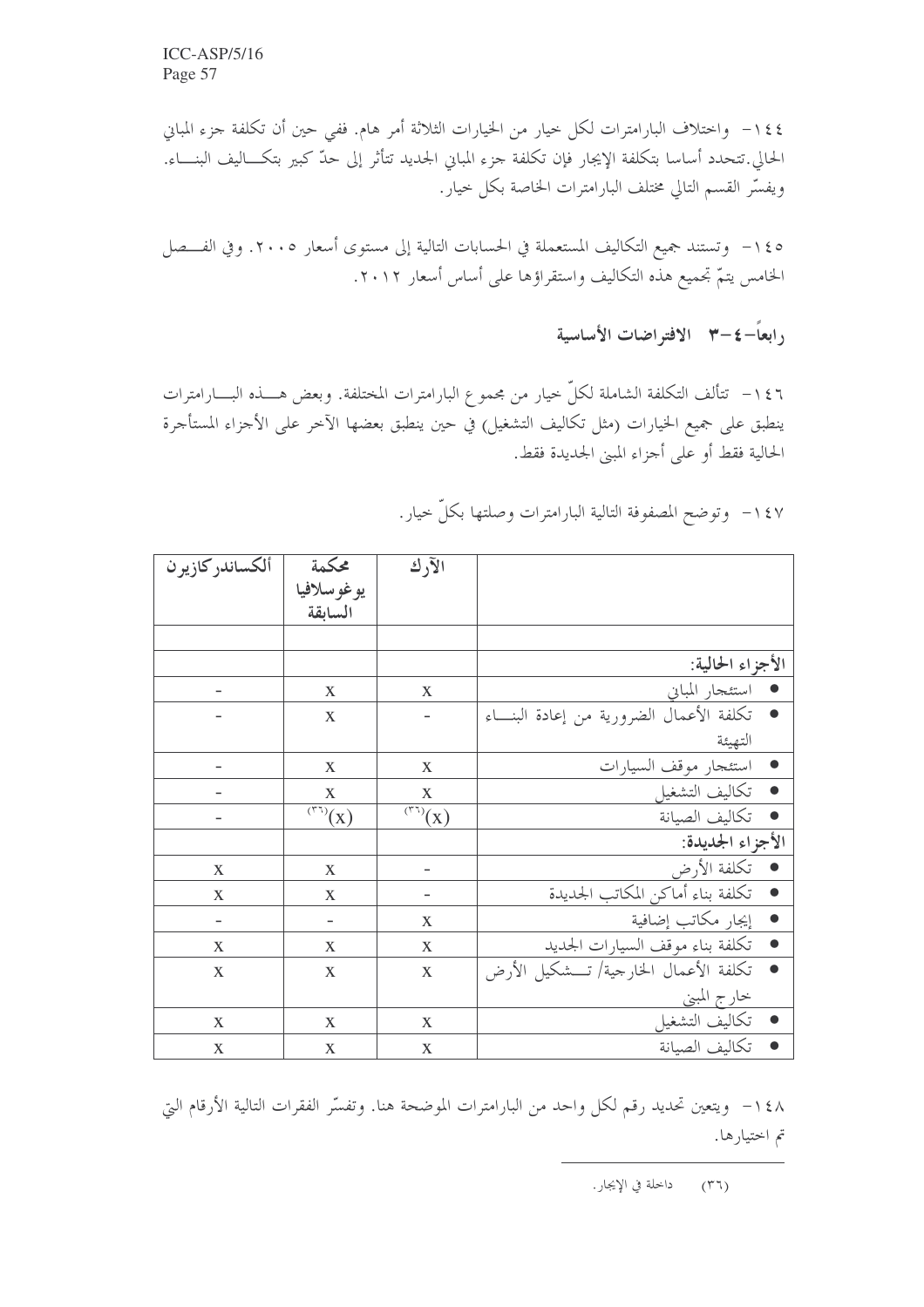١٤٤- واختلاف البارامترات لكل خيار من الخيارات الثلاثة أمر هام. ففي حين أن تكلفة جزء المباني الحالي تتحدد أساسا بتكلفة الإيجار فإن تكلفة جزء المباني الجديد تتأثر إلى حدّ كبير بتكاليف البناء. ويفسّر القسم التالي مختلف البارامترات الخاصة بكل خيار.

١٤٥- وتستند جميع التكاليف المستعملة في الحسابات التالية إلى مستوى أسعار ٢٠٠٥. وفي الفصل الخامس يتمّ تجميع هذه التكاليف واستقراؤها على أساس أسعار ٢٠١٢.

### رابعاً-٤-٣ الافتراضات الأساسية

١٤٦- تتألف التكلفة الشاملة لكلّ خيار من مجموع البارامترات المختلفة. وبعض هذه البارامترات ينطبق على جميع الخيارات (مثل تكاليف التشغيل) في حين ينطبق بعضها الآخر على الأجزاء المستأجرة الحالية فقط أو على أجزاء المبنى الجديدة فقط.

١٤٧- وتوضح المصفوفة التالية البارامترات وصلتها بكلّ خيار.

| | الآرك | محكمة يوغوسلافيا السابقة | ألكساندركازيرن |
|---|---|---|---|
| | | | |
| **الأجزاء الحالية:** | | | |
| • استئجار المباني | X | X | - |
| • تكلفة الأعمال الضرورية من إعادة البناء التهيئة | - | X | - |
| • استئجار موقف السيارات | X | X | - |
| • تكاليف التشغيل | X | X | - |
| • تكاليف الصيانة | (X)[٣٦] | (X)[٣٦] | - |
| **الأجزاء الجديدة:** | | | |
| • تكلفة الأرض | - | X | X |
| • تكلفة بناء أماكن المكاتب الجديدة | - | X | X |
| • إيجار مكاتب إضافية | X | - | - |
| • تكلفة بناء موقف السيارات الجديد | X | X | X |
| • تكلفة الأعمال الخارجية/ تشكيل الأرض خارج المبنى | X | X | X |
| • تكاليف التشغيل | X | X | X |
| • تكاليف الصيانة | X | X | X |

١٤٨- ويتعين تحديد رقم لكل واحد من البارامترات الموضحة هنا. وتفسّر الفقرات التالية الأرقام التي تم اختيارها.

---

(٣٦) داخلة في الإيجار.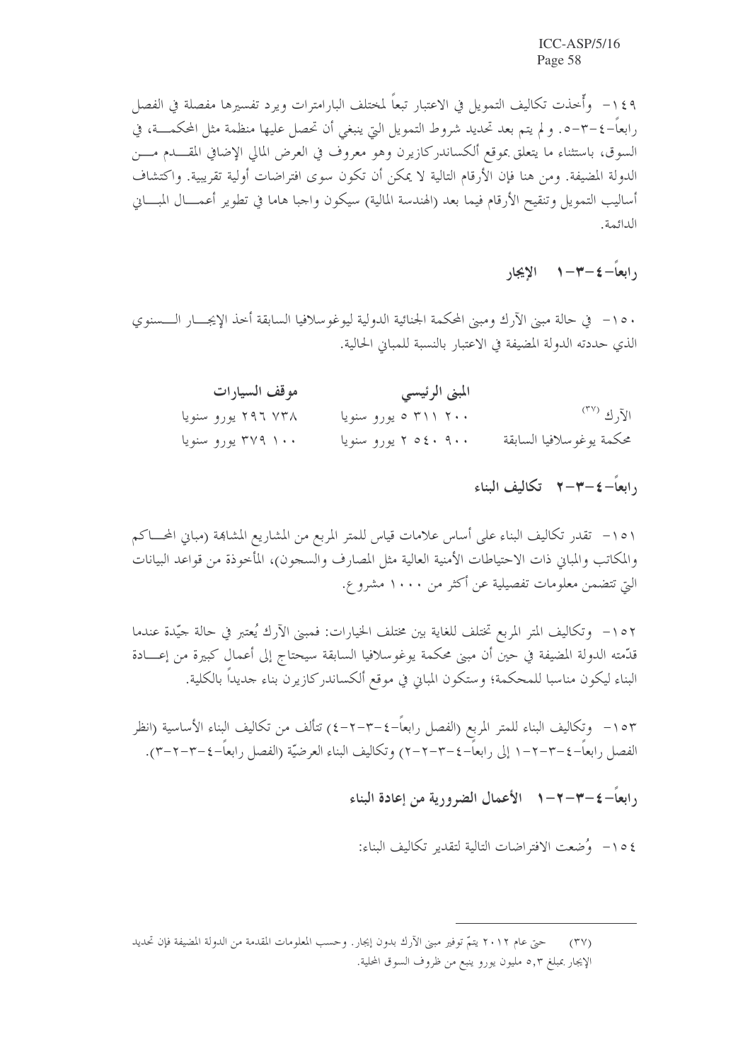١٤٩- وأُخذت تكاليف التمويل في الاعتبار تبعاً لمختلف البارامترات ويرد تفسيرها مفصلة في الفصل رابعاً-٤-٣-٥. ولم يتم بعد تحديد شروط التمويل التي ينبغي أن تحصل عليها منظمة مثل المحكمة، في السوق، باستثناء ما يتعلق بموقع ألكساندركازيرن وهو معروف في العرض المالي الإضافي المقدم من الدولة المضيفة. ومن هنا فإن الأرقام التالية لا يمكن أن تكون سوى افتراضات أولية تقريبية. واكتشاف أساليب التمويل وتنقيح الأرقام فيما بعد (الهندسة المالية) سيكون واجبا هاما في تطوير أعمال المباني الدائمة.

## رابعاً-٤-٣-١ الإيجار

١٥٠- في حالة مبنى الآرك ومبنى المحكمة الجنائية الدولية ليوغوسلافيا السابقة أخذ الإيجار السنوي الذي حددته الدولة المضيفة في الاعتبار بالنسبة للمباني الحالية.

| | المبنى الرئيسي | موقف السيارات |
|---|---|---|
| الآرك [٣٧] | ٥ ٣١١ ٢٠٠ يورو سنويا | ٢٩٦ ٧٣٨ يورو سنويا |
| محكمة يوغوسلافيا السابقة | ٢ ٥٤٠ ٩٠٠ يورو سنويا | ٣٧٩ ١٠٠ يورو سنويا |

## رابعاً-٤-٣-٢ تكاليف البناء

١٥١- تقدر تكاليف البناء على أساس علامات قياس للمتر المربع من المشاريع المشابهة (مباني المحاكم والمكاتب والمباني ذات الاحتياطات الأمنية العالية مثل المصارف والسجون)، المأخوذة من قواعد البيانات التي تتضمن معلومات تفصيلية عن أكثر من ١٠٠٠ مشروع.

١٥٢- وتكاليف المتر المربع تختلف للغاية بين مختلف الخيارات: فمبنى الآرك يُعتبر في حالة جيّدة عندما قدّمته الدولة المضيفة في حين أن مبنى محكمة يوغوسلافيا السابقة سيحتاج إلى أعمال كبيرة من إعادة البناء ليكون مناسبا للمحكمة؛ وستكون المباني في موقع ألكساندركازيرن بناء جديداً بالكلية.

١٥٣- وتكاليف البناء للمتر المربع (الفصل رابعاً-٤-٣-٢-٤) تتألف من تكاليف البناء الأساسية (انظر الفصل رابعاً-٤-٣-٢-١ إلى رابعاً-٤-٣-٢-٢) وتكاليف البناء العرضيّة (الفصل رابعاً-٤-٣-٢-٣).

### رابعاً-٤-٣-٢-١ الأعمال الضرورية من إعادة البناء

١٥٤- وُضعت الافتراضات التالية لتقدير تكاليف البناء:

---

(٣٧) حتى عام ٢٠١٢ يتمّ توفير مبنى الآرك بدون إيجار. وحسب المعلومات المقدمة من الدولة المضيفة فإن تحديد الإيجار بمبلغ ٥,٣ مليون يورو ينبع من ظروف السوق المحلية.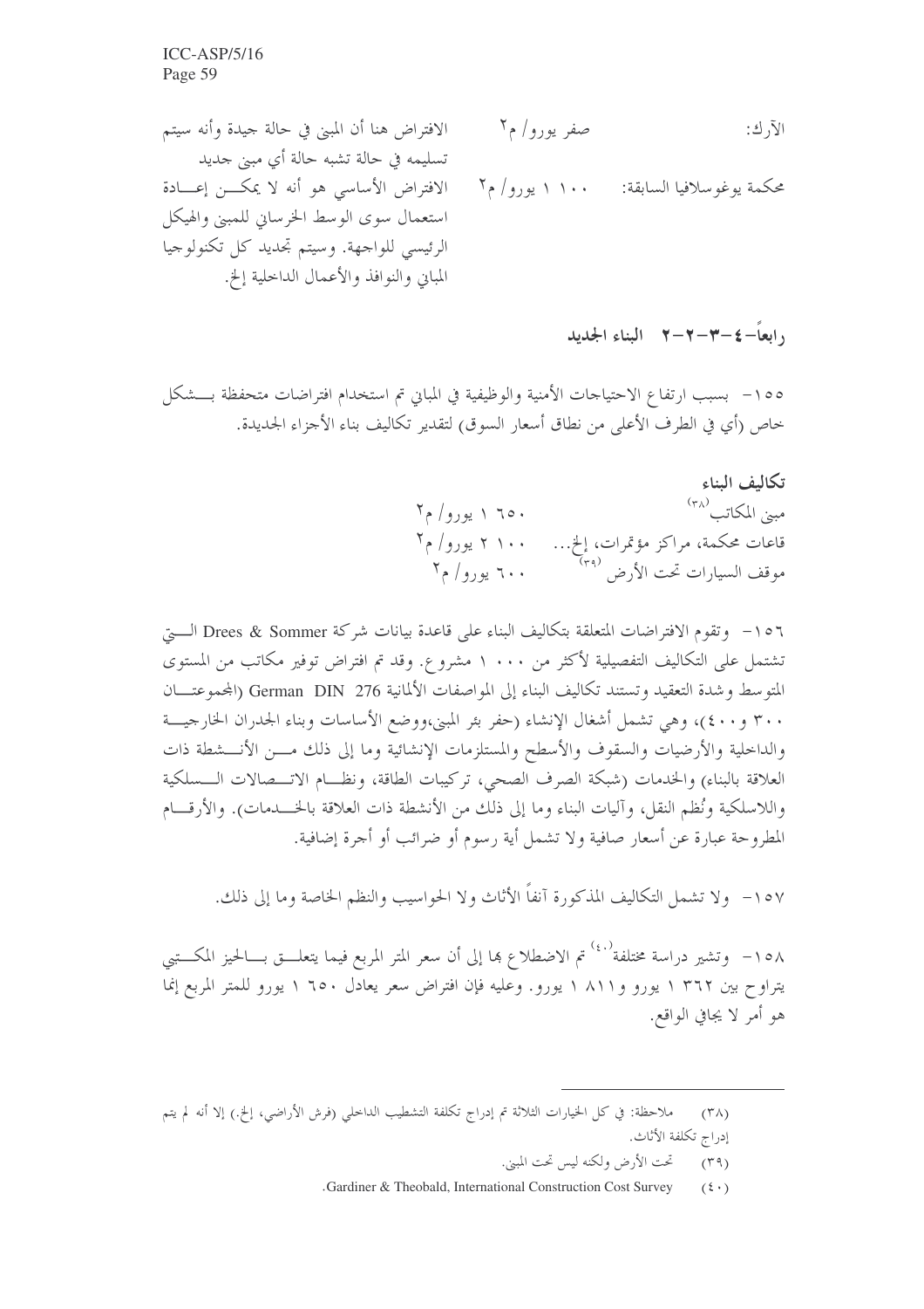| | | |
|---|---|---|
| الآرك: | صفر يورو/ م٢ | الافتراض هنا أن المبنى في حالة جيدة وأنه سيتم تسليمه في حالة تشبه حالة أي مبنى جديد |
| محكمة يوغوسلافيا السابقة: | ١ ١٠٠ يورو/ م٢ | الافتراض الأساسي هو أنه لا يمكن إعادة استعمال سوى الوسط الخرساني للمبنى والهيكل الرئيسي للواجهة. وسيتم تجديد كل تكنولوجيا المباني والنوافذ والأعمال الداخلية إلخ. |

## رابعاً-٤-٣-٢-٢ البناء الجديد

١٥٥- بسبب ارتفاع الاحتياجات الأمنية والوظيفية في المباني تم استخدام افتراضات متحفظة بشكل خاص (أي في الطرف الأعلى من نطاق أسعار السوق) لتقدير تكاليف بناء الأجزاء الجديدة.

**تكاليف البناء**

| | |
|---|---|
| مبنى المكاتب[٣٨] | ١ ٦٥٠ يورو/ م٢ |
| قاعات محكمة، مراكز مؤتمرات، إلخ... | ٢ ١٠٠ يورو/ م٢ |
| موقف السيارات تحت الأرض[٣٩] | ٦٠٠ يورو/ م٢ |

١٥٦- وتقوم الافتراضات المتعلقة بتكاليف البناء على قاعدة بيانات شركة Drees & Sommer التي تشتمل على التكاليف التفصيلية لأكثر من ١ ٠٠٠ مشروع. وقد تم افتراض توفير مكاتب من المستوى المتوسط وشدة التعقيد وتستند تكاليف البناء إلى المواصفات الألمانية German DIN 276 (المجموعتان ٣٠٠ و٤٠٠)، وهي تشمل أشغال الإنشاء (حفر بئر المبنى،ووضع الأساسات وبناء الجدران الخارجية والداخلية والأرضيات والسقوف والأسطح والمستلزمات الإنشائية وما إلى ذلك من الأنشطة ذات العلاقة بالبناء) والخدمات (شبكة الصرف الصحي، تركيبات الطاقة، ونظام الاتصالات السلكية واللاسلكية ونُظم النقل، وآليات البناء وما إلى ذلك من الأنشطة ذات العلاقة بالخدمات). والأرقام المطروحة عبارة عن أسعار صافية ولا تشمل أية رسوم أو ضرائب أو أجرة إضافية.

١٥٧- ولا تشمل التكاليف المذكورة آنفاً الأثاث ولا الحواسيب والنظم الخاصة وما إلى ذلك.

١٥٨- وتشير دراسة مختلفة[٤٠] تم الاضطلاع بها إلى أن سعر المتر المربع فيما يتعلق بالحيز المكتبي يتراوح بين ١ ٣٦٢ يورو و١ ٨١١ يورو. وعليه فإن افتراض سعر يعادل ١ ٦٥٠ يورو للمتر المربع إنما هو أمر لا يجافي الواقع.

---

(٣٨) ملاحظة: في كل الخيارات الثلاثة تم إدراج تكلفة التشطيب الداخلي (فرش الأراضي، إلخ.) إلا أنه لم يتم إدراج تكلفة الأثاث.

(٣٩) تحت الأرض ولكنه ليس تحت المبنى.

(٤٠) Gardiner & Theobald, International Construction Cost Survey.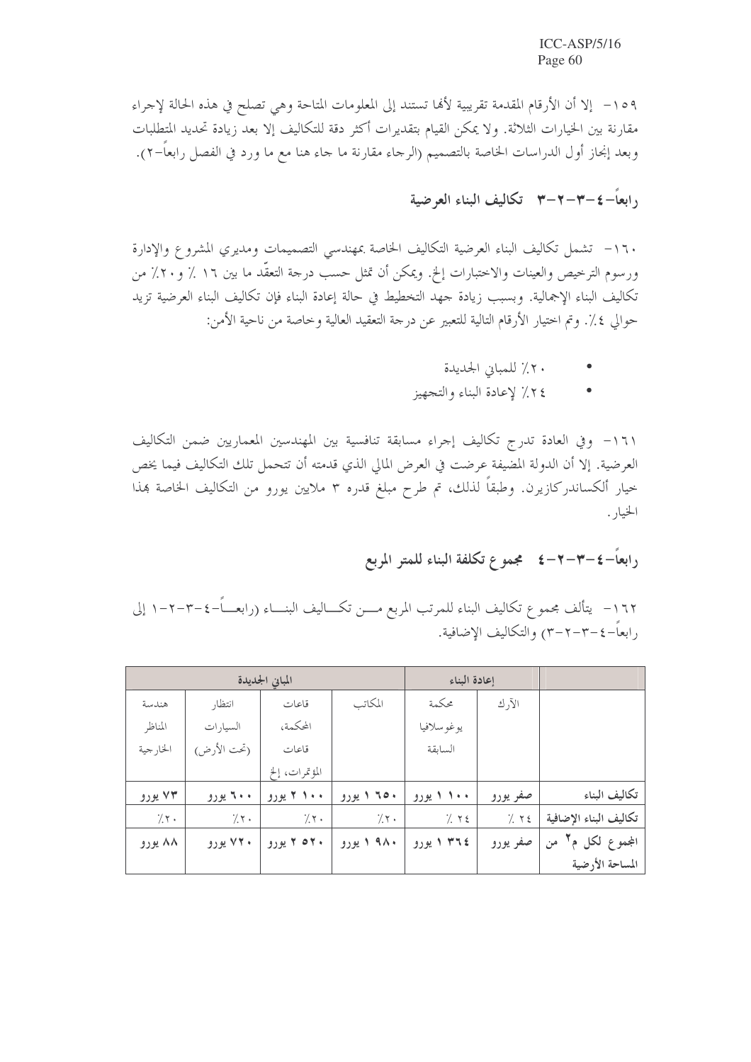١٥٩- إلا أن الأرقام المقدمة تقريبية لأنها تستند إلى المعلومات المتاحة وهي تصلح في هذه الحالة لإجراء مقارنة بين الخيارات الثلاثة. ولا يمكن القيام بتقديرات أكثر دقة للتكاليف إلا بعد زيادة تحديد المتطلبات وبعد إنجاز أول الدراسات الخاصة بالتصميم (الرجاء مقارنة ما جاء هنا مع ما ورد في الفصل رابعاً-٢).

## رابعاً-٤-٣-٢-٣ تكاليف البناء العرضية

١٦٠- تشمل تكاليف البناء العرضية التكاليف الخاصة بمهندسي التصميمات ومديري المشروع والإدارة ورسوم الترخيص والعينات والاختبارات إلخ. ويمكن أن تمثل حسب درجة التعقّد ما بين ١٦ ٪ و٢٠٪ من تكاليف البناء الإجمالية. وبسبب زيادة جهد التخطيط في حالة إعادة البناء فإن تكاليف البناء العرضية تزيد حوالي ٤٪. وتم اختيار الأرقام التالية للتعبير عن درجة التعقيد العالية وخاصة من ناحية الأمن:

- ٢٠٪ للمباني الجديدة
- ٢٤٪ لإعادة البناء والتجهيز

١٦١- وفي العادة تدرج تكاليف إجراء مسابقة تنافسية بين المهندسين المعماريين ضمن التكاليف العرضية. إلا أن الدولة المضيفة عرضت في العرض المالي الذي قدمته أن تتحمل تلك التكاليف فيما يخص خيار ألكساندركازيرن. وطبقاً لذلك، تم طرح مبلغ قدره ٣ ملايين يورو من التكاليف الخاصة بهذا الخيار.

## رابعاً-٤-٣-٢-٤ مجموع تكلفة البناء للمتر المربع

١٦٢- يتألف مجموع تكاليف البناء للمرتب المربع من تكاليف البناء (رابعاً-٤-٣-٢-١ إلى رابعاً-٤-٣-٢-٣) والتكاليف الإضافية.

| | إعادة البناء | | المباني الجديدة | | | |
|---|---|---|---|---|---|---|
| | الآرك | محكمة يوغوسلافيا السابقة | المكاتب | قاعات المحكمة، قاعات المؤتمرات، إلخ | انتظار السيارات (تحت الأرض) | هندسة المناظر الخارجية |
| **تكاليف البناء** | **صفر يورو** | **١ ١٠٠ يورو** | **١ ٦٥٠ يورو** | **٢ ١٠٠ يورو** | **٦٠٠ يورو** | **٧٣ يورو** |
| **تكاليف البناء الإضافية** | ٪ ٢٤ | ٪ ٢٤ | ٪٢٠ | ٪٢٠ | ٪٢٠ | ٪٢٠ |
| **المجموع لكل م$^2$ من المساحة الأرضية** | **صفر يورو** | **١ ٣٦٤ يورو** | **١ ٩٨٠ يورو** | **٢ ٥٢٠ يورو** | **٧٢٠ يورو** | **٨٨ يورو** |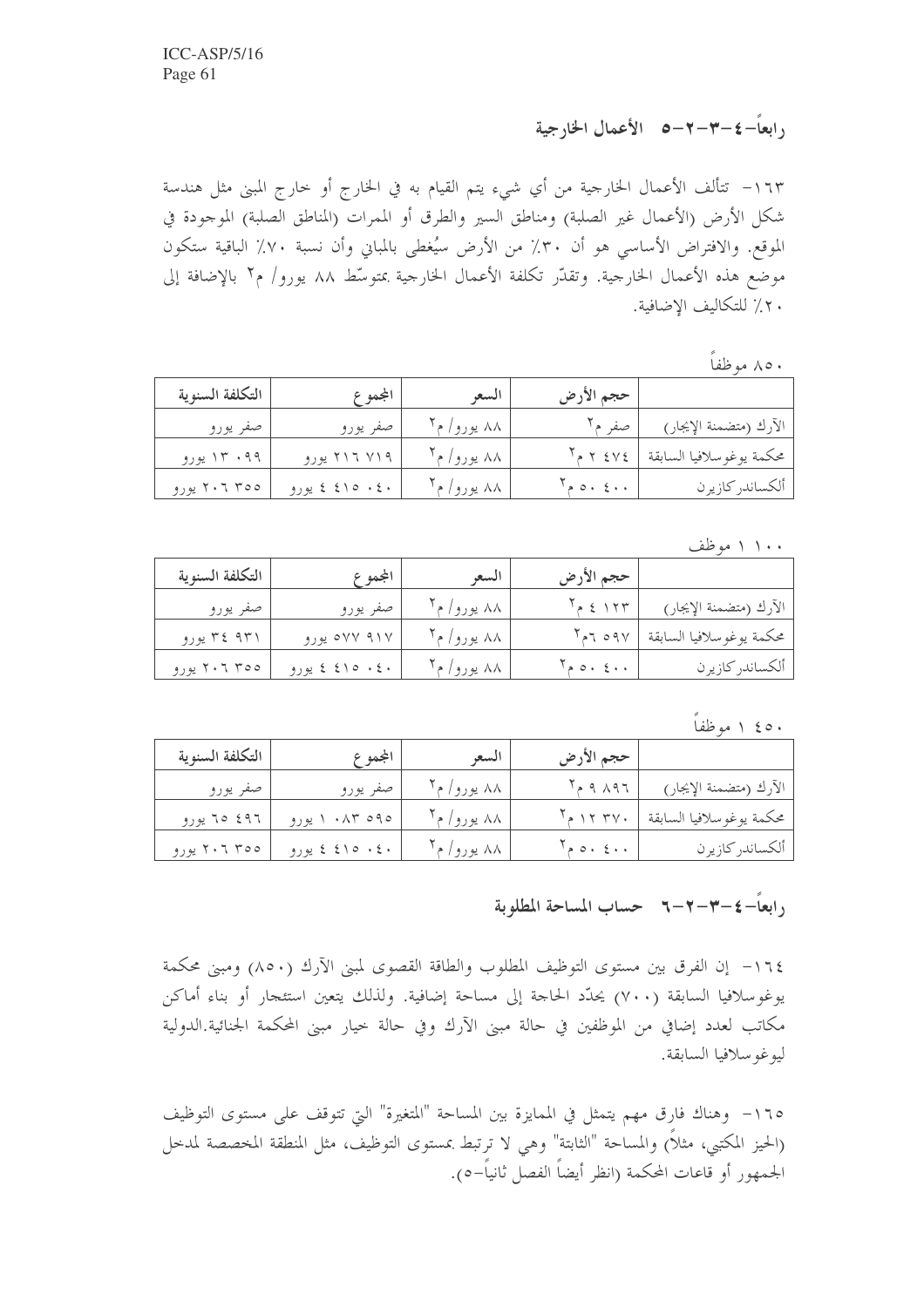### رابعاً-٤-٣-٢-٥ الأعمال الخارجية

١٦٣- تتألف الأعمال الخارجية من أي شيء يتم القيام به في الخارج أو خارج المبنى مثل هندسة شكل الأرض (الأعمال غير الصلبة) ومناطق السير والطرق أو الممرات (المناطق الصلبة) الموجودة في الموقع. والافتراض الأساسي هو أن ٣٠٪ من الأرض سيُغطى بالمباني وأن نسبة ٧٠٪ الباقية ستكون موضع هذه الأعمال الخارجية. وتقدّر تكلفة الأعمال الخارجية بمتوسّط ٨٨ يورو/ م٢ بالإضافة إلى ٢٠٪ للتكاليف الإضافية.

٨٥٠ موظفاً

| | حجم الأرض | السعر | المجموع | التكلفة السنوية |
|---|---|---|---|---|
| الآرك (متضمنة الإيجار) | صفر م٢ | ٨٨ يورو/ م٢ | صفر يورو | صفر يورو |
| محكمة يوغوسلافيا السابقة | ٢ ٤٧٤ م٢ | ٨٨ يورو/ م٢ | ٢١٦ ٧١٩ يورو | ١٣ ٠٩٩ يورو |
| ألكساندركازيرن | ٥٠ ٤٠٠ م٢ | ٨٨ يورو/ م٢ | ٤ ٤١٥ ٠٤٠ يورو | ٢٠٦ ٣٥٥ يورو |

١ ١٠٠ موظف

| | حجم الأرض | السعر | المجموع | التكلفة السنوية |
|---|---|---|---|---|
| الآرك (متضمنة الإيجار) | ٤ ١٢٣ م٢ | ٨٨ يورو/ م٢ | صفر يورو | صفر يورو |
| محكمة يوغوسلافيا السابقة | ٦ ٥٩٧م٢ | ٨٨ يورو/ م٢ | ٥٧٧ ٩١٧ يورو | ٣٤ ٩٣١ يورو |
| ألكساندركازيرن | ٥٠ ٤٠٠ م٢ | ٨٨ يورو/ م٢ | ٤ ٤١٥ ٠٤٠ يورو | ٢٠٦ ٣٥٥ يورو |

١ ٤٥٠ موظفاً

| | حجم الأرض | السعر | المجموع | التكلفة السنوية |
|---|---|---|---|---|
| الآرك (متضمنة الإيجار) | ٩ ٨٩٦ م٢ | ٨٨ يورو/ م٢ | صفر يورو | صفر يورو |
| محكمة يوغوسلافيا السابقة | ١٢ ٣٧٠ م٢ | ٨٨ يورو/ م٢ | ١ ٠٨٣ ٥٩٥ يورو | ٦٥ ٤٩٦ يورو |
| ألكساندركازيرن | ٥٠ ٤٠٠ م٢ | ٨٨ يورو/ م٢ | ٤ ٤١٥ ٠٤٠ يورو | ٢٠٦ ٣٥٥ يورو |

### رابعاً-٤-٣-٢-٦ حساب المساحة المطلوبة

١٦٤- إن الفرق بين مستوى التوظيف المطلوب والطاقة القصوى لمبنى الآرك (٨٥٠) ومبنى محكمة يوغوسلافيا السابقة (٧٠٠) يحدّد الحاجة إلى مساحة إضافية. ولذلك يتعين استئجار أو بناء أماكن مكاتب لعدد إضافي من الموظفين في حالة مبنى الآرك وفي حالة خيار مبنى المحكمة الجنائية.الدولية ليوغوسلافيا السابقة.

١٦٥- وهناك فارق مهم يتمثل في الممايزة بين المساحة "المتغيرة" التي تتوقف على مستوى التوظيف (الحيز المكتبي، مثلاً) والمساحة "الثابتة" وهي لا ترتبط بمستوى التوظيف، مثل المنطقة المخصصة لمدخل الجمهور أو قاعات المحكمة (انظر أيضاً الفصل ثانياً-٥).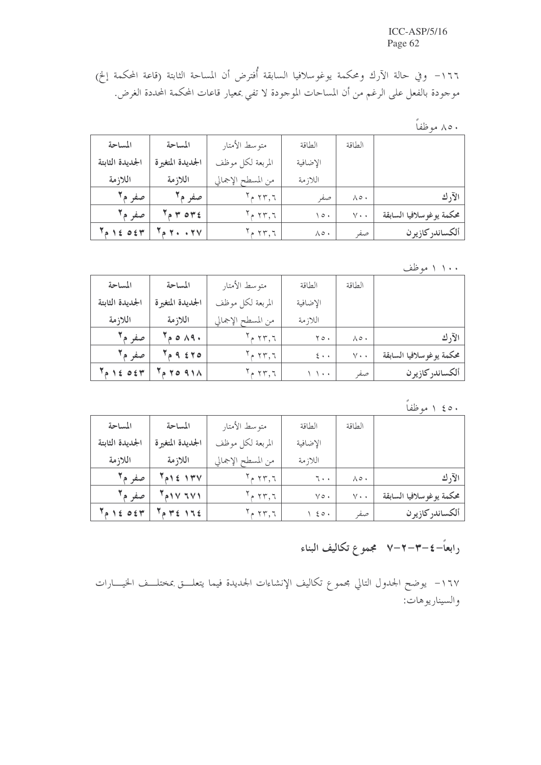١٦٦- وفي حالة الآرك ومحكمة يوغوسلافيا السابقة أُفترض أن المساحة الثابتة (قاعة المحكمة إلخ) موجودة بالفعل على الرغم من أن المساحات الموجودة لا تفي بمعيار قاعات المحكمة المحددة الغرض.

٨٥٠ موظفاً

| | الطاقة | الطاقة الإضافية اللازمة | متوسط الأمتار المربعة لكل موظف من المسطح الإجمالي | المساحة الجديدة المتغيرة اللازمة | المساحة الجديدة الثابتة اللازمة |
|---|---|---|---|---|---|
| **الآرك** | ٨٥٠ | صفر | ٢٣,٦ م٢ | **صفر م٢** | **صفر م٢** |
| **محكمة يوغوسلافيا السابقة** | ٧٠٠ | ١٥٠ | ٢٣,٦ م٢ | **٣ ٥٣٤ م٢** | **صفر م٢** |
| **ألكساندركازيرن** | صفر | ٨٥٠ | ٢٣,٦ م٢ | **٢٠ ٠٢٧ م٢** | **١٤ ٥٤٣ م٢** |

١ ١٠٠ موظف

| | الطاقة | الطاقة الإضافية اللازمة | متوسط الأمتار المربعة لكل موظف من المسطح الإجمالي | المساحة الجديدة المتغيرة اللازمة | المساحة الجديدة الثابتة اللازمة |
|---|---|---|---|---|---|
| **الآرك** | ٨٥٠ | ٢٥٠ | ٢٣,٦ م٢ | **٥ ٨٩٠ م٢** | **صفر م٢** |
| **محكمة يوغوسلافيا السابقة** | ٧٠٠ | ٤٠٠ | ٢٣,٦ م٢ | **٩ ٤٢٥ م٢** | **صفر م٢** |
| **ألكساندركازيرن** | صفر | ١ ١٠٠ | ٢٣,٦ م٢ | **٢٥ ٩١٨ م٢** | **١٤ ٥٤٣ م٢** |

١ ٤٥٠ موظفاً

| | الطاقة | الطاقة الإضافية اللازمة | متوسط الأمتار المربعة لكل موظف من المسطح الإجمالي | المساحة الجديدة المتغيرة اللازمة | المساحة الجديدة الثابتة اللازمة |
|---|---|---|---|---|---|
| **الآرك** | ٨٥٠ | ٦٠٠ | ٢٣,٦ م٢ | **١٤ ١٣٧م٢** | **صفر م٢** |
| **محكمة يوغوسلافيا السابقة** | ٧٠٠ | ٧٥٠ | ٢٣,٦ م٢ | **١٧ ٦٧١م٢** | **صفر م٢** |
| **ألكساندركازيرن** | صفر | ١ ٤٥٠ | ٢٣,٦ م٢ | **٣٤ ١٦٤ م٢** | **١٤ ٥٤٣ م٢** |

## رابعاً-٤-٣-٢-٧ مجموع تكاليف البناء

١٦٧- يوضح الجدول التالي مجموع تكاليف الإنشاءات الجديدة فيما يتعلق بمختلف الخيارات والسيناريوهات: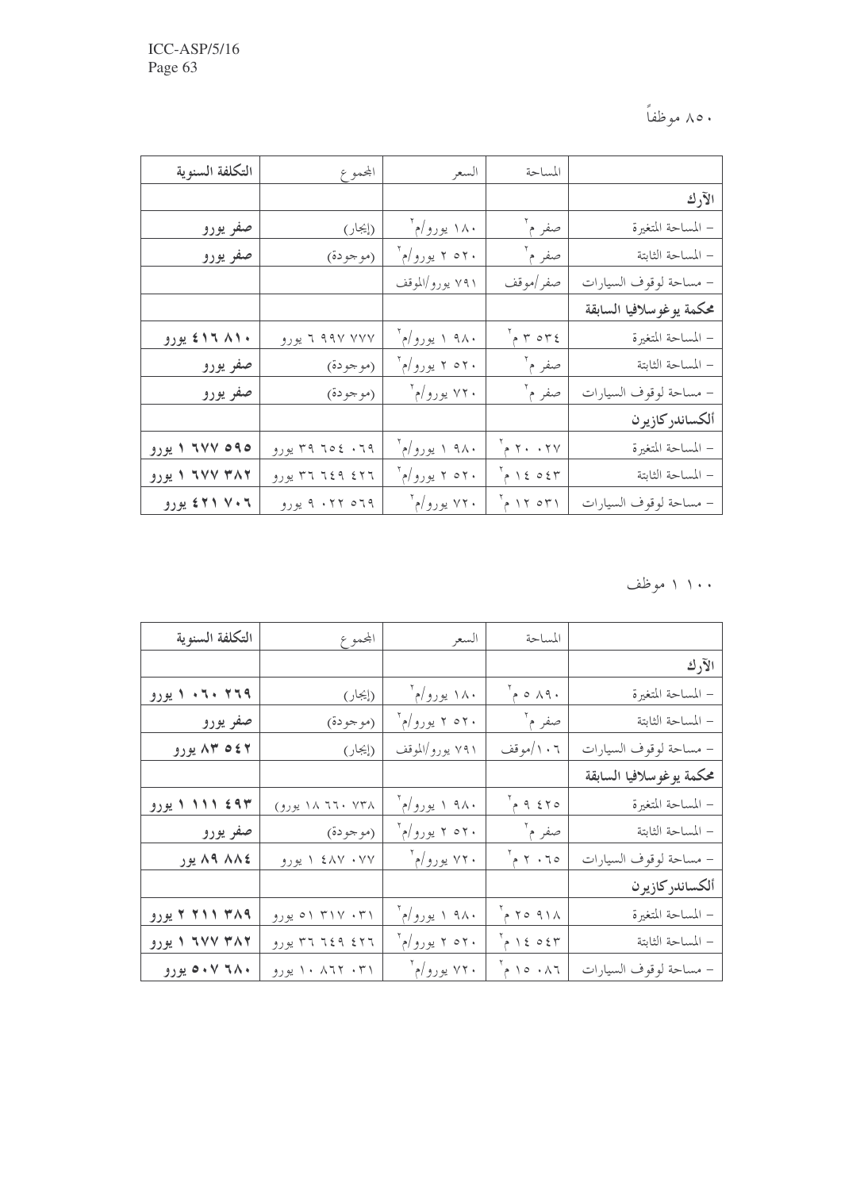٨٥٠ موظفاً

| | المساحة | السعر | المجموع | التكلفة السنوية |
|---|---|---|---|---|
| **الآرك** | | | | |
| – المساحة المتغيرة | صفر م٢ | ١٨٠ يورو/م٢ | (إيجار) | **صفر يورو** |
| – المساحة الثابتة | صفر م٢ | ٥٢٠ ٢ يورو/م٢ | (موجودة) | **صفر يورو** |
| – مساحة لوقوف السيارات | صفر/موقف | ٧٩١ يورو/الموقف | | |
| **محكمة يوغوسلافيا السابقة** | | | | |
| – المساحة المتغيرة | ٥٣٤ ٣ م٢ | ٩٨٠ ١ يورو/م٢ | ٧٧٧ ٩٩٧ ٦ يورو | **٨١٠ ٤١٦ يورو** |
| – المساحة الثابتة | صفر م٢ | ٥٢٠ ٢ يورو/م٢ | (موجودة) | **صفر يورو** |
| – مساحة لوقوف السيارات | صفر م٢ | ٧٢٠ يورو/م٢ | (موجودة) | **صفر يورو** |
| **ألكساندر كازيرن** | | | | |
| – المساحة المتغيرة | ٠٢٧ ٢٠ م٢ | ٩٨٠ ١ يورو/م٢ | ٠٦٩ ٦٥٤ ٣٩ يورو | **٥٩٥ ٦٧٧ ١ يورو** |
| – المساحة الثابتة | ٥٤٣ ١٤ م٢ | ٥٢٠ ٢ يورو/م٢ | ٤٢٦ ٦٤٩ ٣٦ يورو | **٣٨٢ ٦٧٧ ١ يورو** |
| – مساحة لوقوف السيارات | ٥٣١ ١٢ م٢ | ٧٢٠ يورو/م٢ | ٥٦٩ ٠٢٢ ٩ يورو | **٧٠٦ ٤٢١ يورو** |

١٠٠ ١ موظف

| | المساحة | السعر | المجموع | التكلفة السنوية |
|---|---|---|---|---|
| **الآرك** | | | | |
| – المساحة المتغيرة | ٨٩٠ ٥ م٢ | ١٨٠ يورو/م٢ | (إيجار) | **٢٦٩ ٠٦٠ ١ يورو** |
| – المساحة الثابتة | صفر م٢ | ٥٢٠ ٢ يورو/م٢ | (موجودة) | **صفر يورو** |
| – مساحة لوقوف السيارات | ١٠٦/موقف | ٧٩١ يورو/الموقف | (إيجار) | **٥٤٢ ٨٣ يورو** |
| **محكمة يوغوسلافيا السابقة** | | | | |
| – المساحة المتغيرة | ٤٢٥ ٩ م٢ | ٩٨٠ ١ يورو/م٢ | (٧٣٨ ٦٦٠ ١٨ يورو) | **٤٩٣ ١١١ ١ يورو** |
| – المساحة الثابتة | صفر م٢ | ٥٢٠ ٢ يورو/م٢ | (موجودة) | **صفر يورو** |
| – مساحة لوقوف السيارات | ٠٦٥ ٢ م٢ | ٧٢٠ يورو/م٢ | ٠٧٧ ٤٨٧ ١ يورو | **٨٨٤ ٨٩ يور** |
| **ألكساندر كازيرن** | | | | |
| – المساحة المتغيرة | ٩١٨ ٢٥ م٢ | ٩٨٠ ١ يورو/م٢ | ٠٣١ ٣١٧ ٥١ يورو | **٣٨٩ ٢١١ ٢ يورو** |
| – المساحة الثابتة | ٥٤٣ ١٤ م٢ | ٥٢٠ ٢ يورو/م٢ | ٤٢٦ ٦٤٩ ٣٦ يورو | **٣٨٢ ٦٧٧ ١ يورو** |
| – مساحة لوقوف السيارات | ٠٨٦ ١٥ م٢ | ٧٢٠ يورو/م٢ | ٠٣١ ٨٦٢ ١٠ يورو | **٦٨٠ ٥٠٧ يورو** |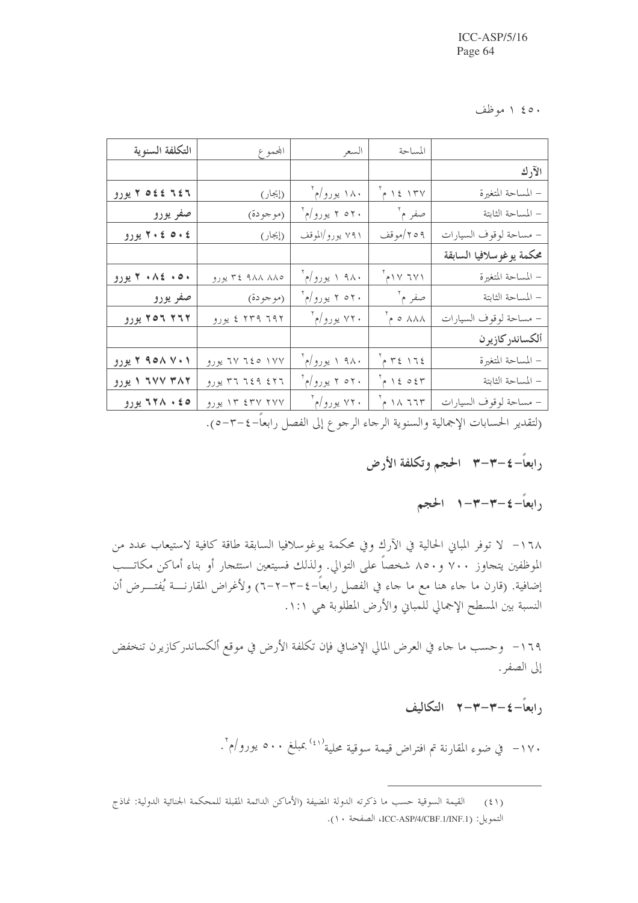١ ٤٥٠ موظف

| | المساحة | السعر | المجموع | التكلفة السنوية |
|---|---|---|---|---|
| **الآرك** | | | | |
| – المساحة المتغيرة | ١٤ ١٣٧ م² | ١٨٠ يورو/م² | (إيجار) | **٢ ٥٤٤ ٦٤٦ يورو** |
| – المساحة الثابتة | صفر م² | ٢ ٥٢٠ يورو/م² | (موجودة) | **صفر يورو** |
| – مساحة لوقوف السيارات | ٢٥٩/موقف | ٧٩١ يورو/الموقف | (إيجار) | **٢٠٤ ٥٠٤ يورو** |
| **محكمة يوغوسلافيا السابقة** | | | | |
| – المساحة المتغيرة | ١٧ ٦٧١م² | ١ ٩٨٠ يورو/م² | ٣٤ ٩٨٨ ٨٨٥ يورو | **٢ ٠٨٤ ٠٥٠ يورو** |
| – المساحة الثابتة | صفر م² | ٢ ٥٢٠ يورو/م² | (موجودة) | **صفر يورو** |
| – مساحة لوقوف السيارات | ٥ ٨٨٨ م² | ٧٢٠ يورو/م² | ٤ ٢٣٩ ٦٩٢ يورو | **٢٥٦ ٢٦٢ يورو** |
| **ألكساندركازيرن** | | | | |
| – المساحة المتغيرة | ٣٤ ١٦٤ م² | ١ ٩٨٠ يورو/م² | ٦٧ ٦٤٥ ١٧٧ يورو | **٢ ٩٥٨ ٧٠١ يورو** |
| – المساحة الثابتة | ١٤ ٥٤٣ م² | ٢ ٥٢٠ يورو/م² | ٣٦ ٦٤٩ ٤٢٦ يورو | **١ ٦٧٧ ٣٨٢ يورو** |
| – مساحة لوقوف السيارات | ١٨ ٦٦٣ م² | ٧٢٠ يورو/م² | ١٣ ٤٣٧ ٢٧٧ يورو | **٦٢٨ ٠٤٥ يورو** |

(لتقدير الحسابات الإجمالية والسنوية الرجاء الرجوع إلى الفصل رابعاً-٤-٣-٥).

## رابعاً-٤-٣-٣ الحجم وتكلفة الأرض

### رابعاً-٤-٣-٣-١ الحجم

١٦٨- لا توفر المباني الحالية في الآرك وفي محكمة يوغوسلافيا السابقة طاقة كافية لاستيعاب عدد من الموظفين يتجاوز ٧٠٠ و٨٥٠ شخصاً على التوالي. ولذلك فسيتعين استئجار أو بناء أماكن مكاتب إضافية. (قارن ما جاء هنا مع ما جاء في الفصل رابعاً-٤-٣-٢-٦) ولأغراض المقارنة يُفترض أن النسبة بين المسطح الإجمالي للمباني والأرض المطلوبة هي ١:١.

١٦٩- وحسب ما جاء في العرض المالي الإضافي فإن تكلفة الأرض في موقع ألكساندركازيرن تنخفض إلى الصفر.

### رابعاً-٤-٣-٣-٢ التكاليف

١٧٠- في ضوء المقارنة تم افتراض قيمة سوقية محلية[(٤١)] بمبلغ ٥٠٠ يورو/م².

---

(٤١) القيمة السوقية حسب ما ذكرته الدولة المضيفة (الأماكن الدائمة المقبلة للمحكمة الجنائية الدولية: نماذج التمويل: (ICC-ASP/4/CBF.1/INF.1، الصفحة ١٠).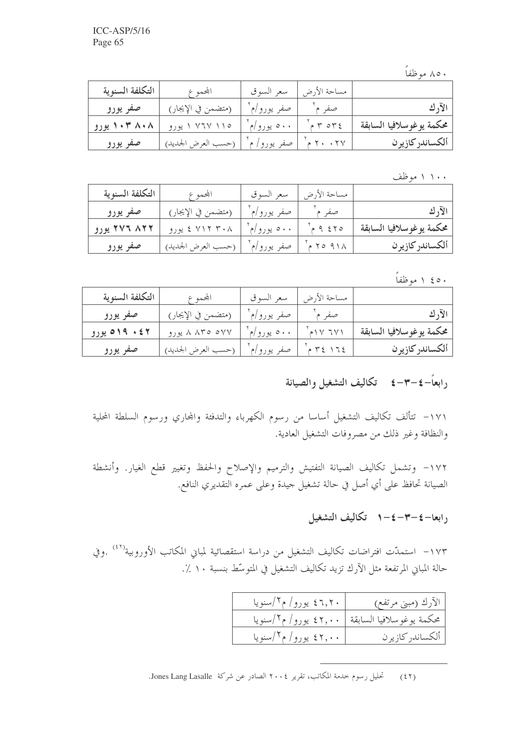٨٥٠ موظفاً

| | مساحة الأرض | سعر السوق | المجموع | التكلفة السنوية |
|---|---|---|---|---|
| **الآرك** | صفر م$^2$ | صفر يورو/م$^2$ | (متضمن في الإيجار) | **صفر يورو** |
| **محكمة يوغوسلافيا السابقة** | ٣ ٥٣٤ م$^2$ | ٥٠٠ يورو/م$^2$ | ١ ٧٦٧ ١١٥ يورو | **١٠٣ ٨٠٨ يورو** |
| **ألكساندركازيرن** | ٢٠ ٠٢٧ م$^2$ | صفر يورو/ م$^2$ | (حسب العرض الجديد) | **صفر يورو** |

١ ١٠٠ موظف

| | مساحة الأرض | سعر السوق | المجموع | التكلفة السنوية |
|---|---|---|---|---|
| **الآرك** | صفر م$^2$ | صفر يورو/م$^2$ | (متضمن في الإيجار) | **صفر يورو** |
| **محكمة يوغوسلافيا السابقة** | ٩ ٤٢٥ م$^2$ | ٥٠٠ يورو/م$^2$ | ٤ ٧١٢ ٣٠٨ يورو | **٢٧٦ ٨٢٢ يورو** |
| **ألكساندركازيرن** | ٢٥ ٩١٨ م$^2$ | صفر يورو/م$^2$ | (حسب العرض الجديد) | **صفر يورو** |

١ ٤٥٠ موظفاً

| | مساحة الأرض | سعر السوق | المجموع | التكلفة السنوية |
|---|---|---|---|---|
| **الآرك** | صفر م$^2$ | صفر يورو/م$^2$ | (متضمن في الإيجار) | **صفر يورو** |
| **محكمة يوغوسلافيا السابقة** | ١٧ ٦٧١م$^2$ | ٥٠٠ يورو/م$^2$ | ٨ ٨٣٥ ٥٧٧ يورو | **٥١٩ ٠٤٢ يورو** |
| **ألكساندركازيرن** | ٣٤ ١٦٤ م$^2$ | صفر يورو/م$^2$ | (حسب العرض الجديد) | **صفر يورو** |

## رابعاً-٤-٣-٤ تكاليف التشغيل والصيانة

١٧١- تتألف تكاليف التشغيل أساسا من رسوم الكهرباء والتدفئة والمجاري ورسوم السلطة المحلية والنظافة وغير ذلك من مصروفات التشغيل العادية.

١٧٢- وتشمل تكاليف الصيانة التفتيش والترميم والإصلاح والحفظ وتغيير قطع الغيار. وأنشطة الصيانة تحافظ على أي أصل في حالة تشغيل جيدة وعلى عمره التقديري النافع.

### رابعا-٤-٣-٤-١ تكاليف التشغيل

١٧٣- استمدّت افتراضات تكاليف التشغيل من دراسة استقصائية لمباني المكاتب الأوروبية[٤٢]. وفي حالة المباني المرتفعة مثل الآرك تزيد تكاليف التشغيل في المتوسّط بنسبة ١٠ ٪.

| | |
|---|---|
| الآرك (مبنى مرتفع) | ٤٦,٢٠ يورو/ م٢/سنويا |
| محكمة يوغوسلافيا السابقة | ٤٢,٠٠ يورو/ م٢/سنويا |
| ألكساندركازيرن | ٤٢,٠٠ يورو/ م٢/سنويا |

(٤٢) تحليل رسوم خدمة المكاتب، تقرير ٢٠٠٤ الصادر عن شركة Jones Lang Lasalle.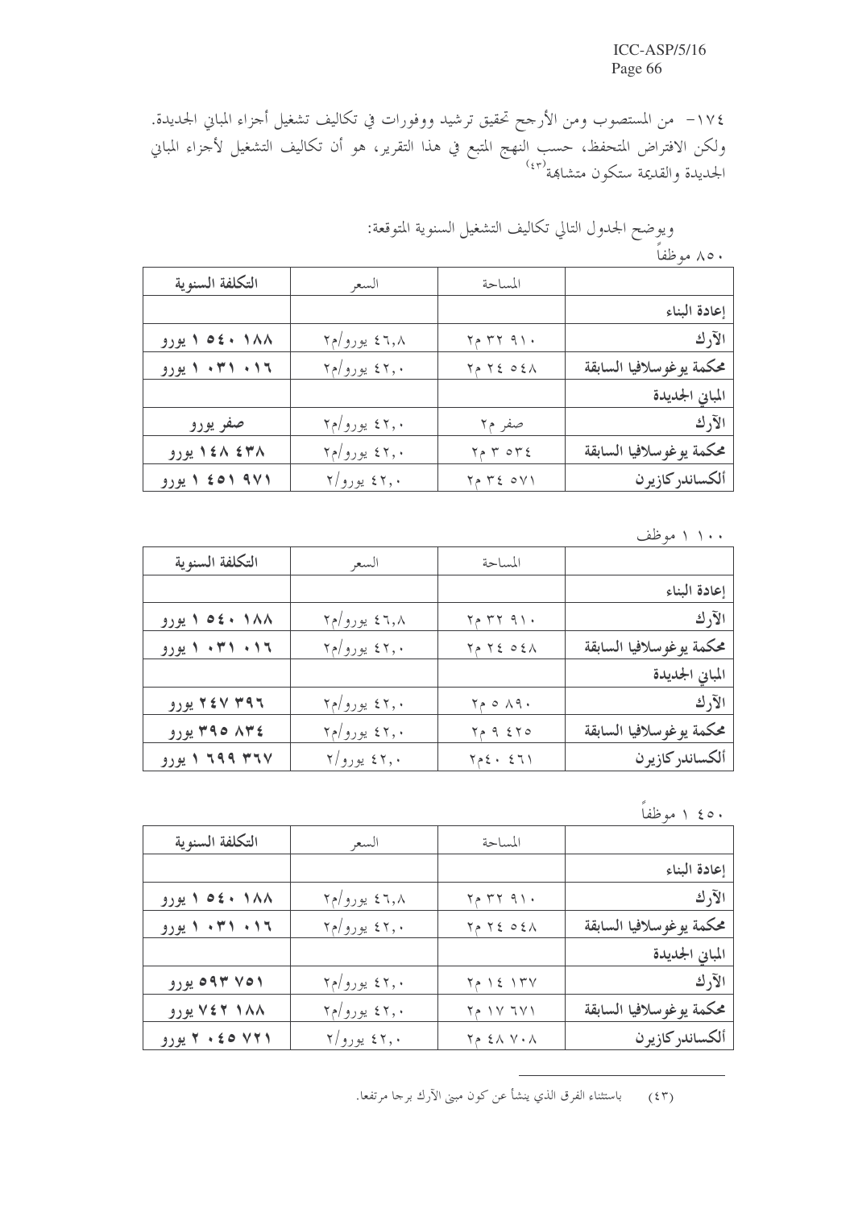١٧٤- من المستصوب ومن الأرجح تحقيق ترشيد ووفورات في تكاليف تشغيل أجزاء المباني الجديدة. ولكن الافتراض المتحفظ، حسب النهج المتبع في هذا التقرير، هو أن تكاليف التشغيل لأجزاء المباني الجديدة والقديمة ستكون متشابهة(٤٣)

ويوضح الجدول التالي تكاليف التشغيل السنوية المتوقعة:

٨٥٠ موظفاً

| | المساحة | السعر | التكلفة السنوية |
|---|---|---|---|
| **إعادة البناء** | | | |
| **الآرك** | ٣٢ ٩١٠ م٢ | ٤٦,٨ يورو/م٢ | **١ ٥٤٠ ١٨٨ يورو** |
| **محكمة يوغوسلافيا السابقة** | ٢٤ ٥٤٨ م٢ | ٤٢,٠ يورو/م٢ | **١ ٠٣١ ٠١٦ يورو** |
| **المباني الجديدة** | | | |
| **الآرك** | صفر م٢ | ٤٢,٠ يورو/م٢ | **صفر يورو** |
| **محكمة يوغوسلافيا السابقة** | ٣ ٥٣٤ م٢ | ٤٢,٠ يورو/م٢ | **١٤٨ ٤٣٨ يورو** |
| **ألكساندركازيرن** | ٣٤ ٥٧١ م٢ | ٤٢,٠ يورو/٢ | **١ ٤٥١ ٩٧١ يورو** |

١ ١٠٠ موظف

| | المساحة | السعر | التكلفة السنوية |
|---|---|---|---|
| **إعادة البناء** | | | |
| **الآرك** | ٣٢ ٩١٠ م٢ | ٤٦,٨ يورو/م٢ | **١ ٥٤٠ ١٨٨ يورو** |
| **محكمة يوغوسلافيا السابقة** | ٢٤ ٥٤٨ م٢ | ٤٢,٠ يورو/م٢ | **١ ٠٣١ ٠١٦ يورو** |
| **المباني الجديدة** | | | |
| **الآرك** | ٥ ٨٩٠ م٢ | ٤٢,٠ يورو/م٢ | **٢٤٧ ٣٩٦ يورو** |
| **محكمة يوغوسلافيا السابقة** | ٩ ٤٢٥ م٢ | ٤٢,٠ يورو/م٢ | **٣٩٥ ٨٣٤ يورو** |
| **ألكساندركازيرن** | ٤٠ ٤٦١م٢ | ٤٢,٠ يورو/٢ | **١ ٦٩٩ ٣٦٧ يورو** |

١ ٤٥٠ موظفاً

| | المساحة | السعر | التكلفة السنوية |
|---|---|---|---|
| **إعادة البناء** | | | |
| **الآرك** | ٣٢ ٩١٠ م٢ | ٤٦,٨ يورو/م٢ | **١ ٥٤٠ ١٨٨ يورو** |
| **محكمة يوغوسلافيا السابقة** | ٢٤ ٥٤٨ م٢ | ٤٢,٠ يورو/م٢ | **١ ٠٣١ ٠١٦ يورو** |
| **المباني الجديدة** | | | |
| **الآرك** | ١٤ ١٣٧ م٢ | ٤٢,٠ يورو/م٢ | **٥٩٣ ٧٥١ يورو** |
| **محكمة يوغوسلافيا السابقة** | ١٧ ٦٧١ م٢ | ٤٢,٠ يورو/م٢ | **٧٤٢ ١٨٨ يورو** |
| **ألكساندركازيرن** | ٤٨ ٧٠٨ م٢ | ٤٢,٠ يورو/٢ | **٢ ٠٤٥ ٧٢١ يورو** |

---

(٤٣) باستثناء الفرق الذي ينشأ عن كون مبنى الآرك برجا مرتفعا.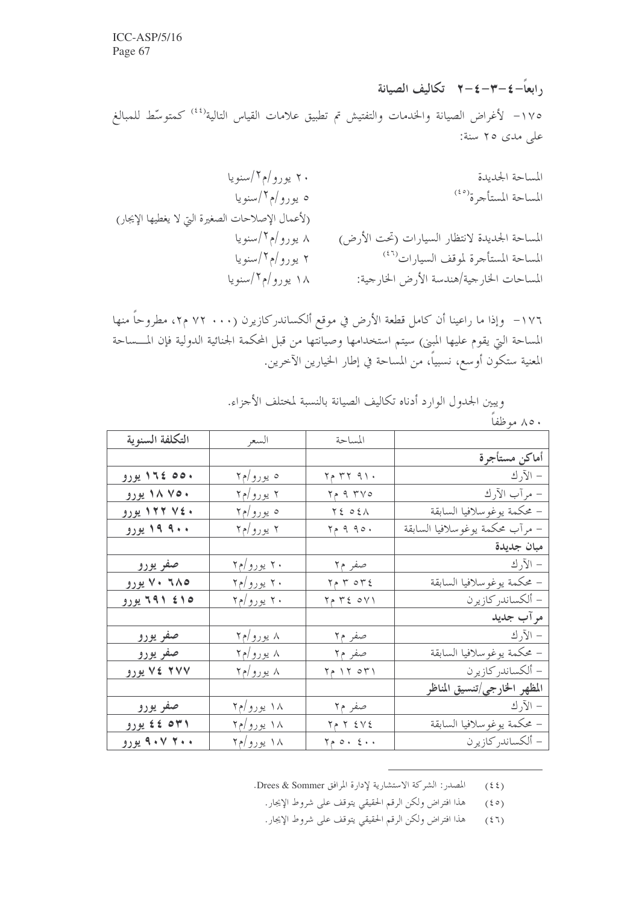### رابعاً-٤-٣-٤-٢ تكاليف الصيانة

١٧٥- لأغراض الصيانة والخدمات والتفتيش تم تطبيق علامات القياس التالية[٤٤] كمتوسّط للمبالغ على مدى ٢٥ سنة:

| | |
|---|---|
| المساحة الجديدة | ٢٠ يورو/م٢/سنويا |
| المساحة المستأجرة[٤٥] | ٥ يورو/م٢/سنويا |
| | (لأعمال الإصلاحات الصغيرة التي لا يغطيها الإيجار) |
| المساحة الجديدة لانتظار السيارات (تحت الأرض) | ٨ يورو/م٢/سنويا |
| المساحة المستأجرة لموقف السيارات[٤٦] | ٢ يورو/م٢/سنويا |
| المساحات الخارجية/هندسة الأرض الخارجية: | ١٨ يورو/م٢/سنويا |

١٧٦- وإذا ما راعينا أن كامل قطعة الأرض في موقع ألكساندركازيرن (٧٢ ٠٠٠ م٢، مطروحاً منها المساحة التي يقوم عليها المبنى) سيتم استخدامها وصيانتها من قبل المحكمة الجنائية الدولية فإن المساحة المعنية ستكون أوسع، نسبياً، من المساحة في إطار الخيارين الآخرين.

ويبين الجدول الوارد أدناه تكاليف الصيانة بالنسبة لمختلف الأجزاء.

٨٥٠ موظفاً

| | المساحة | السعر | التكلفة السنوية |
|---|---|---|---|
| **أماكن مستأجرة** | | | |
| - الآرك | ٣٢ ٩١٠ م٢ | ٥ يورو/م٢ | **١٦٤ ٥٥٠ يورو** |
| - مرآب الآرك | ٩ ٣٧٥ م٢ | ٢ يورو/م٢ | **١٨ ٧٥٠ يورو** |
| - محكمة يوغوسلافيا السابقة | ٢٤ ٥٤٨ | ٥ يورو/م٢ | **١٢٢ ٧٤٠ يورو** |
| - مرآب محكمة يوغوسلافيا السابقة | ٩ ٩٥٠ م٢ | ٢ يورو/م٢ | **١٩ ٩٠٠ يورو** |
| **مبان جديدة** | | | |
| - الآرك | صفر م٢ | ٢٠ يورو/م٢ | **صفر يورو** |
| - محكمة يوغوسلافيا السابقة | ٣ ٥٣٤ م٢ | ٢٠ يورو/م٢ | **٧٠ ٦٨٥ يورو** |
| - ألكساندركازيرن | ٣٤ ٥٧١ م٢ | ٢٠ يورو/م٢ | **٦٩١ ٤١٥ يورو** |
| **مرآب جديد** | | | |
| - الآرك | صفر م٢ | ٨ يورو/م٢ | **صفر يورو** |
| - محكمة يوغوسلافيا السابقة | صفر م٢ | ٨ يورو/م٢ | **صفر يورو** |
| - ألكساندركازيرن | ١٢ ٥٣١ م٢ | ٨ يورو/م٢ | **٧٤ ٢٧٧ يورو** |
| **المظهر الخارجي/تنسيق المناظر** | | | |
| - الآرك | صفر م٢ | ١٨ يورو/م٢ | **صفر يورو** |
| - محكمة يوغوسلافيا السابقة | ٢ ٤٧٤ م٢ | ١٨ يورو/م٢ | **٤٤ ٥٣١ يورو** |
| - ألكساندركازيرن | ٥٠ ٤٠٠ م٢ | ١٨ يورو/م٢ | **٩٠٧ ٢٠٠ يورو** |

---

(٤٤) المصدر: الشركة الاستشارية لإدارة المرافق Drees & Sommer.

(٤٥) هذا افتراض ولكن الرقم الحقيقي يتوقف على شروط الإيجار.

(٤٦) هذا افتراض ولكن الرقم الحقيقي يتوقف على شروط الإيجار.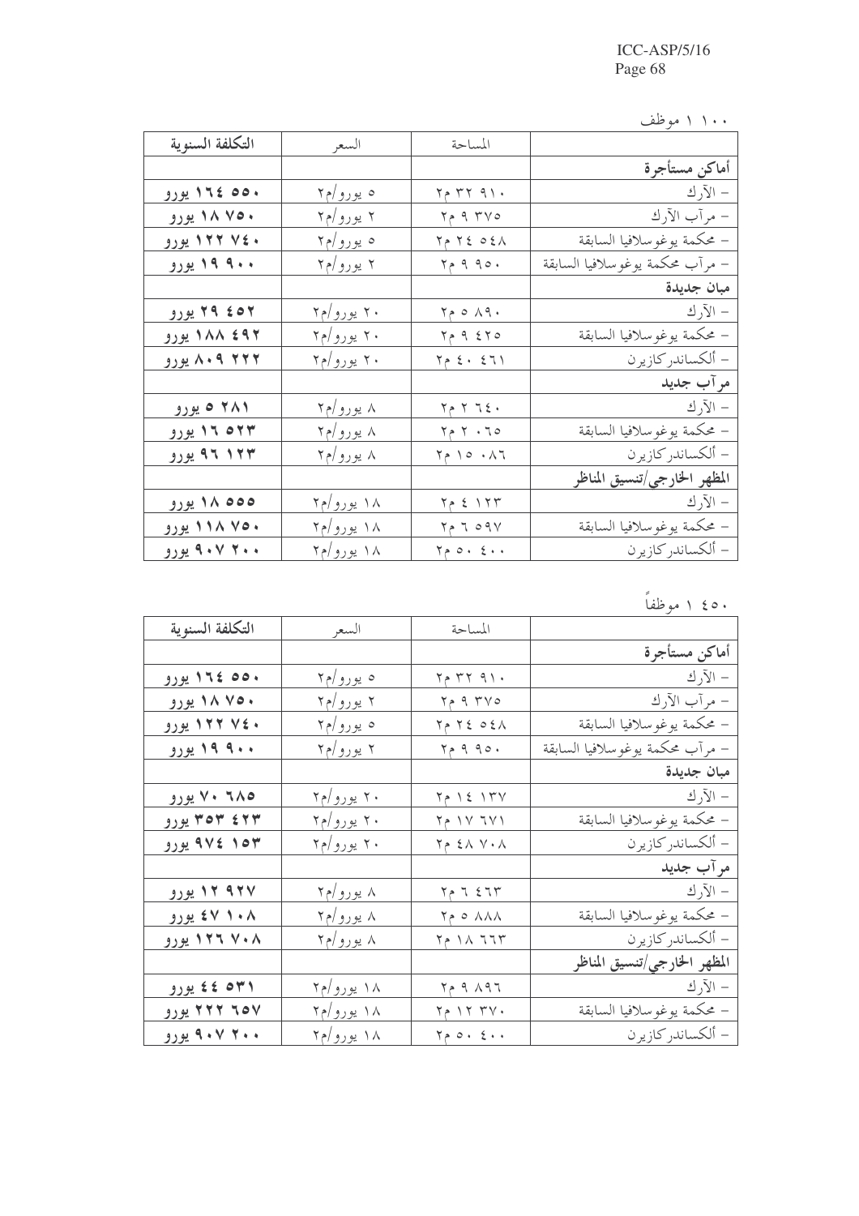١ ١٠٠ موظف

| | المساحة | السعر | التكلفة السنوية |
|---|---|---|---|
| **أماكن مستأجرة** | | | |
| – الآرك | ٣٢ ٩١٠ م٢ | ٥ يورو/م٢ | **١٦٤ ٥٥٠ يورو** |
| – مرآب الآرك | ٩ ٣٧٥ م٢ | ٢ يورو/م٢ | **١٨ ٧٥٠ يورو** |
| – محكمة يوغوسلافيا السابقة | ٢٤ ٥٤٨ م٢ | ٥ يورو/م٢ | **١٢٢ ٧٤٠ يورو** |
| – مرآب محكمة يوغوسلافيا السابقة | ٩ ٩٥٠ م٢ | ٢ يورو/م٢ | **١٩ ٩٠٠ يورو** |
| **مبان جديدة** | | | |
| – الآرك | ٥ ٨٩٠ م٢ | ٢٠ يورو/م٢ | **٢٩ ٤٥٢ يورو** |
| – محكمة يوغوسلافيا السابقة | ٩ ٤٢٥ م٢ | ٢٠ يورو/م٢ | **١٨٨ ٤٩٢ يورو** |
| – ألكساندركازيرن | ٤٠ ٤٦١ م٢ | ٢٠ يورو/م٢ | **٨٠٩ ٢٢٢ يورو** |
| **مرآب جديد** | | | |
| – الآرك | ٢ ٦٤٠ م٢ | ٨ يورو/م٢ | **٥ ٢٨١ يورو** |
| – محكمة يوغوسلافيا السابقة | ٢ ٠٦٥ م٢ | ٨ يورو/م٢ | **١٦ ٥٢٣ يورو** |
| – ألكساندركازيرن | ١٥ ٠٨٦ م٢ | ٨ يورو/م٢ | **٩٦ ١٢٣ يورو** |
| **المظهر الخارجي/تنسيق المناظر** | | | |
| – الآرك | ٤ ١٢٣ م٢ | ١٨ يورو/م٢ | **١٨ ٥٥٥ يورو** |
| – محكمة يوغوسلافيا السابقة | ٦ ٥٩٧ م٢ | ١٨ يورو/م٢ | **١١٨ ٧٥٠ يورو** |
| – ألكساندركازيرن | ٥٠ ٤٠٠ م٢ | ١٨ يورو/م٢ | **٩٠٧ ٢٠٠ يورو** |

١ ٤٥٠ موظفاً

| | المساحة | السعر | التكلفة السنوية |
|---|---|---|---|
| **أماكن مستأجرة** | | | |
| – الآرك | ٣٢ ٩١٠ م٢ | ٥ يورو/م٢ | **١٦٤ ٥٥٠ يورو** |
| – مرآب الآرك | ٩ ٣٧٥ م٢ | ٢ يورو/م٢ | **١٨ ٧٥٠ يورو** |
| – محكمة يوغوسلافيا السابقة | ٢٤ ٥٤٨ م٢ | ٥ يورو/م٢ | **١٢٢ ٧٤٠ يورو** |
| – مرآب محكمة يوغوسلافيا السابقة | ٩ ٩٥٠ م٢ | ٢ يورو/م٢ | **١٩ ٩٠٠ يورو** |
| **مبان جديدة** | | | |
| – الآرك | ١٤ ١٣٧ م٢ | ٢٠ يورو/م٢ | **٧٠ ٦٨٥ يورو** |
| – محكمة يوغوسلافيا السابقة | ١٧ ٦٧١ م٢ | ٢٠ يورو/م٢ | **٣٥٣ ٤٢٣ يورو** |
| – ألكساندركازيرن | ٤٨ ٧٠٨ م٢ | ٢٠ يورو/م٢ | **٩٧٤ ١٥٣ يورو** |
| **مرآب جديد** | | | |
| – الآرك | ٦ ٤٦٣ م٢ | ٨ يورو/م٢ | **١٢ ٩٢٧ يورو** |
| – محكمة يوغوسلافيا السابقة | ٥ ٨٨٨ م٢ | ٨ يورو/م٢ | **٤٧ ١٠٨ يورو** |
| – ألكساندركازيرن | ١٨ ٦٦٣ م٢ | ٨ يورو/م٢ | **١٢٦ ٧٠٨ يورو** |
| **المظهر الخارجي/تنسيق المناظر** | | | |
| – الآرك | ٩ ٨٩٦ م٢ | ١٨ يورو/م٢ | **٤٤ ٥٣١ يورو** |
| – محكمة يوغوسلافيا السابقة | ١٢ ٣٧٠ م٢ | ١٨ يورو/م٢ | **٢٢٢ ٦٥٧ يورو** |
| – ألكساندركازيرن | ٥٠ ٤٠٠ م٢ | ١٨ يورو/م٢ | **٩٠٧ ٢٠٠ يورو** |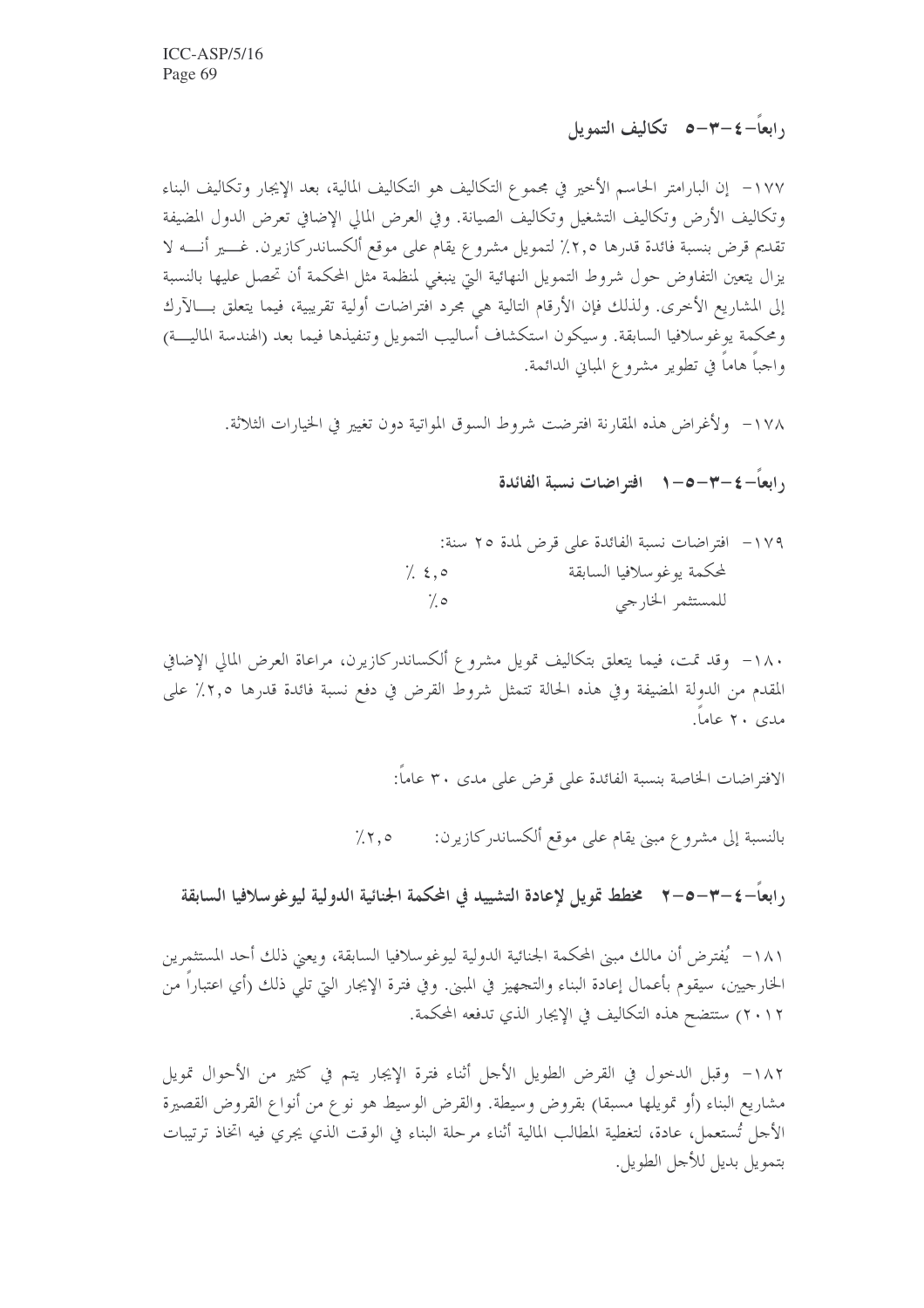### رابعاً-٤-٣-٥ تكاليف التمويل

١٧٧- إن البارامتر الحاسم الأخير في مجموع التكاليف هو التكاليف المالية، بعد الإيجار وتكاليف البناء وتكاليف الأرض وتكاليف التشغيل وتكاليف الصيانة. وفي العرض المالي الإضافي تعرض الدول المضيفة تقديم قرض بنسبة فائدة قدرها ٢,٥٪ لتمويل مشروع يقام على موقع ألكساندركازيرن. غير أنه لا يزال يتعين التفاوض حول شروط التمويل النهائية التي ينبغي لمنظمة مثل المحكمة أن تحصل عليها بالنسبة إلى المشاريع الأخرى. ولذلك فإن الأرقام التالية هي مجرد افتراضات أولية تقريبية، فيما يتعلق بالآرك ومحكمة يوغوسلافيا السابقة. وسيكون استكشاف أساليب التمويل وتنفيذها فيما بعد (الهندسة المالية) واجباً هاماً في تطوير مشروع المباني الدائمة.

١٧٨- ولأغراض هذه المقارنة افترضت شروط السوق المواتية دون تغيير في الخيارات الثلاثة.

### رابعاً-٤-٣-٥-١ افتراضات نسبة الفائدة

١٧٩- افتراضات نسبة الفائدة على قرض لمدة ٢٥ سنة:

| | |
|---|---|
| لمحكمة يوغوسلافيا السابقة | ٤,٥ ٪ |
| للمستثمر الخارجي | ٥٪ |

١٨٠- وقد تمت، فيما يتعلق بتكاليف تمويل مشروع ألكساندركازيرن، مراعاة العرض المالي الإضافي المقدم من الدولة المضيفة وفي هذه الحالة تتمثل شروط القرض في دفع نسبة فائدة قدرها ٢,٥٪ على مدى ٢٠ عاماً.

الافتراضات الخاصة بنسبة الفائدة على قرض على مدى ٣٠ عاماً:

بالنسبة إلى مشروع مبنى يقام على موقع ألكساندركازيرن: ٢,٥٪

### رابعاً-٤-٣-٥-٢ مخطط تمويل لإعادة التشييد في المحكمة الجنائية الدولية ليوغوسلافيا السابقة

١٨١- يُفترض أن مالك مبنى المحكمة الجنائية الدولية ليوغوسلافيا السابقة، ويعني ذلك أحد المستثمرين الخارجيين، سيقوم بأعمال إعادة البناء والتجهيز في المبنى. وفي فترة الإيجار التي تلي ذلك (أي اعتباراً من ٢٠١٢) ستتضح هذه التكاليف في الإيجار الذي تدفعه المحكمة.

١٨٢- وقبل الدخول في القرض الطويل الأجل أثناء فترة الإيجار يتم في كثير من الأحوال تمويل مشاريع البناء (أو تمويلها مسبقا) بقروض وسيطة. والقرض الوسيط هو نوع من أنواع القروض القصيرة الأجل تُستعمل، عادة، لتغطية المطالب المالية أثناء مرحلة البناء في الوقت الذي يجري فيه اتخاذ ترتيبات بتمويل بديل للأجل الطويل.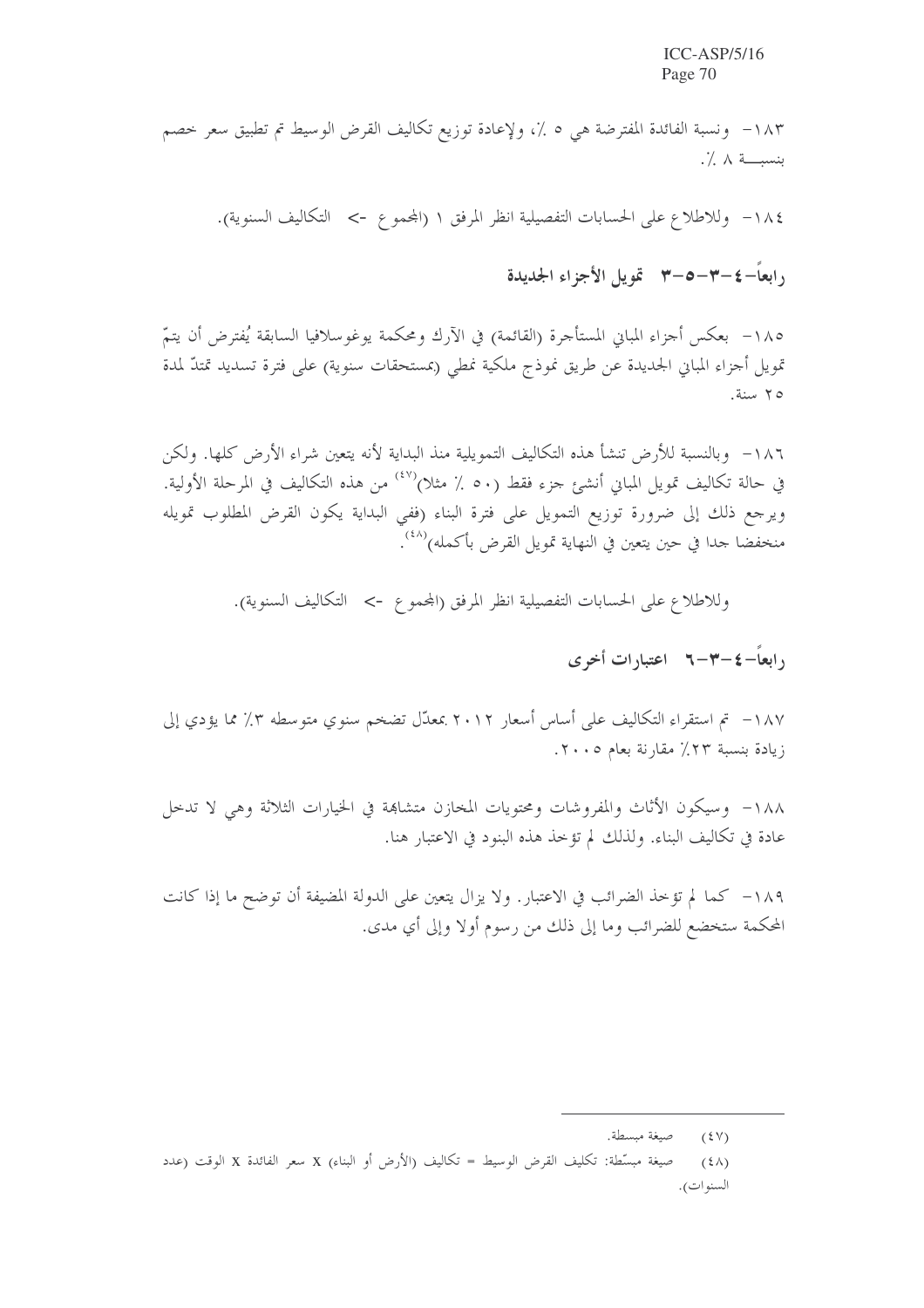١٨٣- ونسبة الفائدة المفترضة هي ٥ ٪، ولإعادة توزيع تكاليف القرض الوسيط تم تطبيق سعر خصم بنسبة ٨ ٪.

١٨٤- وللاطلاع على الحسابات التفصيلية انظر المرفق ١ (المجموع -> التكاليف السنوية).

### رابعاً-٤-٣-٥-٣ تمويل الأجزاء الجديدة

١٨٥- بعكس أجزاء المباني المستأجرة (القائمة) في الآرك ومحكمة يوغوسلافيا السابقة يُفترض أن يتمّ تمويل أجزاء المباني الجديدة عن طريق نموذج ملكية نمطي (بمستحقات سنوية) على فترة تسديد تمتدّ لمدة ٢٥ سنة.

١٨٦- وبالنسبة للأرض تنشأ هذه التكاليف التمويلية منذ البداية لأنه يتعين شراء الأرض كلها. ولكن في حالة تكاليف تمويل المباني أنشئ جزء فقط (٥٠ ٪ مثلا)[٤٧] من هذه التكاليف في المرحلة الأولية. ويرجع ذلك إلى ضرورة توزيع التمويل على فترة البناء (ففي البداية يكون القرض المطلوب تمويله منخفضا جدا في حين يتعين في النهاية تمويل القرض بأكمله)[٤٨].

وللاطلاع على الحسابات التفصيلية انظر المرفق (المجموع -> التكاليف السنوية).

### رابعاً-٤-٣-٦ اعتبارات أخرى

١٨٧- تم استقراء التكاليف على أساس أسعار ٢٠١٢ بمعدّل تضخم سنوي متوسطه ٣٪ مما يؤدي إلى زيادة بنسبة ٢٣٪ مقارنة بعام ٢٠٠٥.

١٨٨- وسيكون الأثاث والمفروشات ومحتويات المخازن متشابهة في الخيارات الثلاثة وهي لا تدخل عادة في تكاليف البناء. ولذلك لم تؤخذ هذه البنود في الاعتبار هنا.

١٨٩- كما لم تؤخذ الضرائب في الاعتبار. ولا يزال يتعين على الدولة المضيفة أن توضح ما إذا كانت المحكمة ستخضع للضرائب وما إلى ذلك من رسوم أولا وإلى أي مدى.

---

(٤٧) صيغة مبسطة.

(٤٨) صيغة مبسّطة: تكليف القرض الوسيط = تكاليف (الأرض أو البناء) x سعر الفائدة x الوقت (عدد السنوات).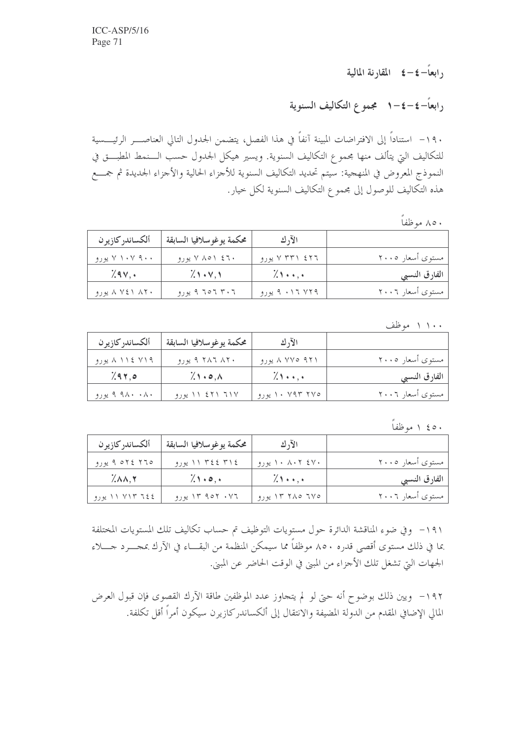## رابعاً-٤-٤ المقارنة المالية

### رابعاً-٤-٤-١ مجموع التكاليف السنوية

١٩٠- استناداً إلى الافتراضات المبينة آنفاً في هذا الفصل، يتضمن الجدول التالي العناصر الرئيسية للتكاليف التي يتألف منها مجموع التكاليف السنوية. ويسير هيكل الجدول حسب النمط المطبق في النموذج المعروض في المنهجية: سيتم تحديد التكاليف السنوية للأجزاء الحالية والأجزاء الجديدة ثم جمع هذه التكاليف للوصول إلى مجموع التكاليف السنوية لكل خيار.

٨٥٠ موظفاً

| | الآرك | محكمة يوغوسلافيا السابقة | ألكساندركازيرن |
|---|---|---|---|
| مستوى أسعار ٢٠٠٥ | ٧ ٣٣١ ٤٢٦ يورو | ٧ ٨٥١ ٤٦٠ يورو | ٧ ١٠٧ ٩٠٠ يورو |
| **الفارق النسبي** | ١٠٠,٠٪ | ١٠٧,١٪ | ٩٧,٠٪ |
| مستوى أسعار ٢٠٠٦ | ٩ ٠١٦ ٧٢٩ يورو | ٩ ٦٥٦ ٣٠٦ يورو | ٨ ٧٤١ ٨٢٠ يورو |

١ ١٠٠ موظف

| | الآرك | محكمة يوغوسلافيا السابقة | ألكساندركازيرن |
|---|---|---|---|
| مستوى أسعار ٢٠٠٥ | ٨ ٧٧٥ ٩٢١ يورو | ٩ ٢٨٦ ٨٢٠ يورو | ٨ ١١٤ ٧١٩ يورو |
| **الفارق النسبي** | ١٠٠,٠٪ | ١٠٥,٨٪ | ٩٢,٥٪ |
| مستوى أسعار ٢٠٠٦ | ١٠ ٧٩٣ ٢٧٥ يورو | ١١ ٤٢١ ٦١٧ يورو | ٩ ٩٨٠ ٠٨٠ يورو |

١ ٤٥٠ موظفاً

| | الآرك | محكمة يوغوسلافيا السابقة | ألكساندركازيرن |
|---|---|---|---|
| مستوى أسعار ٢٠٠٥ | ١٠ ٨٠٢ ٤٧٠ يورو | ١١ ٣٤٤ ٣١٤ يورو | ٩ ٥٢٤ ٢٦٥ يورو |
| **الفارق النسبي** | ١٠٠,٠٪ | ١٠٥,٠٪ | ٨٨,٢٪ |
| مستوى أسعار ٢٠٠٦ | ١٣ ٢٨٥ ٦٧٥ يورو | ١٣ ٩٥٢ ٠٧٦ يورو | ١١ ٧١٣ ٦٤٤ يورو |

١٩١- وفي ضوء المناقشة الدائرة حول مستويات التوظيف تم حساب تكاليف تلك المستويات المختلفة بما في ذلك مستوى أقصى قدره ٨٥٠ موظفاً مما سيمكن المنظمة من البقاء في الآرك بمجرد جلاء الجهات التي تشغل تلك الأجزاء من المبنى في الوقت الحاضر عن المبنى.

١٩٢- ويبن ذلك بوضوح أنه حتى لو لم يتجاوز عدد الموظفين طاقة الآرك القصوى فإن قبول العرض المالي الإضافي المقدم من الدولة المضيفة والانتقال إلى ألكساندركازيرن سيكون أمراً أقل تكلفة.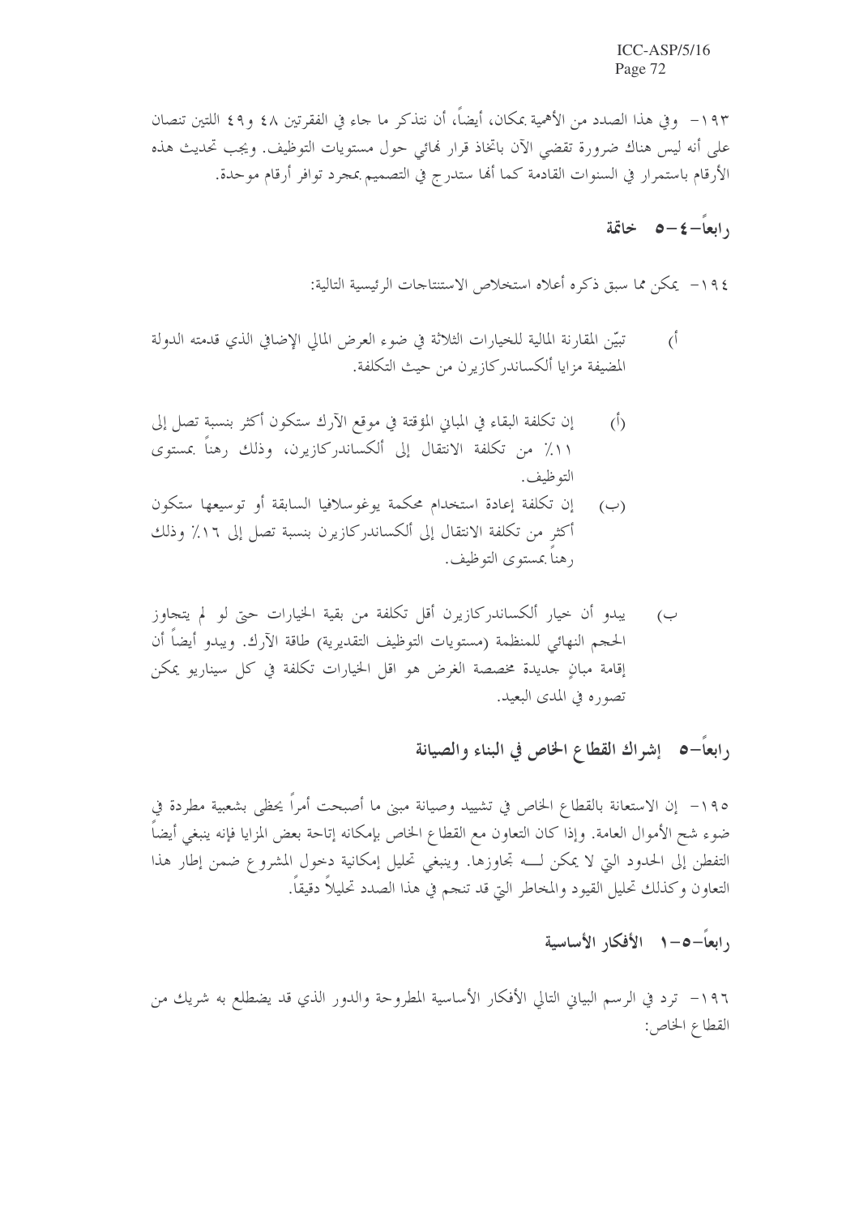١٩٣- وفي هذا الصدد من الأهمية بمكان، أيضاً، أن نتذكر ما جاء في الفقرتين ٤٨ و٤٩ اللتين تنصان على أنه ليس هناك ضرورة تقضي الآن باتخاذ قرار نهائي حول مستويات التوظيف. ويجب تحديث هذه الأرقام باستمرار في السنوات القادمة كما أنها ستدرج في التصميم بمجرد توافر أرقام موحدة.

### رابعاً-٤-٥ خاتمة

١٩٤- يمكن مما سبق ذكره أعلاه استخلاص الاستنتاجات الرئيسية التالية:

أ) تبيّن المقارنة المالية للخيارات الثلاثة في ضوء العرض المالي الإضافي الذي قدمته الدولة المضيفة مزايا ألكساندركازيرن من حيث التكلفة.

(أ) إن تكلفة البقاء في المباني المؤقتة في موقع الآرك ستكون أكثر بنسبة تصل إلى ١١٪ من تكلفة الانتقال إلى ألكساندركازيرن، وذلك رهناً بمستوى التوظيف.

(ب) إن تكلفة إعادة استخدام محكمة يوغوسلافيا السابقة أو توسيعها ستكون أكثر من تكلفة الانتقال إلى ألكساندركازيرن بنسبة تصل إلى ١٦٪ وذلك رهناً بمستوى التوظيف.

ب) يبدو أن خيار ألكساندركازيرن أقل تكلفة من بقية الخيارات حتى لو لم يتجاوز الحجم النهائي للمنظمة (مستويات التوظيف التقديرية) طاقة الآرك. ويبدو أيضاً أن إقامة مبانٍ جديدة مخصصة الغرض هو اقل الخيارات تكلفة في كل سيناريو يمكن تصوره في المدى البعيد.

## رابعاً-٥ إشراك القطاع الخاص في البناء والصيانة

١٩٥- إن الاستعانة بالقطاع الخاص في تشييد وصيانة مبنى ما أصبحت أمراً يحظى بشعبية مطردة في ضوء شح الأموال العامة. وإذا كان التعاون مع القطاع الخاص بإمكانه إتاحة بعض المزايا فإنه ينبغي أيضاً التفطن إلى الحدود التي لا يمكن لـه تجاوزها. وينبغي تحليل إمكانية دخول المشروع ضمن إطار هذا التعاون وكذلك تحليل القيود والمخاطر التي قد تنجم في هذا الصدد تحليلاً دقيقاً.

### رابعاً-٥-١ الأفكار الأساسية

١٩٦- ترد في الرسم البياني التالي الأفكار الأساسية المطروحة والدور الذي قد يضطلع به شريك من القطاع الخاص: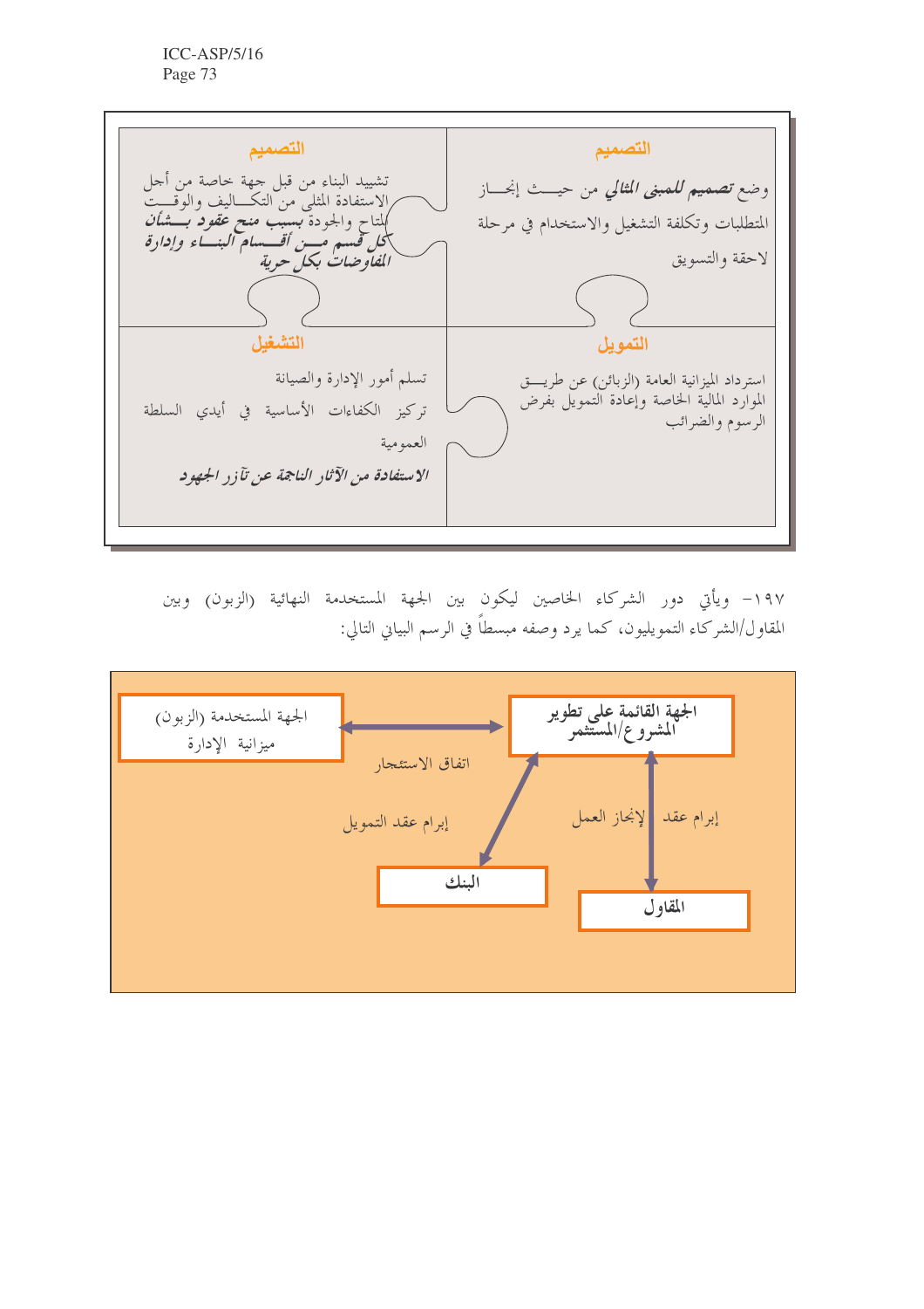| **التصميم** | **التصميم** |
|---|---|
| وضع ***تصميم للمبنى المثالي*** من حيث إنجاز المتطلبات وتكلفة التشغيل والاستخدام في مرحلة لاحقة والتسويق | تشييد البناء من قبل جهة خاصة من أجل الاستفادة المثلى من التكاليف والوقت المتاح والجودة ***بسبب منح عقود بشأن كل قسم من أقسام البناء وإدارة المفاوضات بكل حرية*** |
| **التمويل** | **التشغيل** |
| استرداد الميزانية العامة (الزبائن) عن طريق الموارد المالية الخاصة وإعادة التمويل بفرض الرسوم والضرائب | تسلم أمور الإدارة والصيانة<br>تركيز الكفاءات الأساسية في أيدي السلطة العمومية<br>***الاستفادة من الآثار الناجمة عن تآزر الجهود*** |

١٩٧- ويأتي دور الشركاء الخاصين ليكون بين الجهة المستخدمة النهائية (الزبون) وبين المقاول/الشركاء التمويليون، كما يرد وصفه مبسطاً في الرسم البياني التالي:

- الجهة المستخدمة (الزبون) – ميزانية الإدارة
- **الجهة القائمة على تطوير المشروع/المستثمر**
- اتفاق الاستئجار
- إبرام عقد التمويل
- إبرام عقد لإنجاز العمل
- **البنك**
- **المقاول**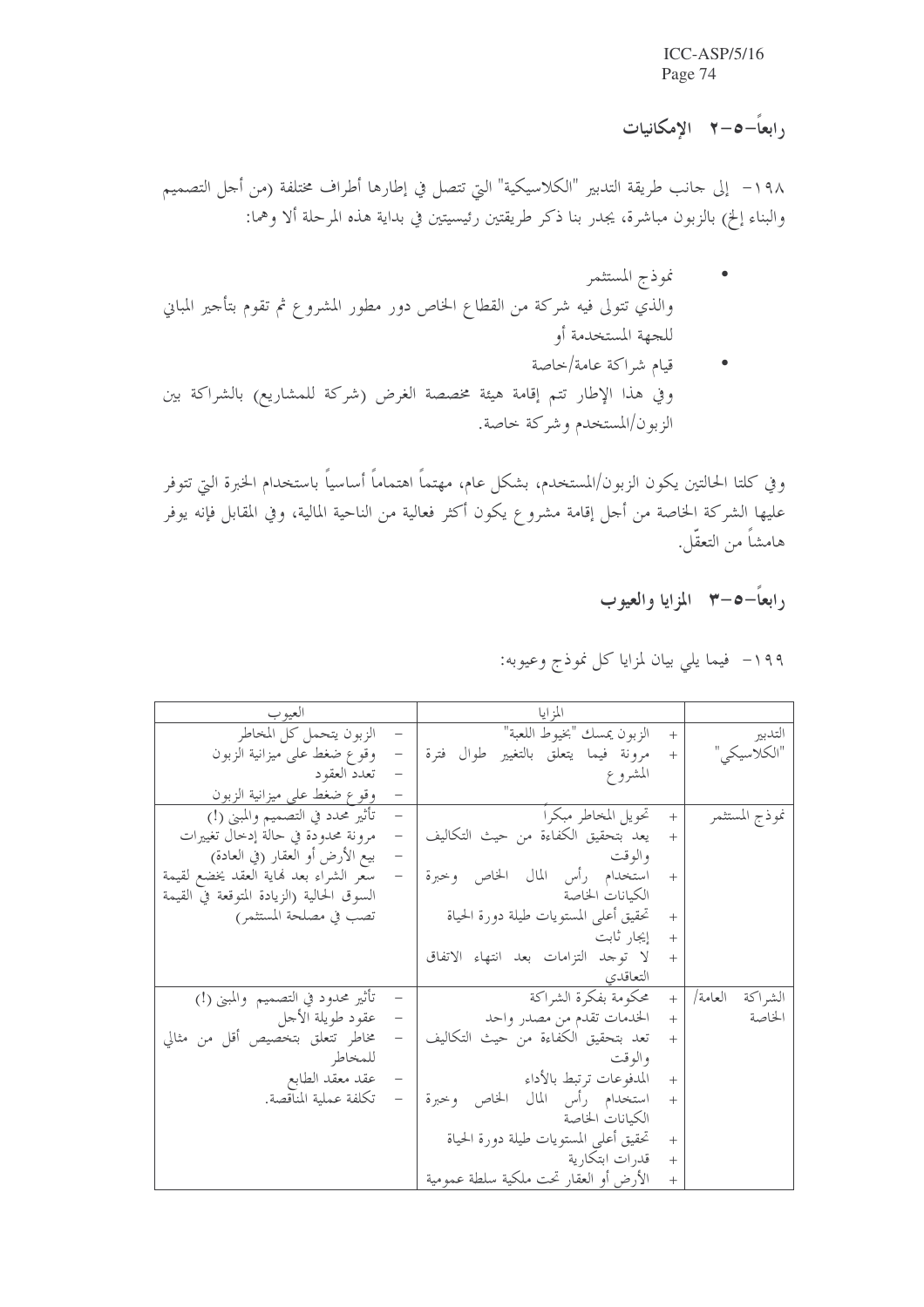### رابعاً-٥-٢ الإمكانيات

١٩٨- إلى جانب طريقة التدبير "الكلاسيكية" التي تتصل في إطارها أطراف مختلفة (من أجل التصميم والبناء إلخ) بالزبون مباشرة، يجدر بنا ذكر طريقتين رئيسيتين في بداية هذه المرحلة ألا وهما:

- نموذج المستثمر
والذي تتولى فيه شركة من القطاع الخاص دور مطور المشروع ثم تقوم بتأجير المباني للجهة المستخدمة أو
- قيام شراكة عامة/خاصة
وفي هذا الإطار تتم إقامة هيئة مخصصة الغرض (شركة للمشاريع) بالشراكة بين الزبون/المستخدم وشركة خاصة.

وفي كلتا الحالتين يكون الزبون/المستخدم، بشكل عام، مهتماً اهتماماً أساسياً باستخدام الخبرة التي تتوفر عليها الشركة الخاصة من أجل إقامة مشروع يكون أكثر فعالية من الناحية المالية، وفي المقابل فإنه يوفر هامشاً من التعقّل.

### رابعاً-٥-٣ المزايا والعيوب

١٩٩- فيما يلي بيان لمزايا كل نموذج وعيوبه:

| | المزايا | العيوب |
|---|---|---|
| التدبير "الكلاسيكي" | + الزبون يمسك "بخيوط اللعبة"<br>+ مرونة فيما يتعلق بالتغيير طوال فترة المشروع | - الزبون يتحمل كل المخاطر<br>- وقوع ضغط على ميزانية الزبون<br>- تعدد العقود<br>- وقوع ضغط على ميزانية الزبون |
| نموذج المستثمر | + تحويل المخاطر مبكراً<br>+ يعد بتحقيق الكفاءة من حيث التكاليف والوقت<br>+ استخدام رأس المال الخاص وخبرة الكيانات الخاصة<br>+ تحقيق أعلى المستويات طيلة دورة الحياة<br>+ إيجار ثابت<br>+ لا توجد التزامات بعد انتهاء الاتفاق التعاقدي | - تأثير محدد في التصميم والمبنى (!)<br>- مرونة محدودة في حالة إدخال تغييرات<br>- بيع الأرض أو العقار (في العادة)<br>- سعر الشراء بعد نهاية العقد يخضع لقيمة السوق الحالية (الزيادة المتوقعة في القيمة تصب في مصلحة المستثمر) |
| الشراكة العامة/ الخاصة | + محكومة بفكرة الشراكة<br>+ الخدمات تقدم من مصدر واحد<br>+ تعد بتحقيق الكفاءة من حيث التكاليف والوقت<br>+ المدفوعات ترتبط بالأداء<br>+ استخدام رأس المال الخاص وخبرة الكيانات الخاصة<br>+ تحقيق أعلى المستويات طيلة دورة الحياة<br>+ قدرات ابتكارية<br>+ الأرض أو العقار تحت ملكية سلطة عمومية | - تأثير محدود في التصميم والمبنى (!)<br>- عقود طويلة الأجل<br>- مخاطر تتعلق بتخصيص أقل من مثالي للمخاطر<br>- عقد معقد الطابع<br>- تكلفة عملية المناقصة. |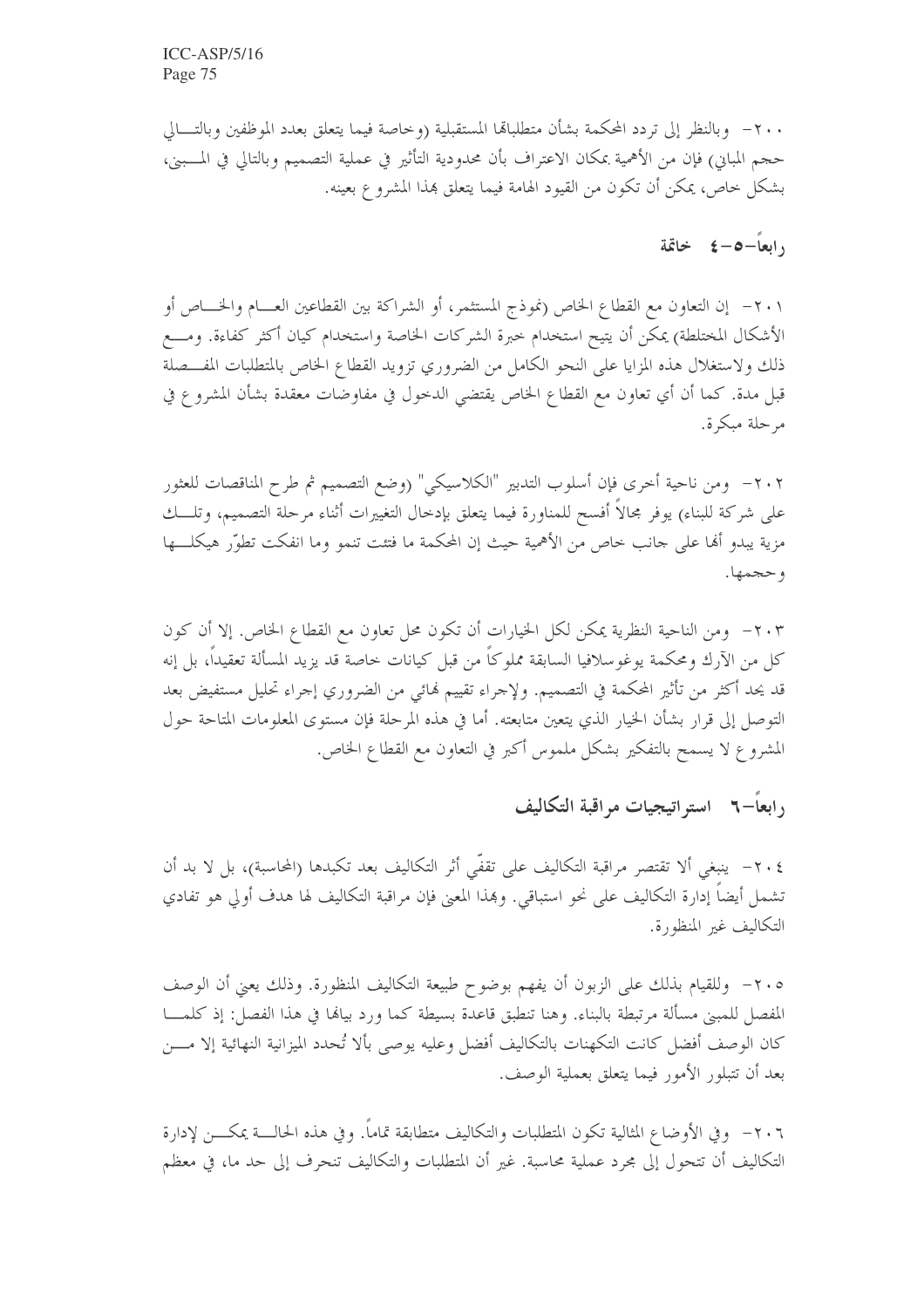٢٠٠- وبالنظر إلى تردد المحكمة بشأن متطلباتها المستقبلية (وخاصة فيما يتعلق بعدد الموظفين وبالتالي حجم المباني) فإن من الأهمية بمكان الاعتراف بأن محدودية التأثير في عملية التصميم وبالتالي في المبنى، بشكل خاص، يمكن أن تكون من القيود الهامة فيما يتعلق بهذا المشروع بعينه.

## رابعاً-٥-٤ خاتمة

٢٠١- إن التعاون مع القطاع الخاص (نموذج المستثمر، أو الشراكة بين القطاعين العام والخاص أو الأشكال المختلطة) يمكن أن يتيح استخدام خبرة الشركات الخاصة واستخدام كيان أكثر كفاءة. ومع ذلك ولاستغلال هذه المزايا على النحو الكامل من الضروري تزويد القطاع الخاص بالمتطلبات المفصلة قبل مدة. كما أن أي تعاون مع القطاع الخاص يقتضي الدخول في مفاوضات معقدة بشأن المشروع في مرحلة مبكرة.

٢٠٢- ومن ناحية أخرى فإن أسلوب التدبير "الكلاسيكي" (وضع التصميم ثم طرح المناقصات للعثور على شركة للبناء) يوفر مجالاً أفسح للمناورة فيما يتعلق بإدخال التغييرات أثناء مرحلة التصميم، وتلك مزية يبدو أنها على جانب خاص من الأهمية حيث إن المحكمة ما فتئت تنمو وما انفكت تطوّر هيكلها وحجمها.

٢٠٣- ومن الناحية النظرية يمكن لكل الخيارات أن تكون محل تعاون مع القطاع الخاص. إلا أن كون كل من الآرك ومحكمة يوغوسلافيا السابقة مملوكاً من قبل كيانات خاصة قد يزيد المسألة تعقيداً، بل إنه قد يحد أكثر من تأثير المحكمة في التصميم. ولإجراء تقييم نهائي من الضروري إجراء تحليل مستفيض بعد التوصل إلى قرار بشأن الخيار الذي يتعين متابعته. أما في هذه المرحلة فإن مستوى المعلومات المتاحة حول المشروع لا يسمح بالتفكير بشكل ملموس أكبر في التعاون مع القطاع الخاص.

## رابعاً-٦ استراتيجيات مراقبة التكاليف

٢٠٤- ينبغي ألا تقتصر مراقبة التكاليف على تقفّي أثر التكاليف بعد تكبدها (المحاسبة)، بل لا بد أن تشمل أيضاً إدارة التكاليف على نحو استباقي. وبهذا المعنى فإن مراقبة التكاليف لها هدف أولي هو تفادي التكاليف غير المنظورة.

٢٠٥- وللقيام بذلك على الزبون أن يفهم بوضوح طبيعة التكاليف المنظورة. وذلك يعني أن الوصف المفصل للمبنى مسألة مرتبطة بالبناء. وهنا تنطبق قاعدة بسيطة كما ورد بيانها في هذا الفصل: إذ كلما كان الوصف أفضل كانت التكهنات بالتكاليف أفضل وعليه يوصى بألا تُحدد الميزانية النهائية إلا من بعد أن تتبلور الأمور فيما يتعلق بعملية الوصف.

٢٠٦- وفي الأوضاع المثالية تكون المتطلبات والتكاليف متطابقة تماماً. وفي هذه الحالة يمكن لإدارة التكاليف أن تتحول إلى مجرد عملية محاسبة. غير أن المتطلبات والتكاليف تنحرف إلى حد ما، في معظم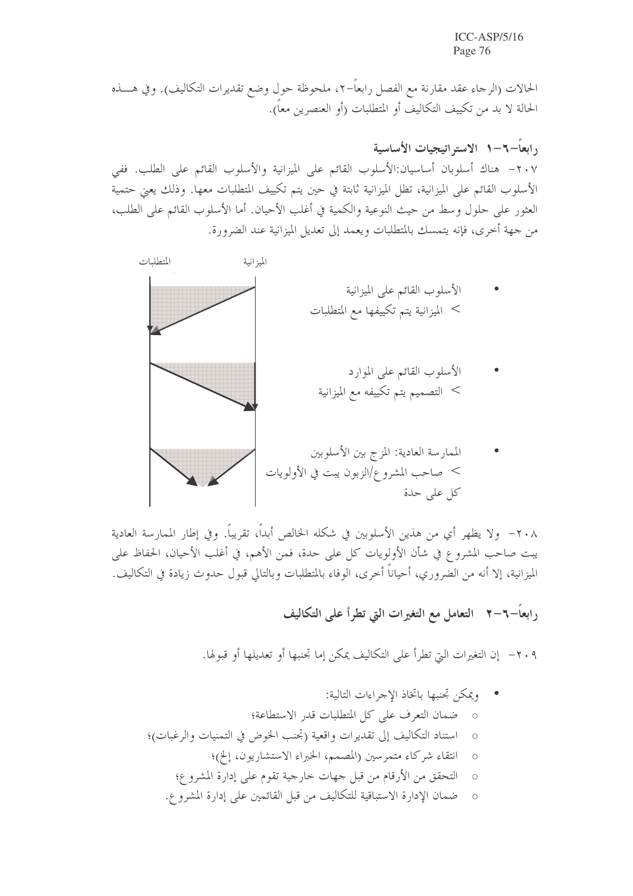الحالات (الرجاء عقد مقارنة مع الفصل رابعاً-٢، ملحوظة حول وضع تقديرات التكاليف). وفي هـــذه الحالة لا بد من تكييف التكاليف أو المتطلبات (أو العنصرين معاً).

### رابعاً-٦-١ الاستراتيجيات الأساسية

٢٠٧- هناك أسلوبان أساسيان:الأسلوب القائم على الميزانية والأسلوب القائم على الطلب. ففي الأسلوب القائم على الميزانية، تظل الميزانية ثابتة في حين يتم تكييف المتطلبات معها. وذلك يعني حتمية العثور على حلول وسط من حيث النوعية والكمية في أغلب الأحيان. أما الأسلوب القائم على الطلب، من جهة أخرى، فإنه يتمسك بالمتطلبات ويعمد إلى تعديل الميزانية عند الضرورة.

المتطلبات الميزانية

- الأسلوب القائم على الميزانية
  > الميزانية يتم تكييفها مع المتطلبات
- الأسلوب القائم على الموارد
  > التصميم يتم تكييفه مع الميزانية
- الممارسة العادية: المزج بين الأسلوبين
  > صاحب المشروع/الزبون يبت في الأولويات كل على حدة

٢٠٨- ولا يظهر أي من هذين الأسلوبين في شكله الخالص أبداً، تقريباً. وفي إطار الممارسة العادية يبت صاحب المشروع في شأن الأولويات كل على حدة، فمن الأهم، في أغلب الأحيان، الحفاظ على الميزانية، إلا أنه من الضروري، أحياناً أخرى، الوفاء بالمتطلبات وبالتالي قبول حدوث زيادة في التكاليف.

### رابعاً-٦-٢ التعامل مع التغيرات التي تطرأ على التكاليف

٢٠٩- إن التغيرات التي تطرأ على التكاليف يمكن إما تجنبها أو تعديلها أو قبولها.

- ويمكن تجنبها باتخاذ الإجراءات التالية:
  - ضمان التعرف على كل المتطلبات قدر الاستطاعة؛
  - استناد التكاليف إلى تقديرات واقعية (تجنب الخوض في التمنيات والرغبات)؛
  - انتقاء شركاء متمرسين (المصمم، الخبراء الاستشاريون، إلخ)؛
  - التحقق من الأرقام من قبل جهات خارجية تقوم على إدارة المشروع؛
  - ضمان الإدارة الاستباقية للتكاليف من قبل القائمين على إدارة المشروع.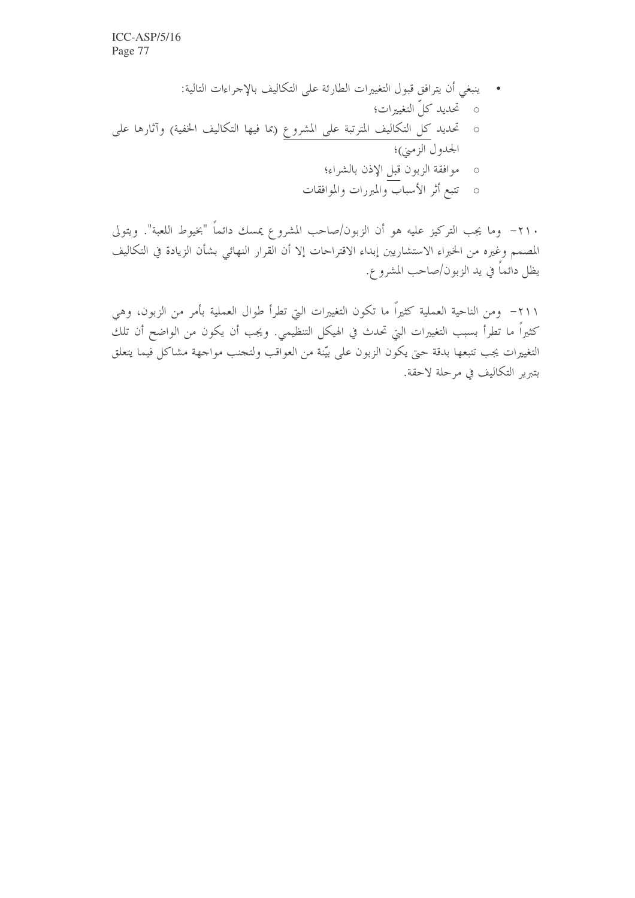- ينبغي أن يترافق قبول التغييرات الطارئة على التكاليف بالإجراءات التالية:
  - تحديد كلّ التغييرات؛
  - تحديد كل التكاليف المترتبة على المشروع (بما فيها التكاليف الخفية) وآثارها على الجدول الزمني)؛
  - موافقة الزبون قبل الإذن بالشراء؛
  - تتبع أثر الأسباب والمبررات والموافقات

٢١٠- وما يجب التركيز عليه هو أن الزبون/صاحب المشروع يمسك دائماً "بخيوط اللعبة". ويتولى المصمم وغيره من الخبراء الاستشاريين إبداء الاقتراحات إلا أن القرار النهائي بشأن الزيادة في التكاليف يظل دائماً في يد الزبون/صاحب المشروع.

٢١١- ومن الناحية العملية كثيراً ما تكون التغييرات التي تطرأ طوال العملية بأمر من الزبون، وهي كثيراً ما تطرأ بسبب التغييرات التي تحدث في الهيكل التنظيمي. ويجب أن يكون من الواضح أن تلك التغييرات يجب تتبعها بدقة حتى يكون الزبون على بيّنة من العواقب ولتجنب مواجهة مشاكل فيما يتعلق بتبرير التكاليف في مرحلة لاحقة.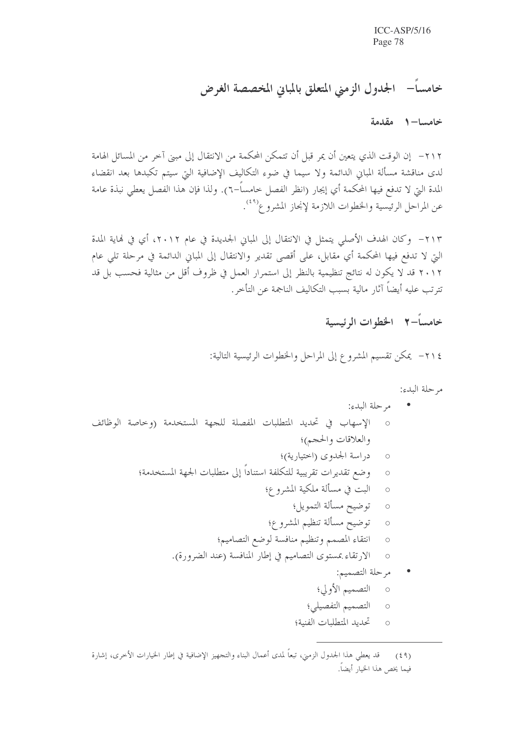# خامساً – الجدول الزمني المتعلق بالمباني المخصصة الغرض

## خامسا – ١ مقدمة

٢١٢ – إن الوقت الذي يتعين أن يمر قبل أن تتمكن المحكمة من الانتقال إلى مبنى آخر من المسائل الهامة لدى مناقشة مسألة المباني الدائمة ولا سيما في ضوء التكاليف الإضافية التي سيتم تكبدها بعد انقضاء المدة التي لا تدفع فيها المحكمة أي إيجار (انظر الفصل خامساً–٦). ولذا فإن هذا الفصل يعطي نبذة عامة عن المراحل الرئيسية والخطوات اللازمة لإنجاز المشروع[٤٩].

٢١٣ – وكان الهدف الأصلي يتمثل في الانتقال إلى المباني الجديدة في عام ٢٠١٢، أي في نهاية المدة التي لا تدفع فيها المحكمة أي مقابل، على أقصى تقدير والانتقال إلى المباني الدائمة في مرحلة تلي عام ٢٠١٢ قد لا يكون له نتائج تنظيمية بالنظر إلى استمرار العمل في ظروف أقل من مثالية فحسب بل قد تترتب عليه أيضاً آثار مالية بسبب التكاليف الناجمة عن التأخر.

## خامساً–٢ الخطوات الرئيسية

٢١٤ – يمكن تقسيم المشروع إلى المراحل والخطوات الرئيسية التالية:

مرحلة البدء:

- مرحلة البدء:
  - الإسهاب في تحديد المتطلبات المفصلة للجهة المستخدمة (وخاصة الوظائف والعلاقات والحجم)؛
  - دراسة الجدوى (اختيارية)؛
  - وضع تقديرات تقريبية للتكلفة استناداً إلى متطلبات الجهة المستخدمة؛
  - البت في مسألة ملكية المشروع؛
  - توضيح مسألة التمويل؛
  - توضيح مسألة تنظيم المشروع؛
  - انتقاء المصمم وتنظيم منافسة لوضع التصاميم؛
  - الارتقاء بمستوى التصاميم في إطار المنافسة (عند الضرورة).
- مرحلة التصميم:
  - التصميم الأولي؛
  - التصميم التفصيلي؛
  - تحديد المتطلبات الفنية؛

---

(٤٩) قد يعطي هذا الجدول الزمني، تبعاً لمدى أعمال البناء والتجهيز الإضافية في إطار الخيارات الأخرى، إشارة فيما يخص هذا الخيار أيضاً.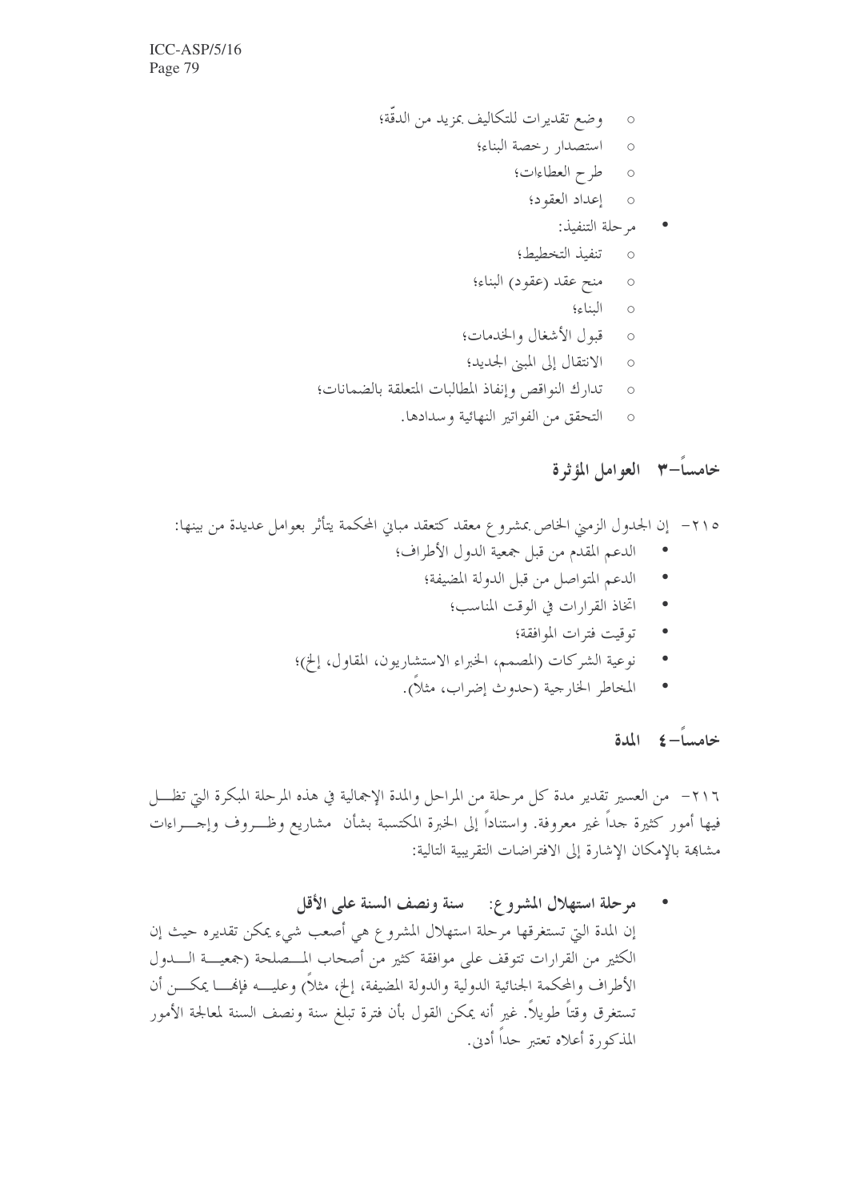- وضع تقديرات للتكاليف بمزيد من الدقّة؛
- استصدار رخصة البناء؛
- طرح العطاءات؛
- إعداد العقود؛

- مرحلة التنفيذ:
  - تنفيذ التخطيط؛
  - منح عقد (عقود) البناء؛
  - البناء؛
  - قبول الأشغال والخدمات؛
  - الانتقال إلى المبنى الجديد؛
  - تدارك النواقص وإنفاذ المطالبات المتعلقة بالضمانات؛
  - التحقق من الفواتير النهائية وسدادها.

## خامساً-٣ العوامل المؤثرة

٢١٥- إن الجدول الزمني الخاص بمشروع معقد كتعقد مباني المحكمة يتأثر بعوامل عديدة من بينها:

- الدعم المقدم من قبل جمعية الدول الأطراف؛
- الدعم المتواصل من قبل الدولة المضيفة؛
- اتخاذ القرارات في الوقت المناسب؛
- توقيت فترات الموافقة؛
- نوعية الشركات (المصمم، الخبراء الاستشاريون، المقاول، إلخ)؛
- المخاطر الخارجية (حدوث إضراب، مثلاً).

## خامساً-٤ المدة

٢١٦- من العسير تقدير مدة كل مرحلة من المراحل والمدة الإجمالية في هذه المرحلة المبكرة التي تظل فيها أمور كثيرة جداً غير معروفة. واستناداً إلى الخبرة المكتسبة بشأن مشاريع وظروف وإجراءات مشابهة بالإمكان الإشارة إلى الافتراضات التقريبية التالية:

- **مرحلة استهلال المشروع: سنة ونصف السنة على الأقل**

إن المدة التي تستغرقها مرحلة استهلال المشروع هي أصعب شيء يمكن تقديره حيث إن الكثير من القرارات تتوقف على موافقة كثير من أصحاب المصلحة (جمعية الدول الأطراف والمحكمة الجنائية الدولية والدولة المضيفة، إلخ، مثلاً) وعليه فإنها يمكن أن تستغرق وقتاً طويلاً. غير أنه يمكن القول بأن فترة تبلغ سنة ونصف السنة لمعالجة الأمور المذكورة أعلاه تعتبر حداً أدنى.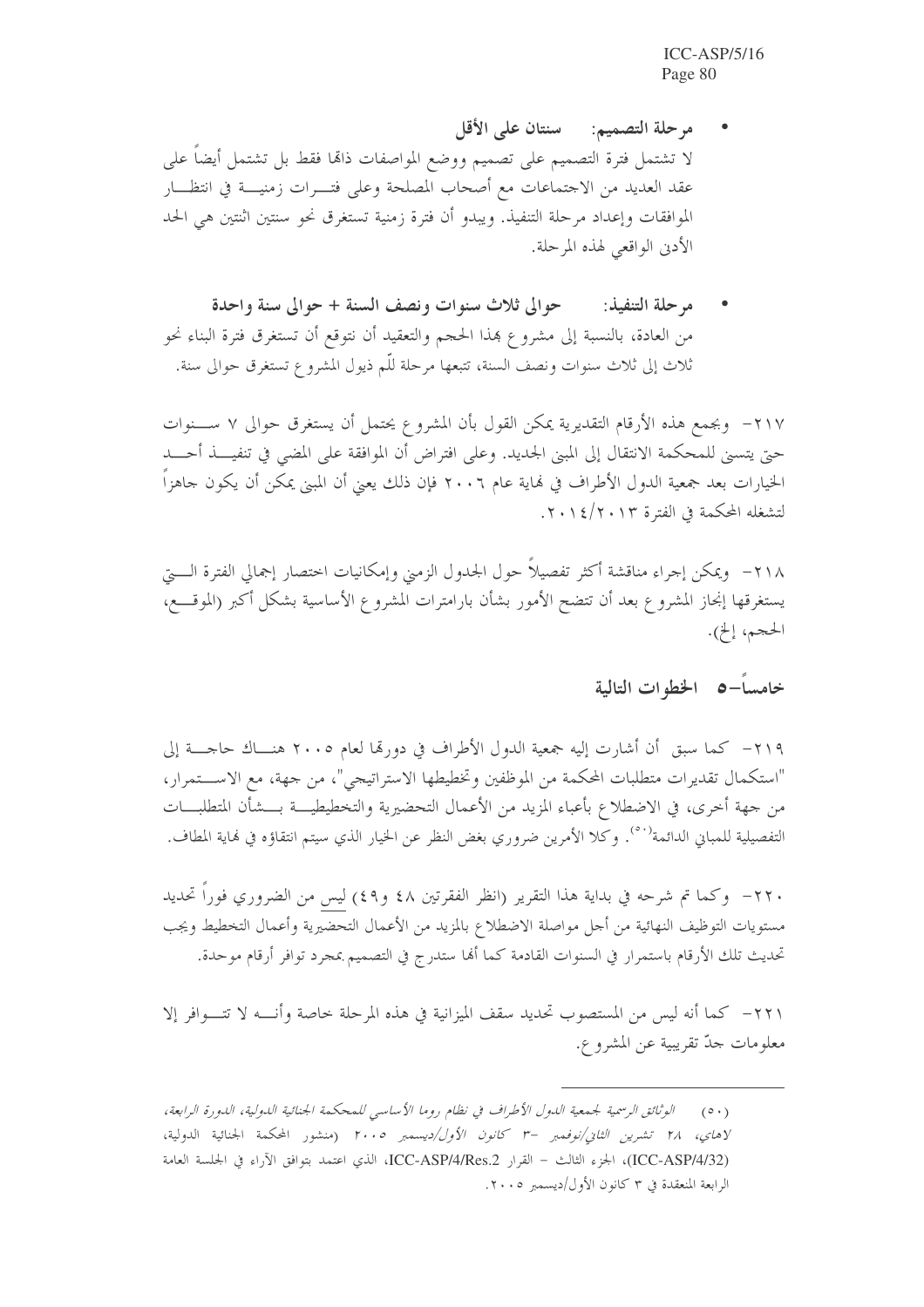- **مرحلة التصميم:** **سنتان على الأقل**

لا تشتمل فترة التصميم على تصميم ووضع المواصفات ذاتها فقط بل تشتمل أيضاً على عقد العديد من الاجتماعات مع أصحاب المصلحة وعلى فترات زمنية في انتظار الموافقات وإعداد مرحلة التنفيذ. ويبدو أن فترة زمنية تستغرق نحو سنتين اثنتين هي الحد الأدنى الواقعي لهذه المرحلة.

- **مرحلة التنفيذ:** **حوالى ثلاث سنوات ونصف السنة + حوالى سنة واحدة**

من العادة، بالنسبة إلى مشروع بهذا الحجم والتعقيد أن نتوقع أن تستغرق فترة البناء نحو ثلاث إلى ثلاث سنوات ونصف السنة، تتبعها مرحلة للّم ذيول المشروع تستغرق حوالى سنة.

٢١٧- وبجمع هذه الأرقام التقديرية يمكن القول بأن المشروع يحتمل أن يستغرق حوالى ٧ سنوات حتى يتسنى للمحكمة الانتقال إلى المبنى الجديد. وعلى افتراض أن الموافقة على المضي في تنفيذ أحد الخيارات بعد جمعية الدول الأطراف في نهاية عام ٢٠٠٦ فإن ذلك يعني أن المبنى يمكن أن يكون جاهزاً لتشغله المحكمة في الفترة ٢٠١٣/٢٠١٤.

٢١٨- ويمكن إجراء مناقشة أكثر تفصيلاً حول الجدول الزمني وإمكانيات اختصار إجمالي الفترة التي يستغرقها إنجاز المشروع بعد أن تتضح الأمور بشأن بارامترات المشروع الأساسية بشكل أكبر (الموقع، الحجم، إلخ).

## خامساً-٥ الخطوات التالية

٢١٩- كما سبق أن أشارت إليه جمعية الدول الأطراف في دورتها لعام ٢٠٠٥ هناك حاجة إلى "استكمال تقديرات متطلبات المحكمة من الموظفين وتخطيطها الاستراتيجي"، من جهة، مع الاستمرار، من جهة أخرى، في الاضطلاع بأعباء المزيد من الأعمال التحضيرية والتخطيطية بشأن المتطلبات التفصيلية للمباني الدائمة[٥٠]. وكلا الأمرين ضروري بغض النظر عن الخيار الذي سيتم انتقاؤه في نهاية المطاف.

٢٢٠- وكما تم شرحه في بداية هذا التقرير (انظر الفقرتين ٤٨ و٤٩) ليس من الضروري فوراً تحديد مستويات التوظيف النهائية من أجل مواصلة الاضطلاع بالمزيد من الأعمال التحضيرية وأعمال التخطيط ويجب تحديث تلك الأرقام باستمرار في السنوات القادمة كما أنها ستدرج في التصميم بمجرد توافر أرقام موحدة.

٢٢١- كما أنه ليس من المستصوب تحديد سقف الميزانية في هذه المرحلة خاصة وأنه لا تتوافر إلا معلومات جدّ تقريبية عن المشروع.

---

(٥٠) *الوثائق الرسمية لجمعية الدول الأطراف في نظام روما الأساسي للمحكمة الجنائية الدولية، الدورة الرابعة، لاهاي، ٢٨ تشرين الثاني/نوفمبر -٣ كانون الأول/ديسمبر ٢٠٠٥* (منشور المحكمة الجنائية الدولية، (ICC-ASP/4/32)، الجزء الثالث – القرار ICC-ASP/4/Res.2، الذي اعتمد بتوافق الآراء في الجلسة العامة الرابعة المنعقدة في ٣ كانون الأول/ديسمبر ٢٠٠٥.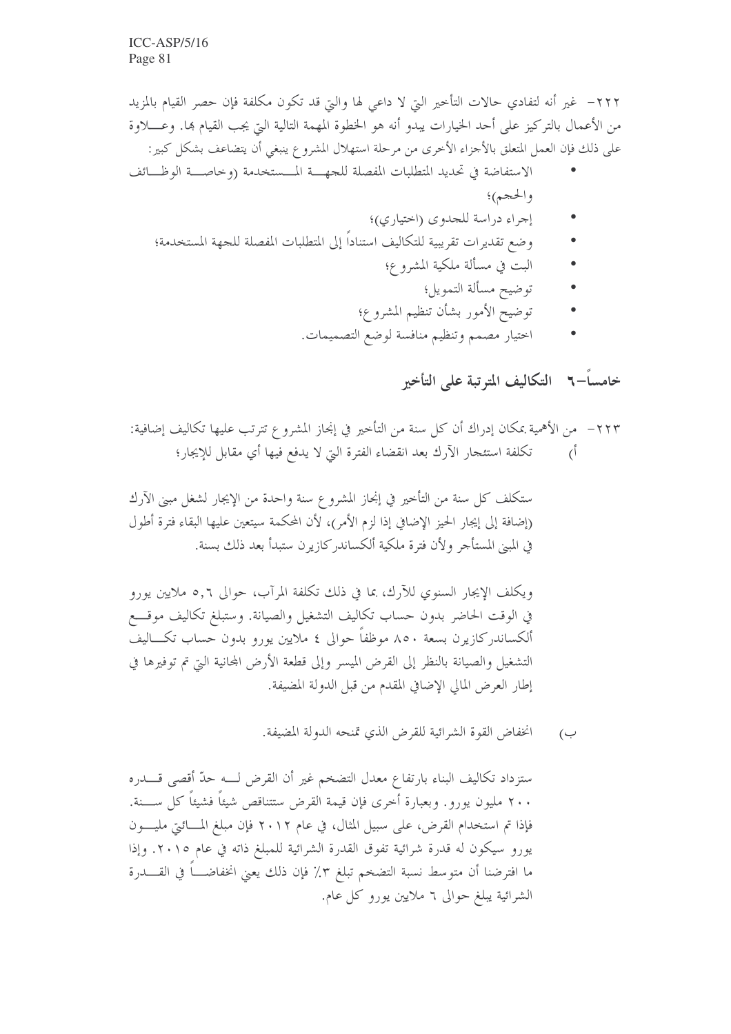٢٢٢- غير أنه لتفادي حالات التأخير التي لا داعي لها والتي قد تكون مكلفة فإن حصر القيام بالمزيد من الأعمال بالتركيز على أحد الخيارات يبدو أنه هو الخطوة المهمة التالية التي يجب القيام بها. وعلاوة على ذلك فإن العمل المتعلق بالأجزاء الأخرى من مرحلة استهلال المشروع ينبغي أن يتضاعف بشكل كبير:

- الاستفاضة في تحديد المتطلبات المفصلة للجهة المستخدمة (وخاصة الوظائف والحجم)؛
- إجراء دراسة للجدوى (اختياري)؛
- وضع تقديرات تقريبية للتكاليف استناداً إلى المتطلبات المفصلة للجهة المستخدمة؛
- البت في مسألة ملكية المشروع؛
- توضيح مسألة التمويل؛
- توضيح الأمور بشأن تنظيم المشروع؛
- اختيار مصمم وتنظيم منافسة لوضع التصميمات.

## خامساً-٦ التكاليف المترتبة على التأخير

٢٢٣- من الأهمية بمكان إدراك أن كل سنة من التأخير في إنجاز المشروع تترتب عليها تكاليف إضافية:

أ) تكلفة استئجار الآرك بعد انقضاء الفترة التي لا يدفع فيها أي مقابل للإيجار؛

ستكلف كل سنة من التأخير في إنجاز المشروع سنة واحدة من الإيجار لشغل مبنى الآرك (إضافة إلى إيجار الحيز الإضافي إذا لزم الأمر)، لأن المحكمة سيتعين عليها البقاء فترة أطول في المبنى المستأجر ولأن فترة ملكية ألكساندركازيرن ستبدأ بعد ذلك بسنة.

ويكلف الإيجار السنوي للآرك، بما في ذلك تكلفة المرآب، حوالى ٥,٦ ملايين يورو في الوقت الحاضر بدون حساب تكاليف التشغيل والصيانة. وستبلغ تكاليف موقع ألكساندركازيرن بسعة ٨٥٠ موظفاً حوالى ٤ ملايين يورو بدون حساب تكاليف التشغيل والصيانة بالنظر إلى القرض الميسر وإلى قطعة الأرض المجانية التي تم توفيرها في إطار العرض المالي الإضافي المقدم من قبل الدولة المضيفة.

ب) انخفاض القوة الشرائية للقرض الذي تمنحه الدولة المضيفة.

ستزداد تكاليف البناء بارتفاع معدل التضخم غير أن القرض له حدّ أقصى قدره ٢٠٠ مليون يورو. وبعبارة أخرى فإن قيمة القرض ستتناقص شيئاً فشيئاً كل سنة. فإذا تم استخدام القرض، على سبيل المثال، في عام ٢٠١٢ فإن مبلغ المائتي مليون يورو سيكون له قدرة شرائية تفوق القدرة الشرائية للمبلغ ذاته في عام ٢٠١٥. وإذا ما افترضنا أن متوسط نسبة التضخم تبلغ ٣٪ فإن ذلك يعني انخفاضاً في القدرة الشرائية يبلغ حوالى ٦ ملايين يورو كل عام.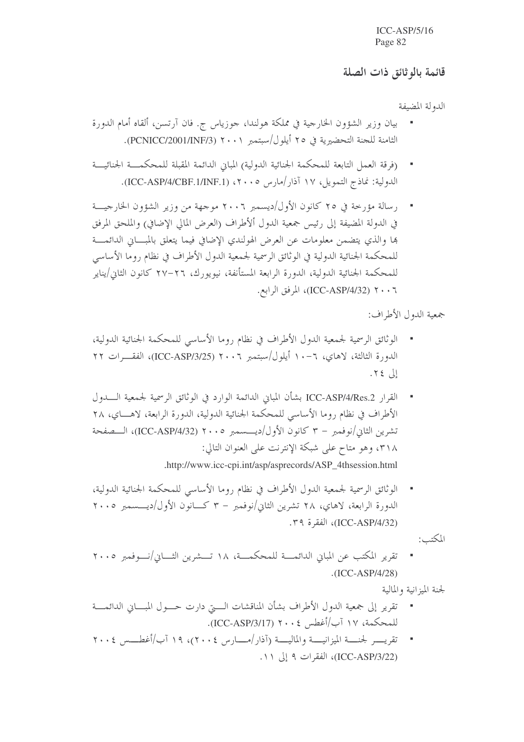## قائمة بالوثائق ذات الصلة

الدولة المضيفة

- بيان وزير الشؤون الخارجية في مملكة هولندا، جوزياس ج. فان آرتسن، ألقاه أمام الدورة الثامنة للجنة التحضيرية في ٢٥ أيلول/سبتمبر ٢٠٠١ (PCNICC/2001/INF/3).
- (فرقة العمل التابعة للمحكمة الجنائية الدولية) المباني الدائمة المقبلة للمحكمة الجنائية الدولية: نماذج التمويل، ١٧ آذار/مارس ٢٠٠٥، (ICC-ASP/4/CBF.1/INF.1).
- رسالة مؤرخة في ٢٥ كانون الأول/ديسمبر ٢٠٠٦ موجهة من وزير الشؤون الخارجية في الدولة المضيفة إلى رئيس جمعية الدول ألأطراف (العرض المالي الإضافي) والملحق المرفق بها والذي يتضمن معلومات عن العرض الهولندي الإضافي فيما يتعلق بالمباني الدائمة للمحكمة الجنائية الدولية في الوثائق الرسمية لجمعية الدول الأطراف في نظام روما الأساسي للمحكمة الجنائية الدولية، الدورة الرابعة المستأنفة، نيويورك، ٢٦-٢٧ كانون الثاني/يناير ٢٠٠٦ (ICC-ASP/4/32)، المرفق الرابع.

جمعية الدول الأطراف:

- الوثائق الرسمية لجمعية الدول الأطراف في نظام روما الأساسي للمحكمة الجنائية الدولية، الدورة الثالثة، لاهاي، ٦-١٠ أيلول/سبتمبر ٢٠٠٦ (ICC-ASP/3/25)، الفقرات ٢٢ إلى ٢٤.
- القرار ICC-ASP/4/Res.2 بشأن المباني الدائمة الوارد في الوثائق الرسمية لجمعية الدول الأطراف في نظام روما الأساسي للمحكمة الجنائية الدولية، الدورة الرابعة، لاهاي، ٢٨ تشرين الثاني/نوفمبر - ٣ كانون الأول/ديسمبر ٢٠٠٥ (ICC-ASP/4/32)، الصفحة ٣١٨، وهو متاح على شبكة الإنترنت على العنوان التالي: .http://www.icc-cpi.int/asp/asprecords/ASP_4thsession.html
- الوثائق الرسمية لجمعية الدول الأطراف في نظام روما الأساسي للمحكمة الجنائية الدولية، الدورة الرابعة، لاهاي، ٢٨ تشرين الثاني/نوفمبر - ٣ كانون الأول/ديسمبر ٢٠٠٥ (ICC-ASP/4/32)، الفقرة ٣٩.

المكتب:

- تقرير المكتب عن المباني الدائمة للمحكمة، ١٨ تشرين الثاني/نوفمبر ٢٠٠٥ (ICC-ASP/4/28).

لجنة الميزانية والمالية

- تقرير إلى جمعية الدول الأطراف بشأن المناقشات التي دارت حول المباني الدائمة للمحكمة، ١٧ آب/أغطس ٢٠٠٤ (ICC-ASP/3/17).
- تقرير لجنة الميزانية والمالية (آذار/مارس ٢٠٠٤)، ١٩ آب/أغطس ٢٠٠٤ (ICC-ASP/3/22)، الفقرات ٩ إلى ١١.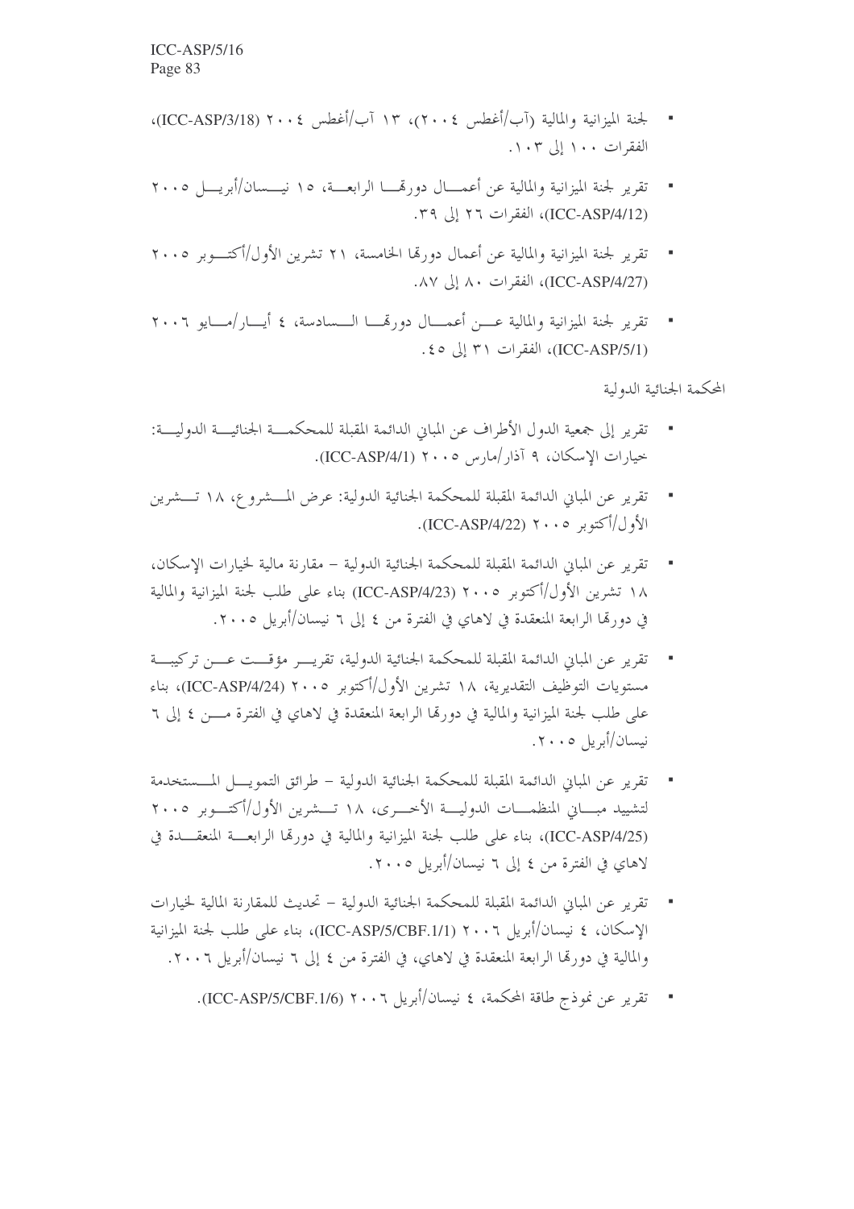- لجنة الميزانية والمالية (آب/أغطس ٢٠٠٤)، ١٣ آب/أغطس ٢٠٠٤ (ICC-ASP/3/18)، الفقرات ١٠٠ إلى ١٠٣.

- تقرير لجنة الميزانية والمالية عن أعمال دورتها الرابعة، ١٥ نيسان/أبريل ٢٠٠٥ (ICC-ASP/4/12)، الفقرات ٢٦ إلى ٣٩.

- تقرير لجنة الميزانية والمالية عن أعمال دورتها الخامسة، ٢١ تشرين الأول/أكتوبر ٢٠٠٥ (ICC-ASP/4/27)، الفقرات ٨٠ إلى ٨٧.

- تقرير لجنة الميزانية والمالية عن أعمال دورتها السادسة، ٤ أيار/مايو ٢٠٠٦ (ICC-ASP/5/1)، الفقرات ٣١ إلى ٤٥.

المحكمة الجنائية الدولية

- تقرير إلى جمعية الدول الأطراف عن المباني الدائمة المقبلة للمحكمة الجنائية الدولية: خيارات الإسكان، ٩ آذار/مارس ٢٠٠٥ (ICC-ASP/4/1).

- تقرير عن المباني الدائمة المقبلة للمحكمة الجنائية الدولية: عرض المشروع، ١٨ تشرين الأول/أكتوبر ٢٠٠٥ (ICC-ASP/4/22).

- تقرير عن المباني الدائمة المقبلة للمحكمة الجنائية الدولية – مقارنة مالية لخيارات الإسكان، ١٨ تشرين الأول/أكتوبر ٢٠٠٥ (ICC-ASP/4/23) بناء على طلب لجنة الميزانية والمالية في دورتها الرابعة المنعقدة في لاهاي في الفترة من ٤ إلى ٦ نيسان/أبريل ٢٠٠٥.

- تقرير عن المباني الدائمة المقبلة للمحكمة الجنائية الدولية، تقرير مؤقت عن تركيبة مستويات التوظيف التقديرية، ١٨ تشرين الأول/أكتوبر ٢٠٠٥ (ICC-ASP/4/24)، بناء على طلب لجنة الميزانية والمالية في دورتها الرابعة المنعقدة في لاهاي في الفترة من ٤ إلى ٦ نيسان/أبريل ٢٠٠٥.

- تقرير عن المباني الدائمة المقبلة للمحكمة الجنائية الدولية – طرائق التمويل المستخدمة لتشييد مباني المنظمات الدولية الأخرى، ١٨ تشرين الأول/أكتوبر ٢٠٠٥ (ICC-ASP/4/25)، بناء على طلب لجنة الميزانية والمالية في دورتها الرابعة المنعقدة في لاهاي في الفترة من ٤ إلى ٦ نيسان/أبريل ٢٠٠٥.

- تقرير عن المباني الدائمة المقبلة للمحكمة الجنائية الدولية – تحديث للمقارنة المالية لخيارات الإسكان، ٤ نيسان/أبريل ٢٠٠٦ (ICC-ASP/5/CBF.1/1)، بناء على طلب لجنة الميزانية والمالية في دورتها الرابعة المنعقدة في لاهاي، في الفترة من ٤ إلى ٦ نيسان/أبريل ٢٠٠٦.

- تقرير عن نموذج طاقة المحكمة، ٤ نيسان/أبريل ٢٠٠٦ (ICC-ASP/5/CBF.1/6).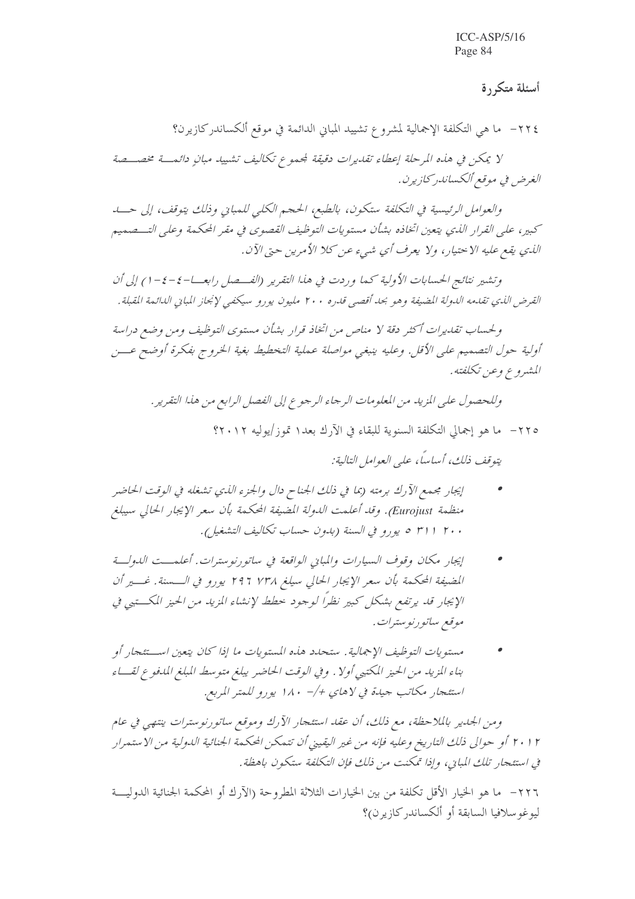## أسئلة متكررة

٢٢٤- ما هي التكلفة الإجمالية لمشروع تشييد المباني الدائمة في موقع ألكساندركازيرن؟

*لا يمكن في هذه المرحلة إعطاء تقديرات دقيقة لمجموع تكاليف تشييد مبانٍ دائمة مخصصة الغرض في موقع ألكساندركازيرن.*

*والعوامل الرئيسية في التكلفة ستكون، بالطبع، الحجم الكلي للمباني وذلك يتوقف، إلى حد كبير، على القرار الذي يتعين اتخاذه بشأن مستويات التوظيف القصوى في مقر المحكمة وعلى التصميم الذي يقع عليه الاختيار، ولا يعرف أي شيء عن كلا الأمرين حتى الآن.*

*وتشير نتائج الحسابات الأولية كما وردت في هذا التقرير (الفصل رابعا-٤-٤-١) إلى أن القرض الذي تقدمه الدولة المضيفة وهو بحد أقصى قدره ٢٠٠ مليون يورو سيكفي لإنجاز المباني الدائمة المقبلة.*

*ولحساب تقديرات أكثر دقة لا مناص من اتخاذ قرار بشأن مستوى التوظيف ومن وضع دراسة أولية حول التصميم على الأقل. وعليه ينبغي مواصلة عملية التخطيط بغية الخروج بفكرة أوضح عن المشروع وعن تكلفته.*

*وللحصول على المزيد من المعلومات الرجاء الرجوع إلى الفصل الرابع من هذا التقرير.*

٢٢٥- ما هو إجمالي التكلفة السنوية للبقاء في الآرك بعد١ تموز/يوليه ٢٠١٢؟

*يتوقف ذلك، أساساً، على العوامل التالية:*

- *إيجار مجمع الآرك برمته (بما في ذلك الجناح دال والجزء الذي تشغله في الوقت الحاضر منظمة Eurojust). وقد أعلمت الدولة المضيفة المحكمة بأن سعر الإيجار الحالي سيبلغ ٢٠٠ ٣١١ ٥ يورو في السنة (بدون حساب تكاليف التشغيل).*
- *إيجار مكان وقوف السيارات والمباني الواقعة في ساتورنوسترات. أعلمت الدولة المضيفة المحكمة بأن سعر الإيجار الحالي سيبلغ ٧٣٨ ٢٩٦ يورو في السنة. غير أن الإيجار قد يرتفع بشكل كبير نظراً لوجود خطط لإنشاء المزيد من الحيز المكتبي في موقع ساتورنوسترات.*
- *مستويات التوظيف الإجمالية. ستحدد هذه المستويات ما إذا كان يتعين استئجار أو بناء المزيد من الحيز المكتبي أولا. وفي الوقت الحاضر يبلغ متوسط المبلغ المدفوع لقاء استئجار مكاتب جيدة في لاهاي +/- ١٨٠ يورو للمتر المربع.*

*ومن الجدير بالملاحظة، مع ذلك، أن عقد استئجار الآرك وموقع ساتورنوسترات ينتهي في عام ٢٠١٢ أو حوالى ذلك التاريخ وعليه فإنه من غير اليقيني أن تتمكن المحكمة الجنائية الدولية من الاستمرار في استئجار تلك المباني، وإذا تمكنت من ذلك فإن التكلفة ستكون باهظة.*

٢٢٦- ما هو الخيار الأقل تكلفة من بين الخيارات الثلاثة المطروحة (الآرك أو المحكمة الجنائية الدولية ليوغوسلافيا السابقة أو ألكساندركازيرن)؟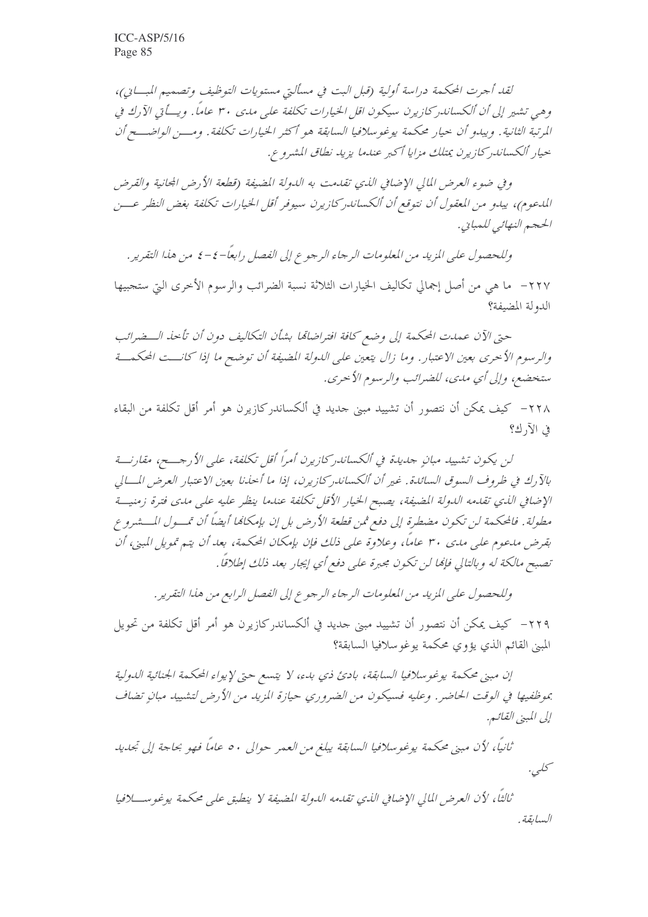*لقد أجرت المحكمة دراسة أولية (قبل البت في مسألتي مستويات التوظيف وتصميم المباني)، وهي تشير إلى أن ألكساندركازيرن سيكون اقل الخيارات تكلفة على مدى ٣٠ عاماً. ويأتي الآرك في المرتبة الثانية. ويبدو أن خيار محكمة يوغوسلافيا السابقة هو أكثر الخيارات تكلفة. ومن الواضح أن خيار ألكساندركازيرن يمتلك مزايا أكبر عندما يزيد نطاق المشروع.*

*وفي ضوء العرض المالي الإضافي الذي تقدمت به الدولة المضيفة (قطعة الأرض المجانية والقرض المدعوم)، يبدو من المعقول أن نتوقع أن ألكساندركازيرن سيوفر أقل الخيارات تكلفة بغض النظر عن الحجم النهائي للمباني.*

*وللحصول على المزيد من المعلومات الرجاء الرجوع إلى الفصل رابعاً-٤-٤ من هذا التقرير.*

٢٢٧- ما هي من أصل إجمالي تكاليف الخيارات الثلاثة نسبة الضرائب والرسوم الأخرى التي ستجبيها الدولة المضيفة؟

*حتى الآن عمدت المحكمة إلى وضع كافة افتراضاتها بشأن التكاليف دون أن تأخذ الضرائب والرسوم الأخرى بعين الاعتبار. وما زال يتعين على الدولة المضيفة أن توضح ما إذا كانت المحكمة ستخضع، وإلى أي مدى، للضرائب والرسوم الأخرى.*

٢٢٨- كيف يمكن أن نتصور أن تشييد مبنى جديد في ألكساندركازيرن هو أمر أقل تكلفة من البقاء في الآرك؟

*لن يكون تشييد مبانٍ جديدة في ألكساندركازيرن أمراً أقل تكلفة، على الأرجح، مقارنة بالآرك في ظروف السوق السائدة. غير أن ألكساندركازيرن، إذا ما أخذنا بعين الاعتبار العرض المالي الإضافي الذي تقدمه الدولة المضيفة، يصبح الخيار الأقل تكلفة عندما ينظر عليه على مدى فترة زمنية مطولة. فالمحكمة لن تكون مضطرة إلى دفع ثمن قطعة الأرض بل إن بإمكانها أيضاً أن تمول المشروع بقرض مدعوم على مدى ٣٠ عاماً، وعلاوة على ذلك فإن بإمكان المحكمة، بعد أن يتم تمويل المبنى، أن تصبح مالكة له وبالتالي فإنها لن تكون مجبرة على دفع أي إيجار بعد ذلك إطلاقاً.*

*وللحصول على المزيد من المعلومات الرجاء الرجوع إلى الفصل الرابع من هذا التقرير.*

٢٢٩- كيف يمكن أن نتصور أن تشييد مبنى جديد في ألكساندركازيرن هو أمر أقل تكلفة من تحويل المبنى القائم الذي يؤوي محكمة يوغوسلافيا السابقة؟

*إن مبنى محكمة يوغوسلافيا السابقة، بادئ ذي بدء، لا يتسع حتى لإيواء المحكمة الجنائية الدولية بموظفيها في الوقت الحاضر. وعليه فسيكون من الضروري حيازة المزيد من الأرض لتشييد مبانٍ تضاف إلى المبنى القائم.*

*ثانياً، لأن مبنى محكمة يوغوسلافيا السابقة يبلغ من العمر حوالى ٥٠ عاماً فهو بحاجة إلى تجديد كلي.*

*ثالثاً، لأن العرض المالي الإضافي الذي تقدمه الدولة المضيفة لا ينطبق على محكمة يوغوسلافيا السابقة.*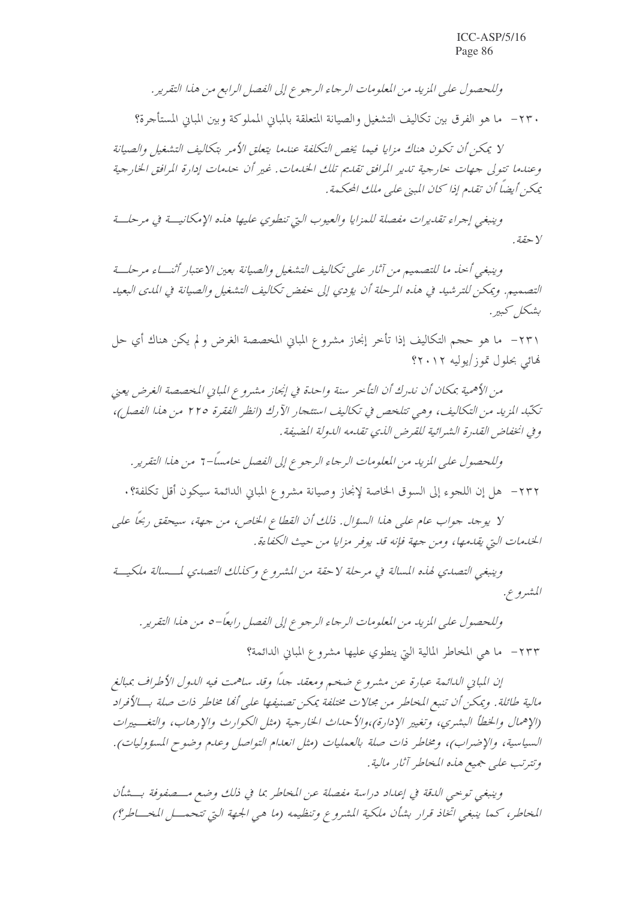*وللحصول على المزيد من المعلومات الرجاء الرجوع إلى الفصل الرابع من هذا التقرير.*

٢٣٠- ما هو الفرق بين تكاليف التشغيل والصيانة المتعلقة بالمباني المملوكة وبين المباني المستأجرة؟

*لا يمكن أن تكون هناك مزايا فيما يخص التكلفة عندما يتعلق الأمر بتكاليف التشغيل والصيانة وعندما تتولى جهات خارجية تدير المرافق تقديم تلك الخدمات. غير أن خدمات إدارة المرافق الخارجية يمكن أيضاً أن تقدم إذا كان المبنى على ملك المحكمة.*

*وينبغي إجراء تقديرات مفصلة للمزايا والعيوب التي تنطوي عليها هذه الإمكانية في مرحلة لاحقة.*

*وينبغي أخذ ما للتصميم من آثار على تكاليف التشغيل والصيانة بعين الاعتبار أثناء مرحلة التصميم. ويمكن للترشيد في هذه المرحلة أن يؤدي إلى خفض تكاليف التشغيل والصيانة في المدى البعيد بشكل كبير.*

٢٣١- ما هو حجم التكاليف إذا تأخر إنجاز مشروع المباني المخصصة الغرض ولم يكن هناك أي حل نهائي بحلول تموز/يوليه ٢٠١٢؟

*من الأهمية بمكان أن ندرك أن التأخر سنة واحدة في إنجاز مشروع المباني المخصصة الغرض يعني تكبّد المزيد من التكاليف، وهي تتلخص في تكاليف استئجار الآرك (انظر الفقرة ٢٢٥ من هذا الفصل)، وفي انخفاض القدرة الشرائية للقرض الذي تقدمه الدولة المضيفة.*

*وللحصول على المزيد من المعلومات الرجاء الرجوع إلى الفصل خامساً-٦ من هذا التقرير.*

٢٣٢- هل إن اللجوء إلى السوق الخاصة لإنجاز وصيانة مشروع المباني الدائمة سيكون أقل تكلفة؟.

*لا يوجد جواب عام على هذا السؤال. ذلك أن القطاع الخاص، من جهة، سيحقق ربحاً على الخدمات التي يقدمها، ومن جهة فإنه قد يوفر مزايا من حيث الكفاءة.*

*وينبغي التصدي لهذه المسألة في مرحلة لاحقة من المشروع وكذلك التصدي لمسألة ملكية المشروع.*

*وللحصول على المزيد من المعلومات الرجاء الرجوع إلى الفصل رابعاً-٥ من هذا التقرير.*

٢٣٣- ما هي المخاطر المالية التي ينطوي عليها مشروع المباني الدائمة؟

*إن المباني الدائمة عبارة عن مشروع ضخم ومعقد جداً وقد ساهمت فيه الدول الأطراف بمبالغ مالية طائلة. ويمكن أن تنبع المخاطر من مجالات مختلفة يمكن تصنيفها على أنها مخاطر ذات صلة بالأفراد (الإهمال والخطأ البشري، وتغيير الإدارة)،والأحداث الخارجية (مثل الكوارث والإرهاب، والتغييرات السياسية، والإضراب)، ومخاطر ذات صلة بالعمليات (مثل انعدام التواصل وعدم وضوح المسؤوليات). وتترتب على جميع هذه المخاطر آثار مالية.*

*وينبغي توخي الدقة في إعداد دراسة مفصلة عن المخاطر بما في ذلك وضع مصفوفة بشأن المخاطر، كما ينبغي اتخاذ قرار بشأن ملكية المشروع وتنظيمه (ما هي الجهة التي تتحمل المخاطر؟)*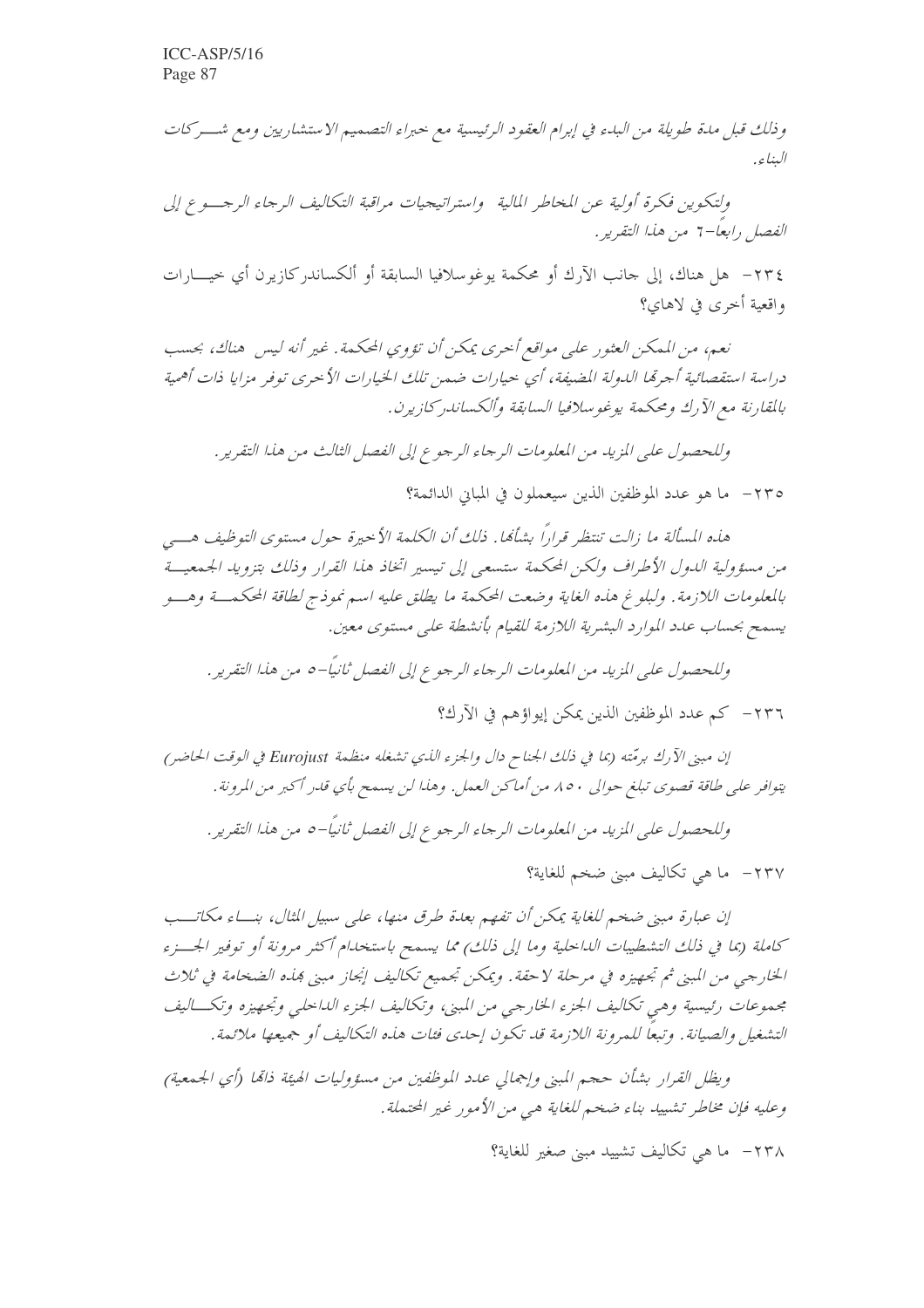*وذلك قبل مدة طويلة من البدء في إبرام العقود الرئيسية مع خبراء التصميم الاستشاريين ومع شركات البناء.*

*ولتكوين فكرة أولية عن المخاطر المالية واستراتيجيات مراقبة التكاليف الرجاء الرجوع إلى الفصل رابعاً-٦ من هذا التقرير.*

٢٣٤- هل هناك، إلى جانب الآرك أو محكمة يوغوسلافيا السابقة أو ألكساندركازيرن أي خيارات واقعية أخرى في لاهاي؟

*نعم، من الممكن العثور على مواقع أخرى يمكن أن تؤوي المحكمة. غير أنه ليس هناك، بحسب دراسة استقصائية أجرتها الدولة المضيفة، أي خيارات ضمن تلك الخيارات الأخرى توفر مزايا ذات أهمية بالمقارنة مع الآرك ومحكمة يوغوسلافيا السابقة وألكساندركازيرن.*

*وللحصول على المزيد من المعلومات الرجاء الرجوع إلى الفصل الثالث من هذا التقرير.*

٢٣٥- ما هو عدد الموظفين الذين سيعملون في المباني الدائمة؟

*هذه المسألة ما زالت تنتظر قراراً بشأنها. ذلك أن الكلمة الأخيرة حول مستوى التوظيف هي من مسؤولية الدول الأطراف ولكن المحكمة ستسعى إلى تيسير اتخاذ هذا القرار وذلك بتزويد الجمعية بالمعلومات اللازمة. ولبلوغ هذه الغاية وضعت المحكمة ما يطلق عليه اسم نموذج لطاقة المحكمة وهو يسمح بحساب عدد الموارد البشرية اللازمة للقيام بأنشطة على مستوى معين.*

*وللحصول على المزيد من المعلومات الرجاء الرجوع إلى الفصل ثانياً-٥ من هذا التقرير.*

٢٣٦- كم عدد الموظفين الذين يمكن إيواؤهم في الآرك؟

*إن مبنى الآرك برمّته (بما في ذلك الجناح دال والجزء الذي تشغله منظمة Eurojust في الوقت الحاضر) يتوافر على طاقة قصوى تبلغ حوالى ٨٥٠ من أماكن العمل. وهذا لن يسمح بأي قدر أكبر من المرونة.*

*وللحصول على المزيد من المعلومات الرجاء الرجوع إلى الفصل ثانياً-٥ من هذا التقرير.*

٢٣٧- ما هي تكاليف مبنى ضخم للغاية؟

*إن عبارة مبنى ضخم للغاية يمكن أن تفهم بعدة طرق منها، على سبيل المثال، بناء مكاتب كاملة (بما في ذلك التشطيبات الداخلية وما إلى ذلك) مما يسمح باستخدام أكثر مرونة أو توفير الجزء الخارجي من المبنى ثم تجهيزه في مرحلة لاحقة. ويمكن تجميع تكاليف إنجاز مبنى بهذه الضخامة في ثلاث مجموعات رئيسية وهي تكاليف الجزء الخارجي من المبنى، وتكاليف الجزء الداخلي وتجهيزه وتكاليف التشغيل والصيانة. وتبعاً للمرونة اللازمة قد تكون إحدى فئات هذه التكاليف أو جميعها ملائمة.*

*ويظل القرار بشأن حجم المبنى وإجمالي عدد الموظفين من مسؤوليات الهيئة ذاتها (أي الجمعية) وعليه فإن مخاطر تشييد بناء ضخم للغاية هي من الأمور غير المحتملة.*

٢٣٨- ما هي تكاليف تشييد مبنى صغير للغاية؟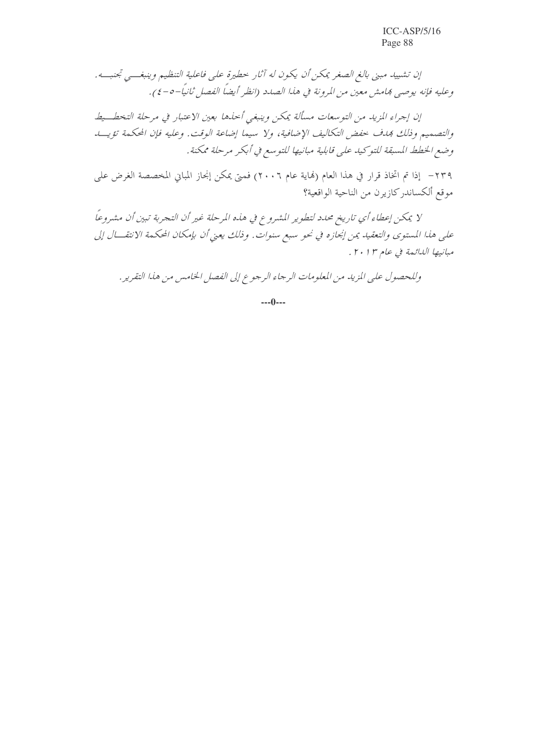*إن تشييد مبنى بالغ الصغر يمكن أن يكون له آثار خطيرة على فاعلية التنظيم وينبغي تجنبه. وعليه فإنه يوصى بهامش معين من المرونة في هذا الصدد (انظر أيضاً الفصل ثانياً-٥-٤).*

*إن إجراء المزيد من التوسعات مسألة يمكن وينبغي أخذها بعين الاعتبار في مرحلة التخطيط والتصميم وذلك بهدف خفض التكاليف الإضافية، ولا سيما إضاعة الوقت. وعليه فإن المحكمة تؤيد وضع الخطط المسبقة للتوكيد على قابلية مبانيها للتوسع في أبكر مرحلة ممكنة.*

٢٣٩- إذا تم اتخاذ قرار في هذا العام (نهاية عام ٢٠٠٦) فمتى يمكن إنجاز المباني المخصصة الغرض على موقع ألكساندر كازيرن من الناحية الواقعية؟

*لا يمكن إعطاء أي تاريخ محدد لتطوير المشروع في هذه المرحلة غير أن التجربة تبين أن مشروعاً على هذا المستوى والتعقيد يمن إنجازه في نحو سبع سنوات. وذلك يعني أن بإمكان المحكمة الانتقال إلى مبانيها الدائمة في عام ٢٠١٣.*

*وللحصول على المزيد من المعلومات الرجاء الرجوع إلى الفصل الخامس من هذا التقرير.*

---0---